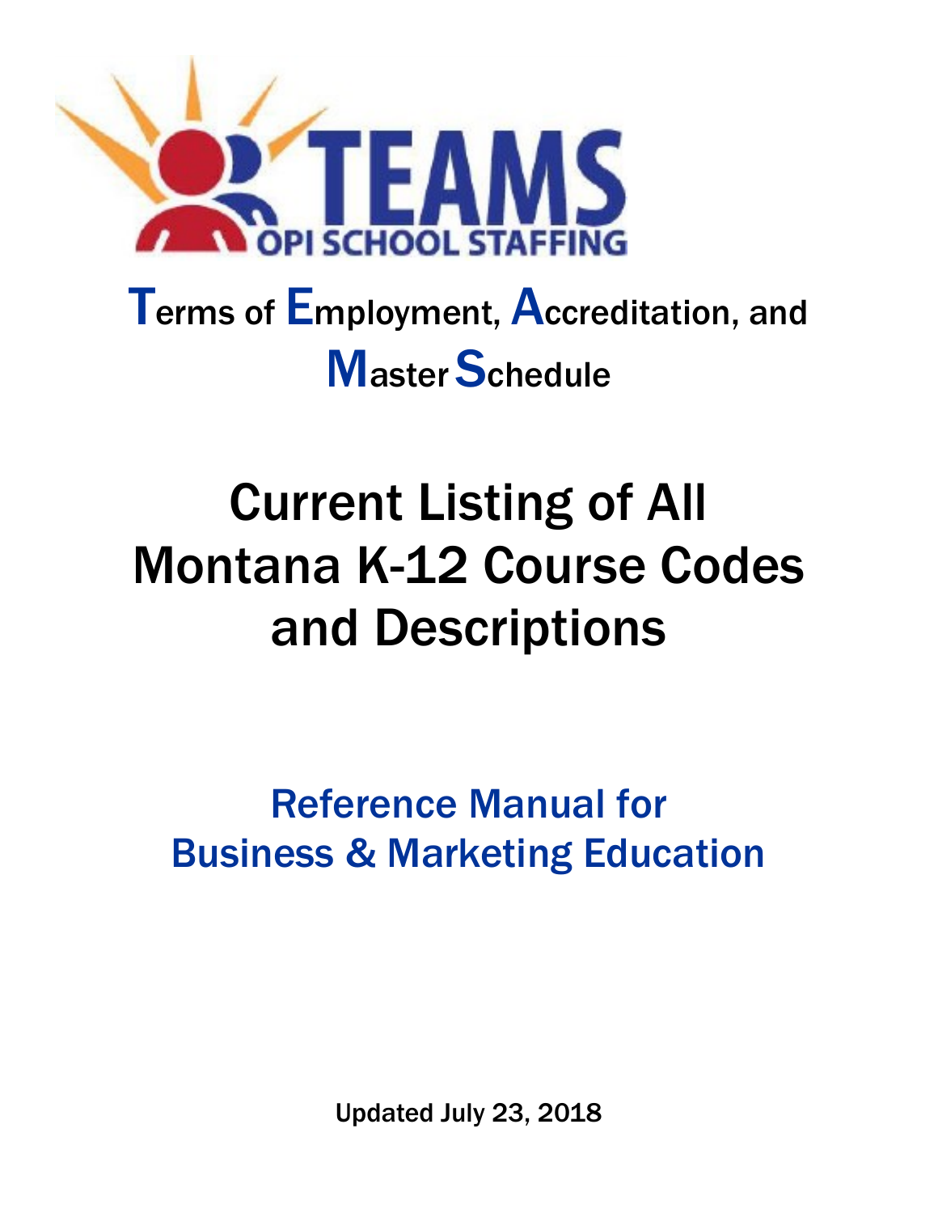# TEAMS

OPI SCHOOL STAFFING

## Terms of Employment, Accreditation, and Master Schedule

# Current Listing of All Montana K-12 Course Codes and Descriptions

## Reference Manual for Business & Marketing Education

Updated July 23, 2018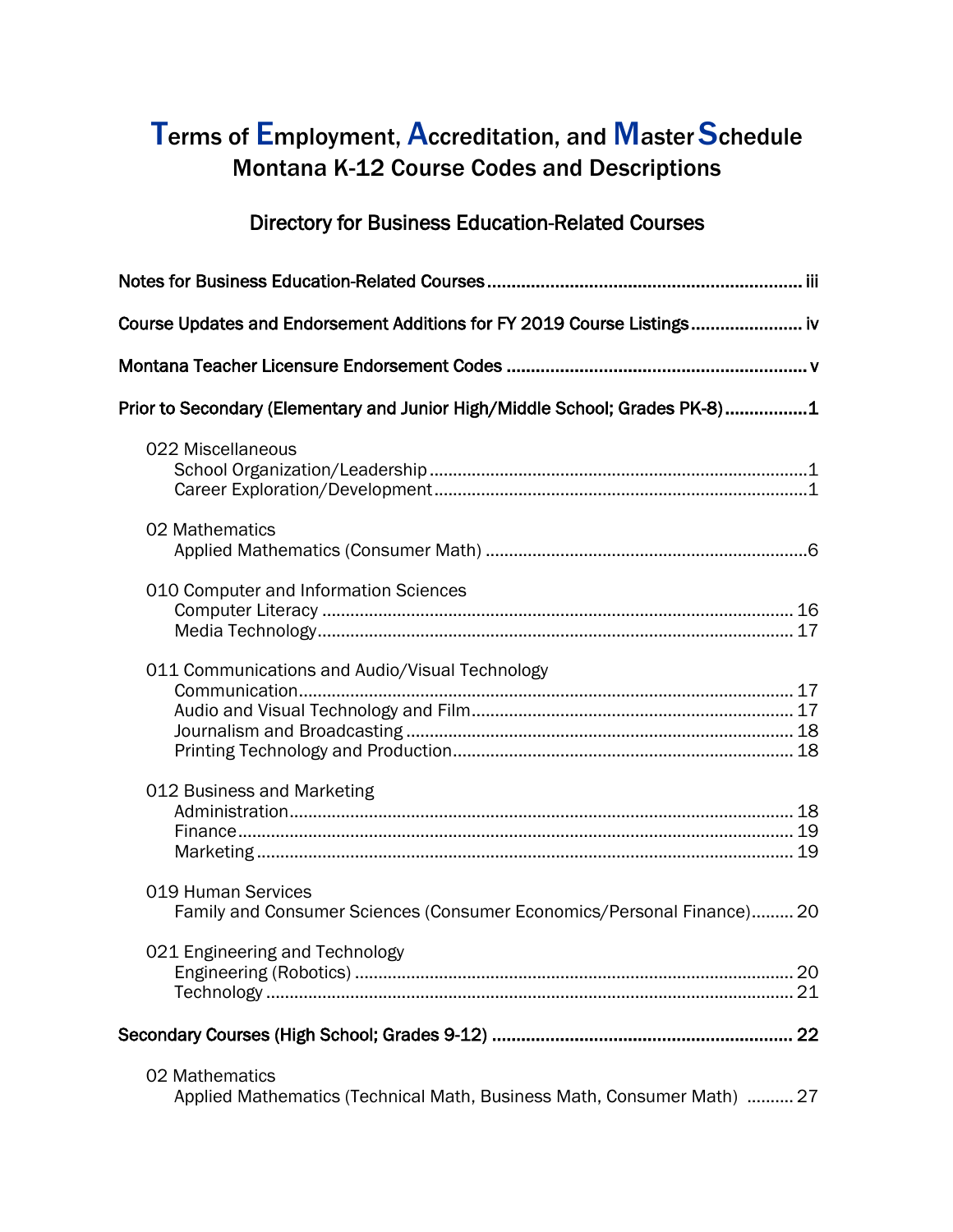# **T**erms of **E**mployment, **A**ccreditation, and **M**aster **S**chedule

## Montana K-12 Course Codes and Descriptions

### Directory for Business Education-Related Courses

**Notes for Business Education-Related Courses** ........ iii

**Course Updates and Endorsement Additions for FY 2019 Course Listings** ........ iv

**Montana Teacher Licensure Endorsement Codes** ........ v

**Prior to Secondary (Elementary and Junior High/Middle School; Grades PK-8)** ........ 1

022 Miscellaneous
- School Organization/Leadership ........ 1
- Career Exploration/Development ........ 1

02 Mathematics
- Applied Mathematics (Consumer Math) ........ 6

010 Computer and Information Sciences
- Computer Literacy ........ 16
- Media Technology ........ 17

011 Communications and Audio/Visual Technology
- Communication ........ 17
- Audio and Visual Technology and Film ........ 17
- Journalism and Broadcasting ........ 18
- Printing Technology and Production ........ 18

012 Business and Marketing
- Administration ........ 18
- Finance ........ 19
- Marketing ........ 19

019 Human Services
- Family and Consumer Sciences (Consumer Economics/Personal Finance) ........ 20

021 Engineering and Technology
- Engineering (Robotics) ........ 20
- Technology ........ 21

**Secondary Courses (High School; Grades 9-12)** ........ 22

02 Mathematics
- Applied Mathematics (Technical Math, Business Math, Consumer Math) ........ 27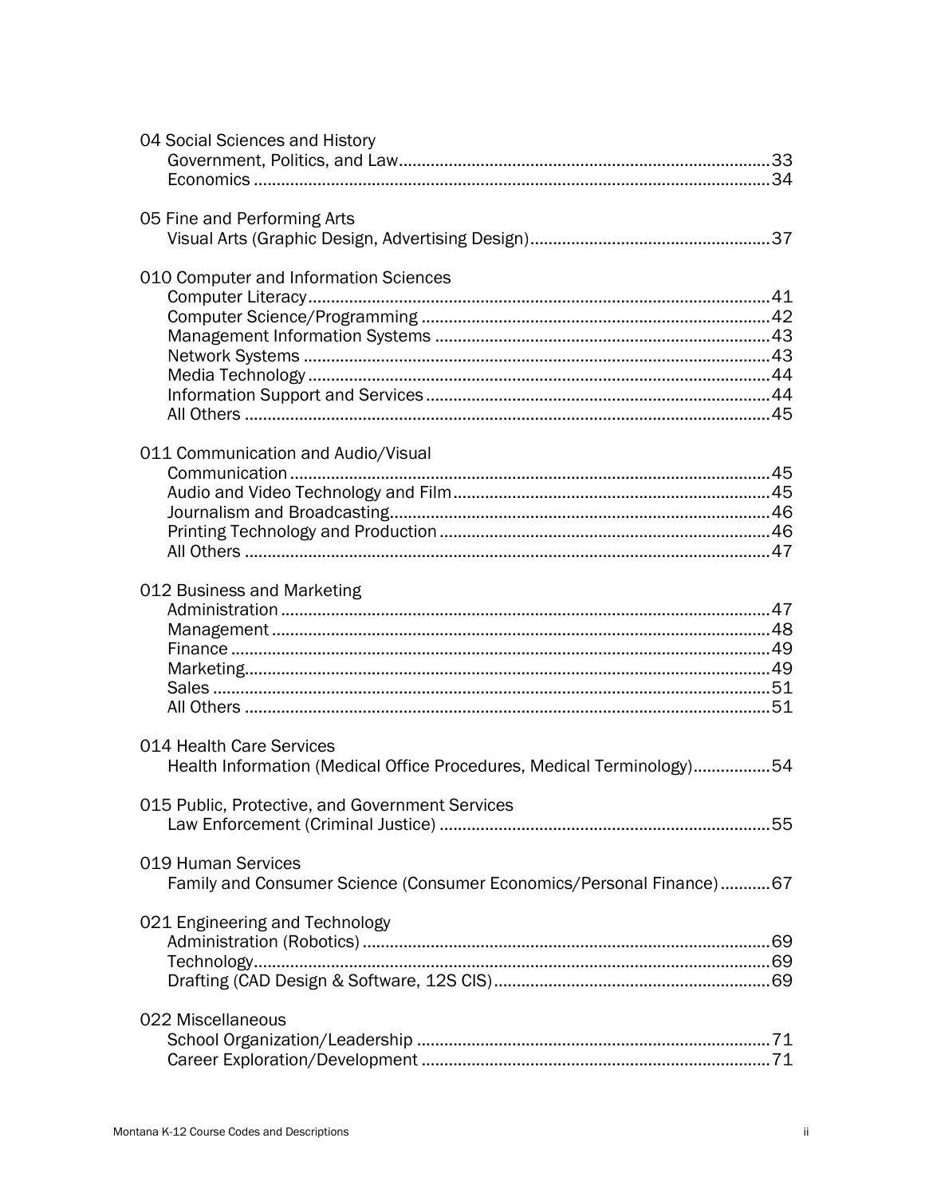04 Social Sciences and History
- Government, Politics, and Law.....33
- Economics.....34

05 Fine and Performing Arts
- Visual Arts (Graphic Design, Advertising Design).....37

010 Computer and Information Sciences
- Computer Literacy.....41
- Computer Science/Programming.....42
- Management Information Systems.....43
- Network Systems.....43
- Media Technology.....44
- Information Support and Services.....44
- All Others.....45

011 Communication and Audio/Visual
- Communication.....45
- Audio and Video Technology and Film.....45
- Journalism and Broadcasting.....46
- Printing Technology and Production.....46
- All Others.....47

012 Business and Marketing
- Administration.....47
- Management.....48
- Finance.....49
- Marketing.....49
- Sales.....51
- All Others.....51

014 Health Care Services
- Health Information (Medical Office Procedures, Medical Terminology).....54

015 Public, Protective, and Government Services
- Law Enforcement (Criminal Justice).....55

019 Human Services
- Family and Consumer Science (Consumer Economics/Personal Finance).....67

021 Engineering and Technology
- Administration (Robotics).....69
- Technology.....69
- Drafting (CAD Design & Software, 12S CIS).....69

022 Miscellaneous
- School Organization/Leadership.....71
- Career Exploration/Development.....71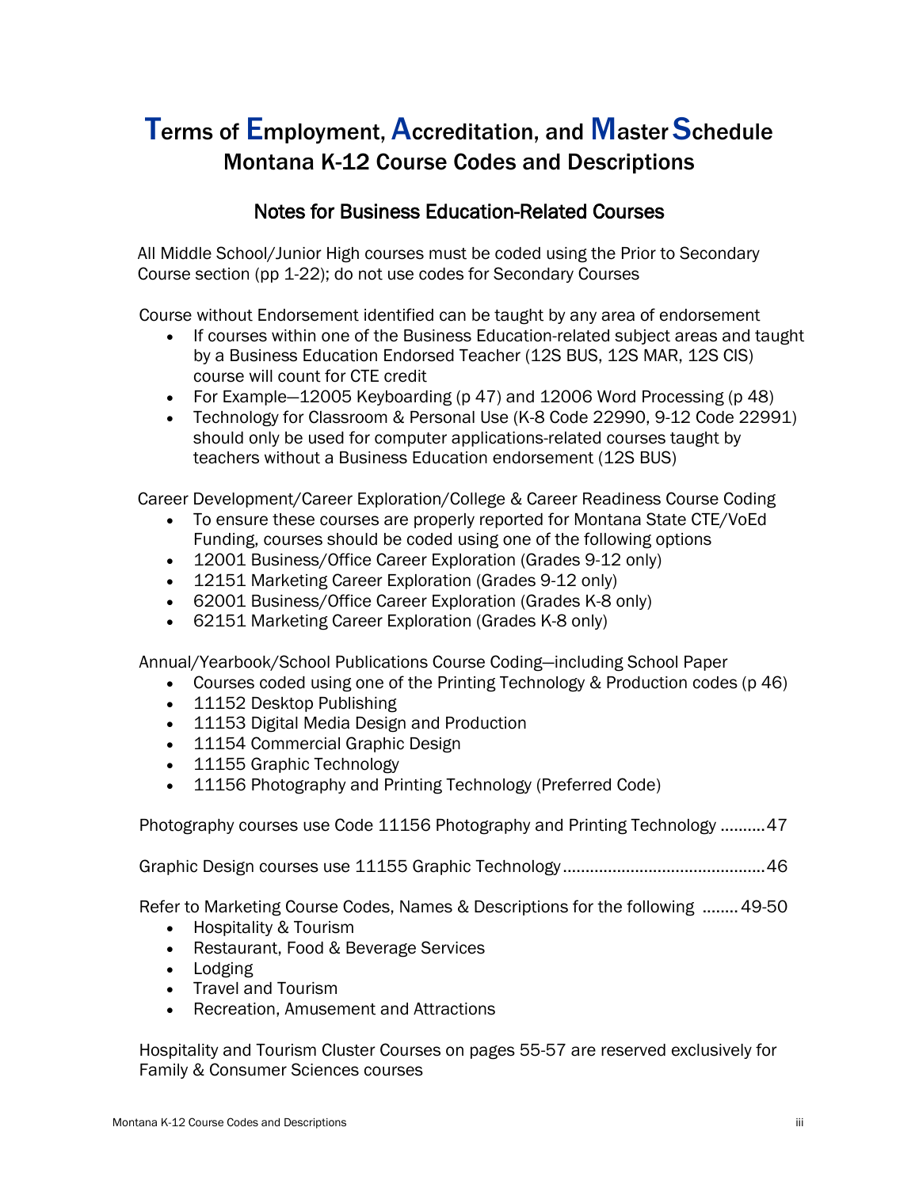# Terms of Employment, Accreditation, and Master Schedule
## Montana K-12 Course Codes and Descriptions

### Notes for Business Education-Related Courses

All Middle School/Junior High courses must be coded using the Prior to Secondary Course section (pp 1-22); do not use codes for Secondary Courses

Course without Endorsement identified can be taught by any area of endorsement

- If courses within one of the Business Education-related subject areas and taught by a Business Education Endorsed Teacher (12S BUS, 12S MAR, 12S CIS) course will count for CTE credit
- For Example—12005 Keyboarding (p 47) and 12006 Word Processing (p 48)
- Technology for Classroom & Personal Use (K-8 Code 22990, 9-12 Code 22991) should only be used for computer applications-related courses taught by teachers without a Business Education endorsement (12S BUS)

Career Development/Career Exploration/College & Career Readiness Course Coding

- To ensure these courses are properly reported for Montana State CTE/VoEd Funding, courses should be coded using one of the following options
- 12001 Business/Office Career Exploration (Grades 9-12 only)
- 12151 Marketing Career Exploration (Grades 9-12 only)
- 62001 Business/Office Career Exploration (Grades K-8 only)
- 62151 Marketing Career Exploration (Grades K-8 only)

Annual/Yearbook/School Publications Course Coding—including School Paper

- Courses coded using one of the Printing Technology & Production codes (p 46)
- 11152 Desktop Publishing
- 11153 Digital Media Design and Production
- 11154 Commercial Graphic Design
- 11155 Graphic Technology
- 11156 Photography and Printing Technology (Preferred Code)

Photography courses use Code 11156 Photography and Printing Technology ..........47

Graphic Design courses use 11155 Graphic Technology............................................46

Refer to Marketing Course Codes, Names & Descriptions for the following ........49-50

- Hospitality & Tourism
- Restaurant, Food & Beverage Services
- Lodging
- Travel and Tourism
- Recreation, Amusement and Attractions

Hospitality and Tourism Cluster Courses on pages 55-57 are reserved exclusively for Family & Consumer Sciences courses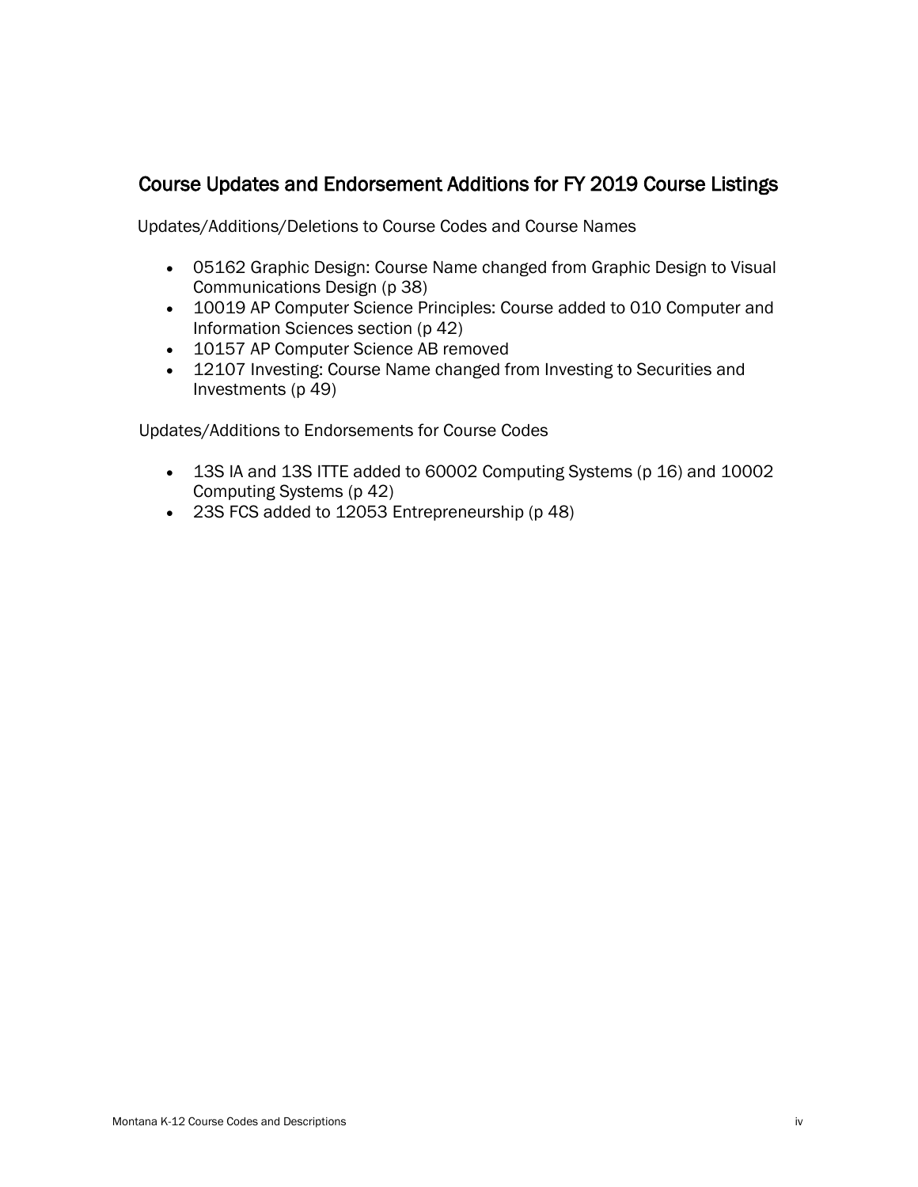## Course Updates and Endorsement Additions for FY 2019 Course Listings

Updates/Additions/Deletions to Course Codes and Course Names

- 05162 Graphic Design: Course Name changed from Graphic Design to Visual Communications Design (p 38)
- 10019 AP Computer Science Principles: Course added to 010 Computer and Information Sciences section (p 42)
- 10157 AP Computer Science AB removed
- 12107 Investing: Course Name changed from Investing to Securities and Investments (p 49)

Updates/Additions to Endorsements for Course Codes

- 13S IA and 13S ITTE added to 60002 Computing Systems (p 16) and 10002 Computing Systems (p 42)
- 23S FCS added to 12053 Entrepreneurship (p 48)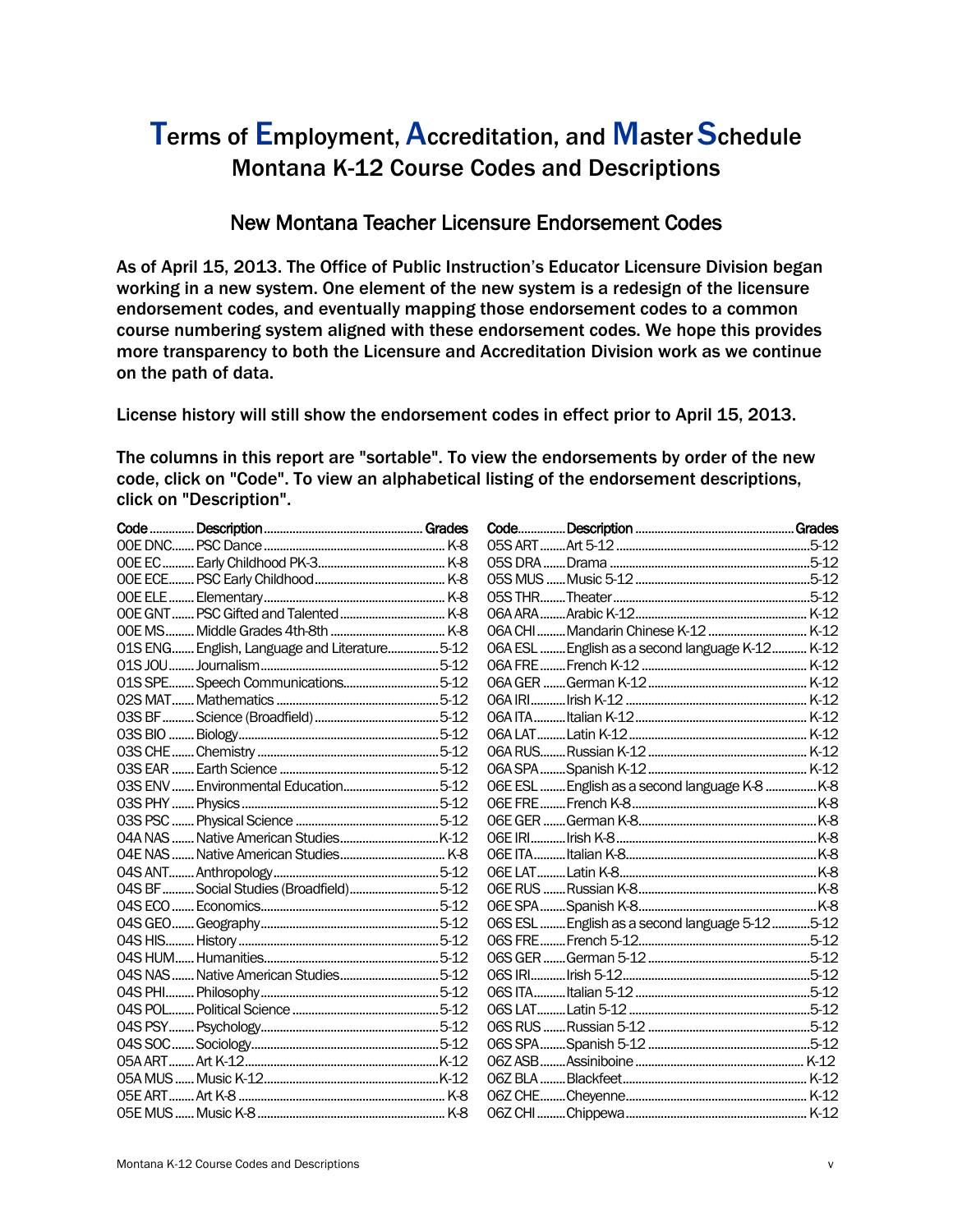# Terms of Employment, Accreditation, and Master Schedule
## Montana K-12 Course Codes and Descriptions

### New Montana Teacher Licensure Endorsement Codes

**As of April 15, 2013. The Office of Public Instruction's Educator Licensure Division began working in a new system. One element of the new system is a redesign of the licensure endorsement codes, and eventually mapping those endorsement codes to a common course numbering system aligned with these endorsement codes. We hope this provides more transparency to both the Licensure and Accreditation Division work as we continue on the path of data.**

**License history will still show the endorsement codes in effect prior to April 15, 2013.**

**The columns in this report are "sortable". To view the endorsements by order of the new code, click on "Code". To view an alphabetical listing of the endorsement descriptions, click on "Description".**

| Code | Description | Grades |
|---|---|---|
| 00E DNC | PSC Dance | K-8 |
| 00E EC | Early Childhood PK-3 | K-8 |
| 00E ECE | PSC Early Childhood | K-8 |
| 00E ELE | Elementary | K-8 |
| 00E GNT | PSC Gifted and Talented | K-8 |
| 00E MS | Middle Grades 4th-8th | K-8 |
| 01S ENG | English, Language and Literature | 5-12 |
| 01S JOU | Journalism | 5-12 |
| 01S SPE | Speech Communications | 5-12 |
| 02S MAT | Mathematics | 5-12 |
| 03S BF | Science (Broadfield) | 5-12 |
| 03S BIO | Biology | 5-12 |
| 03S CHE | Chemistry | 5-12 |
| 03S EAR | Earth Science | 5-12 |
| 03S ENV | Environmental Education | 5-12 |
| 03S PHY | Physics | 5-12 |
| 03S PSC | Physical Science | 5-12 |
| 04A NAS | Native American Studies | K-12 |
| 04E NAS | Native American Studies | K-8 |
| 04S ANT | Anthropology | 5-12 |
| 04S BF | Social Studies (Broadfield) | 5-12 |
| 04S ECO | Economics | 5-12 |
| 04S GEO | Geography | 5-12 |
| 04S HIS | History | 5-12 |
| 04S HUM | Humanities | 5-12 |
| 04S NAS | Native American Studies | 5-12 |
| 04S PHI | Philosophy | 5-12 |
| 04S POL | Political Science | 5-12 |
| 04S PSY | Psychology | 5-12 |
| 04S SOC | Sociology | 5-12 |
| 05A ART | Art K-12 | K-12 |
| 05A MUS | Music K-12 | K-12 |
| 05E ART | Art K-8 | K-8 |
| 05E MUS | Music K-8 | K-8 |
| 05S ART | Art 5-12 | 5-12 |
| 05S DRA | Drama | 5-12 |
| 05S MUS | Music 5-12 | 5-12 |
| 05S THR | Theater | 5-12 |
| 06A ARA | Arabic K-12 | K-12 |
| 06A CHI | Mandarin Chinese K-12 | K-12 |
| 06A ESL | English as a second language K-12 | K-12 |
| 06A FRE | French K-12 | K-12 |
| 06A GER | German K-12 | K-12 |
| 06A IRI | Irish K-12 | K-12 |
| 06A ITA | Italian K-12 | K-12 |
| 06A LAT | Latin K-12 | K-12 |
| 06A RUS | Russian K-12 | K-12 |
| 06A SPA | Spanish K-12 | K-12 |
| 06E ESL | English as a second language K-8 | K-8 |
| 06E FRE | French K-8 | K-8 |
| 06E GER | German K-8 | K-8 |
| 06E IRI | Irish K-8 | K-8 |
| 06E ITA | Italian K-8 | K-8 |
| 06E LAT | Latin K-8 | K-8 |
| 06E RUS | Russian K-8 | K-8 |
| 06E SPA | Spanish K-8 | K-8 |
| 06S ESL | English as a second language 5-12 | 5-12 |
| 06S FRE | French 5-12 | 5-12 |
| 06S GER | German 5-12 | 5-12 |
| 06S IRI | Irish 5-12 | 5-12 |
| 06S ITA | Italian 5-12 | 5-12 |
| 06S LAT | Latin 5-12 | 5-12 |
| 06S RUS | Russian 5-12 | 5-12 |
| 06S SPA | Spanish 5-12 | 5-12 |
| 06Z ASB | Assiniboine | K-12 |
| 06Z BLA | Blackfeet | K-12 |
| 06Z CHE | Cheyenne | K-12 |
| 06Z CHI | Chippewa | K-12 |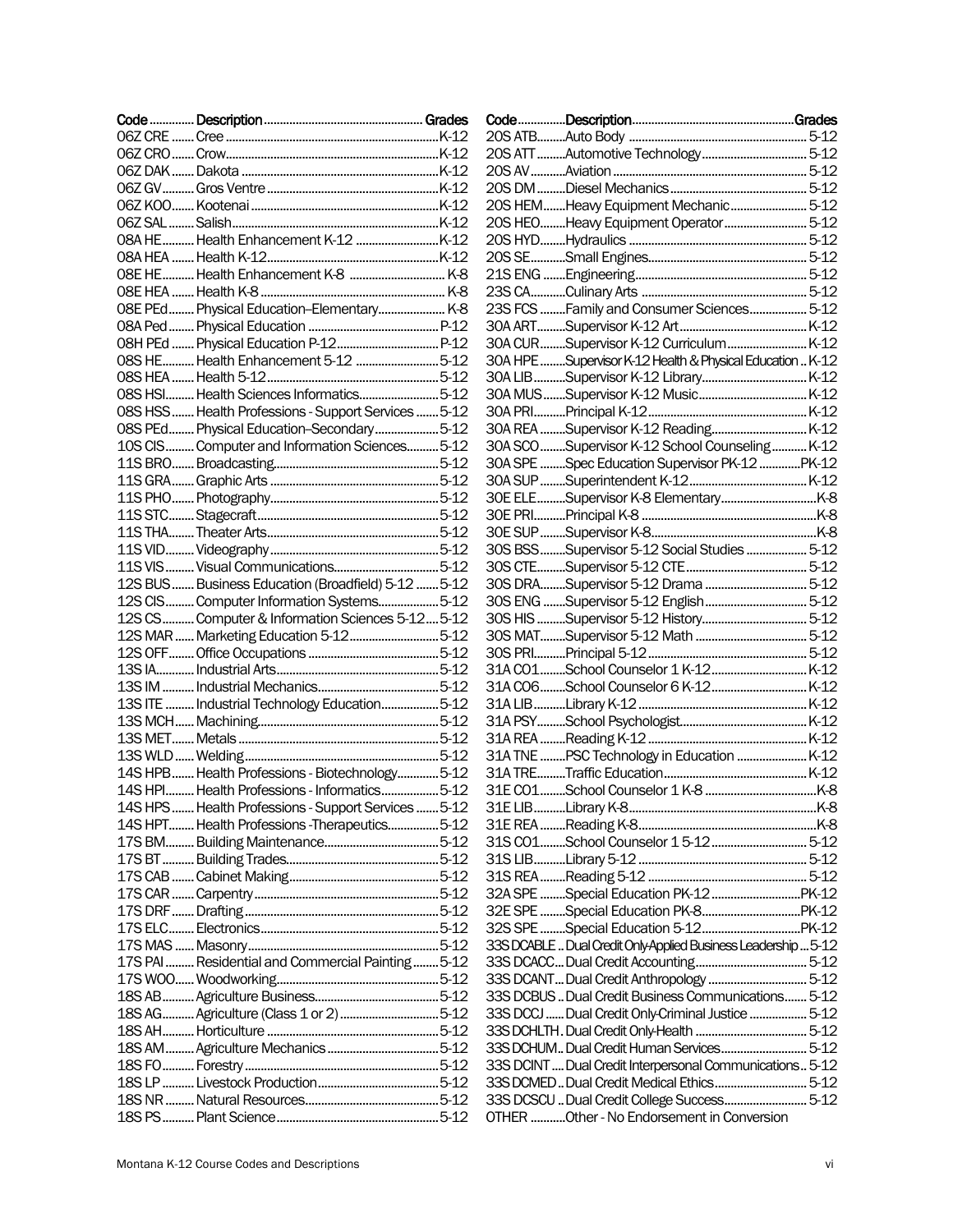| Code | Description | Grades |
|---|---|---|
| 06Z CRE | Cree | K-12 |
| 06Z CRO | Crow | K-12 |
| 06Z DAK | Dakota | K-12 |
| 06Z GV | Gros Ventre | K-12 |
| 06Z KOO | Kootenai | K-12 |
| 06Z SAL | Salish | K-12 |
| 08A HE | Health Enhancement K-12 | K-12 |
| 08A HEA | Health K-12 | K-12 |
| 08E HE | Health Enhancement K-8 | K-8 |
| 08E HEA | Health K-8 | K-8 |
| 08E PEd | Physical Education–Elementary | K-8 |
| 08A Ped | Physical Education | P-12 |
| 08H PEd | Physical Education P-12 | P-12 |
| 08S HE | Health Enhancement 5-12 | 5-12 |
| 08S HEA | Health 5-12 | 5-12 |
| 08S HSI | Health Sciences Informatics | 5-12 |
| 08S HSS | Health Professions - Support Services | 5-12 |
| 08S PEd | Physical Education–Secondary | 5-12 |
| 10S CIS | Computer and Information Sciences | 5-12 |
| 11S BRO | Broadcasting | 5-12 |
| 11S GRA | Graphic Arts | 5-12 |
| 11S PHO | Photography | 5-12 |
| 11S STC | Stagecraft | 5-12 |
| 11S THA | Theater Arts | 5-12 |
| 11S VID | Videography | 5-12 |
| 11S VIS | Visual Communications | 5-12 |
| 12S BUS | Business Education (Broadfield) 5-12 | 5-12 |
| 12S CIS | Computer Information Systems | 5-12 |
| 12S CS | Computer & Information Sciences 5-12 | 5-12 |
| 12S MAR | Marketing Education 5-12 | 5-12 |
| 12S OFF | Office Occupations | 5-12 |
| 13S IA | Industrial Arts | 5-12 |
| 13S IM | Industrial Mechanics | 5-12 |
| 13S ITE | Industrial Technology Education | 5-12 |
| 13S MCH | Machining | 5-12 |
| 13S MET | Metals | 5-12 |
| 13S WLD | Welding | 5-12 |
| 14S HPB | Health Professions - Biotechnology | 5-12 |
| 14S HPI | Health Professions - Informatics | 5-12 |
| 14S HPS | Health Professions - Support Services | 5-12 |
| 14S HPT | Health Professions -Therapeutics | 5-12 |
| 17S BM | Building Maintenance | 5-12 |
| 17S BT | Building Trades | 5-12 |
| 17S CAB | Cabinet Making | 5-12 |
| 17S CAR | Carpentry | 5-12 |
| 17S DRF | Drafting | 5-12 |
| 17S ELC | Electronics | 5-12 |
| 17S MAS | Masonry | 5-12 |
| 17S PAI | Residential and Commercial Painting | 5-12 |
| 17S WOO | Woodworking | 5-12 |
| 18S AB | Agriculture Business | 5-12 |
| 18S AG | Agriculture (Class 1 or 2) | 5-12 |
| 18S AH | Horticulture | 5-12 |
| 18S AM | Agriculture Mechanics | 5-12 |
| 18S FO | Forestry | 5-12 |
| 18S LP | Livestock Production | 5-12 |
| 18S NR | Natural Resources | 5-12 |
| 18S PS | Plant Science | 5-12 |
| 20S ATB | Auto Body | 5-12 |
| 20S ATT | Automotive Technology | 5-12 |
| 20S AV | Aviation | 5-12 |
| 20S DM | Diesel Mechanics | 5-12 |
| 20S HEM | Heavy Equipment Mechanic | 5-12 |
| 20S HEO | Heavy Equipment Operator | 5-12 |
| 20S HYD | Hydraulics | 5-12 |
| 20S SE | Small Engines | 5-12 |
| 21S ENG | Engineering | 5-12 |
| 23S CA | Culinary Arts | 5-12 |
| 23S FCS | Family and Consumer Sciences | 5-12 |
| 30A ART | Supervisor K-12 Art | K-12 |
| 30A CUR | Supervisor K-12 Curriculum | K-12 |
| 30A HPE | Supervisor K-12 Health & Physical Education | K-12 |
| 30A LIB | Supervisor K-12 Library | K-12 |
| 30A MUS | Supervisor K-12 Music | K-12 |
| 30A PRI | Principal K-12 | K-12 |
| 30A REA | Supervisor K-12 Reading | K-12 |
| 30A SCO | Supervisor K-12 School Counseling | K-12 |
| 30A SPE | Spec Education Supervisor PK-12 | PK-12 |
| 30A SUP | Superintendent K-12 | K-12 |
| 30E ELE | Supervisor K-8 Elementary | K-8 |
| 30E PRI | Principal K-8 | K-8 |
| 30E SUP | Supervisor K-8 | K-8 |
| 30S BSS | Supervisor 5-12 Social Studies | 5-12 |
| 30S CTE | Supervisor 5-12 CTE | 5-12 |
| 30S DRA | Supervisor 5-12 Drama | 5-12 |
| 30S ENG | Supervisor 5-12 English | 5-12 |
| 30S HIS | Supervisor 5-12 History | 5-12 |
| 30S MAT | Supervisor 5-12 Math | 5-12 |
| 30S PRI | Principal 5-12 | 5-12 |
| 31A CO1 | School Counselor 1 K-12 | K-12 |
| 31A CO6 | School Counselor 6 K-12 | K-12 |
| 31A LIB | Library K-12 | K-12 |
| 31A PSY | School Psychologist | K-12 |
| 31A REA | Reading K-12 | K-12 |
| 31A TNE | PSC Technology in Education | K-12 |
| 31A TRE | Traffic Education | K-12 |
| 31E CO1 | School Counselor 1 K-8 | K-8 |
| 31E LIB | Library K-8 | K-8 |
| 31E REA | Reading K-8 | K-8 |
| 31S CO1 | School Counselor 1 5-12 | 5-12 |
| 31S LIB | Library 5-12 | 5-12 |
| 31S REA | Reading 5-12 | 5-12 |
| 32A SPE | Special Education PK-12 | PK-12 |
| 32E SPE | Special Education PK-8 | PK-12 |
| 32S SPE | Special Education 5-12 | PK-12 |
| 33S DCABLE | Dual Credit Only-Applied Business Leadership | 5-12 |
| 33S DCACC | Dual Credit Accounting | 5-12 |
| 33S DCANT | Dual Credit Anthropology | 5-12 |
| 33S DCBUS | Dual Credit Business Communications | 5-12 |
| 33S DCCJ | Dual Credit Only-Criminal Justice | 5-12 |
| 33S DCHLTH | Dual Credit Only-Health | 5-12 |
| 33S DCHUM | Dual Credit Human Services | 5-12 |
| 33S DCINT | Dual Credit Interpersonal Communications | 5-12 |
| 33S DCMED | Dual Credit Medical Ethics | 5-12 |
| 33S DCSCU | Dual Credit College Success | 5-12 |
| OTHER | Other - No Endorsement in Conversion | |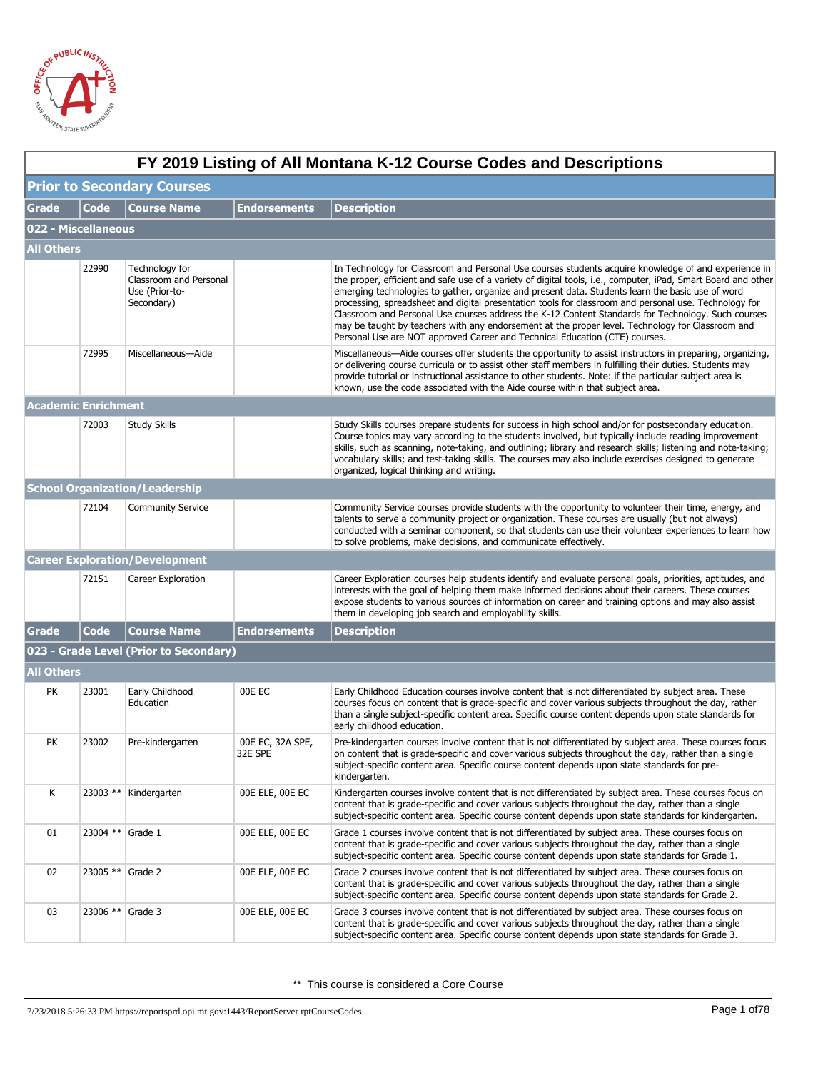# FY 2019 Listing of All Montana K-12 Course Codes and Descriptions

## Prior to Secondary Courses

| Grade | Code | Course Name | Endorsements | Description |
|---|---|---|---|---|
| **022 - Miscellaneous** | | | | |
| **All Others** | | | | |
| | 22990 | Technology for Classroom and Personal Use (Prior-to-Secondary) | | In Technology for Classroom and Personal Use courses students acquire knowledge of and experience in the proper, efficient and safe use of a variety of digital tools, i.e., computer, iPad, Smart Board and other emerging technologies to gather, organize and present data. Students learn the basic use of word processing, spreadsheet and digital presentation tools for classroom and personal use. Technology for Classroom and Personal Use courses address the K-12 Content Standards for Technology. Such courses may be taught by teachers with any endorsement at the proper level. Technology for Classroom and Personal Use are NOT approved Career and Technical Education (CTE) courses. |
| | 72995 | Miscellaneous—Aide | | Miscellaneous—Aide courses offer students the opportunity to assist instructors in preparing, organizing, or delivering course curricula or to assist other staff members in fulfilling their duties. Students may provide tutorial or instructional assistance to other students. Note: if the particular subject area is known, use the code associated with the Aide course within that subject area. |
| **Academic Enrichment** | | | | |
| | 72003 | Study Skills | | Study Skills courses prepare students for success in high school and/or for postsecondary education. Course topics may vary according to the students involved, but typically include reading improvement skills, such as scanning, note-taking, and outlining; library and research skills; listening and note-taking; vocabulary skills; and test-taking skills. The courses may also include exercises designed to generate organized, logical thinking and writing. |
| **School Organization/Leadership** | | | | |
| | 72104 | Community Service | | Community Service courses provide students with the opportunity to volunteer their time, energy, and talents to serve a community project or organization. These courses are usually (but not always) conducted with a seminar component, so that students can use their volunteer experiences to learn how to solve problems, make decisions, and communicate effectively. |
| **Career Exploration/Development** | | | | |
| | 72151 | Career Exploration | | Career Exploration courses help students identify and evaluate personal goals, priorities, aptitudes, and interests with the goal of helping them make informed decisions about their careers. These courses expose students to various sources of information on career and training options and may also assist them in developing job search and employability skills. |

| Grade | Code | Course Name | Endorsements | Description |
|---|---|---|---|---|
| **023 - Grade Level (Prior to Secondary)** | | | | |
| **All Others** | | | | |
| PK | 23001 | Early Childhood Education | 00E EC | Early Childhood Education courses involve content that is not differentiated by subject area. These courses focus on content that is grade-specific and cover various subjects throughout the day, rather than a single subject-specific content area. Specific course content depends upon state standards for early childhood education. |
| PK | 23002 | Pre-kindergarten | 00E EC, 32A SPE, 32E SPE | Pre-kindergarten courses involve content that is not differentiated by subject area. These courses focus on content that is grade-specific and cover various subjects throughout the day, rather than a single subject-specific content area. Specific course content depends upon state standards for pre-kindergarten. |
| K | 23003 ** | Kindergarten | 00E ELE, 00E EC | Kindergarten courses involve content that is not differentiated by subject area. These courses focus on content that is grade-specific and cover various subjects throughout the day, rather than a single subject-specific content area. Specific course content depends upon state standards for kindergarten. |
| 01 | 23004 ** | Grade 1 | 00E ELE, 00E EC | Grade 1 courses involve content that is not differentiated by subject area. These courses focus on content that is grade-specific and cover various subjects throughout the day, rather than a single subject-specific content area. Specific course content depends upon state standards for Grade 1. |
| 02 | 23005 ** | Grade 2 | 00E ELE, 00E EC | Grade 2 courses involve content that is not differentiated by subject area. These courses focus on content that is grade-specific and cover various subjects throughout the day, rather than a single subject-specific content area. Specific course content depends upon state standards for Grade 2. |
| 03 | 23006 ** | Grade 3 | 00E ELE, 00E EC | Grade 3 courses involve content that is not differentiated by subject area. These courses focus on content that is grade-specific and cover various subjects throughout the day, rather than a single subject-specific content area. Specific course content depends upon state standards for Grade 3. |

** This course is considered a Core Course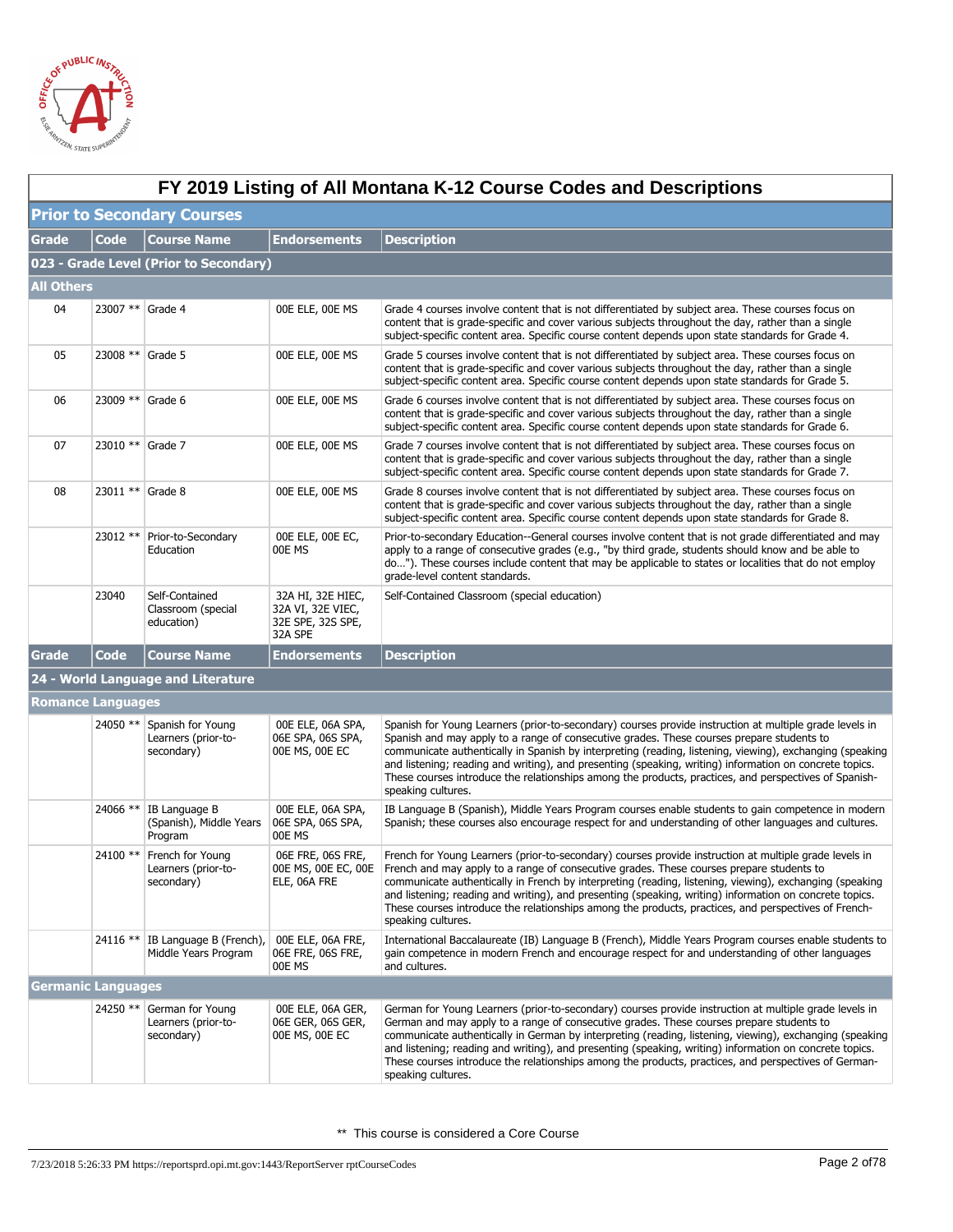# FY 2019 Listing of All Montana K-12 Course Codes and Descriptions

## Prior to Secondary Courses

| Grade | Code | Course Name | Endorsements | Description |
|---|---|---|---|---|
| **023 - Grade Level (Prior to Secondary)** | | | | |
| **All Others** | | | | |
| 04 | 23007 ** | Grade 4 | 00E ELE, 00E MS | Grade 4 courses involve content that is not differentiated by subject area. These courses focus on content that is grade-specific and cover various subjects throughout the day, rather than a single subject-specific content area. Specific course content depends upon state standards for Grade 4. |
| 05 | 23008 ** | Grade 5 | 00E ELE, 00E MS | Grade 5 courses involve content that is not differentiated by subject area. These courses focus on content that is grade-specific and cover various subjects throughout the day, rather than a single subject-specific content area. Specific course content depends upon state standards for Grade 5. |
| 06 | 23009 ** | Grade 6 | 00E ELE, 00E MS | Grade 6 courses involve content that is not differentiated by subject area. These courses focus on content that is grade-specific and cover various subjects throughout the day, rather than a single subject-specific content area. Specific course content depends upon state standards for Grade 6. |
| 07 | 23010 ** | Grade 7 | 00E ELE, 00E MS | Grade 7 courses involve content that is not differentiated by subject area. These courses focus on content that is grade-specific and cover various subjects throughout the day, rather than a single subject-specific content area. Specific course content depends upon state standards for Grade 7. |
| 08 | 23011 ** | Grade 8 | 00E ELE, 00E MS | Grade 8 courses involve content that is not differentiated by subject area. These courses focus on content that is grade-specific and cover various subjects throughout the day, rather than a single subject-specific content area. Specific course content depends upon state standards for Grade 8. |
| | 23012 ** | Prior-to-Secondary Education | 00E ELE, 00E EC, 00E MS | Prior-to-secondary Education--General courses involve content that is not grade differentiated and may apply to a range of consecutive grades (e.g., "by third grade, students should know and be able to do…"). These courses include content that may be applicable to states or localities that do not employ grade-level content standards. |
| | 23040 | Self-Contained Classroom (special education) | 32A HI, 32E HIEC, 32A VI, 32E VIEC, 32E SPE, 32S SPE, 32A SPE | Self-Contained Classroom (special education) |

| Grade | Code | Course Name | Endorsements | Description |
|---|---|---|---|---|
| **24 - World Language and Literature** | | | | |
| **Romance Languages** | | | | |
| | 24050 ** | Spanish for Young Learners (prior-to-secondary) | 00E ELE, 06A SPA, 06E SPA, 06S SPA, 00E MS, 00E EC | Spanish for Young Learners (prior-to-secondary) courses provide instruction at multiple grade levels in Spanish and may apply to a range of consecutive grades. These courses prepare students to communicate authentically in Spanish by interpreting (reading, listening, viewing), exchanging (speaking and listening; reading and writing), and presenting (speaking, writing) information on concrete topics. These courses introduce the relationships among the products, practices, and perspectives of Spanish-speaking cultures. |
| | 24066 ** | IB Language B (Spanish), Middle Years Program | 00E ELE, 06A SPA, 06E SPA, 06S SPA, 00E MS | IB Language B (Spanish), Middle Years Program courses enable students to gain competence in modern Spanish; these courses also encourage respect for and understanding of other languages and cultures. |
| | 24100 ** | French for Young Learners (prior-to-secondary) | 06E FRE, 06S FRE, 00E MS, 00E EC, 00E ELE, 06A FRE | French for Young Learners (prior-to-secondary) courses provide instruction at multiple grade levels in French and may apply to a range of consecutive grades. These courses prepare students to communicate authentically in French by interpreting (reading, listening, viewing), exchanging (speaking and listening; reading and writing), and presenting (speaking, writing) information on concrete topics. These courses introduce the relationships among the products, practices, and perspectives of French-speaking cultures. |
| | 24116 ** | IB Language B (French), Middle Years Program | 00E ELE, 06A FRE, 06E FRE, 06S FRE, 00E MS | International Baccalaureate (IB) Language B (French), Middle Years Program courses enable students to gain competence in modern French and encourage respect for and understanding of other languages and cultures. |
| **Germanic Languages** | | | | |
| | 24250 ** | German for Young Learners (prior-to-secondary) | 00E ELE, 06A GER, 06E GER, 06S GER, 00E MS, 00E EC | German for Young Learners (prior-to-secondary) courses provide instruction at multiple grade levels in German and may apply to a range of consecutive grades. These courses prepare students to communicate authentically in German by interpreting (reading, listening, viewing), exchanging (speaking and listening; reading and writing), and presenting (speaking, writing) information on concrete topics. These courses introduce the relationships among the products, practices, and perspectives of German-speaking cultures. |

** This course is considered a Core Course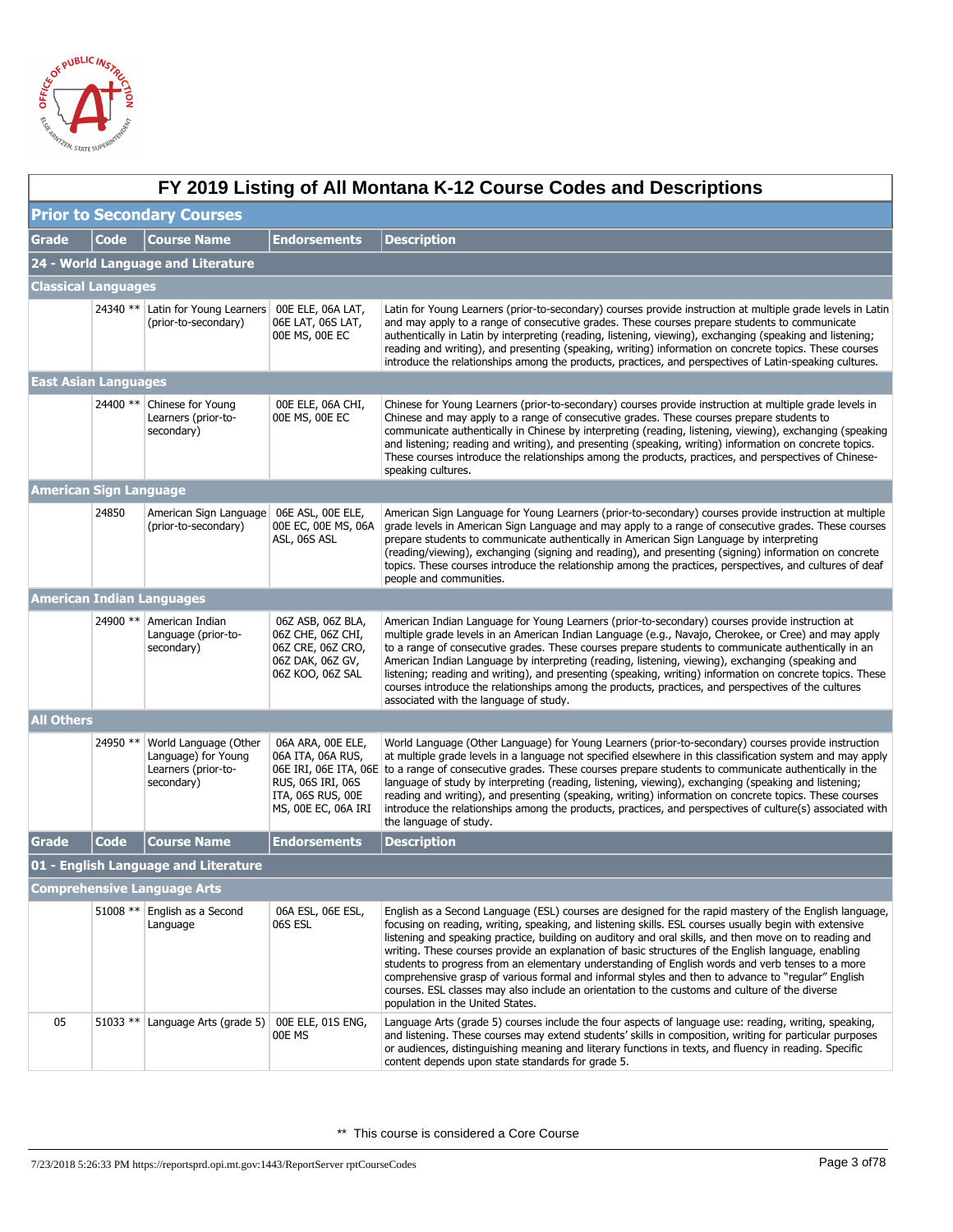# FY 2019 Listing of All Montana K-12 Course Codes and Descriptions

## Prior to Secondary Courses

| Grade | Code | Course Name | Endorsements | Description |
|---|---|---|---|---|
| **24 - World Language and Literature** | | | | |
| **Classical Languages** | | | | |
| | 24340 ** | Latin for Young Learners (prior-to-secondary) | 00E ELE, 06A LAT, 06E LAT, 06S LAT, 00E MS, 00E EC | Latin for Young Learners (prior-to-secondary) courses provide instruction at multiple grade levels in Latin and may apply to a range of consecutive grades. These courses prepare students to communicate authentically in Latin by interpreting (reading, listening, viewing), exchanging (speaking and listening; reading and writing), and presenting (speaking, writing) information on concrete topics. These courses introduce the relationships among the products, practices, and perspectives of Latin-speaking cultures. |
| **East Asian Languages** | | | | |
| | 24400 ** | Chinese for Young Learners (prior-to-secondary) | 00E ELE, 06A CHI, 00E MS, 00E EC | Chinese for Young Learners (prior-to-secondary) courses provide instruction at multiple grade levels in Chinese and may apply to a range of consecutive grades. These courses prepare students to communicate authentically in Chinese by interpreting (reading, listening, viewing), exchanging (speaking and listening; reading and writing), and presenting (speaking, writing) information on concrete topics. These courses introduce the relationships among the products, practices, and perspectives of Chinese-speaking cultures. |
| **American Sign Language** | | | | |
| | 24850 | American Sign Language (prior-to-secondary) | 06E ASL, 00E ELE, 00E EC, 00E MS, 06A ASL, 06S ASL | American Sign Language for Young Learners (prior-to-secondary) courses provide instruction at multiple grade levels in American Sign Language and may apply to a range of consecutive grades. These courses prepare students to communicate authentically in American Sign Language by interpreting (reading/viewing), exchanging (signing and reading), and presenting (signing) information on concrete topics. These courses introduce the relationship among the practices, perspectives, and cultures of deaf people and communities. |
| **American Indian Languages** | | | | |
| | 24900 ** | American Indian Language (prior-to-secondary) | 06Z ASB, 06Z BLA, 06Z CHE, 06Z CHI, 06Z CRE, 06Z CRO, 06Z DAK, 06Z GV, 06Z KOO, 06Z SAL | American Indian Language for Young Learners (prior-to-secondary) courses provide instruction at multiple grade levels in an American Indian Language (e.g., Navajo, Cherokee, or Cree) and may apply to a range of consecutive grades. These courses prepare students to communicate authentically in an American Indian Language by interpreting (reading, listening, viewing), exchanging (speaking and listening; reading and writing), and presenting (speaking, writing) information on concrete topics. These courses introduce the relationships among the products, practices, and perspectives of the cultures associated with the language of study. |
| **All Others** | | | | |
| | 24950 ** | World Language (Other Language) for Young Learners (prior-to-secondary) | 06A ARA, 00E ELE, 06A ITA, 06A RUS, 06E IRI, 06E ITA, 06E RUS, 06S IRI, 06S ITA, 06S RUS, 00E MS, 00E EC, 06A IRI | World Language (Other Language) for Young Learners (prior-to-secondary) courses provide instruction at multiple grade levels in a language not specified elsewhere in this classification system and may apply to a range of consecutive grades. These courses prepare students to communicate authentically in the language of study by interpreting (reading, listening, viewing), exchanging (speaking and listening; reading and writing), and presenting (speaking, writing) information on concrete topics. These courses introduce the relationships among the products, practices, and perspectives of culture(s) associated with the language of study. |

| Grade | Code | Course Name | Endorsements | Description |
|---|---|---|---|---|
| **01 - English Language and Literature** | | | | |
| **Comprehensive Language Arts** | | | | |
| | 51008 ** | English as a Second Language | 06A ESL, 06E ESL, 06S ESL | English as a Second Language (ESL) courses are designed for the rapid mastery of the English language, focusing on reading, writing, speaking, and listening skills. ESL courses usually begin with extensive listening and speaking practice, building on auditory and oral skills, and then move on to reading and writing. These courses provide an explanation of basic structures of the English language, enabling students to progress from an elementary understanding of English words and verb tenses to a more comprehensive grasp of various formal and informal styles and then to advance to "regular" English courses. ESL classes may also include an orientation to the customs and culture of the diverse population in the United States. |
| 05 | 51033 ** | Language Arts (grade 5) | 00E ELE, 01S ENG, 00E MS | Language Arts (grade 5) courses include the four aspects of language use: reading, writing, speaking, and listening. These courses may extend students' skills in composition, writing for particular purposes or audiences, distinguishing meaning and literary functions in texts, and fluency in reading. Specific content depends upon state standards for grade 5. |

** This course is considered a Core Course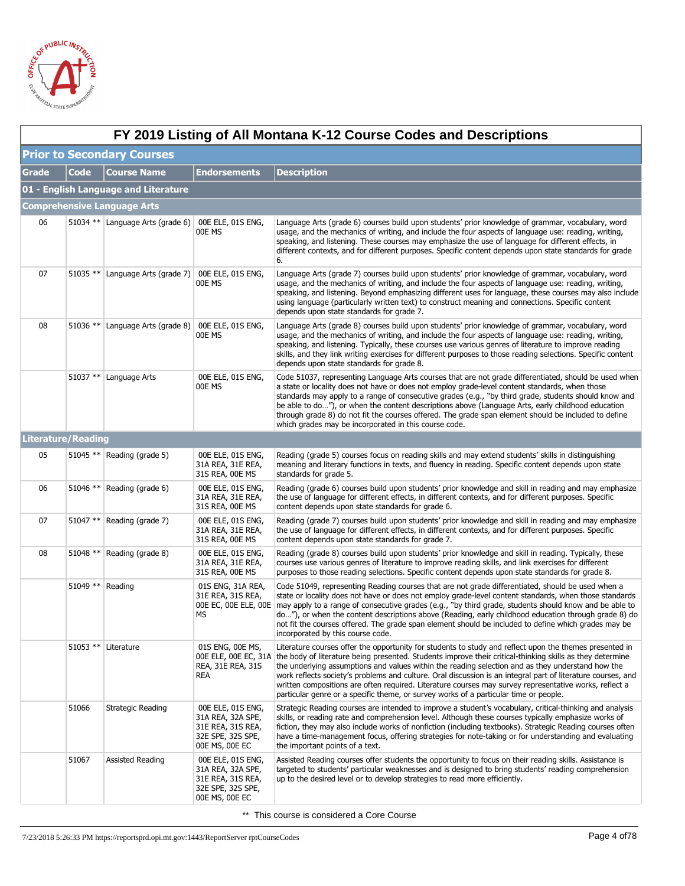# FY 2019 Listing of All Montana K-12 Course Codes and Descriptions

## Prior to Secondary Courses

| Grade | Code | Course Name | Endorsements | Description |
|---|---|---|---|---|
| **01 - English Language and Literature** | | | | |
| **Comprehensive Language Arts** | | | | |
| 06 | 51034 ** | Language Arts (grade 6) | 00E ELE, 01S ENG, 00E MS | Language Arts (grade 6) courses build upon students' prior knowledge of grammar, vocabulary, word usage, and the mechanics of writing, and include the four aspects of language use: reading, writing, speaking, and listening. These courses may emphasize the use of language for different effects, in different contexts, and for different purposes. Specific content depends upon state standards for grade 6. |
| 07 | 51035 ** | Language Arts (grade 7) | 00E ELE, 01S ENG, 00E MS | Language Arts (grade 7) courses build upon students' prior knowledge of grammar, vocabulary, word usage, and the mechanics of writing, and include the four aspects of language use: reading, writing, speaking, and listening. Beyond emphasizing different uses for language, these courses may also include using language (particularly written text) to construct meaning and connections. Specific content depends upon state standards for grade 7. |
| 08 | 51036 ** | Language Arts (grade 8) | 00E ELE, 01S ENG, 00E MS | Language Arts (grade 8) courses build upon students' prior knowledge of grammar, vocabulary, word usage, and the mechanics of writing, and include the four aspects of language use: reading, writing, speaking, and listening. Typically, these courses use various genres of literature to improve reading skills, and they link writing exercises for different purposes to those reading selections. Specific content depends upon state standards for grade 8. |
| | 51037 ** | Language Arts | 00E ELE, 01S ENG, 00E MS | Code 51037, representing Language Arts courses that are not grade differentiated, should be used when a state or locality does not have or does not employ grade-level content standards, when those standards may apply to a range of consecutive grades (e.g., "by third grade, students should know and be able to do…"), or when the content descriptions above (Language Arts, early childhood education through grade 8) do not fit the courses offered. The grade span element should be included to define which grades may be incorporated in this course code. |
| **Literature/Reading** | | | | |
| 05 | 51045 ** | Reading (grade 5) | 00E ELE, 01S ENG, 31A REA, 31E REA, 31S REA, 00E MS | Reading (grade 5) courses focus on reading skills and may extend students' skills in distinguishing meaning and literary functions in texts, and fluency in reading. Specific content depends upon state standards for grade 5. |
| 06 | 51046 ** | Reading (grade 6) | 00E ELE, 01S ENG, 31A REA, 31E REA, 31S REA, 00E MS | Reading (grade 6) courses build upon students' prior knowledge and skill in reading and may emphasize the use of language for different effects, in different contexts, and for different purposes. Specific content depends upon state standards for grade 6. |
| 07 | 51047 ** | Reading (grade 7) | 00E ELE, 01S ENG, 31A REA, 31E REA, 31S REA, 00E MS | Reading (grade 7) courses build upon students' prior knowledge and skill in reading and may emphasize the use of language for different effects, in different contexts, and for different purposes. Specific content depends upon state standards for grade 7. |
| 08 | 51048 ** | Reading (grade 8) | 00E ELE, 01S ENG, 31A REA, 31E REA, 31S REA, 00E MS | Reading (grade 8) courses build upon students' prior knowledge and skill in reading. Typically, these courses use various genres of literature to improve reading skills, and link exercises for different purposes to those reading selections. Specific content depends upon state standards for grade 8. |
| | 51049 ** | Reading | 01S ENG, 31A REA, 31E REA, 31S REA, 00E EC, 00E ELE, 00E MS | Code 51049, representing Reading courses that are not grade differentiated, should be used when a state or locality does not have or does not employ grade-level content standards, when those standards may apply to a range of consecutive grades (e.g., "by third grade, students should know and be able to do…"), or when the content descriptions above (Reading, early childhood education through grade 8) do not fit the courses offered. The grade span element should be included to define which grades may be incorporated by this course code. |
| | 51053 ** | Literature | 01S ENG, 00E MS, 00E ELE, 00E EC, 31A REA, 31E REA, 31S REA | Literature courses offer the opportunity for students to study and reflect upon the themes presented in the body of literature being presented. Students improve their critical-thinking skills as they determine the underlying assumptions and values within the reading selection and as they understand how the work reflects society's problems and culture. Oral discussion is an integral part of literature courses, and written compositions are often required. Literature courses may survey representative works, reflect a particular genre or a specific theme, or survey works of a particular time or people. |
| | 51066 | Strategic Reading | 00E ELE, 01S ENG, 31A REA, 32A SPE, 31E REA, 31S REA, 32E SPE, 32S SPE, 00E MS, 00E EC | Strategic Reading courses are intended to improve a student's vocabulary, critical-thinking and analysis skills, or reading rate and comprehension level. Although these courses typically emphasize works of fiction, they may also include works of nonfiction (including textbooks). Strategic Reading courses often have a time-management focus, offering strategies for note-taking or for understanding and evaluating the important points of a text. |
| | 51067 | Assisted Reading | 00E ELE, 01S ENG, 31A REA, 32A SPE, 31E REA, 31S REA, 32E SPE, 32S SPE, 00E MS, 00E EC | Assisted Reading courses offer students the opportunity to focus on their reading skills. Assistance is targeted to students' particular weaknesses and is designed to bring students' reading comprehension up to the desired level or to develop strategies to read more efficiently. |

** This course is considered a Core Course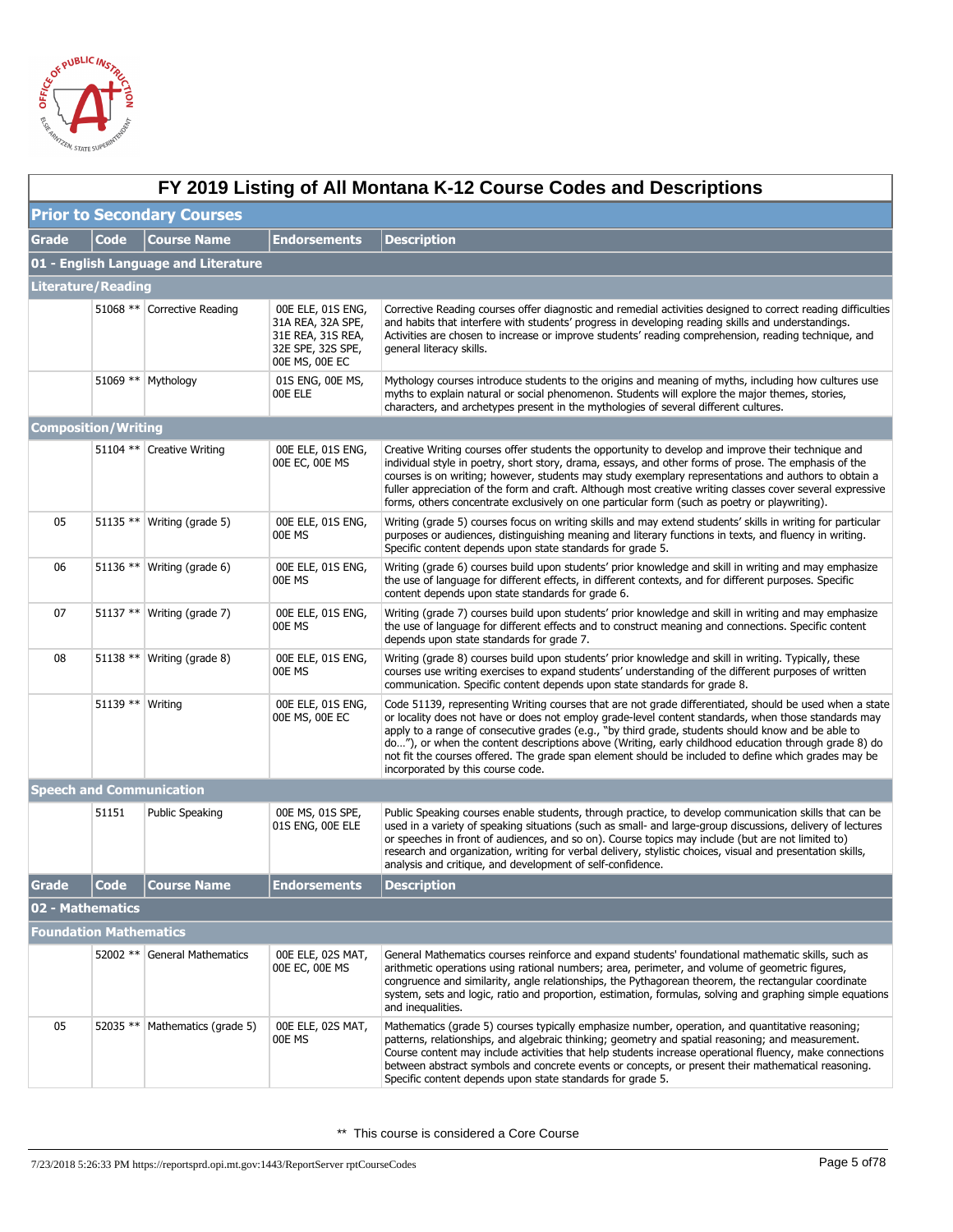# FY 2019 Listing of All Montana K-12 Course Codes and Descriptions

## Prior to Secondary Courses

| Grade | Code | Course Name | Endorsements | Description |
|---|---|---|---|---|
| **01 - English Language and Literature** | | | | |
| **Literature/Reading** | | | | |
| | 51068 ** | Corrective Reading | 00E ELE, 01S ENG, 31A REA, 32A SPE, 31E REA, 31S REA, 32E SPE, 32S SPE, 00E MS, 00E EC | Corrective Reading courses offer diagnostic and remedial activities designed to correct reading difficulties and habits that interfere with students' progress in developing reading skills and understandings. Activities are chosen to increase or improve students' reading comprehension, reading technique, and general literacy skills. |
| | 51069 ** | Mythology | 01S ENG, 00E MS, 00E ELE | Mythology courses introduce students to the origins and meaning of myths, including how cultures use myths to explain natural or social phenomenon. Students will explore the major themes, stories, characters, and archetypes present in the mythologies of several different cultures. |
| **Composition/Writing** | | | | |
| | 51104 ** | Creative Writing | 00E ELE, 01S ENG, 00E EC, 00E MS | Creative Writing courses offer students the opportunity to develop and improve their technique and individual style in poetry, short story, drama, essays, and other forms of prose. The emphasis of the courses is on writing; however, students may study exemplary representations and authors to obtain a fuller appreciation of the form and craft. Although most creative writing classes cover several expressive forms, others concentrate exclusively on one particular form (such as poetry or playwriting). |
| 05 | 51135 ** | Writing (grade 5) | 00E ELE, 01S ENG, 00E MS | Writing (grade 5) courses focus on writing skills and may extend students' skills in writing for particular purposes or audiences, distinguishing meaning and literary functions in texts, and fluency in writing. Specific content depends upon state standards for grade 5. |
| 06 | 51136 ** | Writing (grade 6) | 00E ELE, 01S ENG, 00E MS | Writing (grade 6) courses build upon students' prior knowledge and skill in writing and may emphasize the use of language for different effects, in different contexts, and for different purposes. Specific content depends upon state standards for grade 6. |
| 07 | 51137 ** | Writing (grade 7) | 00E ELE, 01S ENG, 00E MS | Writing (grade 7) courses build upon students' prior knowledge and skill in writing and may emphasize the use of language for different effects and to construct meaning and connections. Specific content depends upon state standards for grade 7. |
| 08 | 51138 ** | Writing (grade 8) | 00E ELE, 01S ENG, 00E MS | Writing (grade 8) courses build upon students' prior knowledge and skill in writing. Typically, these courses use writing exercises to expand students' understanding of the different purposes of written communication. Specific content depends upon state standards for grade 8. |
| | 51139 ** | Writing | 00E ELE, 01S ENG, 00E MS, 00E EC | Code 51139, representing Writing courses that are not grade differentiated, should be used when a state or locality does not have or does not employ grade-level content standards, when those standards may apply to a range of consecutive grades (e.g., "by third grade, students should know and be able to do…"), or when the content descriptions above (Writing, early childhood education through grade 8) do not fit the courses offered. The grade span element should be included to define which grades may be incorporated by this course code. |
| **Speech and Communication** | | | | |
| | 51151 | Public Speaking | 00E MS, 01S SPE, 01S ENG, 00E ELE | Public Speaking courses enable students, through practice, to develop communication skills that can be used in a variety of speaking situations (such as small- and large-group discussions, delivery of lectures or speeches in front of audiences, and so on). Course topics may include (but are not limited to) research and organization, writing for verbal delivery, stylistic choices, visual and presentation skills, analysis and critique, and development of self-confidence. |

| Grade | Code | Course Name | Endorsements | Description |
|---|---|---|---|---|
| **02 - Mathematics** | | | | |
| **Foundation Mathematics** | | | | |
| | 52002 ** | General Mathematics | 00E ELE, 02S MAT, 00E EC, 00E MS | General Mathematics courses reinforce and expand students' foundational mathematic skills, such as arithmetic operations using rational numbers; area, perimeter, and volume of geometric figures, congruence and similarity, angle relationships, the Pythagorean theorem, the rectangular coordinate system, sets and logic, ratio and proportion, estimation, formulas, solving and graphing simple equations and inequalities. |
| 05 | 52035 ** | Mathematics (grade 5) | 00E ELE, 02S MAT, 00E MS | Mathematics (grade 5) courses typically emphasize number, operation, and quantitative reasoning; patterns, relationships, and algebraic thinking; geometry and spatial reasoning; and measurement. Course content may include activities that help students increase operational fluency, make connections between abstract symbols and concrete events or concepts, or present their mathematical reasoning. Specific content depends upon state standards for grade 5. |

** This course is considered a Core Course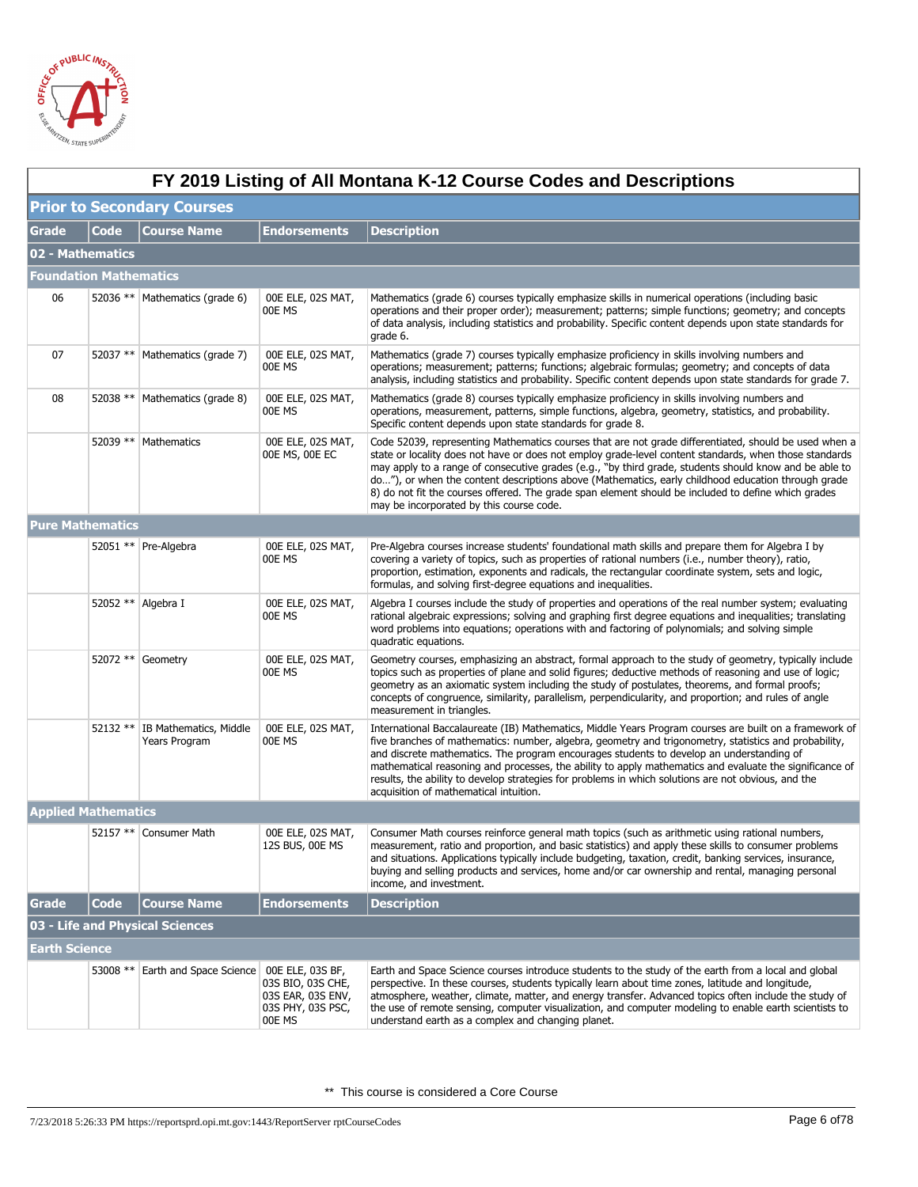# FY 2019 Listing of All Montana K-12 Course Codes and Descriptions

## Prior to Secondary Courses

| Grade | Code | Course Name | Endorsements | Description |
|---|---|---|---|---|
| **02 - Mathematics** | | | | |
| **Foundation Mathematics** | | | | |
| 06 | 52036 ** | Mathematics (grade 6) | 00E ELE, 02S MAT, 00E MS | Mathematics (grade 6) courses typically emphasize skills in numerical operations (including basic operations and their proper order); measurement; patterns; simple functions; geometry; and concepts of data analysis, including statistics and probability. Specific content depends upon state standards for grade 6. |
| 07 | 52037 ** | Mathematics (grade 7) | 00E ELE, 02S MAT, 00E MS | Mathematics (grade 7) courses typically emphasize proficiency in skills involving numbers and operations; measurement; patterns; functions; algebraic formulas; geometry; and concepts of data analysis, including statistics and probability. Specific content depends upon state standards for grade 7. |
| 08 | 52038 ** | Mathematics (grade 8) | 00E ELE, 02S MAT, 00E MS | Mathematics (grade 8) courses typically emphasize proficiency in skills involving numbers and operations, measurement, patterns, simple functions, algebra, geometry, statistics, and probability. Specific content depends upon state standards for grade 8. |
| | 52039 ** | Mathematics | 00E ELE, 02S MAT, 00E MS, 00E EC | Code 52039, representing Mathematics courses that are not grade differentiated, should be used when a state or locality does not have or does not employ grade-level content standards, when those standards may apply to a range of consecutive grades (e.g., "by third grade, students should know and be able to do…"), or when the content descriptions above (Mathematics, early childhood education through grade 8) do not fit the courses offered. The grade span element should be included to define which grades may be incorporated by this course code. |
| **Pure Mathematics** | | | | |
| | 52051 ** | Pre-Algebra | 00E ELE, 02S MAT, 00E MS | Pre-Algebra courses increase students' foundational math skills and prepare them for Algebra I by covering a variety of topics, such as properties of rational numbers (i.e., number theory), ratio, proportion, estimation, exponents and radicals, the rectangular coordinate system, sets and logic, formulas, and solving first-degree equations and inequalities. |
| | 52052 ** | Algebra I | 00E ELE, 02S MAT, 00E MS | Algebra I courses include the study of properties and operations of the real number system; evaluating rational algebraic expressions; solving and graphing first degree equations and inequalities; translating word problems into equations; operations with and factoring of polynomials; and solving simple quadratic equations. |
| | 52072 ** | Geometry | 00E ELE, 02S MAT, 00E MS | Geometry courses, emphasizing an abstract, formal approach to the study of geometry, typically include topics such as properties of plane and solid figures; deductive methods of reasoning and use of logic; geometry as an axiomatic system including the study of postulates, theorems, and formal proofs; concepts of congruence, similarity, parallelism, perpendicularity, and proportion; and rules of angle measurement in triangles. |
| | 52132 ** | IB Mathematics, Middle Years Program | 00E ELE, 02S MAT, 00E MS | International Baccalaureate (IB) Mathematics, Middle Years Program courses are built on a framework of five branches of mathematics: number, algebra, geometry and trigonometry, statistics and probability, and discrete mathematics. The program encourages students to develop an understanding of mathematical reasoning and processes, the ability to apply mathematics and evaluate the significance of results, the ability to develop strategies for problems in which solutions are not obvious, and the acquisition of mathematical intuition. |
| **Applied Mathematics** | | | | |
| | 52157 ** | Consumer Math | 00E ELE, 02S MAT, 12S BUS, 00E MS | Consumer Math courses reinforce general math topics (such as arithmetic using rational numbers, measurement, ratio and proportion, and basic statistics) and apply these skills to consumer problems and situations. Applications typically include budgeting, taxation, credit, banking services, insurance, buying and selling products and services, home and/or car ownership and rental, managing personal income, and investment. |

| Grade | Code | Course Name | Endorsements | Description |
|---|---|---|---|---|
| **03 - Life and Physical Sciences** | | | | |
| **Earth Science** | | | | |
| | 53008 ** | Earth and Space Science | 00E ELE, 03S BF, 03S BIO, 03S CHE, 03S EAR, 03S ENV, 03S PHY, 03S PSC, 00E MS | Earth and Space Science courses introduce students to the study of the earth from a local and global perspective. In these courses, students typically learn about time zones, latitude and longitude, atmosphere, weather, climate, matter, and energy transfer. Advanced topics often include the study of the use of remote sensing, computer visualization, and computer modeling to enable earth scientists to understand earth as a complex and changing planet. |

** This course is considered a Core Course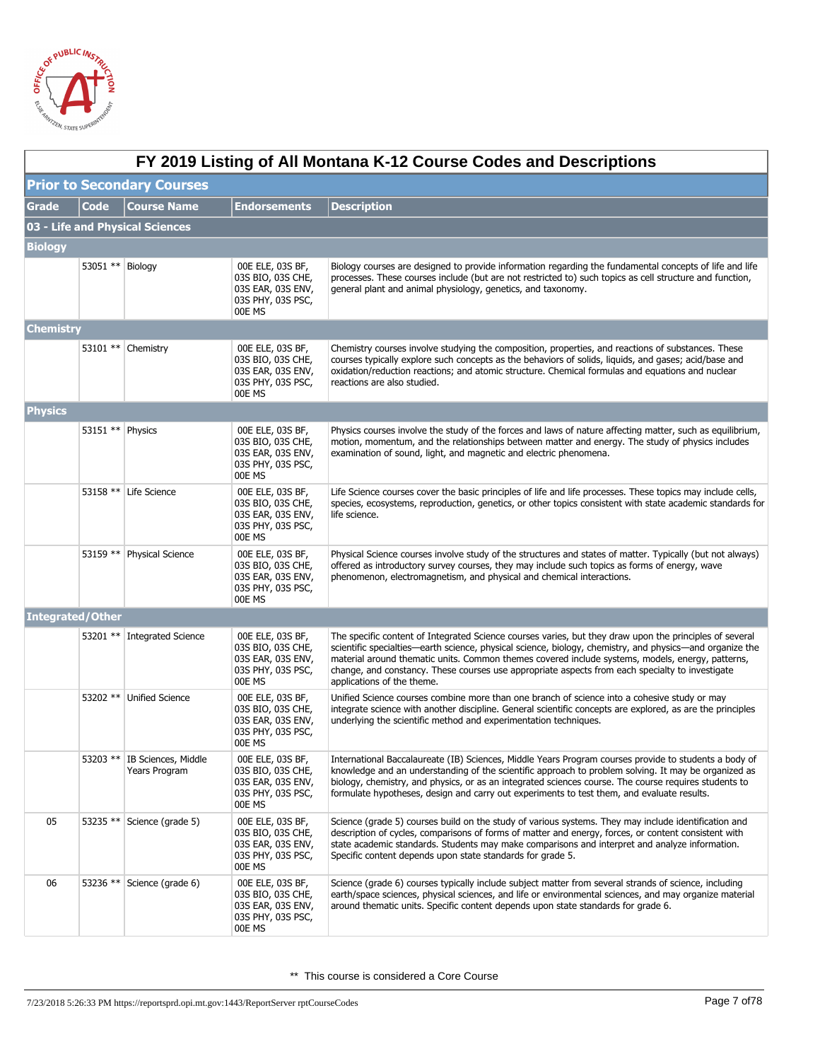# FY 2019 Listing of All Montana K-12 Course Codes and Descriptions

## Prior to Secondary Courses

| Grade | Code | Course Name | Endorsements | Description |
|---|---|---|---|---|
| **03 - Life and Physical Sciences** | | | | |
| **Biology** | | | | |
| | 53051 ** | Biology | 00E ELE, 03S BF, 03S BIO, 03S CHE, 03S EAR, 03S ENV, 03S PHY, 03S PSC, 00E MS | Biology courses are designed to provide information regarding the fundamental concepts of life and life processes. These courses include (but are not restricted to) such topics as cell structure and function, general plant and animal physiology, genetics, and taxonomy. |
| **Chemistry** | | | | |
| | 53101 ** | Chemistry | 00E ELE, 03S BF, 03S BIO, 03S CHE, 03S EAR, 03S ENV, 03S PHY, 03S PSC, 00E MS | Chemistry courses involve studying the composition, properties, and reactions of substances. These courses typically explore such concepts as the behaviors of solids, liquids, and gases; acid/base and oxidation/reduction reactions; and atomic structure. Chemical formulas and equations and nuclear reactions are also studied. |
| **Physics** | | | | |
| | 53151 ** | Physics | 00E ELE, 03S BF, 03S BIO, 03S CHE, 03S EAR, 03S ENV, 03S PHY, 03S PSC, 00E MS | Physics courses involve the study of the forces and laws of nature affecting matter, such as equilibrium, motion, momentum, and the relationships between matter and energy. The study of physics includes examination of sound, light, and magnetic and electric phenomena. |
| | 53158 ** | Life Science | 00E ELE, 03S BF, 03S BIO, 03S CHE, 03S EAR, 03S ENV, 03S PHY, 03S PSC, 00E MS | Life Science courses cover the basic principles of life and life processes. These topics may include cells, species, ecosystems, reproduction, genetics, or other topics consistent with state academic standards for life science. |
| | 53159 ** | Physical Science | 00E ELE, 03S BF, 03S BIO, 03S CHE, 03S EAR, 03S ENV, 03S PHY, 03S PSC, 00E MS | Physical Science courses involve study of the structures and states of matter. Typically (but not always) offered as introductory survey courses, they may include such topics as forms of energy, wave phenomenon, electromagnetism, and physical and chemical interactions. |
| **Integrated/Other** | | | | |
| | 53201 ** | Integrated Science | 00E ELE, 03S BF, 03S BIO, 03S CHE, 03S EAR, 03S ENV, 03S PHY, 03S PSC, 00E MS | The specific content of Integrated Science courses varies, but they draw upon the principles of several scientific specialties—earth science, physical science, biology, chemistry, and physics—and organize the material around thematic units. Common themes covered include systems, models, energy, patterns, change, and constancy. These courses use appropriate aspects from each specialty to investigate applications of the theme. |
| | 53202 ** | Unified Science | 00E ELE, 03S BF, 03S BIO, 03S CHE, 03S EAR, 03S ENV, 03S PHY, 03S PSC, 00E MS | Unified Science courses combine more than one branch of science into a cohesive study or may integrate science with another discipline. General scientific concepts are explored, as are the principles underlying the scientific method and experimentation techniques. |
| | 53203 ** | IB Sciences, Middle Years Program | 00E ELE, 03S BF, 03S BIO, 03S CHE, 03S EAR, 03S ENV, 03S PHY, 03S PSC, 00E MS | International Baccalaureate (IB) Sciences, Middle Years Program courses provide to students a body of knowledge and an understanding of the scientific approach to problem solving. It may be organized as biology, chemistry, and physics, or as an integrated sciences course. The course requires students to formulate hypotheses, design and carry out experiments to test them, and evaluate results. |
| 05 | 53235 ** | Science (grade 5) | 00E ELE, 03S BF, 03S BIO, 03S CHE, 03S EAR, 03S ENV, 03S PHY, 03S PSC, 00E MS | Science (grade 5) courses build on the study of various systems. They may include identification and description of cycles, comparisons of forms of matter and energy, forces, or content consistent with state academic standards. Students may make comparisons and interpret and analyze information. Specific content depends upon state standards for grade 5. |
| 06 | 53236 ** | Science (grade 6) | 00E ELE, 03S BF, 03S BIO, 03S CHE, 03S EAR, 03S ENV, 03S PHY, 03S PSC, 00E MS | Science (grade 6) courses typically include subject matter from several strands of science, including earth/space sciences, physical sciences, and life or environmental sciences, and may organize material around thematic units. Specific content depends upon state standards for grade 6. |

** This course is considered a Core Course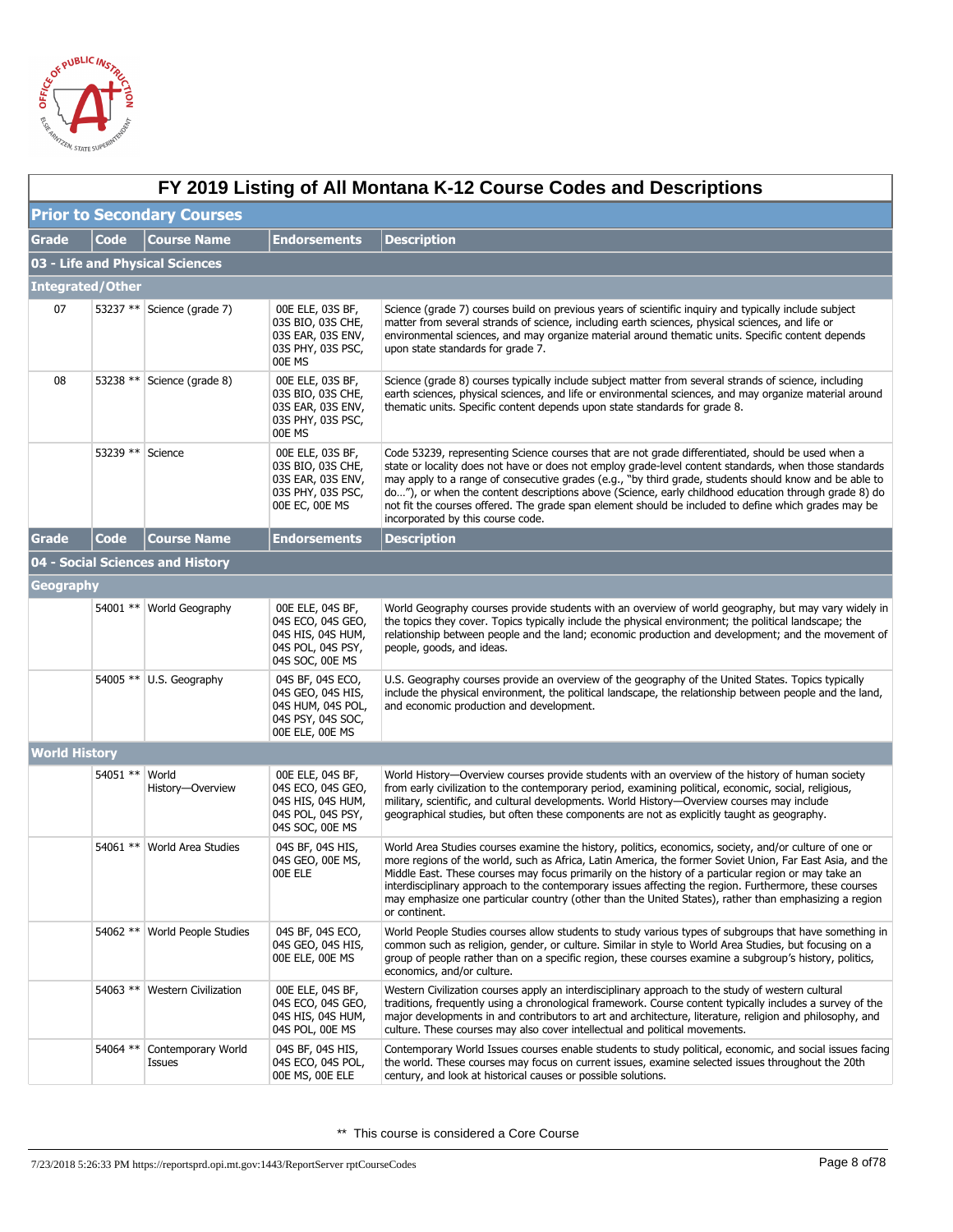# FY 2019 Listing of All Montana K-12 Course Codes and Descriptions

## Prior to Secondary Courses

| Grade | Code | Course Name | Endorsements | Description |
|---|---|---|---|---|
| **03 - Life and Physical Sciences** | | | | |
| **Integrated/Other** | | | | |
| 07 | 53237 ** | Science (grade 7) | 00E ELE, 03S BF, 03S BIO, 03S CHE, 03S EAR, 03S ENV, 03S PHY, 03S PSC, 00E MS | Science (grade 7) courses build on previous years of scientific inquiry and typically include subject matter from several strands of science, including earth sciences, physical sciences, and life or environmental sciences, and may organize material around thematic units. Specific content depends upon state standards for grade 7. |
| 08 | 53238 ** | Science (grade 8) | 00E ELE, 03S BF, 03S BIO, 03S CHE, 03S EAR, 03S ENV, 03S PHY, 03S PSC, 00E MS | Science (grade 8) courses typically include subject matter from several strands of science, including earth sciences, physical sciences, and life or environmental sciences, and may organize material around thematic units. Specific content depends upon state standards for grade 8. |
| | 53239 ** | Science | 00E ELE, 03S BF, 03S BIO, 03S CHE, 03S EAR, 03S ENV, 03S PHY, 03S PSC, 00E EC, 00E MS | Code 53239, representing Science courses that are not grade differentiated, should be used when a state or locality does not have or does not employ grade-level content standards, when those standards may apply to a range of consecutive grades (e.g., "by third grade, students should know and be able to do…"), or when the content descriptions above (Science, early childhood education through grade 8) do not fit the courses offered. The grade span element should be included to define which grades may be incorporated by this course code. |

| Grade | Code | Course Name | Endorsements | Description |
|---|---|---|---|---|
| **04 - Social Sciences and History** | | | | |
| **Geography** | | | | |
| | 54001 ** | World Geography | 00E ELE, 04S BF, 04S ECO, 04S GEO, 04S HIS, 04S HUM, 04S POL, 04S PSY, 04S SOC, 00E MS | World Geography courses provide students with an overview of world geography, but may vary widely in the topics they cover. Topics typically include the physical environment; the political landscape; the relationship between people and the land; economic production and development; and the movement of people, goods, and ideas. |
| | 54005 ** | U.S. Geography | 04S BF, 04S ECO, 04S GEO, 04S HIS, 04S HUM, 04S POL, 04S PSY, 04S SOC, 00E ELE, 00E MS | U.S. Geography courses provide an overview of the geography of the United States. Topics typically include the physical environment, the political landscape, the relationship between people and the land, and economic production and development. |
| **World History** | | | | |
| | 54051 ** | World History—Overview | 00E ELE, 04S BF, 04S ECO, 04S GEO, 04S HIS, 04S HUM, 04S POL, 04S PSY, 04S SOC, 00E MS | World History—Overview courses provide students with an overview of the history of human society from early civilization to the contemporary period, examining political, economic, social, religious, military, scientific, and cultural developments. World History—Overview courses may include geographical studies, but often these components are not as explicitly taught as geography. |
| | 54061 ** | World Area Studies | 04S BF, 04S HIS, 04S GEO, 00E MS, 00E ELE | World Area Studies courses examine the history, politics, economics, society, and/or culture of one or more regions of the world, such as Africa, Latin America, the former Soviet Union, Far East Asia, and the Middle East. These courses may focus primarily on the history of a particular region or may take an interdisciplinary approach to the contemporary issues affecting the region. Furthermore, these courses may emphasize one particular country (other than the United States), rather than emphasizing a region or continent. |
| | 54062 ** | World People Studies | 04S BF, 04S ECO, 04S GEO, 04S HIS, 00E ELE, 00E MS | World People Studies courses allow students to study various types of subgroups that have something in common such as religion, gender, or culture. Similar in style to World Area Studies, but focusing on a group of people rather than on a specific region, these courses examine a subgroup's history, politics, economics, and/or culture. |
| | 54063 ** | Western Civilization | 00E ELE, 04S BF, 04S ECO, 04S GEO, 04S HIS, 04S HUM, 04S POL, 00E MS | Western Civilization courses apply an interdisciplinary approach to the study of western cultural traditions, frequently using a chronological framework. Course content typically includes a survey of the major developments in and contributors to art and architecture, literature, religion and philosophy, and culture. These courses may also cover intellectual and political movements. |
| | 54064 ** | Contemporary World Issues | 04S BF, 04S HIS, 04S ECO, 04S POL, 00E MS, 00E ELE | Contemporary World Issues courses enable students to study political, economic, and social issues facing the world. These courses may focus on current issues, examine selected issues throughout the 20th century, and look at historical causes or possible solutions. |

** This course is considered a Core Course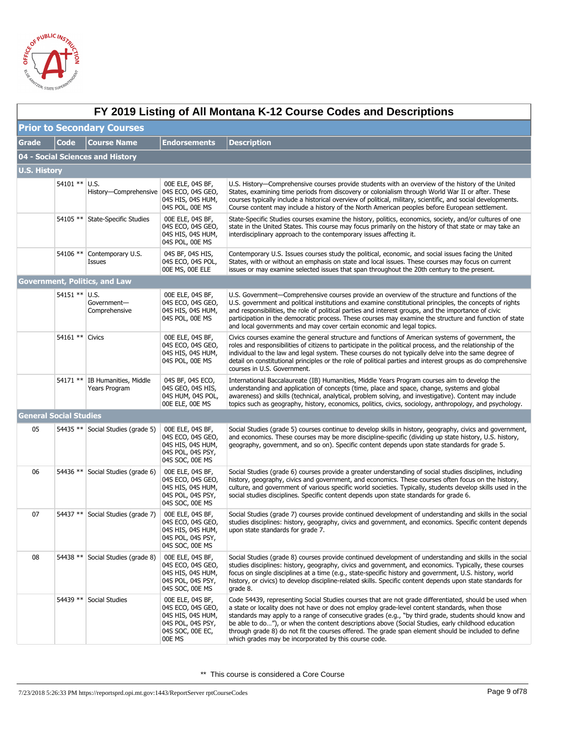# FY 2019 Listing of All Montana K-12 Course Codes and Descriptions

## Prior to Secondary Courses

| Grade | Code | Course Name | Endorsements | Description |
|---|---|---|---|---|
| **04 - Social Sciences and History** | | | | |
| **U.S. History** | | | | |
| | 54101 ** | U.S. History—Comprehensive | 00E ELE, 04S BF, 04S ECO, 04S GEO, 04S HIS, 04S HUM, 04S POL, 00E MS | U.S. History—Comprehensive courses provide students with an overview of the history of the United States, examining time periods from discovery or colonialism through World War II or after. These courses typically include a historical overview of political, military, scientific, and social developments. Course content may include a history of the North American peoples before European settlement. |
| | 54105 ** | State-Specific Studies | 00E ELE, 04S BF, 04S ECO, 04S GEO, 04S HIS, 04S HUM, 04S POL, 00E MS | State-Specific Studies courses examine the history, politics, economics, society, and/or cultures of one state in the United States. This course may focus primarily on the history of that state or may take an interdisciplinary approach to the contemporary issues affecting it. |
| | 54106 ** | Contemporary U.S. Issues | 04S BF, 04S HIS, 04S ECO, 04S POL, 00E MS, 00E ELE | Contemporary U.S. Issues courses study the political, economic, and social issues facing the United States, with or without an emphasis on state and local issues. These courses may focus on current issues or may examine selected issues that span throughout the 20th century to the present. |
| **Government, Politics, and Law** | | | | |
| | 54151 ** | U.S. Government—Comprehensive | 00E ELE, 04S BF, 04S ECO, 04S GEO, 04S HIS, 04S HUM, 04S POL, 00E MS | U.S. Government—Comprehensive courses provide an overview of the structure and functions of the U.S. government and political institutions and examine constitutional principles, the concepts of rights and responsibilities, the role of political parties and interest groups, and the importance of civic participation in the democratic process. These courses may examine the structure and function of state and local governments and may cover certain economic and legal topics. |
| | 54161 ** | Civics | 00E ELE, 04S BF, 04S ECO, 04S GEO, 04S HIS, 04S HUM, 04S POL, 00E MS | Civics courses examine the general structure and functions of American systems of government, the roles and responsibilities of citizens to participate in the political process, and the relationship of the individual to the law and legal system. These courses do not typically delve into the same degree of detail on constitutional principles or the role of political parties and interest groups as do comprehensive courses in U.S. Government. |
| | 54171 ** | IB Humanities, Middle Years Program | 04S BF, 04S ECO, 04S GEO, 04S HIS, 04S HUM, 04S POL, 00E ELE, 00E MS | International Baccalaureate (IB) Humanities, Middle Years Program courses aim to develop the understanding and application of concepts (time, place and space, change, systems and global awareness) and skills (technical, analytical, problem solving, and investigative). Content may include topics such as geography, history, economics, politics, civics, sociology, anthropology, and psychology. |
| **General Social Studies** | | | | |
| 05 | 54435 ** | Social Studies (grade 5) | 00E ELE, 04S BF, 04S ECO, 04S GEO, 04S HIS, 04S HUM, 04S POL, 04S PSY, 04S SOC, 00E MS | Social Studies (grade 5) courses continue to develop skills in history, geography, civics and government, and economics. These courses may be more discipline-specific (dividing up state history, U.S. history, geography, government, and so on). Specific content depends upon state standards for grade 5. |
| 06 | 54436 ** | Social Studies (grade 6) | 00E ELE, 04S BF, 04S ECO, 04S GEO, 04S HIS, 04S HUM, 04S POL, 04S PSY, 04S SOC, 00E MS | Social Studies (grade 6) courses provide a greater understanding of social studies disciplines, including history, geography, civics and government, and economics. These courses often focus on the history, culture, and government of various specific world societies. Typically, students develop skills used in the social studies disciplines. Specific content depends upon state standards for grade 6. |
| 07 | 54437 ** | Social Studies (grade 7) | 00E ELE, 04S BF, 04S ECO, 04S GEO, 04S HIS, 04S HUM, 04S POL, 04S PSY, 04S SOC, 00E MS | Social Studies (grade 7) courses provide continued development of understanding and skills in the social studies disciplines: history, geography, civics and government, and economics. Specific content depends upon state standards for grade 7. |
| 08 | 54438 ** | Social Studies (grade 8) | 00E ELE, 04S BF, 04S ECO, 04S GEO, 04S HIS, 04S HUM, 04S POL, 04S PSY, 04S SOC, 00E MS | Social Studies (grade 8) courses provide continued development of understanding and skills in the social studies disciplines: history, geography, civics and government, and economics. Typically, these courses focus on single disciplines at a time (e.g., state-specific history and government, U.S. history, world history, or civics) to develop discipline-related skills. Specific content depends upon state standards for grade 8. |
| | 54439 ** | Social Studies | 00E ELE, 04S BF, 04S ECO, 04S GEO, 04S HIS, 04S HUM, 04S POL, 04S PSY, 04S SOC, 00E EC, 00E MS | Code 54439, representing Social Studies courses that are not grade differentiated, should be used when a state or locality does not have or does not employ grade-level content standards, when those standards may apply to a range of consecutive grades (e.g., "by third grade, students should know and be able to do…"), or when the content descriptions above (Social Studies, early childhood education through grade 8) do not fit the courses offered. The grade span element should be included to define which grades may be incorporated by this course code. |

** This course is considered a Core Course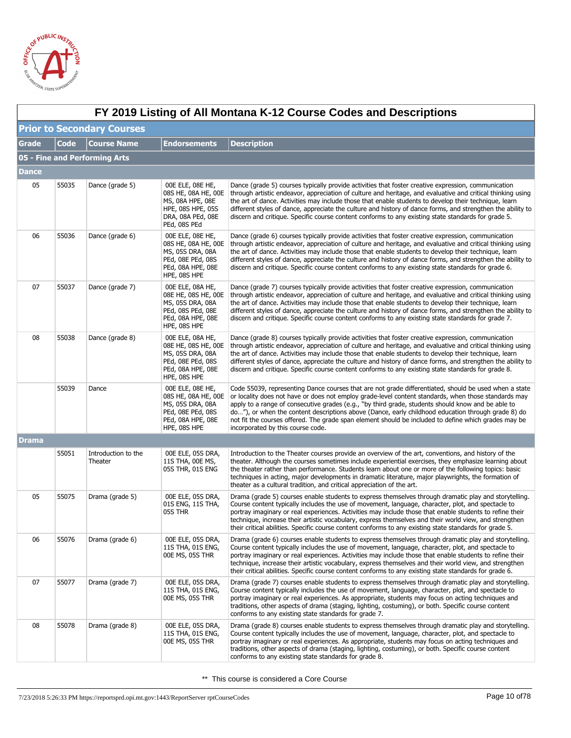# FY 2019 Listing of All Montana K-12 Course Codes and Descriptions

## Prior to Secondary Courses

| Grade | Code | Course Name | Endorsements | Description |
|---|---|---|---|---|
| **05 - Fine and Performing Arts** | | | | |
| **Dance** | | | | |
| 05 | 55035 | Dance (grade 5) | 00E ELE, 08E HE, 08S HE, 08A HE, 00E MS, 08A HPE, 08E HPE, 08S HPE, 05S DRA, 08A PEd, 08E PEd, 08S PEd | Dance (grade 5) courses typically provide activities that foster creative expression, communication through artistic endeavor, appreciation of culture and heritage, and evaluative and critical thinking using the art of dance. Activities may include those that enable students to develop their technique, learn different styles of dance, appreciate the culture and history of dance forms, and strengthen the ability to discern and critique. Specific course content conforms to any existing state standards for grade 5. |
| 06 | 55036 | Dance (grade 6) | 00E ELE, 08E HE, 08S HE, 08A HE, 00E MS, 05S DRA, 08A PEd, 08E PEd, 08S PEd, 08A HPE, 08E HPE, 08S HPE | Dance (grade 6) courses typically provide activities that foster creative expression, communication through artistic endeavor, appreciation of culture and heritage, and evaluative and critical thinking using the art of dance. Activities may include those that enable students to develop their technique, learn different styles of dance, appreciate the culture and history of dance forms, and strengthen the ability to discern and critique. Specific course content conforms to any existing state standards for grade 6. |
| 07 | 55037 | Dance (grade 7) | 00E ELE, 08A HE, 08E HE, 08S HE, 00E MS, 05S DRA, 08A PEd, 08S PEd, 08E PEd, 08A HPE, 08E HPE, 08S HPE | Dance (grade 7) courses typically provide activities that foster creative expression, communication through artistic endeavor, appreciation of culture and heritage, and evaluative and critical thinking using the art of dance. Activities may include those that enable students to develop their technique, learn different styles of dance, appreciate the culture and history of dance forms, and strengthen the ability to discern and critique. Specific course content conforms to any existing state standards for grade 7. |
| 08 | 55038 | Dance (grade 8) | 00E ELE, 08A HE, 08E HE, 08S HE, 00E MS, 05S DRA, 08A PEd, 08E PEd, 08S PEd, 08A HPE, 08E HPE, 08S HPE | Dance (grade 8) courses typically provide activities that foster creative expression, communication through artistic endeavor, appreciation of culture and heritage, and evaluative and critical thinking using the art of dance. Activities may include those that enable students to develop their technique, learn different styles of dance, appreciate the culture and history of dance forms, and strengthen the ability to discern and critique. Specific course content conforms to any existing state standards for grade 8. |
| | 55039 | Dance | 00E ELE, 08E HE, 08S HE, 08A HE, 00E MS, 05S DRA, 08A PEd, 08E PEd, 08S PEd, 08A HPE, 08E HPE, 08S HPE | Code 55039, representing Dance courses that are not grade differentiated, should be used when a state or locality does not have or does not employ grade-level content standards, when those standards may apply to a range of consecutive grades (e.g., "by third grade, students should know and be able to do…"), or when the content descriptions above (Dance, early childhood education through grade 8) do not fit the courses offered. The grade span element should be included to define which grades may be incorporated by this course code. |
| **Drama** | | | | |
| | 55051 | Introduction to the Theater | 00E ELE, 05S DRA, 11S THA, 00E MS, 05S THR, 01S ENG | Introduction to the Theater courses provide an overview of the art, conventions, and history of the theater. Although the courses sometimes include experiential exercises, they emphasize learning about the theater rather than performance. Students learn about one or more of the following topics: basic techniques in acting, major developments in dramatic literature, major playwrights, the formation of theater as a cultural tradition, and critical appreciation of the art. |
| 05 | 55075 | Drama (grade 5) | 00E ELE, 05S DRA, 01S ENG, 11S THA, 05S THR | Drama (grade 5) courses enable students to express themselves through dramatic play and storytelling. Course content typically includes the use of movement, language, character, plot, and spectacle to portray imaginary or real experiences. Activities may include those that enable students to refine their technique, increase their artistic vocabulary, express themselves and their world view, and strengthen their critical abilities. Specific course content conforms to any existing state standards for grade 5. |
| 06 | 55076 | Drama (grade 6) | 00E ELE, 05S DRA, 11S THA, 01S ENG, 00E MS, 05S THR | Drama (grade 6) courses enable students to express themselves through dramatic play and storytelling. Course content typically includes the use of movement, language, character, plot, and spectacle to portray imaginary or real experiences. Activities may include those that enable students to refine their technique, increase their artistic vocabulary, express themselves and their world view, and strengthen their critical abilities. Specific course content conforms to any existing state standards for grade 6. |
| 07 | 55077 | Drama (grade 7) | 00E ELE, 05S DRA, 11S THA, 01S ENG, 00E MS, 05S THR | Drama (grade 7) courses enable students to express themselves through dramatic play and storytelling. Course content typically includes the use of movement, language, character, plot, and spectacle to portray imaginary or real experiences. As appropriate, students may focus on acting techniques and traditions, other aspects of drama (staging, lighting, costuming), or both. Specific course content conforms to any existing state standards for grade 7. |
| 08 | 55078 | Drama (grade 8) | 00E ELE, 05S DRA, 11S THA, 01S ENG, 00E MS, 05S THR | Drama (grade 8) courses enable students to express themselves through dramatic play and storytelling. Course content typically includes the use of movement, language, character, plot, and spectacle to portray imaginary or real experiences. As appropriate, students may focus on acting techniques and traditions, other aspects of drama (staging, lighting, costuming), or both. Specific course content conforms to any existing state standards for grade 8. |

** This course is considered a Core Course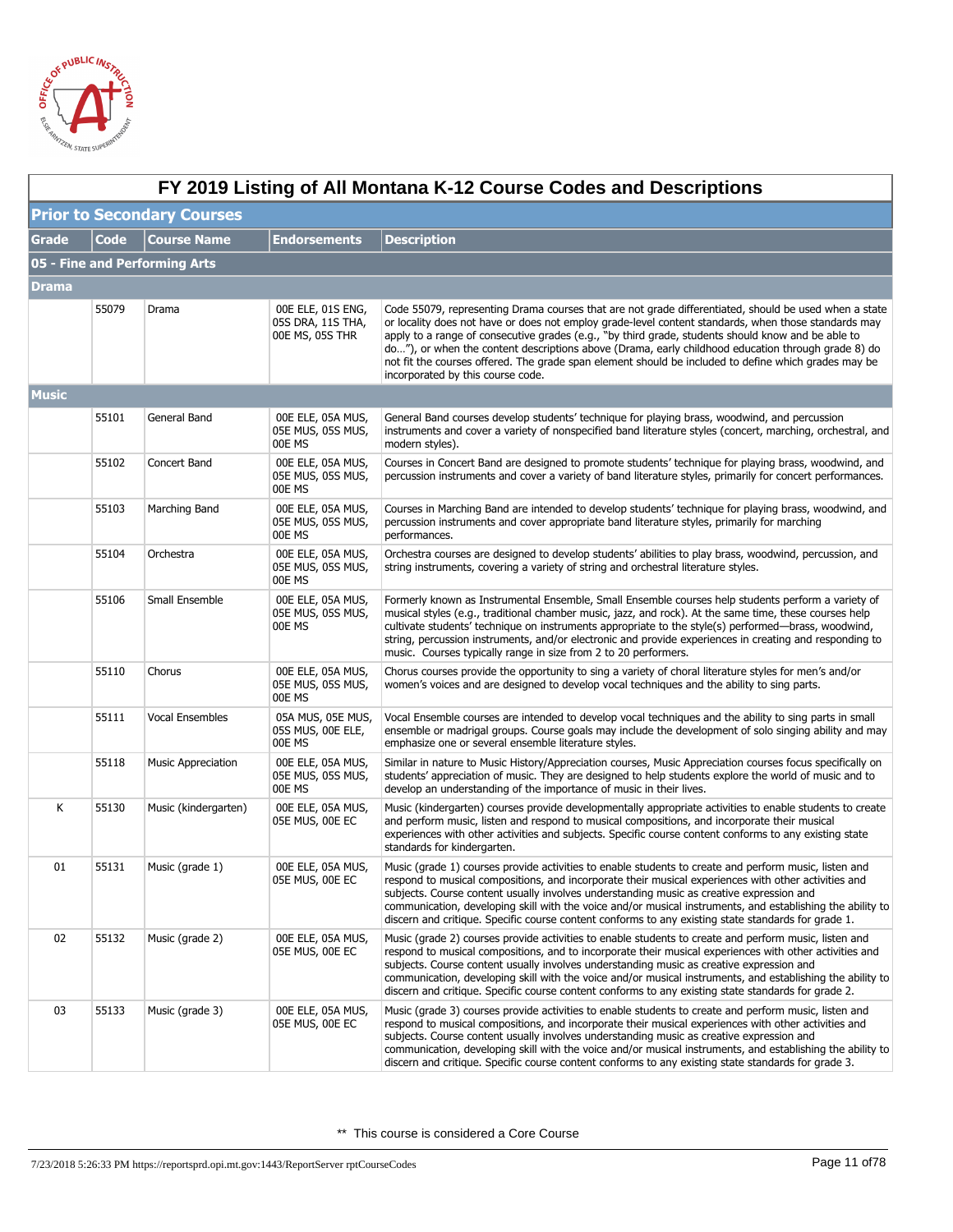# FY 2019 Listing of All Montana K-12 Course Codes and Descriptions

## Prior to Secondary Courses

| Grade | Code | Course Name | Endorsements | Description |
|---|---|---|---|---|
| **05 - Fine and Performing Arts** | | | | |
| **Drama** | | | | |
| | 55079 | Drama | 00E ELE, 01S ENG, 05S DRA, 11S THA, 00E MS, 05S THR | Code 55079, representing Drama courses that are not grade differentiated, should be used when a state or locality does not have or does not employ grade-level content standards, when those standards may apply to a range of consecutive grades (e.g., "by third grade, students should know and be able to do…"), or when the content descriptions above (Drama, early childhood education through grade 8) do not fit the courses offered. The grade span element should be included to define which grades may be incorporated by this course code. |
| **Music** | | | | |
| | 55101 | General Band | 00E ELE, 05A MUS, 05E MUS, 05S MUS, 00E MS | General Band courses develop students' technique for playing brass, woodwind, and percussion instruments and cover a variety of nonspecified band literature styles (concert, marching, orchestral, and modern styles). |
| | 55102 | Concert Band | 00E ELE, 05A MUS, 05E MUS, 05S MUS, 00E MS | Courses in Concert Band are designed to promote students' technique for playing brass, woodwind, and percussion instruments and cover a variety of band literature styles, primarily for concert performances. |
| | 55103 | Marching Band | 00E ELE, 05A MUS, 05E MUS, 05S MUS, 00E MS | Courses in Marching Band are intended to develop students' technique for playing brass, woodwind, and percussion instruments and cover appropriate band literature styles, primarily for marching performances. |
| | 55104 | Orchestra | 00E ELE, 05A MUS, 05E MUS, 05S MUS, 00E MS | Orchestra courses are designed to develop students' abilities to play brass, woodwind, percussion, and string instruments, covering a variety of string and orchestral literature styles. |
| | 55106 | Small Ensemble | 00E ELE, 05A MUS, 05E MUS, 05S MUS, 00E MS | Formerly known as Instrumental Ensemble, Small Ensemble courses help students perform a variety of musical styles (e.g., traditional chamber music, jazz, and rock). At the same time, these courses help cultivate students' technique on instruments appropriate to the style(s) performed—brass, woodwind, string, percussion instruments, and/or electronic and provide experiences in creating and responding to music. Courses typically range in size from 2 to 20 performers. |
| | 55110 | Chorus | 00E ELE, 05A MUS, 05E MUS, 05S MUS, 00E MS | Chorus courses provide the opportunity to sing a variety of choral literature styles for men's and/or women's voices and are designed to develop vocal techniques and the ability to sing parts. |
| | 55111 | Vocal Ensembles | 05A MUS, 05E MUS, 05S MUS, 00E ELE, 00E MS | Vocal Ensemble courses are intended to develop vocal techniques and the ability to sing parts in small ensemble or madrigal groups. Course goals may include the development of solo singing ability and may emphasize one or several ensemble literature styles. |
| | 55118 | Music Appreciation | 00E ELE, 05A MUS, 05E MUS, 05S MUS, 00E MS | Similar in nature to Music History/Appreciation courses, Music Appreciation courses focus specifically on students' appreciation of music. They are designed to help students explore the world of music and to develop an understanding of the importance of music in their lives. |
| K | 55130 | Music (kindergarten) | 00E ELE, 05A MUS, 05E MUS, 00E EC | Music (kindergarten) courses provide developmentally appropriate activities to enable students to create and perform music, listen and respond to musical compositions, and incorporate their musical experiences with other activities and subjects. Specific course content conforms to any existing state standards for kindergarten. |
| 01 | 55131 | Music (grade 1) | 00E ELE, 05A MUS, 05E MUS, 00E EC | Music (grade 1) courses provide activities to enable students to create and perform music, listen and respond to musical compositions, and incorporate their musical experiences with other activities and subjects. Course content usually involves understanding music as creative expression and communication, developing skill with the voice and/or musical instruments, and establishing the ability to discern and critique. Specific course content conforms to any existing state standards for grade 1. |
| 02 | 55132 | Music (grade 2) | 00E ELE, 05A MUS, 05E MUS, 00E EC | Music (grade 2) courses provide activities to enable students to create and perform music, listen and respond to musical compositions, and to incorporate their musical experiences with other activities and subjects. Course content usually involves understanding music as creative expression and communication, developing skill with the voice and/or musical instruments, and establishing the ability to discern and critique. Specific course content conforms to any existing state standards for grade 2. |
| 03 | 55133 | Music (grade 3) | 00E ELE, 05A MUS, 05E MUS, 00E EC | Music (grade 3) courses provide activities to enable students to create and perform music, listen and respond to musical compositions, and incorporate their musical experiences with other activities and subjects. Course content usually involves understanding music as creative expression and communication, developing skill with the voice and/or musical instruments, and establishing the ability to discern and critique. Specific course content conforms to any existing state standards for grade 3. |

** This course is considered a Core Course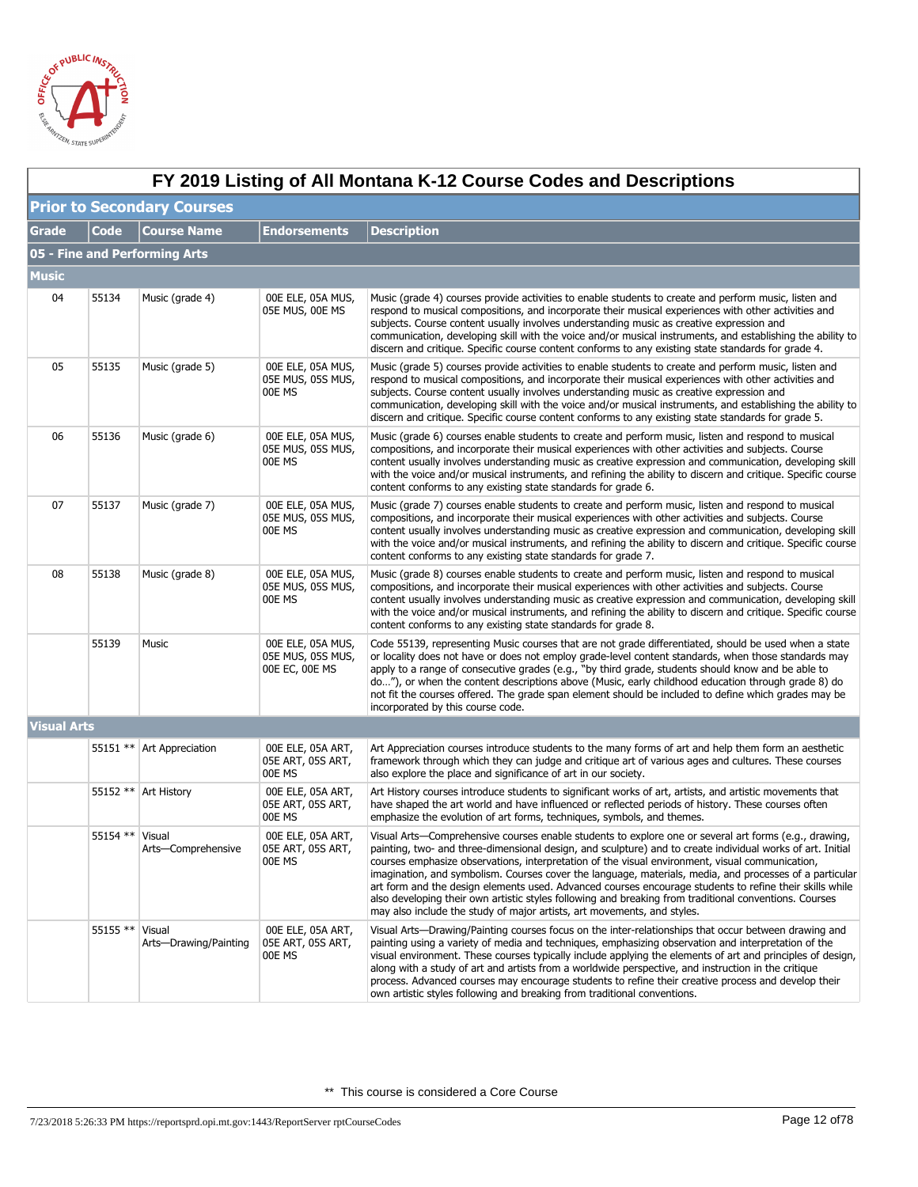# FY 2019 Listing of All Montana K-12 Course Codes and Descriptions

## Prior to Secondary Courses

| Grade | Code | Course Name | Endorsements | Description |
|---|---|---|---|---|
| **05 - Fine and Performing Arts** | | | | |
| **Music** | | | | |
| 04 | 55134 | Music (grade 4) | 00E ELE, 05A MUS, 05E MUS, 00E MS | Music (grade 4) courses provide activities to enable students to create and perform music, listen and respond to musical compositions, and incorporate their musical experiences with other activities and subjects. Course content usually involves understanding music as creative expression and communication, developing skill with the voice and/or musical instruments, and establishing the ability to discern and critique. Specific course content conforms to any existing state standards for grade 4. |
| 05 | 55135 | Music (grade 5) | 00E ELE, 05A MUS, 05E MUS, 05S MUS, 00E MS | Music (grade 5) courses provide activities to enable students to create and perform music, listen and respond to musical compositions, and incorporate their musical experiences with other activities and subjects. Course content usually involves understanding music as creative expression and communication, developing skill with the voice and/or musical instruments, and establishing the ability to discern and critique. Specific course content conforms to any existing state standards for grade 5. |
| 06 | 55136 | Music (grade 6) | 00E ELE, 05A MUS, 05E MUS, 05S MUS, 00E MS | Music (grade 6) courses enable students to create and perform music, listen and respond to musical compositions, and incorporate their musical experiences with other activities and subjects. Course content usually involves understanding music as creative expression and communication, developing skill with the voice and/or musical instruments, and refining the ability to discern and critique. Specific course content conforms to any existing state standards for grade 6. |
| 07 | 55137 | Music (grade 7) | 00E ELE, 05A MUS, 05E MUS, 05S MUS, 00E MS | Music (grade 7) courses enable students to create and perform music, listen and respond to musical compositions, and incorporate their musical experiences with other activities and subjects. Course content usually involves understanding music as creative expression and communication, developing skill with the voice and/or musical instruments, and refining the ability to discern and critique. Specific course content conforms to any existing state standards for grade 7. |
| 08 | 55138 | Music (grade 8) | 00E ELE, 05A MUS, 05E MUS, 05S MUS, 00E MS | Music (grade 8) courses enable students to create and perform music, listen and respond to musical compositions, and incorporate their musical experiences with other activities and subjects. Course content usually involves understanding music as creative expression and communication, developing skill with the voice and/or musical instruments, and refining the ability to discern and critique. Specific course content conforms to any existing state standards for grade 8. |
| | 55139 | Music | 00E ELE, 05A MUS, 05E MUS, 05S MUS, 00E EC, 00E MS | Code 55139, representing Music courses that are not grade differentiated, should be used when a state or locality does not have or does not employ grade-level content standards, when those standards may apply to a range of consecutive grades (e.g., "by third grade, students should know and be able to do…"), or when the content descriptions above (Music, early childhood education through grade 8) do not fit the courses offered. The grade span element should be included to define which grades may be incorporated by this course code. |
| **Visual Arts** | | | | |
| | 55151 ** | Art Appreciation | 00E ELE, 05A ART, 05E ART, 05S ART, 00E MS | Art Appreciation courses introduce students to the many forms of art and help them form an aesthetic framework through which they can judge and critique art of various ages and cultures. These courses also explore the place and significance of art in our society. |
| | 55152 ** | Art History | 00E ELE, 05A ART, 05E ART, 05S ART, 00E MS | Art History courses introduce students to significant works of art, artists, and artistic movements that have shaped the art world and have influenced or reflected periods of history. These courses often emphasize the evolution of art forms, techniques, symbols, and themes. |
| | 55154 ** | Visual Arts—Comprehensive | 00E ELE, 05A ART, 05E ART, 05S ART, 00E MS | Visual Arts—Comprehensive courses enable students to explore one or several art forms (e.g., drawing, painting, two- and three-dimensional design, and sculpture) and to create individual works of art. Initial courses emphasize observations, interpretation of the visual environment, visual communication, imagination, and symbolism. Courses cover the language, materials, media, and processes of a particular art form and the design elements used. Advanced courses encourage students to refine their skills while also developing their own artistic styles following and breaking from traditional conventions. Courses may also include the study of major artists, art movements, and styles. |
| | 55155 ** | Visual Arts—Drawing/Painting | 00E ELE, 05A ART, 05E ART, 05S ART, 00E MS | Visual Arts—Drawing/Painting courses focus on the inter-relationships that occur between drawing and painting using a variety of media and techniques, emphasizing observation and interpretation of the visual environment. These courses typically include applying the elements of art and principles of design, along with a study of art and artists from a worldwide perspective, and instruction in the critique process. Advanced courses may encourage students to refine their creative process and develop their own artistic styles following and breaking from traditional conventions. |

** This course is considered a Core Course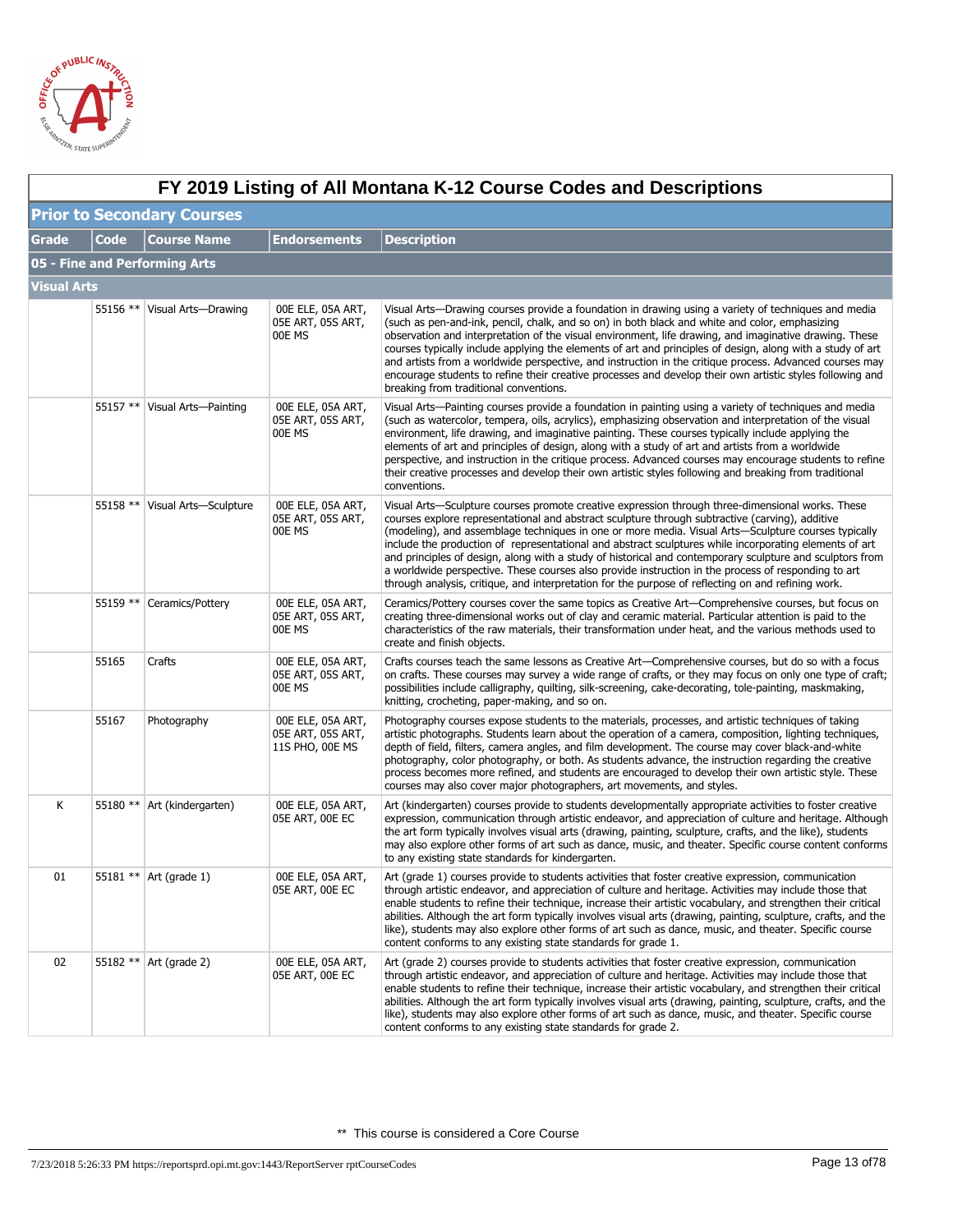# FY 2019 Listing of All Montana K-12 Course Codes and Descriptions

## Prior to Secondary Courses

| Grade | Code | Course Name | Endorsements | Description |
|---|---|---|---|---|
| **05 - Fine and Performing Arts** | | | | |
| **Visual Arts** | | | | |
| | 55156 ** | Visual Arts—Drawing | 00E ELE, 05A ART, 05E ART, 05S ART, 00E MS | Visual Arts—Drawing courses provide a foundation in drawing using a variety of techniques and media (such as pen-and-ink, pencil, chalk, and so on) in both black and white and color, emphasizing observation and interpretation of the visual environment, life drawing, and imaginative drawing. These courses typically include applying the elements of art and principles of design, along with a study of art and artists from a worldwide perspective, and instruction in the critique process. Advanced courses may encourage students to refine their creative processes and develop their own artistic styles following and breaking from traditional conventions. |
| | 55157 ** | Visual Arts—Painting | 00E ELE, 05A ART, 05E ART, 05S ART, 00E MS | Visual Arts—Painting courses provide a foundation in painting using a variety of techniques and media (such as watercolor, tempera, oils, acrylics), emphasizing observation and interpretation of the visual environment, life drawing, and imaginative painting. These courses typically include applying the elements of art and principles of design, along with a study of art and artists from a worldwide perspective, and instruction in the critique process. Advanced courses may encourage students to refine their creative processes and develop their own artistic styles following and breaking from traditional conventions. |
| | 55158 ** | Visual Arts—Sculpture | 00E ELE, 05A ART, 05E ART, 05S ART, 00E MS | Visual Arts—Sculpture courses promote creative expression through three-dimensional works. These courses explore representational and abstract sculpture through subtractive (carving), additive (modeling), and assemblage techniques in one or more media. Visual Arts—Sculpture courses typically include the production of representational and abstract sculptures while incorporating elements of art and principles of design, along with a study of historical and contemporary sculpture and sculptors from a worldwide perspective. These courses also provide instruction in the process of responding to art through analysis, critique, and interpretation for the purpose of reflecting on and refining work. |
| | 55159 ** | Ceramics/Pottery | 00E ELE, 05A ART, 05E ART, 05S ART, 00E MS | Ceramics/Pottery courses cover the same topics as Creative Art—Comprehensive courses, but focus on creating three-dimensional works out of clay and ceramic material. Particular attention is paid to the characteristics of the raw materials, their transformation under heat, and the various methods used to create and finish objects. |
| | 55165 | Crafts | 00E ELE, 05A ART, 05E ART, 05S ART, 00E MS | Crafts courses teach the same lessons as Creative Art—Comprehensive courses, but do so with a focus on crafts. These courses may survey a wide range of crafts, or they may focus on only one type of craft; possibilities include calligraphy, quilting, silk-screening, cake-decorating, tole-painting, maskmaking, knitting, crocheting, paper-making, and so on. |
| | 55167 | Photography | 00E ELE, 05A ART, 05E ART, 05S ART, 11S PHO, 00E MS | Photography courses expose students to the materials, processes, and artistic techniques of taking artistic photographs. Students learn about the operation of a camera, composition, lighting techniques, depth of field, filters, camera angles, and film development. The course may cover black-and-white photography, color photography, or both. As students advance, the instruction regarding the creative process becomes more refined, and students are encouraged to develop their own artistic style. These courses may also cover major photographers, art movements, and styles. |
| K | 55180 ** | Art (kindergarten) | 00E ELE, 05A ART, 05E ART, 00E EC | Art (kindergarten) courses provide to students developmentally appropriate activities to foster creative expression, communication through artistic endeavor, and appreciation of culture and heritage. Although the art form typically involves visual arts (drawing, painting, sculpture, crafts, and the like), students may also explore other forms of art such as dance, music, and theater. Specific course content conforms to any existing state standards for kindergarten. |
| 01 | 55181 ** | Art (grade 1) | 00E ELE, 05A ART, 05E ART, 00E EC | Art (grade 1) courses provide to students activities that foster creative expression, communication through artistic endeavor, and appreciation of culture and heritage. Activities may include those that enable students to refine their technique, increase their artistic vocabulary, and strengthen their critical abilities. Although the art form typically involves visual arts (drawing, painting, sculpture, crafts, and the like), students may also explore other forms of art such as dance, music, and theater. Specific course content conforms to any existing state standards for grade 1. |
| 02 | 55182 ** | Art (grade 2) | 00E ELE, 05A ART, 05E ART, 00E EC | Art (grade 2) courses provide to students activities that foster creative expression, communication through artistic endeavor, and appreciation of culture and heritage. Activities may include those that enable students to refine their technique, increase their artistic vocabulary, and strengthen their critical abilities. Although the art form typically involves visual arts (drawing, painting, sculpture, crafts, and the like), students may also explore other forms of art such as dance, music, and theater. Specific course content conforms to any existing state standards for grade 2. |

** This course is considered a Core Course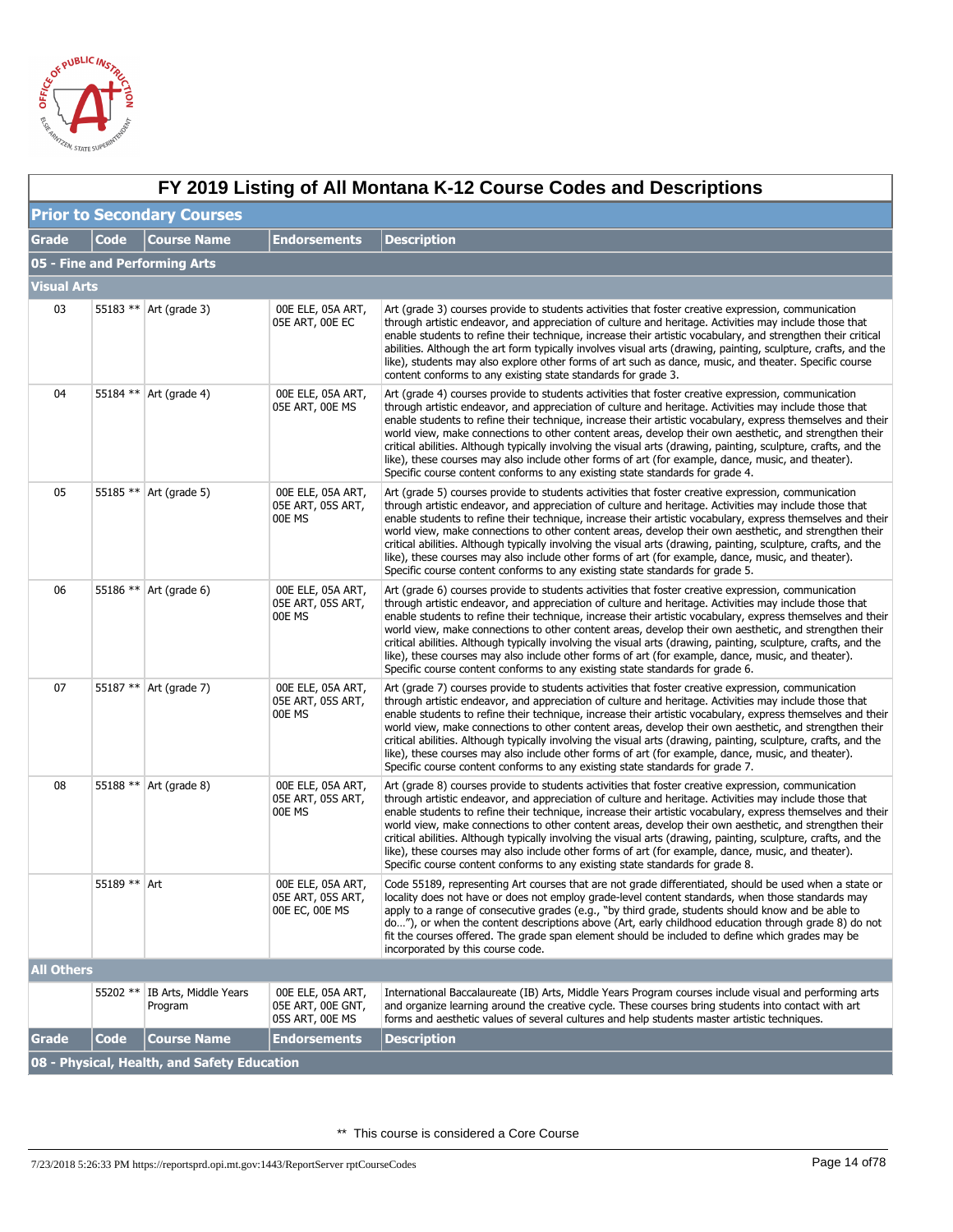# FY 2019 Listing of All Montana K-12 Course Codes and Descriptions

## Prior to Secondary Courses

| Grade | Code | Course Name | Endorsements | Description |
|---|---|---|---|---|
| **05 - Fine and Performing Arts** | | | | |
| **Visual Arts** | | | | |
| 03 | 55183 ** | Art (grade 3) | 00E ELE, 05A ART, 05E ART, 00E EC | Art (grade 3) courses provide to students activities that foster creative expression, communication through artistic endeavor, and appreciation of culture and heritage. Activities may include those that enable students to refine their technique, increase their artistic vocabulary, and strengthen their critical abilities. Although the art form typically involves visual arts (drawing, painting, sculpture, crafts, and the like), students may also explore other forms of art such as dance, music, and theater. Specific course content conforms to any existing state standards for grade 3. |
| 04 | 55184 ** | Art (grade 4) | 00E ELE, 05A ART, 05E ART, 00E MS | Art (grade 4) courses provide to students activities that foster creative expression, communication through artistic endeavor, and appreciation of culture and heritage. Activities may include those that enable students to refine their technique, increase their artistic vocabulary, express themselves and their world view, make connections to other content areas, develop their own aesthetic, and strengthen their critical abilities. Although typically involving the visual arts (drawing, painting, sculpture, crafts, and the like), these courses may also include other forms of art (for example, dance, music, and theater). Specific course content conforms to any existing state standards for grade 4. |
| 05 | 55185 ** | Art (grade 5) | 00E ELE, 05A ART, 05E ART, 05S ART, 00E MS | Art (grade 5) courses provide to students activities that foster creative expression, communication through artistic endeavor, and appreciation of culture and heritage. Activities may include those that enable students to refine their technique, increase their artistic vocabulary, express themselves and their world view, make connections to other content areas, develop their own aesthetic, and strengthen their critical abilities. Although typically involving the visual arts (drawing, painting, sculpture, crafts, and the like), these courses may also include other forms of art (for example, dance, music, and theater). Specific course content conforms to any existing state standards for grade 5. |
| 06 | 55186 ** | Art (grade 6) | 00E ELE, 05A ART, 05E ART, 05S ART, 00E MS | Art (grade 6) courses provide to students activities that foster creative expression, communication through artistic endeavor, and appreciation of culture and heritage. Activities may include those that enable students to refine their technique, increase their artistic vocabulary, express themselves and their world view, make connections to other content areas, develop their own aesthetic, and strengthen their critical abilities. Although typically involving the visual arts (drawing, painting, sculpture, crafts, and the like), these courses may also include other forms of art (for example, dance, music, and theater). Specific course content conforms to any existing state standards for grade 6. |
| 07 | 55187 ** | Art (grade 7) | 00E ELE, 05A ART, 05E ART, 05S ART, 00E MS | Art (grade 7) courses provide to students activities that foster creative expression, communication through artistic endeavor, and appreciation of culture and heritage. Activities may include those that enable students to refine their technique, increase their artistic vocabulary, express themselves and their world view, make connections to other content areas, develop their own aesthetic, and strengthen their critical abilities. Although typically involving the visual arts (drawing, painting, sculpture, crafts, and the like), these courses may also include other forms of art (for example, dance, music, and theater). Specific course content conforms to any existing state standards for grade 7. |
| 08 | 55188 ** | Art (grade 8) | 00E ELE, 05A ART, 05E ART, 05S ART, 00E MS | Art (grade 8) courses provide to students activities that foster creative expression, communication through artistic endeavor, and appreciation of culture and heritage. Activities may include those that enable students to refine their technique, increase their artistic vocabulary, express themselves and their world view, make connections to other content areas, develop their own aesthetic, and strengthen their critical abilities. Although typically involving the visual arts (drawing, painting, sculpture, crafts, and the like), these courses may also include other forms of art (for example, dance, music, and theater). Specific course content conforms to any existing state standards for grade 8. |
| | 55189 ** | Art | 00E ELE, 05A ART, 05E ART, 05S ART, 00E EC, 00E MS | Code 55189, representing Art courses that are not grade differentiated, should be used when a state or locality does not have or does not employ grade-level content standards, when those standards may apply to a range of consecutive grades (e.g., "by third grade, students should know and be able to do…"), or when the content descriptions above (Art, early childhood education through grade 8) do not fit the courses offered. The grade span element should be included to define which grades may be incorporated by this course code. |
| **All Others** | | | | |
| | 55202 ** | IB Arts, Middle Years Program | 00E ELE, 05A ART, 05E ART, 00E GNT, 05S ART, 00E MS | International Baccalaureate (IB) Arts, Middle Years Program courses include visual and performing arts and organize learning around the creative cycle. These courses bring students into contact with art forms and aesthetic values of several cultures and help students master artistic techniques. |

| Grade | Code | Course Name | Endorsements | Description |
|---|---|---|---|---|
| **08 - Physical, Health, and Safety Education** | | | | |

** This course is considered a Core Course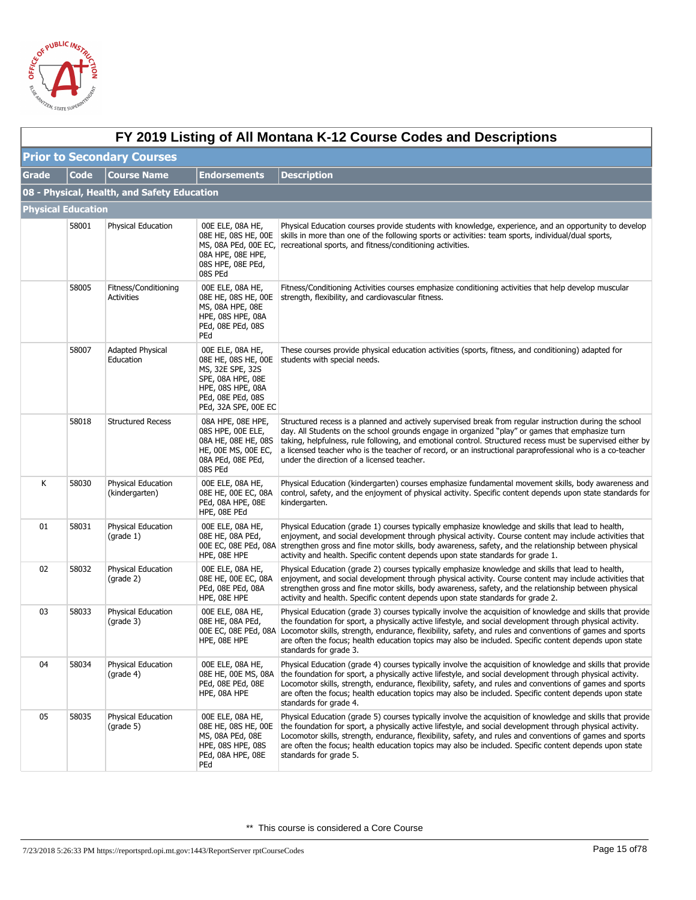# FY 2019 Listing of All Montana K-12 Course Codes and Descriptions

## Prior to Secondary Courses

| Grade | Code | Course Name | Endorsements | Description |
|---|---|---|---|---|
| **08 - Physical, Health, and Safety Education** | | | | |
| **Physical Education** | | | | |
| | 58001 | Physical Education | 00E ELE, 08A HE, 08E HE, 08S HE, 00E MS, 08A PEd, 00E EC, 08A HPE, 08E HPE, 08S HPE, 08E PEd, 08S PEd | Physical Education courses provide students with knowledge, experience, and an opportunity to develop skills in more than one of the following sports or activities: team sports, individual/dual sports, recreational sports, and fitness/conditioning activities. |
| | 58005 | Fitness/Conditioning Activities | 00E ELE, 08A HE, 08E HE, 08S HE, 00E MS, 08A HPE, 08E HPE, 08S HPE, 08A PEd, 08E PEd, 08S PEd | Fitness/Conditioning Activities courses emphasize conditioning activities that help develop muscular strength, flexibility, and cardiovascular fitness. |
| | 58007 | Adapted Physical Education | 00E ELE, 08A HE, 08E HE, 08S HE, 00E MS, 32E SPE, 32S SPE, 08A HPE, 08E HPE, 08S HPE, 08A PEd, 08E PEd, 08S PEd, 32A SPE, 00E EC | These courses provide physical education activities (sports, fitness, and conditioning) adapted for students with special needs. |
| | 58018 | Structured Recess | 08A HPE, 08E HPE, 08S HPE, 00E ELE, 08A HE, 08E HE, 08S HE, 00E MS, 00E EC, 08A PEd, 08E PEd, 08S PEd | Structured recess is a planned and actively supervised break from regular instruction during the school day. All Students on the school grounds engage in organized "play" or games that emphasize turn taking, helpfulness, rule following, and emotional control. Structured recess must be supervised either by a licensed teacher who is the teacher of record, or an instructional paraprofessional who is a co-teacher under the direction of a licensed teacher. |
| K | 58030 | Physical Education (kindergarten) | 00E ELE, 08A HE, 08E HE, 00E EC, 08A PEd, 08A HPE, 08E HPE, 08E PEd | Physical Education (kindergarten) courses emphasize fundamental movement skills, body awareness and control, safety, and the enjoyment of physical activity. Specific content depends upon state standards for kindergarten. |
| 01 | 58031 | Physical Education (grade 1) | 00E ELE, 08A HE, 08E HE, 08A PEd, 00E EC, 08E PEd, 08A HPE, 08E HPE | Physical Education (grade 1) courses typically emphasize knowledge and skills that lead to health, enjoyment, and social development through physical activity. Course content may include activities that strengthen gross and fine motor skills, body awareness, safety, and the relationship between physical activity and health. Specific content depends upon state standards for grade 1. |
| 02 | 58032 | Physical Education (grade 2) | 00E ELE, 08A HE, 08E HE, 00E EC, 08A PEd, 08E PEd, 08A HPE, 08E HPE | Physical Education (grade 2) courses typically emphasize knowledge and skills that lead to health, enjoyment, and social development through physical activity. Course content may include activities that strengthen gross and fine motor skills, body awareness, safety, and the relationship between physical activity and health. Specific content depends upon state standards for grade 2. |
| 03 | 58033 | Physical Education (grade 3) | 00E ELE, 08A HE, 08E HE, 08A PEd, 00E EC, 08E PEd, 08A HPE, 08E HPE | Physical Education (grade 3) courses typically involve the acquisition of knowledge and skills that provide the foundation for sport, a physically active lifestyle, and social development through physical activity. Locomotor skills, strength, endurance, flexibility, safety, and rules and conventions of games and sports are often the focus; health education topics may also be included. Specific content depends upon state standards for grade 3. |
| 04 | 58034 | Physical Education (grade 4) | 00E ELE, 08A HE, 08E HE, 00E MS, 08A PEd, 08E PEd, 08E HPE, 08A HPE | Physical Education (grade 4) courses typically involve the acquisition of knowledge and skills that provide the foundation for sport, a physically active lifestyle, and social development through physical activity. Locomotor skills, strength, endurance, flexibility, safety, and rules and conventions of games and sports are often the focus; health education topics may also be included. Specific content depends upon state standards for grade 4. |
| 05 | 58035 | Physical Education (grade 5) | 00E ELE, 08A HE, 08E HE, 08S HE, 00E MS, 08A PEd, 08E HPE, 08S HPE, 08S PEd, 08A HPE, 08E PEd | Physical Education (grade 5) courses typically involve the acquisition of knowledge and skills that provide the foundation for sport, a physically active lifestyle, and social development through physical activity. Locomotor skills, strength, endurance, flexibility, safety, and rules and conventions of games and sports are often the focus; health education topics may also be included. Specific content depends upon state standards for grade 5. |

** This course is considered a Core Course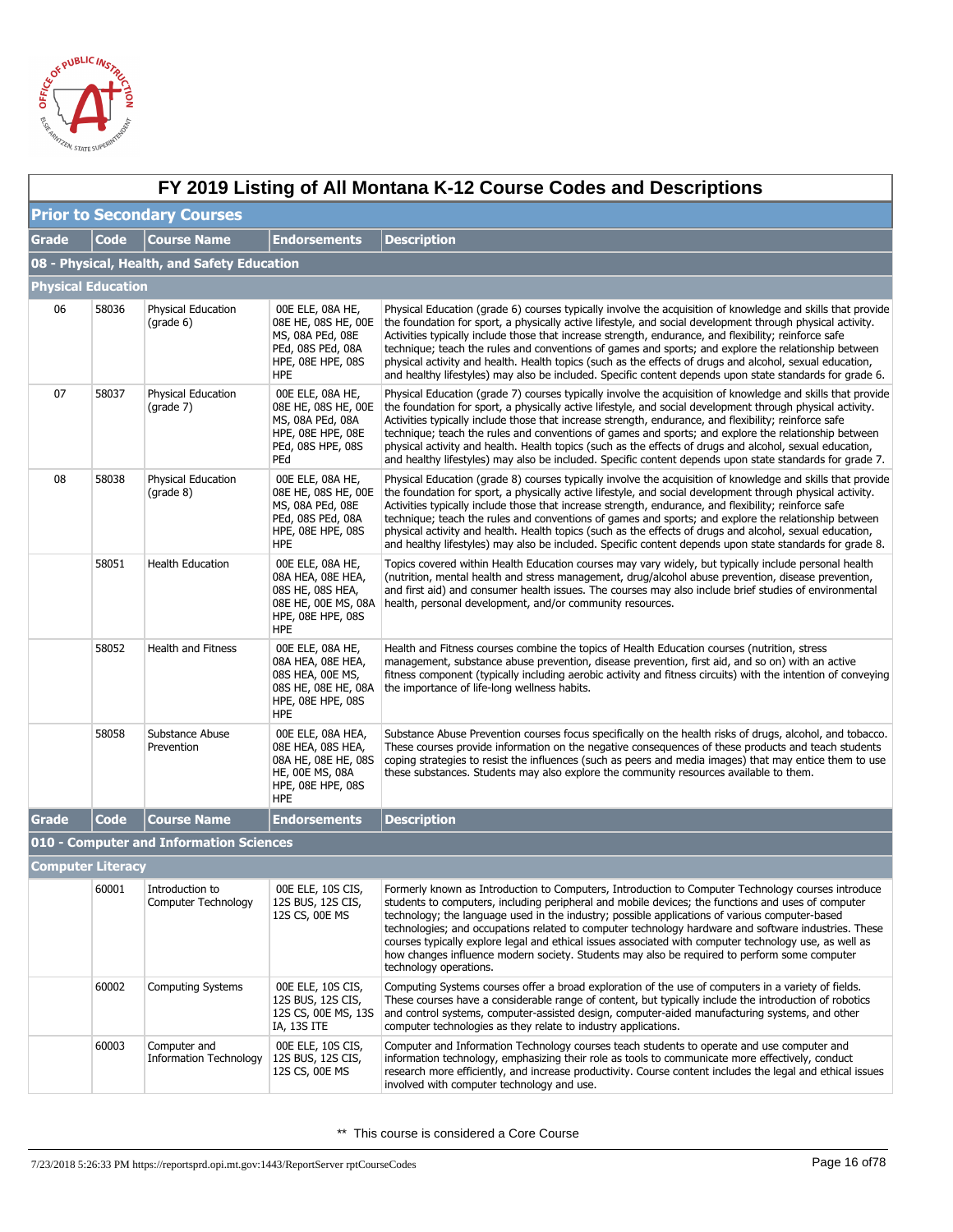# FY 2019 Listing of All Montana K-12 Course Codes and Descriptions

## Prior to Secondary Courses

| Grade | Code | Course Name | Endorsements | Description |
|---|---|---|---|---|
| **08 - Physical, Health, and Safety Education** | | | | |
| **Physical Education** | | | | |
| 06 | 58036 | Physical Education (grade 6) | 00E ELE, 08A HE, 08E HE, 08S HE, 00E MS, 08A PEd, 08E PEd, 08S PEd, 08A HPE, 08E HPE, 08S HPE | Physical Education (grade 6) courses typically involve the acquisition of knowledge and skills that provide the foundation for sport, a physically active lifestyle, and social development through physical activity. Activities typically include those that increase strength, endurance, and flexibility; reinforce safe technique; teach the rules and conventions of games and sports; and explore the relationship between physical activity and health. Health topics (such as the effects of drugs and alcohol, sexual education, and healthy lifestyles) may also be included. Specific content depends upon state standards for grade 6. |
| 07 | 58037 | Physical Education (grade 7) | 00E ELE, 08A HE, 08E HE, 08S HE, 00E MS, 08A PEd, 08A HPE, 08E HPE, 08E PEd, 08S HPE, 08S PEd | Physical Education (grade 7) courses typically involve the acquisition of knowledge and skills that provide the foundation for sport, a physically active lifestyle, and social development through physical activity. Activities typically include those that increase strength, endurance, and flexibility; reinforce safe technique; teach the rules and conventions of games and sports; and explore the relationship between physical activity and health. Health topics (such as the effects of drugs and alcohol, sexual education, and healthy lifestyles) may also be included. Specific content depends upon state standards for grade 7. |
| 08 | 58038 | Physical Education (grade 8) | 00E ELE, 08A HE, 08E HE, 08S HE, 00E MS, 08A PEd, 08E PEd, 08S PEd, 08A HPE, 08E HPE, 08S HPE | Physical Education (grade 8) courses typically involve the acquisition of knowledge and skills that provide the foundation for sport, a physically active lifestyle, and social development through physical activity. Activities typically include those that increase strength, endurance, and flexibility; reinforce safe technique; teach the rules and conventions of games and sports; and explore the relationship between physical activity and health. Health topics (such as the effects of drugs and alcohol, sexual education, and healthy lifestyles) may also be included. Specific content depends upon state standards for grade 8. |
| | 58051 | Health Education | 00E ELE, 08A HE, 08A HEA, 08E HEA, 08S HE, 08S HEA, 08E HE, 00E MS, 08A HPE, 08E HPE, 08S HPE | Topics covered within Health Education courses may vary widely, but typically include personal health (nutrition, mental health and stress management, drug/alcohol abuse prevention, disease prevention, and first aid) and consumer health issues. The courses may also include brief studies of environmental health, personal development, and/or community resources. |
| | 58052 | Health and Fitness | 00E ELE, 08A HE, 08A HEA, 08E HEA, 08S HEA, 00E MS, 08S HE, 08E HE, 08A HPE, 08E HPE, 08S HPE | Health and Fitness courses combine the topics of Health Education courses (nutrition, stress management, substance abuse prevention, disease prevention, first aid, and so on) with an active fitness component (typically including aerobic activity and fitness circuits) with the intention of conveying the importance of life-long wellness habits. |
| | 58058 | Substance Abuse Prevention | 00E ELE, 08A HEA, 08E HEA, 08S HEA, 08A HE, 08E HE, 08S HE, 00E MS, 08A HPE, 08E HPE, 08S HPE | Substance Abuse Prevention courses focus specifically on the health risks of drugs, alcohol, and tobacco. These courses provide information on the negative consequences of these products and teach students coping strategies to resist the influences (such as peers and media images) that may entice them to use these substances. Students may also explore the community resources available to them. |

| Grade | Code | Course Name | Endorsements | Description |
|---|---|---|---|---|
| **010 - Computer and Information Sciences** | | | | |
| **Computer Literacy** | | | | |
| | 60001 | Introduction to Computer Technology | 00E ELE, 10S CIS, 12S BUS, 12S CIS, 12S CS, 00E MS | Formerly known as Introduction to Computers, Introduction to Computer Technology courses introduce students to computers, including peripheral and mobile devices; the functions and uses of computer technology; the language used in the industry; possible applications of various computer-based technologies; and occupations related to computer technology hardware and software industries. These courses typically explore legal and ethical issues associated with computer technology use, as well as how changes influence modern society. Students may also be required to perform some computer technology operations. |
| | 60002 | Computing Systems | 00E ELE, 10S CIS, 12S BUS, 12S CIS, 12S CS, 00E MS, 13S IA, 13S ITE | Computing Systems courses offer a broad exploration of the use of computers in a variety of fields. These courses have a considerable range of content, but typically include the introduction of robotics and control systems, computer-assisted design, computer-aided manufacturing systems, and other computer technologies as they relate to industry applications. |
| | 60003 | Computer and Information Technology | 00E ELE, 10S CIS, 12S BUS, 12S CIS, 12S CS, 00E MS | Computer and Information Technology courses teach students to operate and use computer and information technology, emphasizing their role as tools to communicate more effectively, conduct research more efficiently, and increase productivity. Course content includes the legal and ethical issues involved with computer technology and use. |

** This course is considered a Core Course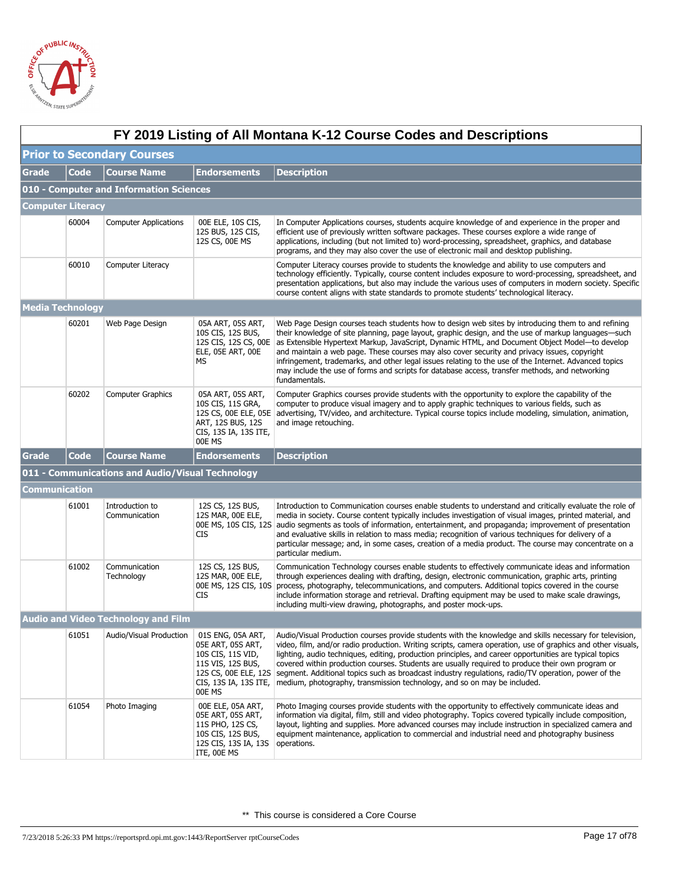# FY 2019 Listing of All Montana K-12 Course Codes and Descriptions

## Prior to Secondary Courses

| Grade | Code | Course Name | Endorsements | Description |
|---|---|---|---|---|
| **010 - Computer and Information Sciences** | | | | |
| **Computer Literacy** | | | | |
| | 60004 | Computer Applications | 00E ELE, 10S CIS, 12S BUS, 12S CIS, 12S CS, 00E MS | In Computer Applications courses, students acquire knowledge of and experience in the proper and efficient use of previously written software packages. These courses explore a wide range of applications, including (but not limited to) word-processing, spreadsheet, graphics, and database programs, and they may also cover the use of electronic mail and desktop publishing. |
| | 60010 | Computer Literacy | | Computer Literacy courses provide to students the knowledge and ability to use computers and technology efficiently. Typically, course content includes exposure to word-processing, spreadsheet, and presentation applications, but also may include the various uses of computers in modern society. Specific course content aligns with state standards to promote students' technological literacy. |
| **Media Technology** | | | | |
| | 60201 | Web Page Design | 05A ART, 05S ART, 10S CIS, 12S BUS, 12S CIS, 12S CS, 00E ELE, 05E ART, 00E MS | Web Page Design courses teach students how to design web sites by introducing them to and refining their knowledge of site planning, page layout, graphic design, and the use of markup languages—such as Extensible Hypertext Markup, JavaScript, Dynamic HTML, and Document Object Model—to develop and maintain a web page. These courses may also cover security and privacy issues, copyright infringement, trademarks, and other legal issues relating to the use of the Internet. Advanced topics may include the use of forms and scripts for database access, transfer methods, and networking fundamentals. |
| | 60202 | Computer Graphics | 05A ART, 05S ART, 10S CIS, 11S GRA, 12S CS, 00E ELE, 05E ART, 12S BUS, 12S CIS, 13S IA, 13S ITE, 00E MS | Computer Graphics courses provide students with the opportunity to explore the capability of the computer to produce visual imagery and to apply graphic techniques to various fields, such as advertising, TV/video, and architecture. Typical course topics include modeling, simulation, animation, and image retouching. |
| **011 - Communications and Audio/Visual Technology** | | | | |
| **Communication** | | | | |
| | 61001 | Introduction to Communication | 12S CS, 12S BUS, 12S MAR, 00E ELE, 00E MS, 10S CIS, 12S CIS | Introduction to Communication courses enable students to understand and critically evaluate the role of media in society. Course content typically includes investigation of visual images, printed material, and audio segments as tools of information, entertainment, and propaganda; improvement of presentation and evaluative skills in relation to mass media; recognition of various techniques for delivery of a particular message; and, in some cases, creation of a media product. The course may concentrate on a particular medium. |
| | 61002 | Communication Technology | 12S CS, 12S BUS, 12S MAR, 00E ELE, 00E MS, 12S CIS, 10S CIS | Communication Technology courses enable students to effectively communicate ideas and information through experiences dealing with drafting, design, electronic communication, graphic arts, printing process, photography, telecommunications, and computers. Additional topics covered in the course include information storage and retrieval. Drafting equipment may be used to make scale drawings, including multi-view drawing, photographs, and poster mock-ups. |
| **Audio and Video Technology and Film** | | | | |
| | 61051 | Audio/Visual Production | 01S ENG, 05A ART, 05E ART, 05S ART, 10S CIS, 11S VID, 11S VIS, 12S BUS, 12S CS, 00E ELE, 12S CIS, 13S IA, 13S ITE, 00E MS | Audio/Visual Production courses provide students with the knowledge and skills necessary for television, video, film, and/or radio production. Writing scripts, camera operation, use of graphics and other visuals, lighting, audio techniques, editing, production principles, and career opportunities are typical topics covered within production courses. Students are usually required to produce their own program or segment. Additional topics such as broadcast industry regulations, radio/TV operation, power of the medium, photography, transmission technology, and so on may be included. |
| | 61054 | Photo Imaging | 00E ELE, 05A ART, 05E ART, 05S ART, 11S PHO, 12S CS, 10S CIS, 12S BUS, 12S CIS, 13S IA, 13S ITE, 00E MS | Photo Imaging courses provide students with the opportunity to effectively communicate ideas and information via digital, film, still and video photography. Topics covered typically include composition, layout, lighting and supplies. More advanced courses may include instruction in specialized camera and equipment maintenance, application to commercial and industrial need and photography business operations. |

** This course is considered a Core Course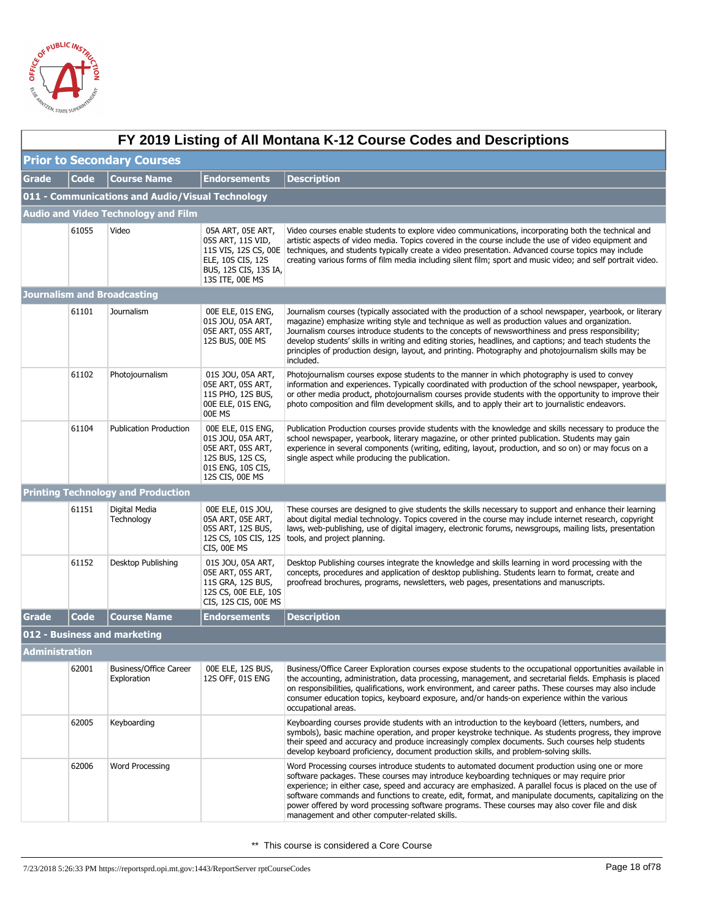# FY 2019 Listing of All Montana K-12 Course Codes and Descriptions

## Prior to Secondary Courses

| Grade | Code | Course Name | Endorsements | Description |
|---|---|---|---|---|
| **011 - Communications and Audio/Visual Technology** | | | | |
| **Audio and Video Technology and Film** | | | | |
| | 61055 | Video | 05A ART, 05E ART, 05S ART, 11S VID, 11S VIS, 12S CS, 00E ELE, 10S CIS, 12S BUS, 12S CIS, 13S IA, 13S ITE, 00E MS | Video courses enable students to explore video communications, incorporating both the technical and artistic aspects of video media. Topics covered in the course include the use of video equipment and techniques, and students typically create a video presentation. Advanced course topics may include creating various forms of film media including silent film; sport and music video; and self portrait video. |
| **Journalism and Broadcasting** | | | | |
| | 61101 | Journalism | 00E ELE, 01S ENG, 01S JOU, 05A ART, 05E ART, 05S ART, 12S BUS, 00E MS | Journalism courses (typically associated with the production of a school newspaper, yearbook, or literary magazine) emphasize writing style and technique as well as production values and organization. Journalism courses introduce students to the concepts of newsworthiness and press responsibility; develop students' skills in writing and editing stories, headlines, and captions; and teach students the principles of production design, layout, and printing. Photography and photojournalism skills may be included. |
| | 61102 | Photojournalism | 01S JOU, 05A ART, 05E ART, 05S ART, 11S PHO, 12S BUS, 00E ELE, 01S ENG, 00E MS | Photojournalism courses expose students to the manner in which photography is used to convey information and experiences. Typically coordinated with production of the school newspaper, yearbook, or other media product, photojournalism courses provide students with the opportunity to improve their photo composition and film development skills, and to apply their art to journalistic endeavors. |
| | 61104 | Publication Production | 00E ELE, 01S ENG, 01S JOU, 05A ART, 05E ART, 05S ART, 12S BUS, 12S CS, 01S ENG, 10S CIS, 12S CIS, 00E MS | Publication Production courses provide students with the knowledge and skills necessary to produce the school newspaper, yearbook, literary magazine, or other printed publication. Students may gain experience in several components (writing, editing, layout, production, and so on) or may focus on a single aspect while producing the publication. |
| **Printing Technology and Production** | | | | |
| | 61151 | Digital Media Technology | 00E ELE, 01S JOU, 05A ART, 05E ART, 05S ART, 12S BUS, 12S CS, 10S CIS, 12S CIS, 00E MS | These courses are designed to give students the skills necessary to support and enhance their learning about digital medial technology. Topics covered in the course may include internet research, copyright laws, web-publishing, use of digital imagery, electronic forums, newsgroups, mailing lists, presentation tools, and project planning. |
| | 61152 | Desktop Publishing | 01S JOU, 05A ART, 05E ART, 05S ART, 11S GRA, 12S BUS, 12S CS, 00E ELE, 10S CIS, 12S CIS, 00E MS | Desktop Publishing courses integrate the knowledge and skills learning in word processing with the concepts, procedures and application of desktop publishing. Students learn to format, create and proofread brochures, programs, newsletters, web pages, presentations and manuscripts. |

| Grade | Code | Course Name | Endorsements | Description |
|---|---|---|---|---|
| **012 - Business and marketing** | | | | |
| **Administration** | | | | |
| | 62001 | Business/Office Career Exploration | 00E ELE, 12S BUS, 12S OFF, 01S ENG | Business/Office Career Exploration courses expose students to the occupational opportunities available in the accounting, administration, data processing, management, and secretarial fields. Emphasis is placed on responsibilities, qualifications, work environment, and career paths. These courses may also include consumer education topics, keyboard exposure, and/or hands-on experience within the various occupational areas. |
| | 62005 | Keyboarding | | Keyboarding courses provide students with an introduction to the keyboard (letters, numbers, and symbols), basic machine operation, and proper keystroke technique. As students progress, they improve their speed and accuracy and produce increasingly complex documents. Such courses help students develop keyboard proficiency, document production skills, and problem-solving skills. |
| | 62006 | Word Processing | | Word Processing courses introduce students to automated document production using one or more software packages. These courses may introduce keyboarding techniques or may require prior experience; in either case, speed and accuracy are emphasized. A parallel focus is placed on the use of software commands and functions to create, edit, format, and manipulate documents, capitalizing on the power offered by word processing software programs. These courses may also cover file and disk management and other computer-related skills. |

** This course is considered a Core Course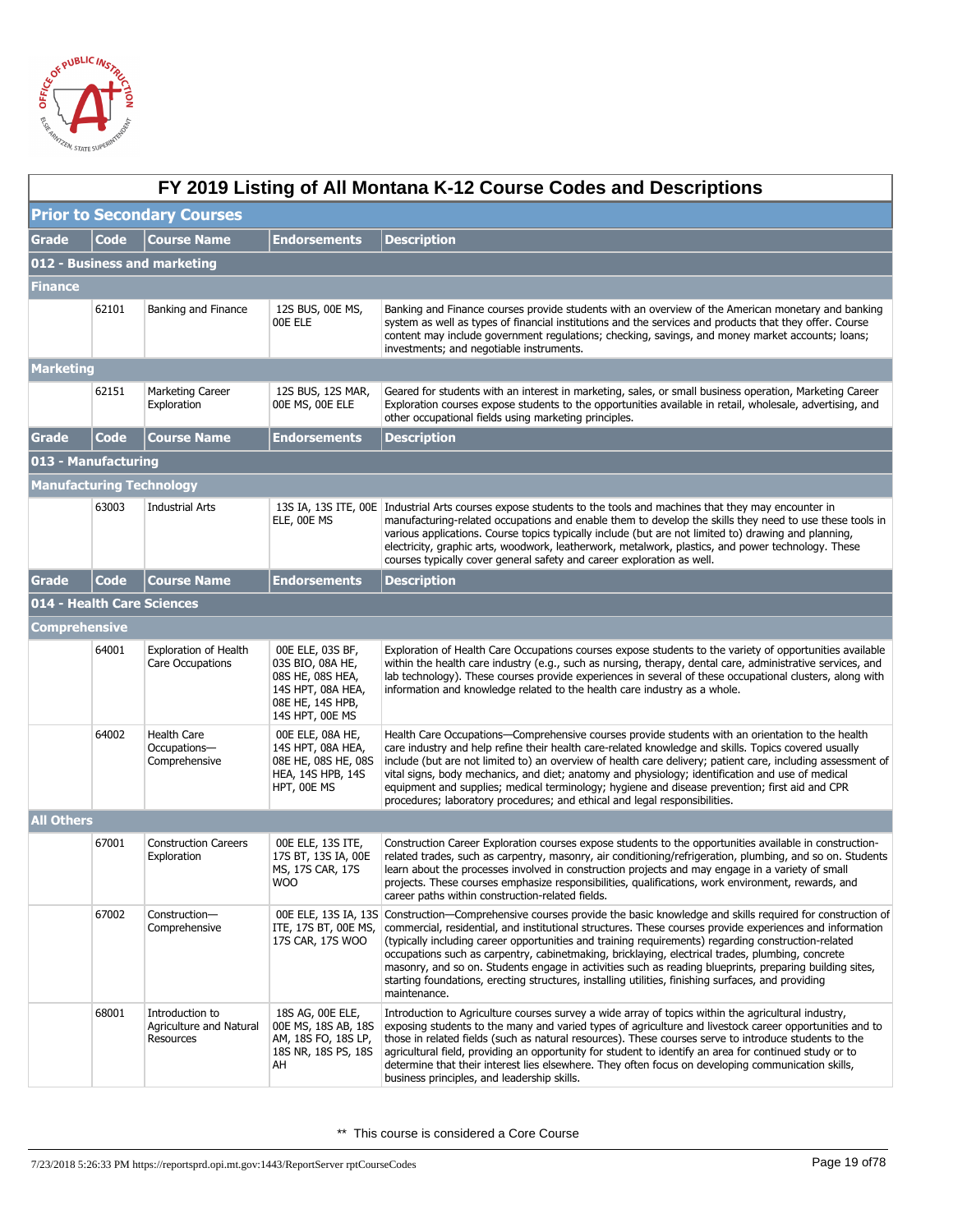# FY 2019 Listing of All Montana K-12 Course Codes and Descriptions

## Prior to Secondary Courses

| Grade | Code | Course Name | Endorsements | Description |
|---|---|---|---|---|
| **012 - Business and marketing** | | | | |
| **Finance** | | | | |
| | 62101 | Banking and Finance | 12S BUS, 00E MS, 00E ELE | Banking and Finance courses provide students with an overview of the American monetary and banking system as well as types of financial institutions and the services and products that they offer. Course content may include government regulations; checking, savings, and money market accounts; loans; investments; and negotiable instruments. |
| **Marketing** | | | | |
| | 62151 | Marketing Career Exploration | 12S BUS, 12S MAR, 00E MS, 00E ELE | Geared for students with an interest in marketing, sales, or small business operation, Marketing Career Exploration courses expose students to the opportunities available in retail, wholesale, advertising, and other occupational fields using marketing principles. |

| Grade | Code | Course Name | Endorsements | Description |
|---|---|---|---|---|
| **013 - Manufacturing** | | | | |
| **Manufacturing Technology** | | | | |
| | 63003 | Industrial Arts | 13S IA, 13S ITE, 00E ELE, 00E MS | Industrial Arts courses expose students to the tools and machines that they may encounter in manufacturing-related occupations and enable them to develop the skills they need to use these tools in various applications. Course topics typically include (but are not limited to) drawing and planning, electricity, graphic arts, woodwork, leatherwork, metalwork, plastics, and power technology. These courses typically cover general safety and career exploration as well. |

| Grade | Code | Course Name | Endorsements | Description |
|---|---|---|---|---|
| **014 - Health Care Sciences** | | | | |
| **Comprehensive** | | | | |
| | 64001 | Exploration of Health Care Occupations | 00E ELE, 03S BF, 03S BIO, 08A HE, 08S HE, 08S HEA, 14S HPT, 08A HEA, 08E HE, 14S HPB, 14S HPT, 00E MS | Exploration of Health Care Occupations courses expose students to the variety of opportunities available within the health care industry (e.g., such as nursing, therapy, dental care, administrative services, and lab technology). These courses provide experiences in several of these occupational clusters, along with information and knowledge related to the health care industry as a whole. |
| | 64002 | Health Care Occupations—Comprehensive | 00E ELE, 08A HE, 14S HPT, 08A HEA, 08E HE, 08S HE, 08S HEA, 14S HPB, 14S HPT, 00E MS | Health Care Occupations—Comprehensive courses provide students with an orientation to the health care industry and help refine their health care-related knowledge and skills. Topics covered usually include (but are not limited to) an overview of health care delivery; patient care, including assessment of vital signs, body mechanics, and diet; anatomy and physiology; identification and use of medical equipment and supplies; medical terminology; hygiene and disease prevention; first aid and CPR procedures; laboratory procedures; and ethical and legal responsibilities. |
| **All Others** | | | | |
| | 67001 | Construction Careers Exploration | 00E ELE, 13S ITE, 17S BT, 13S IA, 00E MS, 17S CAR, 17S WOO | Construction Career Exploration courses expose students to the opportunities available in construction-related trades, such as carpentry, masonry, air conditioning/refrigeration, plumbing, and so on. Students learn about the processes involved in construction projects and may engage in a variety of small projects. These courses emphasize responsibilities, qualifications, work environment, rewards, and career paths within construction-related fields. |
| | 67002 | Construction—Comprehensive | 00E ELE, 13S IA, 13S ITE, 17S BT, 00E MS, 17S CAR, 17S WOO | Construction—Comprehensive courses provide the basic knowledge and skills required for construction of commercial, residential, and institutional structures. These courses provide experiences and information (typically including career opportunities and training requirements) regarding construction-related occupations such as carpentry, cabinetmaking, bricklaying, electrical trades, plumbing, concrete masonry, and so on. Students engage in activities such as reading blueprints, preparing building sites, starting foundations, erecting structures, installing utilities, finishing surfaces, and providing maintenance. |
| | 68001 | Introduction to Agriculture and Natural Resources | 18S AG, 00E ELE, 00E MS, 18S AB, 18S AM, 18S FO, 18S LP, 18S NR, 18S PS, 18S AH | Introduction to Agriculture courses survey a wide array of topics within the agricultural industry, exposing students to the many and varied types of agriculture and livestock career opportunities and to those in related fields (such as natural resources). These courses serve to introduce students to the agricultural field, providing an opportunity for student to identify an area for continued study or to determine that their interest lies elsewhere. They often focus on developing communication skills, business principles, and leadership skills. |

** This course is considered a Core Course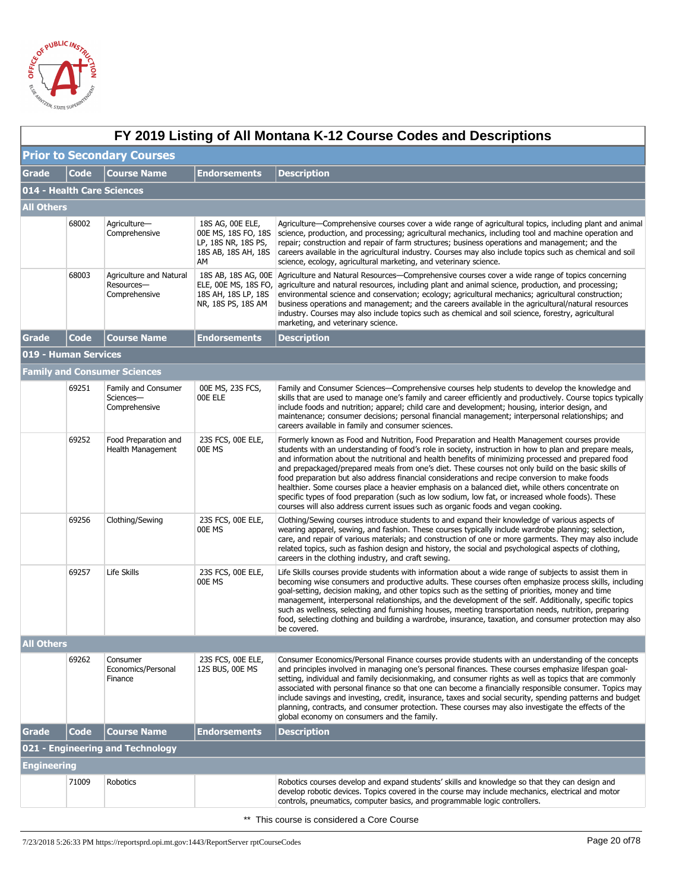# FY 2019 Listing of All Montana K-12 Course Codes and Descriptions

## Prior to Secondary Courses

| Grade | Code | Course Name | Endorsements | Description |
|---|---|---|---|---|
| **014 - Health Care Sciences** | | | | |
| **All Others** | | | | |
| | 68002 | Agriculture—Comprehensive | 18S AG, 00E ELE, 00E MS, 18S FO, 18S LP, 18S NR, 18S PS, 18S AB, 18S AH, 18S AM | Agriculture—Comprehensive courses cover a wide range of agricultural topics, including plant and animal science, production, and processing; agricultural mechanics, including tool and machine operation and repair; construction and repair of farm structures; business operations and management; and the careers available in the agricultural industry. Courses may also include topics such as chemical and soil science, ecology, agricultural marketing, and veterinary science. |
| | 68003 | Agriculture and Natural Resources—Comprehensive | 18S AB, 18S AG, 00E ELE, 00E MS, 18S FO, 18S AH, 18S LP, 18S NR, 18S PS, 18S AM | Agriculture and Natural Resources—Comprehensive courses cover a wide range of topics concerning agriculture and natural resources, including plant and animal science, production, and processing; environmental science and conservation; ecology; agricultural mechanics; agricultural construction; business operations and management; and the careers available in the agricultural/natural resources industry. Courses may also include topics such as chemical and soil science, forestry, agricultural marketing, and veterinary science. |

| Grade | Code | Course Name | Endorsements | Description |
|---|---|---|---|---|
| **019 - Human Services** | | | | |
| **Family and Consumer Sciences** | | | | |
| | 69251 | Family and Consumer Sciences—Comprehensive | 00E MS, 23S FCS, 00E ELE | Family and Consumer Sciences—Comprehensive courses help students to develop the knowledge and skills that are used to manage one's family and career efficiently and productively. Course topics typically include foods and nutrition; apparel; child care and development; housing, interior design, and maintenance; consumer decisions; personal financial management; interpersonal relationships; and careers available in family and consumer sciences. |
| | 69252 | Food Preparation and Health Management | 23S FCS, 00E ELE, 00E MS | Formerly known as Food and Nutrition, Food Preparation and Health Management courses provide students with an understanding of food's role in society, instruction in how to plan and prepare meals, and information about the nutritional and health benefits of minimizing processed and prepared food and prepackaged/prepared meals from one's diet. These courses not only build on the basic skills of food preparation but also address financial considerations and recipe conversion to make foods healthier. Some courses place a heavier emphasis on a balanced diet, while others concentrate on specific types of food preparation (such as low sodium, low fat, or increased whole foods). These courses will also address current issues such as organic foods and vegan cooking. |
| | 69256 | Clothing/Sewing | 23S FCS, 00E ELE, 00E MS | Clothing/Sewing courses introduce students to and expand their knowledge of various aspects of wearing apparel, sewing, and fashion. These courses typically include wardrobe planning; selection, care, and repair of various materials; and construction of one or more garments. They may also include related topics, such as fashion design and history, the social and psychological aspects of clothing, careers in the clothing industry, and craft sewing. |
| | 69257 | Life Skills | 23S FCS, 00E ELE, 00E MS | Life Skills courses provide students with information about a wide range of subjects to assist them in becoming wise consumers and productive adults. These courses often emphasize process skills, including goal-setting, decision making, and other topics such as the setting of priorities, money and time management, interpersonal relationships, and the development of the self. Additionally, specific topics such as wellness, selecting and furnishing houses, meeting transportation needs, nutrition, preparing food, selecting clothing and building a wardrobe, insurance, taxation, and consumer protection may also be covered. |
| **All Others** | | | | |
| | 69262 | Consumer Economics/Personal Finance | 23S FCS, 00E ELE, 12S BUS, 00E MS | Consumer Economics/Personal Finance courses provide students with an understanding of the concepts and principles involved in managing one's personal finances. These courses emphasize lifespan goal-setting, individual and family decisionmaking, and consumer rights as well as topics that are commonly associated with personal finance so that one can become a financially responsible consumer. Topics may include savings and investing, credit, insurance, taxes and social security, spending patterns and budget planning, contracts, and consumer protection. These courses may also investigate the effects of the global economy on consumers and the family. |

| Grade | Code | Course Name | Endorsements | Description |
|---|---|---|---|---|
| **021 - Engineering and Technology** | | | | |
| **Engineering** | | | | |
| | 71009 | Robotics | | Robotics courses develop and expand students' skills and knowledge so that they can design and develop robotic devices. Topics covered in the course may include mechanics, electrical and motor controls, pneumatics, computer basics, and programmable logic controllers. |

** This course is considered a Core Course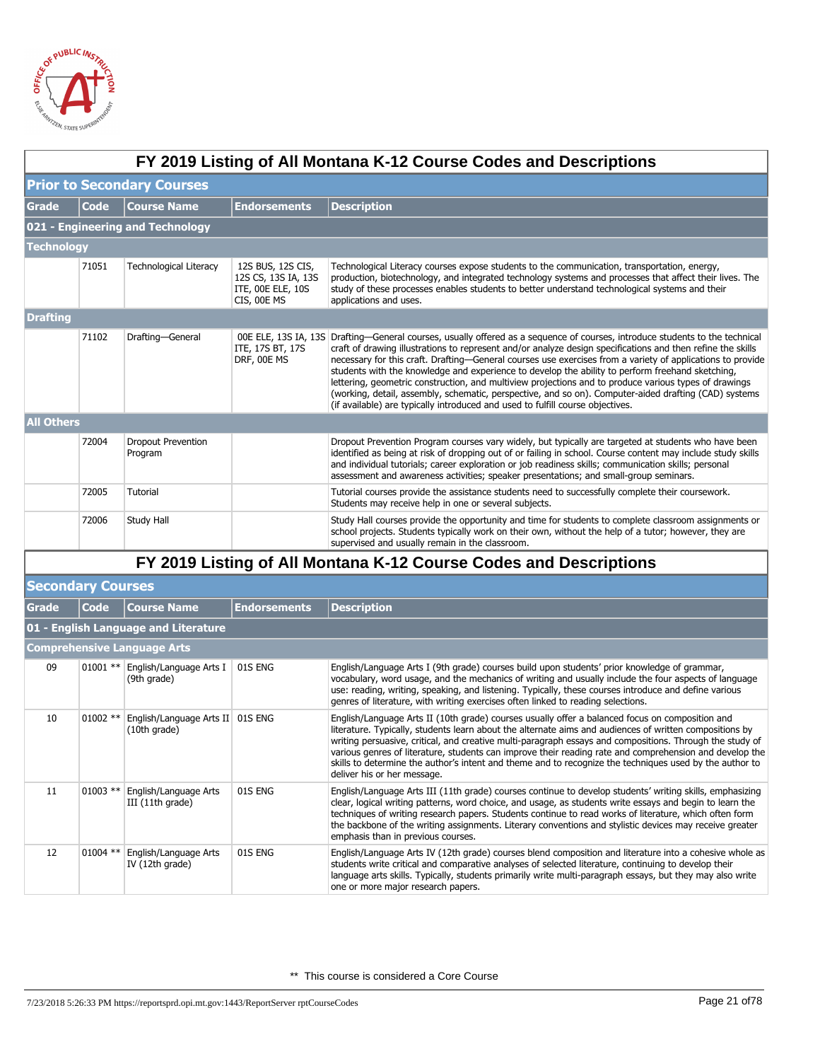# FY 2019 Listing of All Montana K-12 Course Codes and Descriptions

## Prior to Secondary Courses

| Grade | Code | Course Name | Endorsements | Description |
|---|---|---|---|---|
| **021 - Engineering and Technology** | | | | |
| **Technology** | | | | |
| | 71051 | Technological Literacy | 12S BUS, 12S CIS, 12S CS, 13S IA, 13S ITE, 00E ELE, 10S CIS, 00E MS | Technological Literacy courses expose students to the communication, transportation, energy, production, biotechnology, and integrated technology systems and processes that affect their lives. The study of these processes enables students to better understand technological systems and their applications and uses. |
| **Drafting** | | | | |
| | 71102 | Drafting—General | 00E ELE, 13S IA, 13S ITE, 17S BT, 17S DRF, 00E MS | Drafting—General courses, usually offered as a sequence of courses, introduce students to the technical craft of drawing illustrations to represent and/or analyze design specifications and then refine the skills necessary for this craft. Drafting—General courses use exercises from a variety of applications to provide students with the knowledge and experience to develop the ability to perform freehand sketching, lettering, geometric construction, and multiview projections and to produce various types of drawings (working, detail, assembly, schematic, perspective, and so on). Computer-aided drafting (CAD) systems (if available) are typically introduced and used to fulfill course objectives. |
| **All Others** | | | | |
| | 72004 | Dropout Prevention Program | | Dropout Prevention Program courses vary widely, but typically are targeted at students who have been identified as being at risk of dropping out of or failing in school. Course content may include study skills and individual tutorials; career exploration or job readiness skills; communication skills; personal assessment and awareness activities; speaker presentations; and small-group seminars. |
| | 72005 | Tutorial | | Tutorial courses provide the assistance students need to successfully complete their coursework. Students may receive help in one or several subjects. |
| | 72006 | Study Hall | | Study Hall courses provide the opportunity and time for students to complete classroom assignments or school projects. Students typically work on their own, without the help of a tutor; however, they are supervised and usually remain in the classroom. |

# FY 2019 Listing of All Montana K-12 Course Codes and Descriptions

## Secondary Courses

| Grade | Code | Course Name | Endorsements | Description |
|---|---|---|---|---|
| **01 - English Language and Literature** | | | | |
| **Comprehensive Language Arts** | | | | |
| 09 | 01001 ** | English/Language Arts I (9th grade) | 01S ENG | English/Language Arts I (9th grade) courses build upon students' prior knowledge of grammar, vocabulary, word usage, and the mechanics of writing and usually include the four aspects of language use: reading, writing, speaking, and listening. Typically, these courses introduce and define various genres of literature, with writing exercises often linked to reading selections. |
| 10 | 01002 ** | English/Language Arts II (10th grade) | 01S ENG | English/Language Arts II (10th grade) courses usually offer a balanced focus on composition and literature. Typically, students learn about the alternate aims and audiences of written compositions by writing persuasive, critical, and creative multi-paragraph essays and compositions. Through the study of various genres of literature, students can improve their reading rate and comprehension and develop the skills to determine the author's intent and theme and to recognize the techniques used by the author to deliver his or her message. |
| 11 | 01003 ** | English/Language Arts III (11th grade) | 01S ENG | English/Language Arts III (11th grade) courses continue to develop students' writing skills, emphasizing clear, logical writing patterns, word choice, and usage, as students write essays and begin to learn the techniques of writing research papers. Students continue to read works of literature, which often form the backbone of the writing assignments. Literary conventions and stylistic devices may receive greater emphasis than in previous courses. |
| 12 | 01004 ** | English/Language Arts IV (12th grade) | 01S ENG | English/Language Arts IV (12th grade) courses blend composition and literature into a cohesive whole as students write critical and comparative analyses of selected literature, continuing to develop their language arts skills. Typically, students primarily write multi-paragraph essays, but they may also write one or more major research papers. |

** This course is considered a Core Course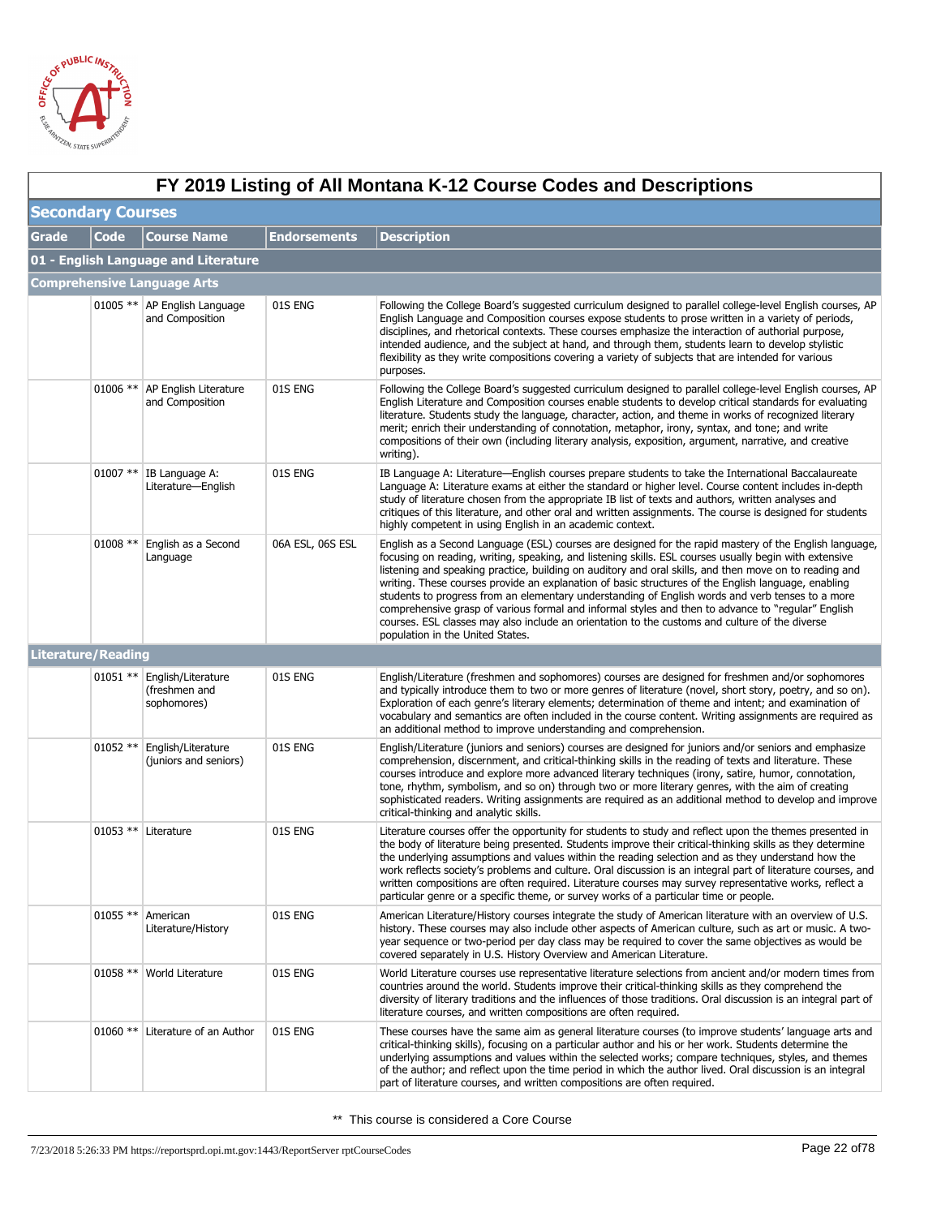# FY 2019 Listing of All Montana K-12 Course Codes and Descriptions

## Secondary Courses

| Grade | Code | Course Name | Endorsements | Description |
|---|---|---|---|---|
| **01 - English Language and Literature** | | | | |
| **Comprehensive Language Arts** | | | | |
| | 01005 ** | AP English Language and Composition | 01S ENG | Following the College Board's suggested curriculum designed to parallel college-level English courses, AP English Language and Composition courses expose students to prose written in a variety of periods, disciplines, and rhetorical contexts. These courses emphasize the interaction of authorial purpose, intended audience, and the subject at hand, and through them, students learn to develop stylistic flexibility as they write compositions covering a variety of subjects that are intended for various purposes. |
| | 01006 ** | AP English Literature and Composition | 01S ENG | Following the College Board's suggested curriculum designed to parallel college-level English courses, AP English Literature and Composition courses enable students to develop critical standards for evaluating literature. Students study the language, character, action, and theme in works of recognized literary merit; enrich their understanding of connotation, metaphor, irony, syntax, and tone; and write compositions of their own (including literary analysis, exposition, argument, narrative, and creative writing). |
| | 01007 ** | IB Language A: Literature—English | 01S ENG | IB Language A: Literature—English courses prepare students to take the International Baccalaureate Language A: Literature exams at either the standard or higher level. Course content includes in-depth study of literature chosen from the appropriate IB list of texts and authors, written analyses and critiques of this literature, and other oral and written assignments. The course is designed for students highly competent in using English in an academic context. |
| | 01008 ** | English as a Second Language | 06A ESL, 06S ESL | English as a Second Language (ESL) courses are designed for the rapid mastery of the English language, focusing on reading, writing, speaking, and listening skills. ESL courses usually begin with extensive listening and speaking practice, building on auditory and oral skills, and then move on to reading and writing. These courses provide an explanation of basic structures of the English language, enabling students to progress from an elementary understanding of English words and verb tenses to a more comprehensive grasp of various formal and informal styles and then to advance to "regular" English courses. ESL classes may also include an orientation to the customs and culture of the diverse population in the United States. |
| **Literature/Reading** | | | | |
| | 01051 ** | English/Literature (freshmen and sophomores) | 01S ENG | English/Literature (freshmen and sophomores) courses are designed for freshmen and/or sophomores and typically introduce them to two or more genres of literature (novel, short story, poetry, and so on). Exploration of each genre's literary elements; determination of theme and intent; and examination of vocabulary and semantics are often included in the course content. Writing assignments are required as an additional method to improve understanding and comprehension. |
| | 01052 ** | English/Literature (juniors and seniors) | 01S ENG | English/Literature (juniors and seniors) courses are designed for juniors and/or seniors and emphasize comprehension, discernment, and critical-thinking skills in the reading of texts and literature. These courses introduce and explore more advanced literary techniques (irony, satire, humor, connotation, tone, rhythm, symbolism, and so on) through two or more literary genres, with the aim of creating sophisticated readers. Writing assignments are required as an additional method to develop and improve critical-thinking and analytic skills. |
| | 01053 ** | Literature | 01S ENG | Literature courses offer the opportunity for students to study and reflect upon the themes presented in the body of literature being presented. Students improve their critical-thinking skills as they determine the underlying assumptions and values within the reading selection and as they understand how the work reflects society's problems and culture. Oral discussion is an integral part of literature courses, and written compositions are often required. Literature courses may survey representative works, reflect a particular genre or a specific theme, or survey works of a particular time or people. |
| | 01055 ** | American Literature/History | 01S ENG | American Literature/History courses integrate the study of American literature with an overview of U.S. history. These courses may also include other aspects of American culture, such as art or music. A two-year sequence or two-period per day class may be required to cover the same objectives as would be covered separately in U.S. History Overview and American Literature. |
| | 01058 ** | World Literature | 01S ENG | World Literature courses use representative literature selections from ancient and/or modern times from countries around the world. Students improve their critical-thinking skills as they comprehend the diversity of literary traditions and the influences of those traditions. Oral discussion is an integral part of literature courses, and written compositions are often required. |
| | 01060 ** | Literature of an Author | 01S ENG | These courses have the same aim as general literature courses (to improve students' language arts and critical-thinking skills), focusing on a particular author and his or her work. Students determine the underlying assumptions and values within the selected works; compare techniques, styles, and themes of the author; and reflect upon the time period in which the author lived. Oral discussion is an integral part of literature courses, and written compositions are often required. |

** This course is considered a Core Course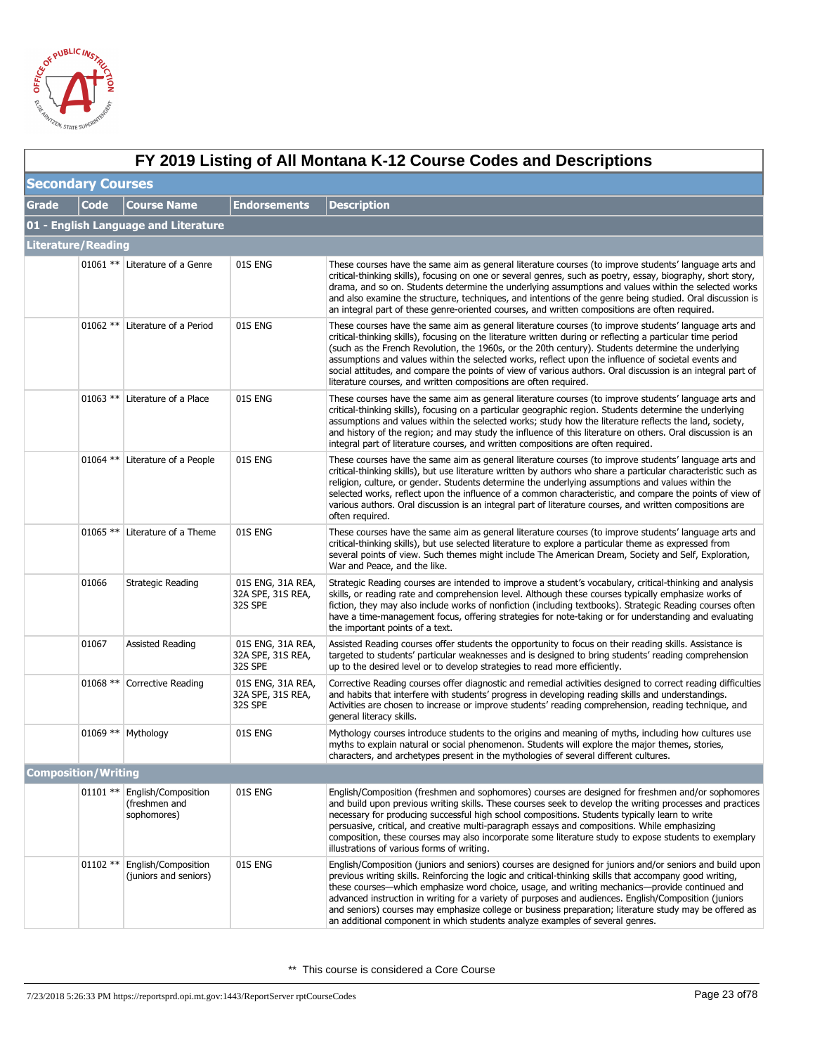# FY 2019 Listing of All Montana K-12 Course Codes and Descriptions

## Secondary Courses

| Grade | Code | Course Name | Endorsements | Description |
|---|---|---|---|---|
| **01 - English Language and Literature** | | | | |
| **Literature/Reading** | | | | |
| | 01061 ** | Literature of a Genre | 01S ENG | These courses have the same aim as general literature courses (to improve students' language arts and critical-thinking skills), focusing on one or several genres, such as poetry, essay, biography, short story, drama, and so on. Students determine the underlying assumptions and values within the selected works and also examine the structure, techniques, and intentions of the genre being studied. Oral discussion is an integral part of these genre-oriented courses, and written compositions are often required. |
| | 01062 ** | Literature of a Period | 01S ENG | These courses have the same aim as general literature courses (to improve students' language arts and critical-thinking skills), focusing on the literature written during or reflecting a particular time period (such as the French Revolution, the 1960s, or the 20th century). Students determine the underlying assumptions and values within the selected works, reflect upon the influence of societal events and social attitudes, and compare the points of view of various authors. Oral discussion is an integral part of literature courses, and written compositions are often required. |
| | 01063 ** | Literature of a Place | 01S ENG | These courses have the same aim as general literature courses (to improve students' language arts and critical-thinking skills), focusing on a particular geographic region. Students determine the underlying assumptions and values within the selected works; study how the literature reflects the land, society, and history of the region; and may study the influence of this literature on others. Oral discussion is an integral part of literature courses, and written compositions are often required. |
| | 01064 ** | Literature of a People | 01S ENG | These courses have the same aim as general literature courses (to improve students' language arts and critical-thinking skills), but use literature written by authors who share a particular characteristic such as religion, culture, or gender. Students determine the underlying assumptions and values within the selected works, reflect upon the influence of a common characteristic, and compare the points of view of various authors. Oral discussion is an integral part of literature courses, and written compositions are often required. |
| | 01065 ** | Literature of a Theme | 01S ENG | These courses have the same aim as general literature courses (to improve students' language arts and critical-thinking skills), but use selected literature to explore a particular theme as expressed from several points of view. Such themes might include The American Dream, Society and Self, Exploration, War and Peace, and the like. |
| | 01066 | Strategic Reading | 01S ENG, 31A REA, 32A SPE, 31S REA, 32S SPE | Strategic Reading courses are intended to improve a student's vocabulary, critical-thinking and analysis skills, or reading rate and comprehension level. Although these courses typically emphasize works of fiction, they may also include works of nonfiction (including textbooks). Strategic Reading courses often have a time-management focus, offering strategies for note-taking or for understanding and evaluating the important points of a text. |
| | 01067 | Assisted Reading | 01S ENG, 31A REA, 32A SPE, 31S REA, 32S SPE | Assisted Reading courses offer students the opportunity to focus on their reading skills. Assistance is targeted to students' particular weaknesses and is designed to bring students' reading comprehension up to the desired level or to develop strategies to read more efficiently. |
| | 01068 ** | Corrective Reading | 01S ENG, 31A REA, 32A SPE, 31S REA, 32S SPE | Corrective Reading courses offer diagnostic and remedial activities designed to correct reading difficulties and habits that interfere with students' progress in developing reading skills and understandings. Activities are chosen to increase or improve students' reading comprehension, reading technique, and general literacy skills. |
| | 01069 ** | Mythology | 01S ENG | Mythology courses introduce students to the origins and meaning of myths, including how cultures use myths to explain natural or social phenomenon. Students will explore the major themes, stories, characters, and archetypes present in the mythologies of several different cultures. |
| **Composition/Writing** | | | | |
| | 01101 ** | English/Composition (freshmen and sophomores) | 01S ENG | English/Composition (freshmen and sophomores) courses are designed for freshmen and/or sophomores and build upon previous writing skills. These courses seek to develop the writing processes and practices necessary for producing successful high school compositions. Students typically learn to write persuasive, critical, and creative multi-paragraph essays and compositions. While emphasizing composition, these courses may also incorporate some literature study to expose students to exemplary illustrations of various forms of writing. |
| | 01102 ** | English/Composition (juniors and seniors) | 01S ENG | English/Composition (juniors and seniors) courses are designed for juniors and/or seniors and build upon previous writing skills. Reinforcing the logic and critical-thinking skills that accompany good writing, these courses—which emphasize word choice, usage, and writing mechanics—provide continued and advanced instruction in writing for a variety of purposes and audiences. English/Composition (juniors and seniors) courses may emphasize college or business preparation; literature study may be offered as an additional component in which students analyze examples of several genres. |

** This course is considered a Core Course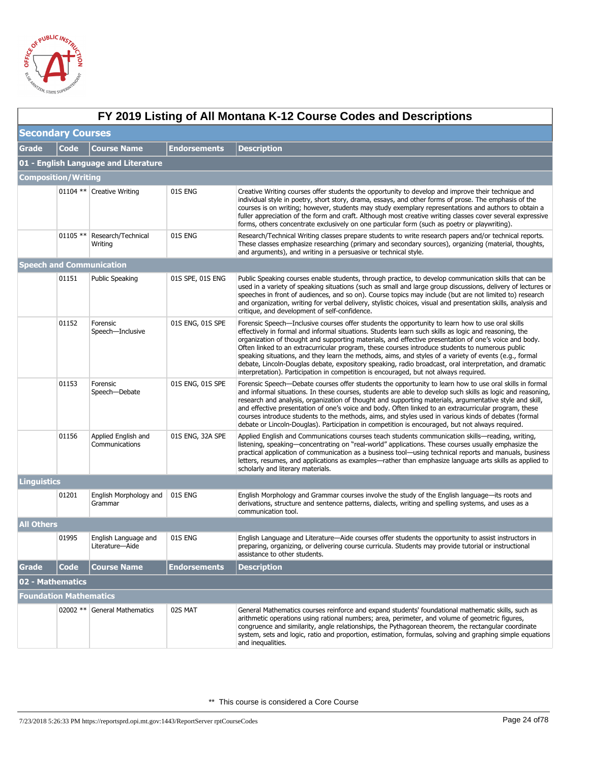# FY 2019 Listing of All Montana K-12 Course Codes and Descriptions

## Secondary Courses

| Grade | Code | Course Name | Endorsements | Description |
|---|---|---|---|---|
| **01 - English Language and Literature** | | | | |
| **Composition/Writing** | | | | |
| | 01104 ** | Creative Writing | 01S ENG | Creative Writing courses offer students the opportunity to develop and improve their technique and individual style in poetry, short story, drama, essays, and other forms of prose. The emphasis of the courses is on writing; however, students may study exemplary representations and authors to obtain a fuller appreciation of the form and craft. Although most creative writing classes cover several expressive forms, others concentrate exclusively on one particular form (such as poetry or playwriting). |
| | 01105 ** | Research/Technical Writing | 01S ENG | Research/Technical Writing classes prepare students to write research papers and/or technical reports. These classes emphasize researching (primary and secondary sources), organizing (material, thoughts, and arguments), and writing in a persuasive or technical style. |
| **Speech and Communication** | | | | |
| | 01151 | Public Speaking | 01S SPE, 01S ENG | Public Speaking courses enable students, through practice, to develop communication skills that can be used in a variety of speaking situations (such as small and large group discussions, delivery of lectures or speeches in front of audiences, and so on). Course topics may include (but are not limited to) research and organization, writing for verbal delivery, stylistic choices, visual and presentation skills, analysis and critique, and development of self-confidence. |
| | 01152 | Forensic Speech—Inclusive | 01S ENG, 01S SPE | Forensic Speech—Inclusive courses offer students the opportunity to learn how to use oral skills effectively in formal and informal situations. Students learn such skills as logic and reasoning, the organization of thought and supporting materials, and effective presentation of one's voice and body. Often linked to an extracurricular program, these courses introduce students to numerous public speaking situations, and they learn the methods, aims, and styles of a variety of events (e.g., formal debate, Lincoln-Douglas debate, expository speaking, radio broadcast, oral interpretation, and dramatic interpretation). Participation in competition is encouraged, but not always required. |
| | 01153 | Forensic Speech—Debate | 01S ENG, 01S SPE | Forensic Speech—Debate courses offer students the opportunity to learn how to use oral skills in formal and informal situations. In these courses, students are able to develop such skills as logic and reasoning, research and analysis, organization of thought and supporting materials, argumentative style and skill, and effective presentation of one's voice and body. Often linked to an extracurricular program, these courses introduce students to the methods, aims, and styles used in various kinds of debates (formal debate or Lincoln-Douglas). Participation in competition is encouraged, but not always required. |
| | 01156 | Applied English and Communications | 01S ENG, 32A SPE | Applied English and Communications courses teach students communication skills—reading, writing, listening, speaking—concentrating on "real-world" applications. These courses usually emphasize the practical application of communication as a business tool—using technical reports and manuals, business letters, resumes, and applications as examples—rather than emphasize language arts skills as applied to scholarly and literary materials. |
| **Linguistics** | | | | |
| | 01201 | English Morphology and Grammar | 01S ENG | English Morphology and Grammar courses involve the study of the English language—its roots and derivations, structure and sentence patterns, dialects, writing and spelling systems, and uses as a communication tool. |
| **All Others** | | | | |
| | 01995 | English Language and Literature—Aide | 01S ENG | English Language and Literature—Aide courses offer students the opportunity to assist instructors in preparing, organizing, or delivering course curricula. Students may provide tutorial or instructional assistance to other students. |

| Grade | Code | Course Name | Endorsements | Description |
|---|---|---|---|---|
| **02 - Mathematics** | | | | |
| **Foundation Mathematics** | | | | |
| | 02002 ** | General Mathematics | 02S MAT | General Mathematics courses reinforce and expand students' foundational mathematic skills, such as arithmetic operations using rational numbers; area, perimeter, and volume of geometric figures, congruence and similarity, angle relationships, the Pythagorean theorem, the rectangular coordinate system, sets and logic, ratio and proportion, estimation, formulas, solving and graphing simple equations and inequalities. |

** This course is considered a Core Course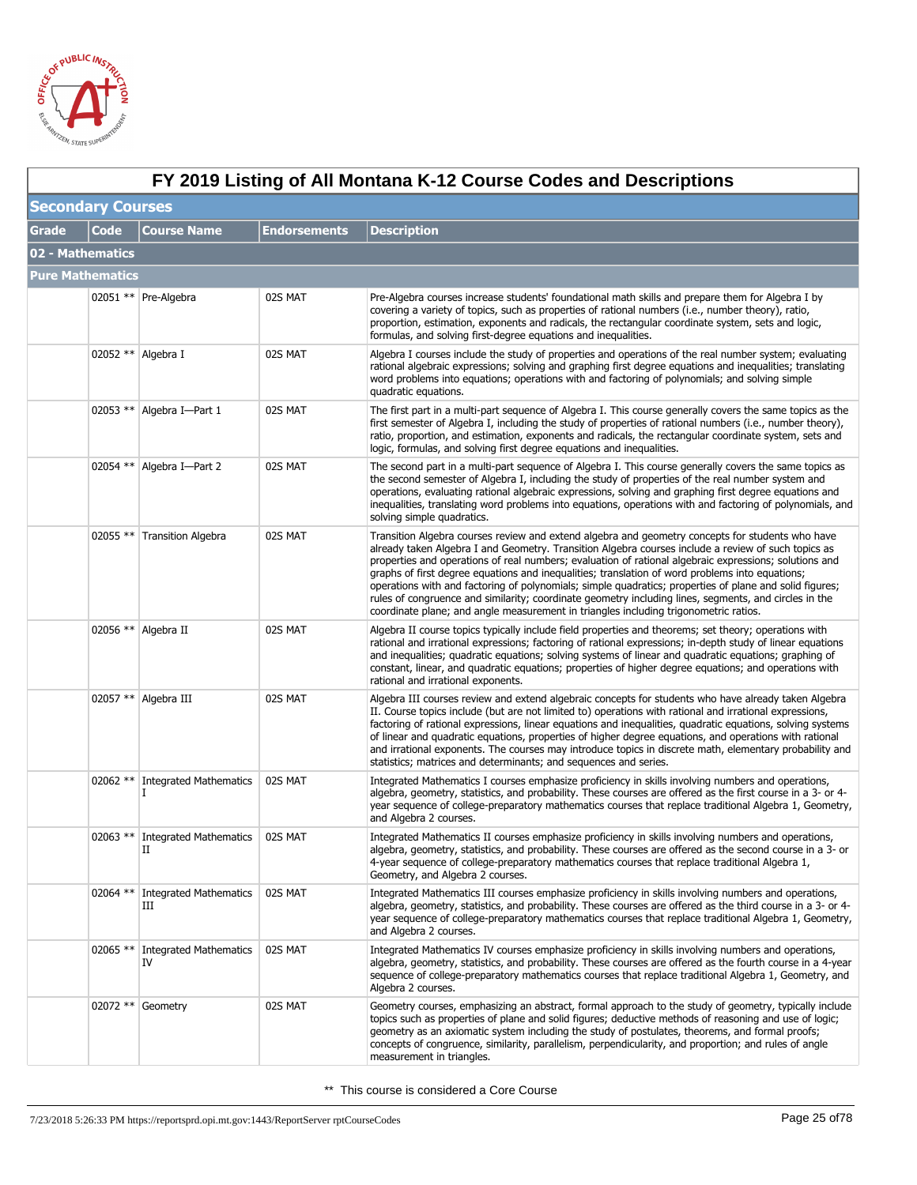# FY 2019 Listing of All Montana K-12 Course Codes and Descriptions

## Secondary Courses

| Grade | Code | Course Name | Endorsements | Description |
|---|---|---|---|---|
| **02 - Mathematics** | | | | |
| **Pure Mathematics** | | | | |
| | 02051 ** | Pre-Algebra | 02S MAT | Pre-Algebra courses increase students' foundational math skills and prepare them for Algebra I by covering a variety of topics, such as properties of rational numbers (i.e., number theory), ratio, proportion, estimation, exponents and radicals, the rectangular coordinate system, sets and logic, formulas, and solving first-degree equations and inequalities. |
| | 02052 ** | Algebra I | 02S MAT | Algebra I courses include the study of properties and operations of the real number system; evaluating rational algebraic expressions; solving and graphing first degree equations and inequalities; translating word problems into equations; operations with and factoring of polynomials; and solving simple quadratic equations. |
| | 02053 ** | Algebra I—Part 1 | 02S MAT | The first part in a multi-part sequence of Algebra I. This course generally covers the same topics as the first semester of Algebra I, including the study of properties of rational numbers (i.e., number theory), ratio, proportion, and estimation, exponents and radicals, the rectangular coordinate system, sets and logic, formulas, and solving first degree equations and inequalities. |
| | 02054 ** | Algebra I—Part 2 | 02S MAT | The second part in a multi-part sequence of Algebra I. This course generally covers the same topics as the second semester of Algebra I, including the study of properties of the real number system and operations, evaluating rational algebraic expressions, solving and graphing first degree equations and inequalities, translating word problems into equations, operations with and factoring of polynomials, and solving simple quadratics. |
| | 02055 ** | Transition Algebra | 02S MAT | Transition Algebra courses review and extend algebra and geometry concepts for students who have already taken Algebra I and Geometry. Transition Algebra courses include a review of such topics as properties and operations of real numbers; evaluation of rational algebraic expressions; solutions and graphs of first degree equations and inequalities; translation of word problems into equations; operations with and factoring of polynomials; simple quadratics; properties of plane and solid figures; rules of congruence and similarity; coordinate geometry including lines, segments, and circles in the coordinate plane; and angle measurement in triangles including trigonometric ratios. |
| | 02056 ** | Algebra II | 02S MAT | Algebra II course topics typically include field properties and theorems; set theory; operations with rational and irrational expressions; factoring of rational expressions; in-depth study of linear equations and inequalities; quadratic equations; solving systems of linear and quadratic equations; graphing of constant, linear, and quadratic equations; properties of higher degree equations; and operations with rational and irrational exponents. |
| | 02057 ** | Algebra III | 02S MAT | Algebra III courses review and extend algebraic concepts for students who have already taken Algebra II. Course topics include (but are not limited to) operations with rational and irrational expressions, factoring of rational expressions, linear equations and inequalities, quadratic equations, solving systems of linear and quadratic equations, properties of higher degree equations, and operations with rational and irrational exponents. The courses may introduce topics in discrete math, elementary probability and statistics; matrices and determinants; and sequences and series. |
| | 02062 ** | Integrated Mathematics I | 02S MAT | Integrated Mathematics I courses emphasize proficiency in skills involving numbers and operations, algebra, geometry, statistics, and probability. These courses are offered as the first course in a 3- or 4-year sequence of college-preparatory mathematics courses that replace traditional Algebra 1, Geometry, and Algebra 2 courses. |
| | 02063 ** | Integrated Mathematics II | 02S MAT | Integrated Mathematics II courses emphasize proficiency in skills involving numbers and operations, algebra, geometry, statistics, and probability. These courses are offered as the second course in a 3- or 4-year sequence of college-preparatory mathematics courses that replace traditional Algebra 1, Geometry, and Algebra 2 courses. |
| | 02064 ** | Integrated Mathematics III | 02S MAT | Integrated Mathematics III courses emphasize proficiency in skills involving numbers and operations, algebra, geometry, statistics, and probability. These courses are offered as the third course in a 3- or 4-year sequence of college-preparatory mathematics courses that replace traditional Algebra 1, Geometry, and Algebra 2 courses. |
| | 02065 ** | Integrated Mathematics IV | 02S MAT | Integrated Mathematics IV courses emphasize proficiency in skills involving numbers and operations, algebra, geometry, statistics, and probability. These courses are offered as the fourth course in a 4-year sequence of college-preparatory mathematics courses that replace traditional Algebra 1, Geometry, and Algebra 2 courses. |
| | 02072 ** | Geometry | 02S MAT | Geometry courses, emphasizing an abstract, formal approach to the study of geometry, typically include topics such as properties of plane and solid figures; deductive methods of reasoning and use of logic; geometry as an axiomatic system including the study of postulates, theorems, and formal proofs; concepts of congruence, similarity, parallelism, perpendicularity, and proportion; and rules of angle measurement in triangles. |

** This course is considered a Core Course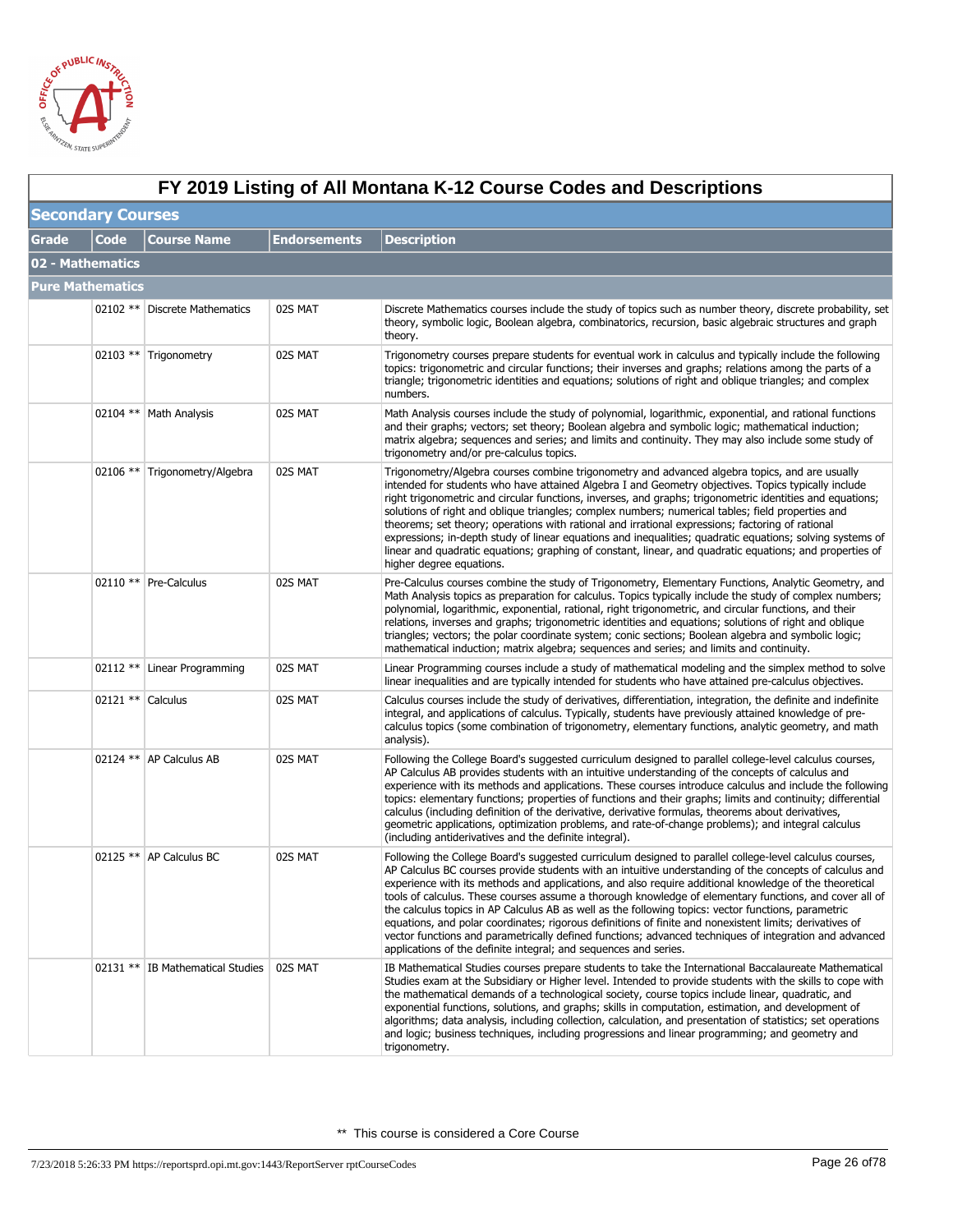# FY 2019 Listing of All Montana K-12 Course Codes and Descriptions

## Secondary Courses

| Grade | Code | Course Name | Endorsements | Description |
|---|---|---|---|---|
| **02 - Mathematics** | | | | |
| **Pure Mathematics** | | | | |
| | 02102 ** | Discrete Mathematics | 02S MAT | Discrete Mathematics courses include the study of topics such as number theory, discrete probability, set theory, symbolic logic, Boolean algebra, combinatorics, recursion, basic algebraic structures and graph theory. |
| | 02103 ** | Trigonometry | 02S MAT | Trigonometry courses prepare students for eventual work in calculus and typically include the following topics: trigonometric and circular functions; their inverses and graphs; relations among the parts of a triangle; trigonometric identities and equations; solutions of right and oblique triangles; and complex numbers. |
| | 02104 ** | Math Analysis | 02S MAT | Math Analysis courses include the study of polynomial, logarithmic, exponential, and rational functions and their graphs; vectors; set theory; Boolean algebra and symbolic logic; mathematical induction; matrix algebra; sequences and series; and limits and continuity. They may also include some study of trigonometry and/or pre-calculus topics. |
| | 02106 ** | Trigonometry/Algebra | 02S MAT | Trigonometry/Algebra courses combine trigonometry and advanced algebra topics, and are usually intended for students who have attained Algebra I and Geometry objectives. Topics typically include right trigonometric and circular functions, inverses, and graphs; trigonometric identities and equations; solutions of right and oblique triangles; complex numbers; numerical tables; field properties and theorems; set theory; operations with rational and irrational expressions; factoring of rational expressions; in-depth study of linear equations and inequalities; quadratic equations; solving systems of linear and quadratic equations; graphing of constant, linear, and quadratic equations; and properties of higher degree equations. |
| | 02110 ** | Pre-Calculus | 02S MAT | Pre-Calculus courses combine the study of Trigonometry, Elementary Functions, Analytic Geometry, and Math Analysis topics as preparation for calculus. Topics typically include the study of complex numbers; polynomial, logarithmic, exponential, rational, right trigonometric, and circular functions, and their relations, inverses and graphs; trigonometric identities and equations; solutions of right and oblique triangles; vectors; the polar coordinate system; conic sections; Boolean algebra and symbolic logic; mathematical induction; matrix algebra; sequences and series; and limits and continuity. |
| | 02112 ** | Linear Programming | 02S MAT | Linear Programming courses include a study of mathematical modeling and the simplex method to solve linear inequalities and are typically intended for students who have attained pre-calculus objectives. |
| | 02121 ** | Calculus | 02S MAT | Calculus courses include the study of derivatives, differentiation, integration, the definite and indefinite integral, and applications of calculus. Typically, students have previously attained knowledge of pre-calculus topics (some combination of trigonometry, elementary functions, analytic geometry, and math analysis). |
| | 02124 ** | AP Calculus AB | 02S MAT | Following the College Board's suggested curriculum designed to parallel college-level calculus courses, AP Calculus AB provides students with an intuitive understanding of the concepts of calculus and experience with its methods and applications. These courses introduce calculus and include the following topics: elementary functions; properties of functions and their graphs; limits and continuity; differential calculus (including definition of the derivative, derivative formulas, theorems about derivatives, geometric applications, optimization problems, and rate-of-change problems); and integral calculus (including antiderivatives and the definite integral). |
| | 02125 ** | AP Calculus BC | 02S MAT | Following the College Board's suggested curriculum designed to parallel college-level calculus courses, AP Calculus BC courses provide students with an intuitive understanding of the concepts of calculus and experience with its methods and applications, and also require additional knowledge of the theoretical tools of calculus. These courses assume a thorough knowledge of elementary functions, and cover all of the calculus topics in AP Calculus AB as well as the following topics: vector functions, parametric equations, and polar coordinates; rigorous definitions of finite and nonexistent limits; derivatives of vector functions and parametrically defined functions; advanced techniques of integration and advanced applications of the definite integral; and sequences and series. |
| | 02131 ** | IB Mathematical Studies | 02S MAT | IB Mathematical Studies courses prepare students to take the International Baccalaureate Mathematical Studies exam at the Subsidiary or Higher level. Intended to provide students with the skills to cope with the mathematical demands of a technological society, course topics include linear, quadratic, and exponential functions, solutions, and graphs; skills in computation, estimation, and development of algorithms; data analysis, including collection, calculation, and presentation of statistics; set operations and logic; business techniques, including progressions and linear programming; and geometry and trigonometry. |

** This course is considered a Core Course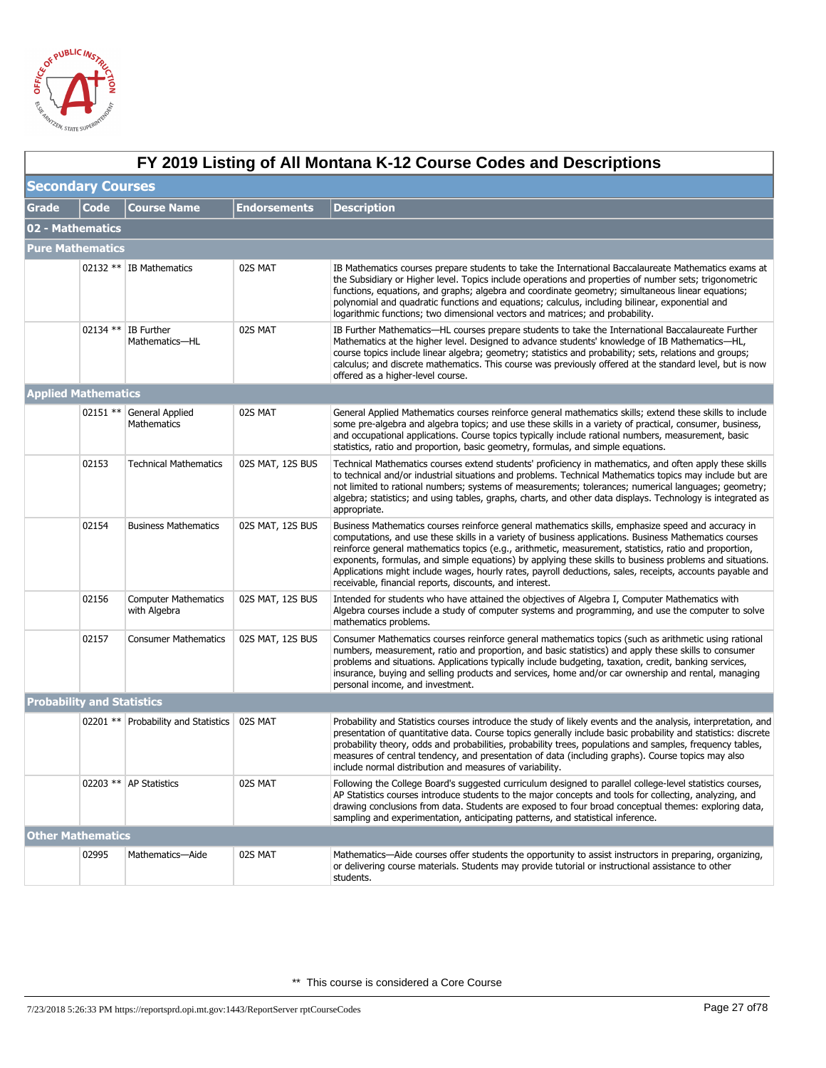# FY 2019 Listing of All Montana K-12 Course Codes and Descriptions

## Secondary Courses

| Grade | Code | Course Name | Endorsements | Description |
|---|---|---|---|---|
| **02 - Mathematics** | | | | |
| **Pure Mathematics** | | | | |
| | 02132 ** | IB Mathematics | 02S MAT | IB Mathematics courses prepare students to take the International Baccalaureate Mathematics exams at the Subsidiary or Higher level. Topics include operations and properties of number sets; trigonometric functions, equations, and graphs; algebra and coordinate geometry; simultaneous linear equations; polynomial and quadratic functions and equations; calculus, including bilinear, exponential and logarithmic functions; two dimensional vectors and matrices; and probability. |
| | 02134 ** | IB Further Mathematics—HL | 02S MAT | IB Further Mathematics—HL courses prepare students to take the International Baccalaureate Further Mathematics at the higher level. Designed to advance students' knowledge of IB Mathematics—HL, course topics include linear algebra; geometry; statistics and probability; sets, relations and groups; calculus; and discrete mathematics. This course was previously offered at the standard level, but is now offered as a higher-level course. |
| **Applied Mathematics** | | | | |
| | 02151 ** | General Applied Mathematics | 02S MAT | General Applied Mathematics courses reinforce general mathematics skills; extend these skills to include some pre-algebra and algebra topics; and use these skills in a variety of practical, consumer, business, and occupational applications. Course topics typically include rational numbers, measurement, basic statistics, ratio and proportion, basic geometry, formulas, and simple equations. |
| | 02153 | Technical Mathematics | 02S MAT, 12S BUS | Technical Mathematics courses extend students' proficiency in mathematics, and often apply these skills to technical and/or industrial situations and problems. Technical Mathematics topics may include but are not limited to rational numbers; systems of measurements; tolerances; numerical languages; geometry; algebra; statistics; and using tables, graphs, charts, and other data displays. Technology is integrated as appropriate. |
| | 02154 | Business Mathematics | 02S MAT, 12S BUS | Business Mathematics courses reinforce general mathematics skills, emphasize speed and accuracy in computations, and use these skills in a variety of business applications. Business Mathematics courses reinforce general mathematics topics (e.g., arithmetic, measurement, statistics, ratio and proportion, exponents, formulas, and simple equations) by applying these skills to business problems and situations. Applications might include wages, hourly rates, payroll deductions, sales, receipts, accounts payable and receivable, financial reports, discounts, and interest. |
| | 02156 | Computer Mathematics with Algebra | 02S MAT, 12S BUS | Intended for students who have attained the objectives of Algebra I, Computer Mathematics with Algebra courses include a study of computer systems and programming, and use the computer to solve mathematics problems. |
| | 02157 | Consumer Mathematics | 02S MAT, 12S BUS | Consumer Mathematics courses reinforce general mathematics topics (such as arithmetic using rational numbers, measurement, ratio and proportion, and basic statistics) and apply these skills to consumer problems and situations. Applications typically include budgeting, taxation, credit, banking services, insurance, buying and selling products and services, home and/or car ownership and rental, managing personal income, and investment. |
| **Probability and Statistics** | | | | |
| | 02201 ** | Probability and Statistics | 02S MAT | Probability and Statistics courses introduce the study of likely events and the analysis, interpretation, and presentation of quantitative data. Course topics generally include basic probability and statistics: discrete probability theory, odds and probabilities, probability trees, populations and samples, frequency tables, measures of central tendency, and presentation of data (including graphs). Course topics may also include normal distribution and measures of variability. |
| | 02203 ** | AP Statistics | 02S MAT | Following the College Board's suggested curriculum designed to parallel college-level statistics courses, AP Statistics courses introduce students to the major concepts and tools for collecting, analyzing, and drawing conclusions from data. Students are exposed to four broad conceptual themes: exploring data, sampling and experimentation, anticipating patterns, and statistical inference. |
| **Other Mathematics** | | | | |
| | 02995 | Mathematics—Aide | 02S MAT | Mathematics—Aide courses offer students the opportunity to assist instructors in preparing, organizing, or delivering course materials. Students may provide tutorial or instructional assistance to other students. |

** This course is considered a Core Course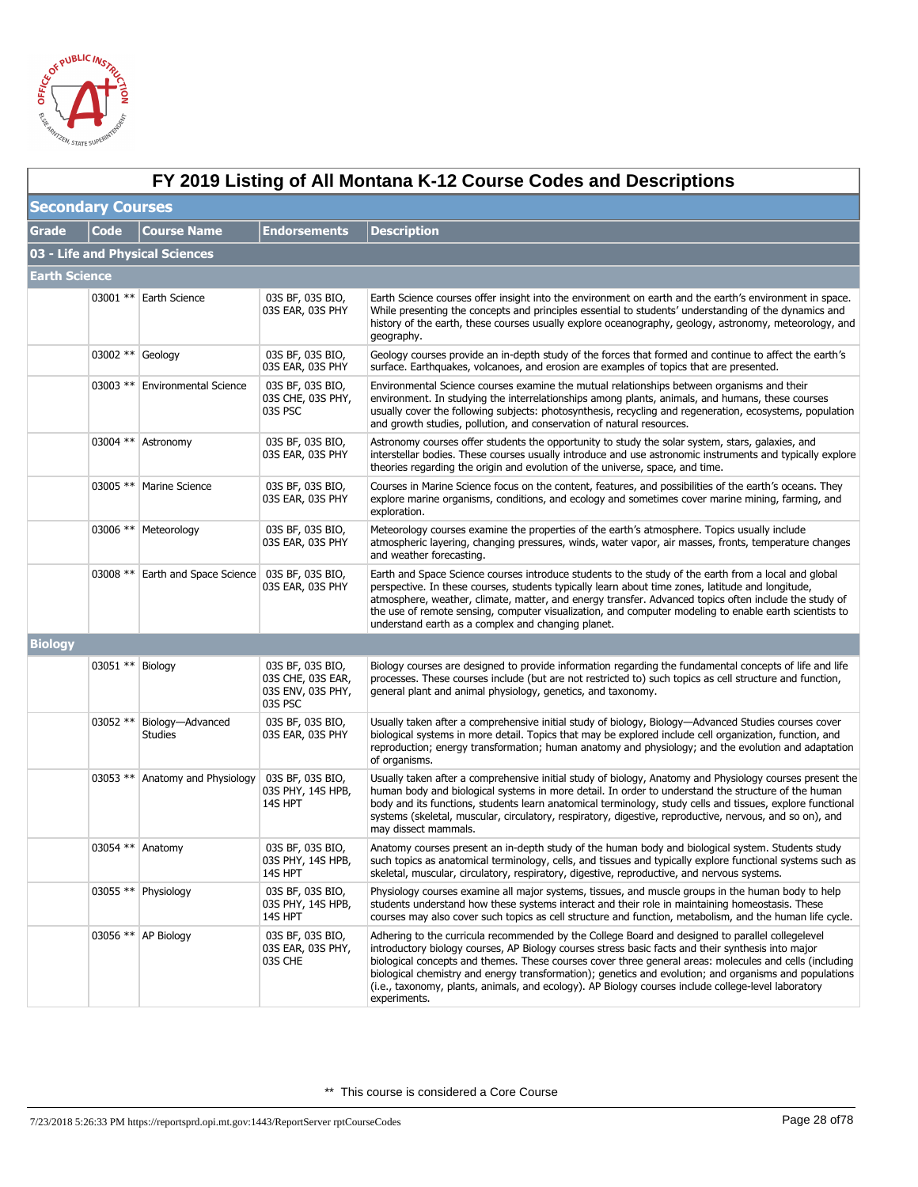# FY 2019 Listing of All Montana K-12 Course Codes and Descriptions

## Secondary Courses

| Grade | Code | Course Name | Endorsements | Description |
|---|---|---|---|---|
| **03 - Life and Physical Sciences** | | | | |
| **Earth Science** | | | | |
| | 03001 ** | Earth Science | 03S BF, 03S BIO, 03S EAR, 03S PHY | Earth Science courses offer insight into the environment on earth and the earth's environment in space. While presenting the concepts and principles essential to students' understanding of the dynamics and history of the earth, these courses usually explore oceanography, geology, astronomy, meteorology, and geography. |
| | 03002 ** | Geology | 03S BF, 03S BIO, 03S EAR, 03S PHY | Geology courses provide an in-depth study of the forces that formed and continue to affect the earth's surface. Earthquakes, volcanoes, and erosion are examples of topics that are presented. |
| | 03003 ** | Environmental Science | 03S BF, 03S BIO, 03S CHE, 03S PHY, 03S PSC | Environmental Science courses examine the mutual relationships between organisms and their environment. In studying the interrelationships among plants, animals, and humans, these courses usually cover the following subjects: photosynthesis, recycling and regeneration, ecosystems, population and growth studies, pollution, and conservation of natural resources. |
| | 03004 ** | Astronomy | 03S BF, 03S BIO, 03S EAR, 03S PHY | Astronomy courses offer students the opportunity to study the solar system, stars, galaxies, and interstellar bodies. These courses usually introduce and use astronomic instruments and typically explore theories regarding the origin and evolution of the universe, space, and time. |
| | 03005 ** | Marine Science | 03S BF, 03S BIO, 03S EAR, 03S PHY | Courses in Marine Science focus on the content, features, and possibilities of the earth's oceans. They explore marine organisms, conditions, and ecology and sometimes cover marine mining, farming, and exploration. |
| | 03006 ** | Meteorology | 03S BF, 03S BIO, 03S EAR, 03S PHY | Meteorology courses examine the properties of the earth's atmosphere. Topics usually include atmospheric layering, changing pressures, winds, water vapor, air masses, fronts, temperature changes and weather forecasting. |
| | 03008 ** | Earth and Space Science | 03S BF, 03S BIO, 03S EAR, 03S PHY | Earth and Space Science courses introduce students to the study of the earth from a local and global perspective. In these courses, students typically learn about time zones, latitude and longitude, atmosphere, weather, climate, matter, and energy transfer. Advanced topics often include the study of the use of remote sensing, computer visualization, and computer modeling to enable earth scientists to understand earth as a complex and changing planet. |
| **Biology** | | | | |
| | 03051 ** | Biology | 03S BF, 03S BIO, 03S CHE, 03S EAR, 03S ENV, 03S PHY, 03S PSC | Biology courses are designed to provide information regarding the fundamental concepts of life and life processes. These courses include (but are not restricted to) such topics as cell structure and function, general plant and animal physiology, genetics, and taxonomy. |
| | 03052 ** | Biology—Advanced Studies | 03S BF, 03S BIO, 03S EAR, 03S PHY | Usually taken after a comprehensive initial study of biology, Biology—Advanced Studies courses cover biological systems in more detail. Topics that may be explored include cell organization, function, and reproduction; energy transformation; human anatomy and physiology; and the evolution and adaptation of organisms. |
| | 03053 ** | Anatomy and Physiology | 03S BF, 03S BIO, 03S PHY, 14S HPB, 14S HPT | Usually taken after a comprehensive initial study of biology, Anatomy and Physiology courses present the human body and biological systems in more detail. In order to understand the structure of the human body and its functions, students learn anatomical terminology, study cells and tissues, explore functional systems (skeletal, muscular, circulatory, respiratory, digestive, reproductive, nervous, and so on), and may dissect mammals. |
| | 03054 ** | Anatomy | 03S BF, 03S BIO, 03S PHY, 14S HPB, 14S HPT | Anatomy courses present an in-depth study of the human body and biological system. Students study such topics as anatomical terminology, cells, and tissues and typically explore functional systems such as skeletal, muscular, circulatory, respiratory, digestive, reproductive, and nervous systems. |
| | 03055 ** | Physiology | 03S BF, 03S BIO, 03S PHY, 14S HPB, 14S HPT | Physiology courses examine all major systems, tissues, and muscle groups in the human body to help students understand how these systems interact and their role in maintaining homeostasis. These courses may also cover such topics as cell structure and function, metabolism, and the human life cycle. |
| | 03056 ** | AP Biology | 03S BF, 03S BIO, 03S EAR, 03S PHY, 03S CHE | Adhering to the curricula recommended by the College Board and designed to parallel collegelevel introductory biology courses, AP Biology courses stress basic facts and their synthesis into major biological concepts and themes. These courses cover three general areas: molecules and cells (including biological chemistry and energy transformation); genetics and evolution; and organisms and populations (i.e., taxonomy, plants, animals, and ecology). AP Biology courses include college-level laboratory experiments. |

** This course is considered a Core Course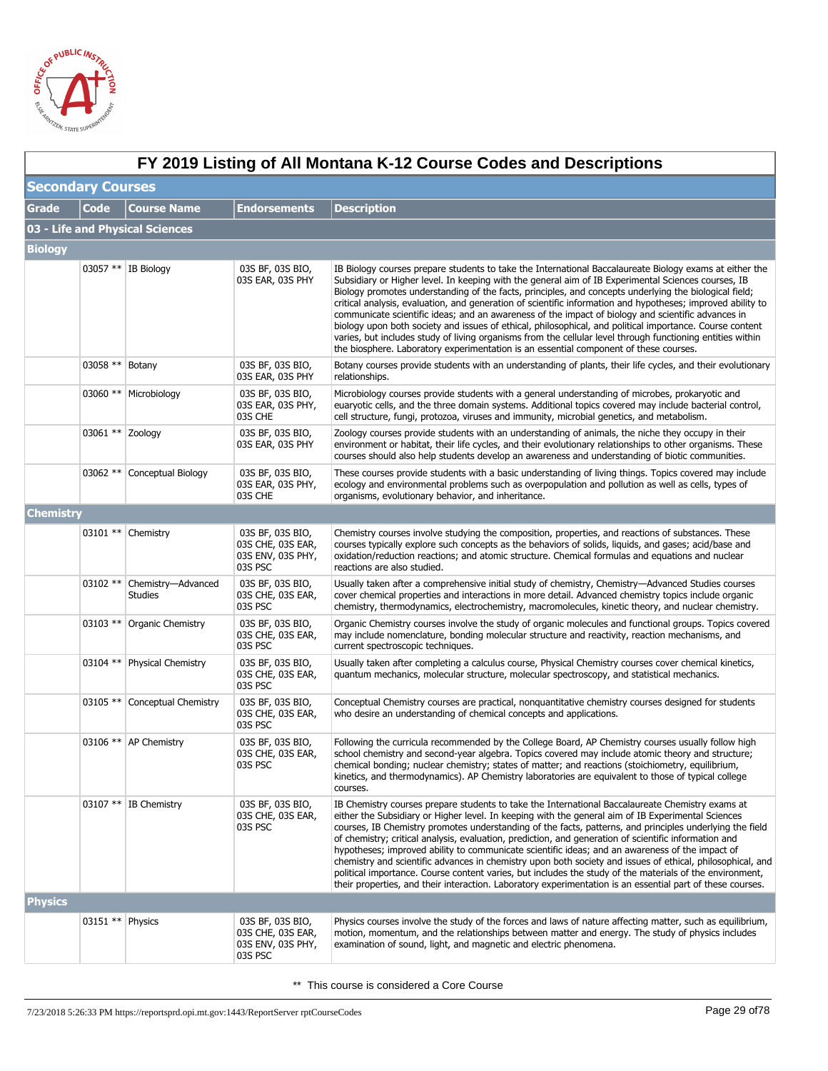# FY 2019 Listing of All Montana K-12 Course Codes and Descriptions

## Secondary Courses

| Grade | Code | Course Name | Endorsements | Description |
|---|---|---|---|---|
| **03 - Life and Physical Sciences** | | | | |
| **Biology** | | | | |
| | 03057 ** | IB Biology | 03S BF, 03S BIO, 03S EAR, 03S PHY | IB Biology courses prepare students to take the International Baccalaureate Biology exams at either the Subsidiary or Higher level. In keeping with the general aim of IB Experimental Sciences courses, IB Biology promotes understanding of the facts, principles, and concepts underlying the biological field; critical analysis, evaluation, and generation of scientific information and hypotheses; improved ability to communicate scientific ideas; and an awareness of the impact of biology and scientific advances in biology upon both society and issues of ethical, philosophical, and political importance. Course content varies, but includes study of living organisms from the cellular level through functioning entities within the biosphere. Laboratory experimentation is an essential component of these courses. |
| | 03058 ** | Botany | 03S BF, 03S BIO, 03S EAR, 03S PHY | Botany courses provide students with an understanding of plants, their life cycles, and their evolutionary relationships. |
| | 03060 ** | Microbiology | 03S BF, 03S BIO, 03S EAR, 03S PHY, 03S CHE | Microbiology courses provide students with a general understanding of microbes, prokaryotic and euaryotic cells, and the three domain systems. Additional topics covered may include bacterial control, cell structure, fungi, protozoa, viruses and immunity, microbial genetics, and metabolism. |
| | 03061 ** | Zoology | 03S BF, 03S BIO, 03S EAR, 03S PHY | Zoology courses provide students with an understanding of animals, the niche they occupy in their environment or habitat, their life cycles, and their evolutionary relationships to other organisms. These courses should also help students develop an awareness and understanding of biotic communities. |
| | 03062 ** | Conceptual Biology | 03S BF, 03S BIO, 03S EAR, 03S PHY, 03S CHE | These courses provide students with a basic understanding of living things. Topics covered may include ecology and environmental problems such as overpopulation and pollution as well as cells, types of organisms, evolutionary behavior, and inheritance. |
| **Chemistry** | | | | |
| | 03101 ** | Chemistry | 03S BF, 03S BIO, 03S CHE, 03S EAR, 03S ENV, 03S PHY, 03S PSC | Chemistry courses involve studying the composition, properties, and reactions of substances. These courses typically explore such concepts as the behaviors of solids, liquids, and gases; acid/base and oxidation/reduction reactions; and atomic structure. Chemical formulas and equations and nuclear reactions are also studied. |
| | 03102 ** | Chemistry—Advanced Studies | 03S BF, 03S BIO, 03S CHE, 03S EAR, 03S PSC | Usually taken after a comprehensive initial study of chemistry, Chemistry—Advanced Studies courses cover chemical properties and interactions in more detail. Advanced chemistry topics include organic chemistry, thermodynamics, electrochemistry, macromolecules, kinetic theory, and nuclear chemistry. |
| | 03103 ** | Organic Chemistry | 03S BF, 03S BIO, 03S CHE, 03S EAR, 03S PSC | Organic Chemistry courses involve the study of organic molecules and functional groups. Topics covered may include nomenclature, bonding molecular structure and reactivity, reaction mechanisms, and current spectroscopic techniques. |
| | 03104 ** | Physical Chemistry | 03S BF, 03S BIO, 03S CHE, 03S EAR, 03S PSC | Usually taken after completing a calculus course, Physical Chemistry courses cover chemical kinetics, quantum mechanics, molecular structure, molecular spectroscopy, and statistical mechanics. |
| | 03105 ** | Conceptual Chemistry | 03S BF, 03S BIO, 03S CHE, 03S EAR, 03S PSC | Conceptual Chemistry courses are practical, nonquantitative chemistry courses designed for students who desire an understanding of chemical concepts and applications. |
| | 03106 ** | AP Chemistry | 03S BF, 03S BIO, 03S CHE, 03S EAR, 03S PSC | Following the curricula recommended by the College Board, AP Chemistry courses usually follow high school chemistry and second-year algebra. Topics covered may include atomic theory and structure; chemical bonding; nuclear chemistry; states of matter; and reactions (stoichiometry, equilibrium, kinetics, and thermodynamics). AP Chemistry laboratories are equivalent to those of typical college courses. |
| | 03107 ** | IB Chemistry | 03S BF, 03S BIO, 03S CHE, 03S EAR, 03S PSC | IB Chemistry courses prepare students to take the International Baccalaureate Chemistry exams at either the Subsidiary or Higher level. In keeping with the general aim of IB Experimental Sciences courses, IB Chemistry promotes understanding of the facts, patterns, and principles underlying the field of chemistry; critical analysis, evaluation, prediction, and generation of scientific information and hypotheses; improved ability to communicate scientific ideas; and an awareness of the impact of chemistry and scientific advances in chemistry upon both society and issues of ethical, philosophical, and political importance. Course content varies, but includes the study of the materials of the environment, their properties, and their interaction. Laboratory experimentation is an essential part of these courses. |
| **Physics** | | | | |
| | 03151 ** | Physics | 03S BF, 03S BIO, 03S CHE, 03S EAR, 03S ENV, 03S PHY, 03S PSC | Physics courses involve the study of the forces and laws of nature affecting matter, such as equilibrium, motion, momentum, and the relationships between matter and energy. The study of physics includes examination of sound, light, and magnetic and electric phenomena. |

** This course is considered a Core Course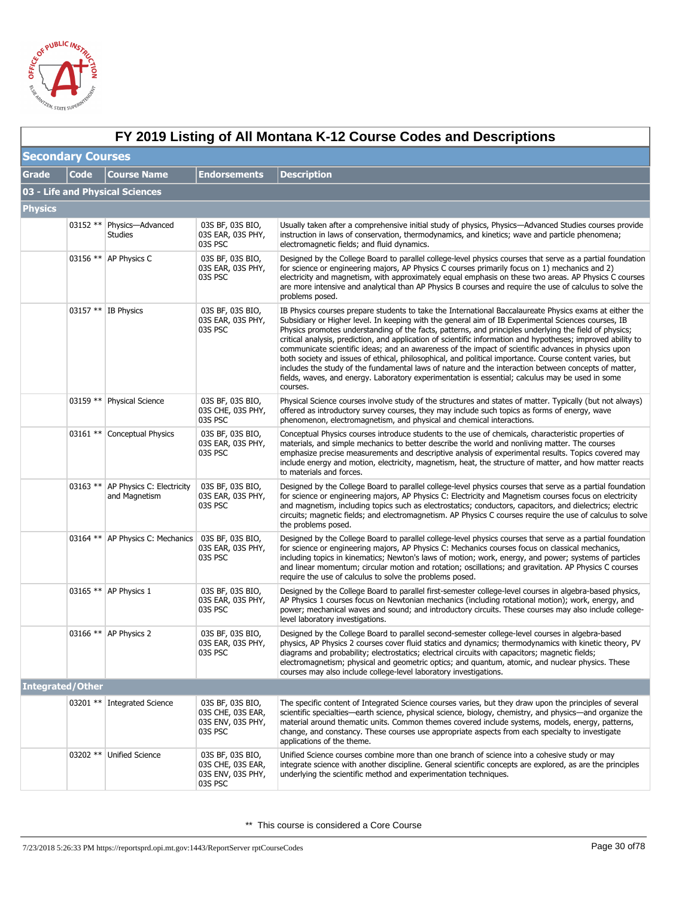# FY 2019 Listing of All Montana K-12 Course Codes and Descriptions

## Secondary Courses

| Grade | Code | Course Name | Endorsements | Description |
|---|---|---|---|---|
| **03 - Life and Physical Sciences** | | | | |
| **Physics** | | | | |
| | 03152 ** | Physics—Advanced Studies | 03S BF, 03S BIO, 03S EAR, 03S PHY, 03S PSC | Usually taken after a comprehensive initial study of physics, Physics—Advanced Studies courses provide instruction in laws of conservation, thermodynamics, and kinetics; wave and particle phenomena; electromagnetic fields; and fluid dynamics. |
| | 03156 ** | AP Physics C | 03S BF, 03S BIO, 03S EAR, 03S PHY, 03S PSC | Designed by the College Board to parallel college-level physics courses that serve as a partial foundation for science or engineering majors, AP Physics C courses primarily focus on 1) mechanics and 2) electricity and magnetism, with approximately equal emphasis on these two areas. AP Physics C courses are more intensive and analytical than AP Physics B courses and require the use of calculus to solve the problems posed. |
| | 03157 ** | IB Physics | 03S BF, 03S BIO, 03S EAR, 03S PHY, 03S PSC | IB Physics courses prepare students to take the International Baccalaureate Physics exams at either the Subsidiary or Higher level. In keeping with the general aim of IB Experimental Sciences courses, IB Physics promotes understanding of the facts, patterns, and principles underlying the field of physics; critical analysis, prediction, and application of scientific information and hypotheses; improved ability to communicate scientific ideas; and an awareness of the impact of scientific advances in physics upon both society and issues of ethical, philosophical, and political importance. Course content varies, but includes the study of the fundamental laws of nature and the interaction between concepts of matter, fields, waves, and energy. Laboratory experimentation is essential; calculus may be used in some courses. |
| | 03159 ** | Physical Science | 03S BF, 03S BIO, 03S CHE, 03S PHY, 03S PSC | Physical Science courses involve study of the structures and states of matter. Typically (but not always) offered as introductory survey courses, they may include such topics as forms of energy, wave phenomenon, electromagnetism, and physical and chemical interactions. |
| | 03161 ** | Conceptual Physics | 03S BF, 03S BIO, 03S EAR, 03S PHY, 03S PSC | Conceptual Physics courses introduce students to the use of chemicals, characteristic properties of materials, and simple mechanics to better describe the world and nonliving matter. The courses emphasize precise measurements and descriptive analysis of experimental results. Topics covered may include energy and motion, electricity, magnetism, heat, the structure of matter, and how matter reacts to materials and forces. |
| | 03163 ** | AP Physics C: Electricity and Magnetism | 03S BF, 03S BIO, 03S EAR, 03S PHY, 03S PSC | Designed by the College Board to parallel college-level physics courses that serve as a partial foundation for science or engineering majors, AP Physics C: Electricity and Magnetism courses focus on electricity and magnetism, including topics such as electrostatics; conductors, capacitors, and dielectrics; electric circuits; magnetic fields; and electromagnetism. AP Physics C courses require the use of calculus to solve the problems posed. |
| | 03164 ** | AP Physics C: Mechanics | 03S BF, 03S BIO, 03S EAR, 03S PHY, 03S PSC | Designed by the College Board to parallel college-level physics courses that serve as a partial foundation for science or engineering majors, AP Physics C: Mechanics courses focus on classical mechanics, including topics in kinematics; Newton's laws of motion; work, energy, and power; systems of particles and linear momentum; circular motion and rotation; oscillations; and gravitation. AP Physics C courses require the use of calculus to solve the problems posed. |
| | 03165 ** | AP Physics 1 | 03S BF, 03S BIO, 03S EAR, 03S PHY, 03S PSC | Designed by the College Board to parallel first-semester college-level courses in algebra-based physics, AP Physics 1 courses focus on Newtonian mechanics (including rotational motion); work, energy, and power; mechanical waves and sound; and introductory circuits. These courses may also include college-level laboratory investigations. |
| | 03166 ** | AP Physics 2 | 03S BF, 03S BIO, 03S EAR, 03S PHY, 03S PSC | Designed by the College Board to parallel second-semester college-level courses in algebra-based physics, AP Physics 2 courses cover fluid statics and dynamics; thermodynamics with kinetic theory, PV diagrams and probability; electrostatics; electrical circuits with capacitors; magnetic fields; electromagnetism; physical and geometric optics; and quantum, atomic, and nuclear physics. These courses may also include college-level laboratory investigations. |
| **Integrated/Other** | | | | |
| | 03201 ** | Integrated Science | 03S BF, 03S BIO, 03S CHE, 03S EAR, 03S ENV, 03S PHY, 03S PSC | The specific content of Integrated Science courses varies, but they draw upon the principles of several scientific specialties—earth science, physical science, biology, chemistry, and physics—and organize the material around thematic units. Common themes covered include systems, models, energy, patterns, change, and constancy. These courses use appropriate aspects from each specialty to investigate applications of the theme. |
| | 03202 ** | Unified Science | 03S BF, 03S BIO, 03S CHE, 03S EAR, 03S ENV, 03S PHY, 03S PSC | Unified Science courses combine more than one branch of science into a cohesive study or may integrate science with another discipline. General scientific concepts are explored, as are the principles underlying the scientific method and experimentation techniques. |

** This course is considered a Core Course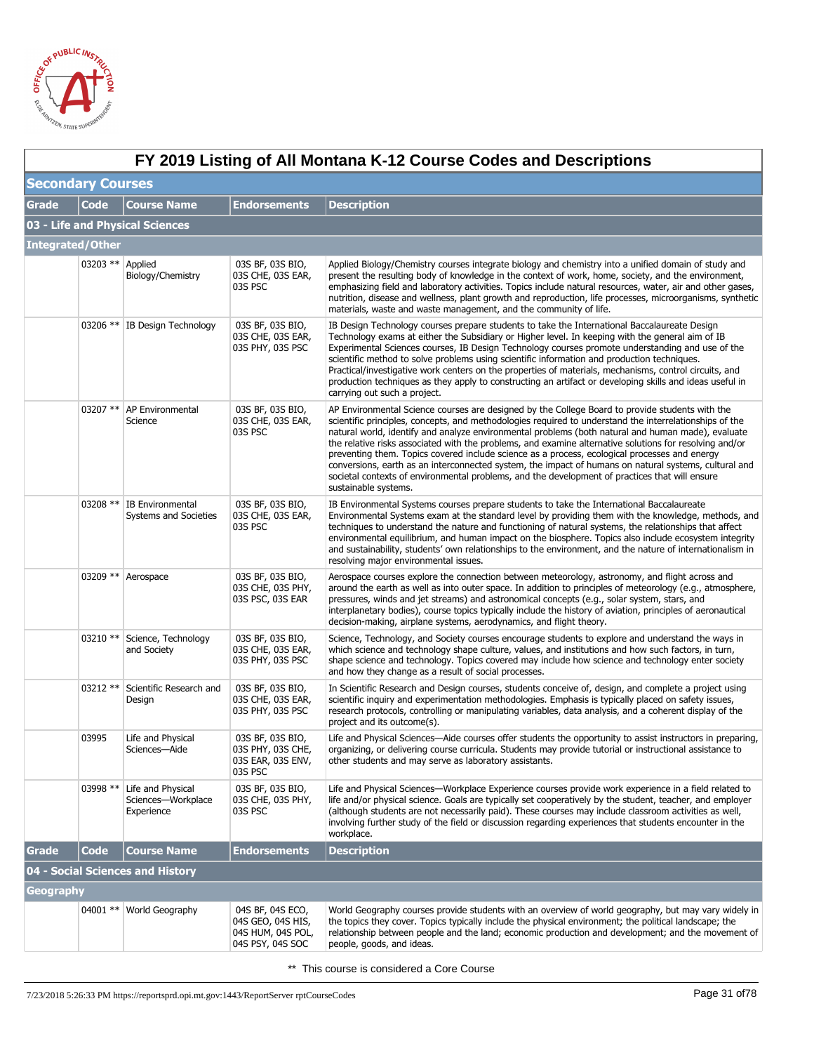# FY 2019 Listing of All Montana K-12 Course Codes and Descriptions

## Secondary Courses

| Grade | Code | Course Name | Endorsements | Description |
|---|---|---|---|---|
| **03 - Life and Physical Sciences** | | | | |
| **Integrated/Other** | | | | |
| | 03203 ** | Applied Biology/Chemistry | 03S BF, 03S BIO, 03S CHE, 03S EAR, 03S PSC | Applied Biology/Chemistry courses integrate biology and chemistry into a unified domain of study and present the resulting body of knowledge in the context of work, home, society, and the environment, emphasizing field and laboratory activities. Topics include natural resources, water, air and other gases, nutrition, disease and wellness, plant growth and reproduction, life processes, microorganisms, synthetic materials, waste and waste management, and the community of life. |
| | 03206 ** | IB Design Technology | 03S BF, 03S BIO, 03S CHE, 03S EAR, 03S PHY, 03S PSC | IB Design Technology courses prepare students to take the International Baccalaureate Design Technology exams at either the Subsidiary or Higher level. In keeping with the general aim of IB Experimental Sciences courses, IB Design Technology courses promote understanding and use of the scientific method to solve problems using scientific information and production techniques. Practical/investigative work centers on the properties of materials, mechanisms, control circuits, and production techniques as they apply to constructing an artifact or developing skills and ideas useful in carrying out such a project. |
| | 03207 ** | AP Environmental Science | 03S BF, 03S BIO, 03S CHE, 03S EAR, 03S PSC | AP Environmental Science courses are designed by the College Board to provide students with the scientific principles, concepts, and methodologies required to understand the interrelationships of the natural world, identify and analyze environmental problems (both natural and human made), evaluate the relative risks associated with the problems, and examine alternative solutions for resolving and/or preventing them. Topics covered include science as a process, ecological processes and energy conversions, earth as an interconnected system, the impact of humans on natural systems, cultural and societal contexts of environmental problems, and the development of practices that will ensure sustainable systems. |
| | 03208 ** | IB Environmental Systems and Societies | 03S BF, 03S BIO, 03S CHE, 03S EAR, 03S PSC | IB Environmental Systems courses prepare students to take the International Baccalaureate Environmental Systems exam at the standard level by providing them with the knowledge, methods, and techniques to understand the nature and functioning of natural systems, the relationships that affect environmental equilibrium, and human impact on the biosphere. Topics also include ecosystem integrity and sustainability, students' own relationships to the environment, and the nature of internationalism in resolving major environmental issues. |
| | 03209 ** | Aerospace | 03S BF, 03S BIO, 03S CHE, 03S PHY, 03S PSC, 03S EAR | Aerospace courses explore the connection between meteorology, astronomy, and flight across and around the earth as well as into outer space. In addition to principles of meteorology (e.g., atmosphere, pressures, winds and jet streams) and astronomical concepts (e.g., solar system, stars, and interplanetary bodies), course topics typically include the history of aviation, principles of aeronautical decision-making, airplane systems, aerodynamics, and flight theory. |
| | 03210 ** | Science, Technology and Society | 03S BF, 03S BIO, 03S CHE, 03S EAR, 03S PHY, 03S PSC | Science, Technology, and Society courses encourage students to explore and understand the ways in which science and technology shape culture, values, and institutions and how such factors, in turn, shape science and technology. Topics covered may include how science and technology enter society and how they change as a result of social processes. |
| | 03212 ** | Scientific Research and Design | 03S BF, 03S BIO, 03S CHE, 03S EAR, 03S PHY, 03S PSC | In Scientific Research and Design courses, students conceive of, design, and complete a project using scientific inquiry and experimentation methodologies. Emphasis is typically placed on safety issues, research protocols, controlling or manipulating variables, data analysis, and a coherent display of the project and its outcome(s). |
| | 03995 | Life and Physical Sciences—Aide | 03S BF, 03S BIO, 03S PHY, 03S CHE, 03S EAR, 03S ENV, 03S PSC | Life and Physical Sciences—Aide courses offer students the opportunity to assist instructors in preparing, organizing, or delivering course curricula. Students may provide tutorial or instructional assistance to other students and may serve as laboratory assistants. |
| | 03998 ** | Life and Physical Sciences—Workplace Experience | 03S BF, 03S BIO, 03S CHE, 03S PHY, 03S PSC | Life and Physical Sciences—Workplace Experience courses provide work experience in a field related to life and/or physical science. Goals are typically set cooperatively by the student, teacher, and employer (although students are not necessarily paid). These courses may include classroom activities as well, involving further study of the field or discussion regarding experiences that students encounter in the workplace. |

| Grade | Code | Course Name | Endorsements | Description |
|---|---|---|---|---|
| **04 - Social Sciences and History** | | | | |
| **Geography** | | | | |
| | 04001 ** | World Geography | 04S BF, 04S ECO, 04S GEO, 04S HIS, 04S HUM, 04S POL, 04S PSY, 04S SOC | World Geography courses provide students with an overview of world geography, but may vary widely in the topics they cover. Topics typically include the physical environment; the political landscape; the relationship between people and the land; economic production and development; and the movement of people, goods, and ideas. |

** This course is considered a Core Course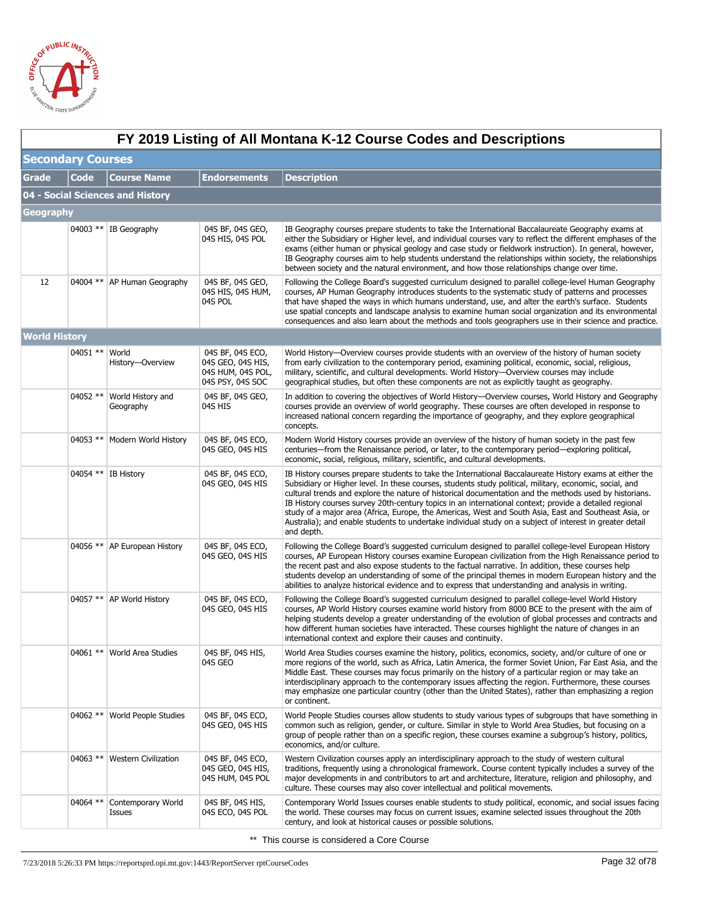# FY 2019 Listing of All Montana K-12 Course Codes and Descriptions

## Secondary Courses

| Grade | Code | Course Name | Endorsements | Description |
|---|---|---|---|---|
| **04 - Social Sciences and History** | | | | |
| **Geography** | | | | |
| | 04003 ** | IB Geography | 04S BF, 04S GEO, 04S HIS, 04S POL | IB Geography courses prepare students to take the International Baccalaureate Geography exams at either the Subsidiary or Higher level, and individual courses vary to reflect the different emphases of the exams (either human or physical geology and case study or fieldwork instruction). In general, however, IB Geography courses aim to help students understand the relationships within society, the relationships between society and the natural environment, and how those relationships change over time. |
| 12 | 04004 ** | AP Human Geography | 04S BF, 04S GEO, 04S HIS, 04S HUM, 04S POL | Following the College Board's suggested curriculum designed to parallel college-level Human Geography courses, AP Human Geography introduces students to the systematic study of patterns and processes that have shaped the ways in which humans understand, use, and alter the earth's surface. Students use spatial concepts and landscape analysis to examine human social organization and its environmental consequences and also learn about the methods and tools geographers use in their science and practice. |
| **World History** | | | | |
| | 04051 ** | World History—Overview | 04S BF, 04S ECO, 04S GEO, 04S HIS, 04S HUM, 04S POL, 04S PSY, 04S SOC | World History—Overview courses provide students with an overview of the history of human society from early civilization to the contemporary period, examining political, economic, social, religious, military, scientific, and cultural developments. World History—Overview courses may include geographical studies, but often these components are not as explicitly taught as geography. |
| | 04052 ** | World History and Geography | 04S BF, 04S GEO, 04S HIS | In addition to covering the objectives of World History—Overview courses, World History and Geography courses provide an overview of world geography. These courses are often developed in response to increased national concern regarding the importance of geography, and they explore geographical concepts. |
| | 04053 ** | Modern World History | 04S BF, 04S ECO, 04S GEO, 04S HIS | Modern World History courses provide an overview of the history of human society in the past few centuries—from the Renaissance period, or later, to the contemporary period—exploring political, economic, social, religious, military, scientific, and cultural developments. |
| | 04054 ** | IB History | 04S BF, 04S ECO, 04S GEO, 04S HIS | IB History courses prepare students to take the International Baccalaureate History exams at either the Subsidiary or Higher level. In these courses, students study political, military, economic, social, and cultural trends and explore the nature of historical documentation and the methods used by historians. IB History courses survey 20th-century topics in an international context; provide a detailed regional study of a major area (Africa, Europe, the Americas, West and South Asia, East and Southeast Asia, or Australia); and enable students to undertake individual study on a subject of interest in greater detail and depth. |
| | 04056 ** | AP European History | 04S BF, 04S ECO, 04S GEO, 04S HIS | Following the College Board's suggested curriculum designed to parallel college-level European History courses, AP European History courses examine European civilization from the High Renaissance period to the recent past and also expose students to the factual narrative. In addition, these courses help students develop an understanding of some of the principal themes in modern European history and the abilities to analyze historical evidence and to express that understanding and analysis in writing. |
| | 04057 ** | AP World History | 04S BF, 04S ECO, 04S GEO, 04S HIS | Following the College Board's suggested curriculum designed to parallel college-level World History courses, AP World History courses examine world history from 8000 BCE to the present with the aim of helping students develop a greater understanding of the evolution of global processes and contracts and how different human societies have interacted. These courses highlight the nature of changes in an international context and explore their causes and continuity. |
| | 04061 ** | World Area Studies | 04S BF, 04S HIS, 04S GEO | World Area Studies courses examine the history, politics, economics, society, and/or culture of one or more regions of the world, such as Africa, Latin America, the former Soviet Union, Far East Asia, and the Middle East. These courses may focus primarily on the history of a particular region or may take an interdisciplinary approach to the contemporary issues affecting the region. Furthermore, these courses may emphasize one particular country (other than the United States), rather than emphasizing a region or continent. |
| | 04062 ** | World People Studies | 04S BF, 04S ECO, 04S GEO, 04S HIS | World People Studies courses allow students to study various types of subgroups that have something in common such as religion, gender, or culture. Similar in style to World Area Studies, but focusing on a group of people rather than on a specific region, these courses examine a subgroup's history, politics, economics, and/or culture. |
| | 04063 ** | Western Civilization | 04S BF, 04S ECO, 04S GEO, 04S HIS, 04S HUM, 04S POL | Western Civilization courses apply an interdisciplinary approach to the study of western cultural traditions, frequently using a chronological framework. Course content typically includes a survey of the major developments in and contributors to art and architecture, literature, religion and philosophy, and culture. These courses may also cover intellectual and political movements. |
| | 04064 ** | Contemporary World Issues | 04S BF, 04S HIS, 04S ECO, 04S POL | Contemporary World Issues courses enable students to study political, economic, and social issues facing the world. These courses may focus on current issues, examine selected issues throughout the 20th century, and look at historical causes or possible solutions. |

** This course is considered a Core Course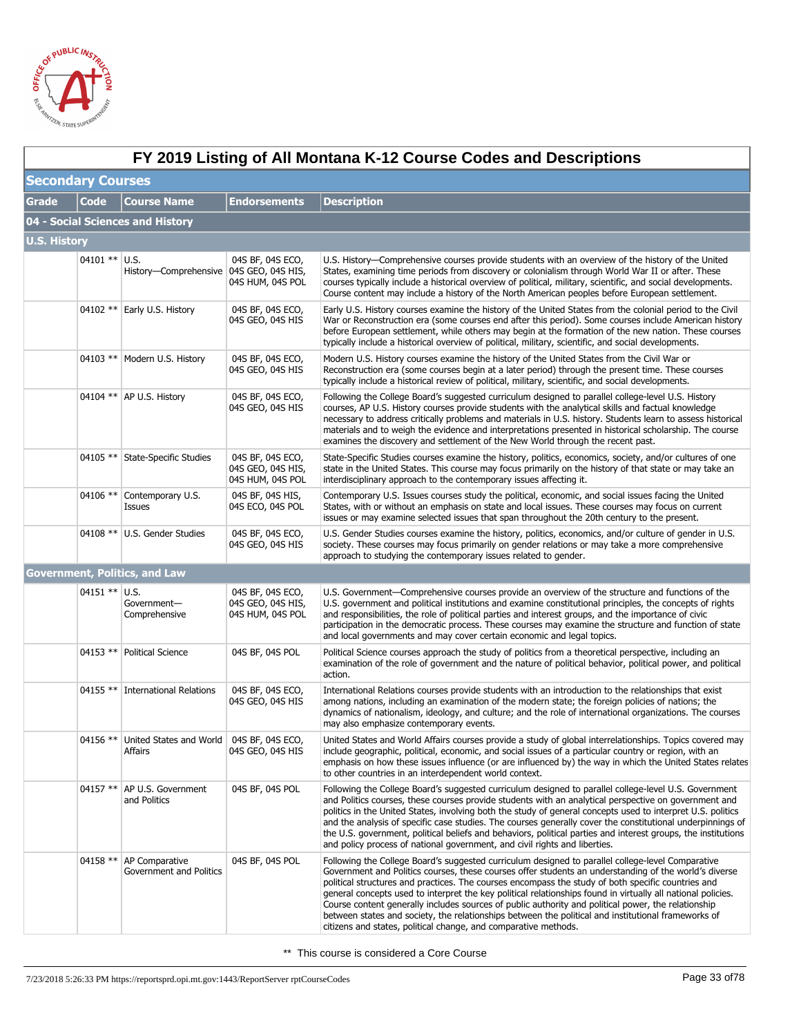# FY 2019 Listing of All Montana K-12 Course Codes and Descriptions

## Secondary Courses

| Grade | Code | Course Name | Endorsements | Description |
|---|---|---|---|---|
| **04 - Social Sciences and History** | | | | |
| **U.S. History** | | | | |
| | 04101 ** | U.S. History—Comprehensive | 04S BF, 04S ECO, 04S GEO, 04S HIS, 04S HUM, 04S POL | U.S. History—Comprehensive courses provide students with an overview of the history of the United States, examining time periods from discovery or colonialism through World War II or after. These courses typically include a historical overview of political, military, scientific, and social developments. Course content may include a history of the North American peoples before European settlement. |
| | 04102 ** | Early U.S. History | 04S BF, 04S ECO, 04S GEO, 04S HIS | Early U.S. History courses examine the history of the United States from the colonial period to the Civil War or Reconstruction era (some courses end after this period). Some courses include American history before European settlement, while others may begin at the formation of the new nation. These courses typically include a historical overview of political, military, scientific, and social developments. |
| | 04103 ** | Modern U.S. History | 04S BF, 04S ECO, 04S GEO, 04S HIS | Modern U.S. History courses examine the history of the United States from the Civil War or Reconstruction era (some courses begin at a later period) through the present time. These courses typically include a historical review of political, military, scientific, and social developments. |
| | 04104 ** | AP U.S. History | 04S BF, 04S ECO, 04S GEO, 04S HIS | Following the College Board's suggested curriculum designed to parallel college-level U.S. History courses, AP U.S. History courses provide students with the analytical skills and factual knowledge necessary to address critically problems and materials in U.S. history. Students learn to assess historical materials and to weigh the evidence and interpretations presented in historical scholarship. The course examines the discovery and settlement of the New World through the recent past. |
| | 04105 ** | State-Specific Studies | 04S BF, 04S ECO, 04S GEO, 04S HIS, 04S HUM, 04S POL | State-Specific Studies courses examine the history, politics, economics, society, and/or cultures of one state in the United States. This course may focus primarily on the history of that state or may take an interdisciplinary approach to the contemporary issues affecting it. |
| | 04106 ** | Contemporary U.S. Issues | 04S BF, 04S HIS, 04S ECO, 04S POL | Contemporary U.S. Issues courses study the political, economic, and social issues facing the United States, with or without an emphasis on state and local issues. These courses may focus on current issues or may examine selected issues that span throughout the 20th century to the present. |
| | 04108 ** | U.S. Gender Studies | 04S BF, 04S ECO, 04S GEO, 04S HIS | U.S. Gender Studies courses examine the history, politics, economics, and/or culture of gender in U.S. society. These courses may focus primarily on gender relations or may take a more comprehensive approach to studying the contemporary issues related to gender. |
| **Government, Politics, and Law** | | | | |
| | 04151 ** | U.S. Government—Comprehensive | 04S BF, 04S ECO, 04S GEO, 04S HIS, 04S HUM, 04S POL | U.S. Government—Comprehensive courses provide an overview of the structure and functions of the U.S. government and political institutions and examine constitutional principles, the concepts of rights and responsibilities, the role of political parties and interest groups, and the importance of civic participation in the democratic process. These courses may examine the structure and function of state and local governments and may cover certain economic and legal topics. |
| | 04153 ** | Political Science | 04S BF, 04S POL | Political Science courses approach the study of politics from a theoretical perspective, including an examination of the role of government and the nature of political behavior, political power, and political action. |
| | 04155 ** | International Relations | 04S BF, 04S ECO, 04S GEO, 04S HIS | International Relations courses provide students with an introduction to the relationships that exist among nations, including an examination of the modern state; the foreign policies of nations; the dynamics of nationalism, ideology, and culture; and the role of international organizations. The courses may also emphasize contemporary events. |
| | 04156 ** | United States and World Affairs | 04S BF, 04S ECO, 04S GEO, 04S HIS | United States and World Affairs courses provide a study of global interrelationships. Topics covered may include geographic, political, economic, and social issues of a particular country or region, with an emphasis on how these issues influence (or are influenced by) the way in which the United States relates to other countries in an interdependent world context. |
| | 04157 ** | AP U.S. Government and Politics | 04S BF, 04S POL | Following the College Board's suggested curriculum designed to parallel college-level U.S. Government and Politics courses, these courses provide students with an analytical perspective on government and politics in the United States, involving both the study of general concepts used to interpret U.S. politics and the analysis of specific case studies. The courses generally cover the constitutional underpinnings of the U.S. government, political beliefs and behaviors, political parties and interest groups, the institutions and policy process of national government, and civil rights and liberties. |
| | 04158 ** | AP Comparative Government and Politics | 04S BF, 04S POL | Following the College Board's suggested curriculum designed to parallel college-level Comparative Government and Politics courses, these courses offer students an understanding of the world's diverse political structures and practices. The courses encompass the study of both specific countries and general concepts used to interpret the key political relationships found in virtually all national policies. Course content generally includes sources of public authority and political power, the relationship between states and society, the relationships between the political and institutional frameworks of citizens and states, political change, and comparative methods. |

** This course is considered a Core Course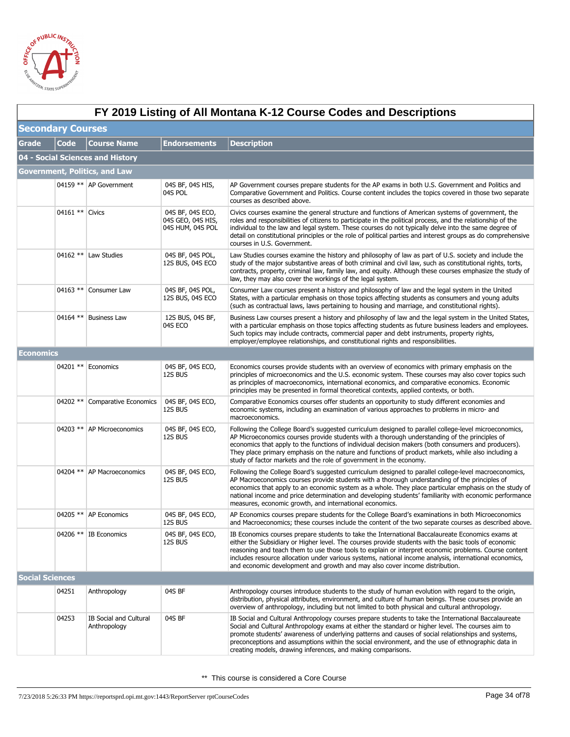# FY 2019 Listing of All Montana K-12 Course Codes and Descriptions

## Secondary Courses

| Grade | Code | Course Name | Endorsements | Description |
|---|---|---|---|---|
| **04 - Social Sciences and History** | | | | |
| **Government, Politics, and Law** | | | | |
| | 04159 ** | AP Government | 04S BF, 04S HIS, 04S POL | AP Government courses prepare students for the AP exams in both U.S. Government and Politics and Comparative Government and Politics. Course content includes the topics covered in those two separate courses as described above. |
| | 04161 ** | Civics | 04S BF, 04S ECO, 04S GEO, 04S HIS, 04S HUM, 04S POL | Civics courses examine the general structure and functions of American systems of government, the roles and responsibilities of citizens to participate in the political process, and the relationship of the individual to the law and legal system. These courses do not typically delve into the same degree of detail on constitutional principles or the role of political parties and interest groups as do comprehensive courses in U.S. Government. |
| | 04162 ** | Law Studies | 04S BF, 04S POL, 12S BUS, 04S ECO | Law Studies courses examine the history and philosophy of law as part of U.S. society and include the study of the major substantive areas of both criminal and civil law, such as constitutional rights, torts, contracts, property, criminal law, family law, and equity. Although these courses emphasize the study of law, they may also cover the workings of the legal system. |
| | 04163 ** | Consumer Law | 04S BF, 04S POL, 12S BUS, 04S ECO | Consumer Law courses present a history and philosophy of law and the legal system in the United States, with a particular emphasis on those topics affecting students as consumers and young adults (such as contractual laws, laws pertaining to housing and marriage, and constitutional rights). |
| | 04164 ** | Business Law | 12S BUS, 04S BF, 04S ECO | Business Law courses present a history and philosophy of law and the legal system in the United States, with a particular emphasis on those topics affecting students as future business leaders and employees. Such topics may include contracts, commercial paper and debt instruments, property rights, employer/employee relationships, and constitutional rights and responsibilities. |
| **Economics** | | | | |
| | 04201 ** | Economics | 04S BF, 04S ECO, 12S BUS | Economics courses provide students with an overview of economics with primary emphasis on the principles of microeconomics and the U.S. economic system. These courses may also cover topics such as principles of macroeconomics, international economics, and comparative economics. Economic principles may be presented in formal theoretical contexts, applied contexts, or both. |
| | 04202 ** | Comparative Economics | 04S BF, 04S ECO, 12S BUS | Comparative Economics courses offer students an opportunity to study different economies and economic systems, including an examination of various approaches to problems in micro- and macroeconomics. |
| | 04203 ** | AP Microeconomics | 04S BF, 04S ECO, 12S BUS | Following the College Board's suggested curriculum designed to parallel college-level microeconomics, AP Microeconomics courses provide students with a thorough understanding of the principles of economics that apply to the functions of individual decision makers (both consumers and producers). They place primary emphasis on the nature and functions of product markets, while also including a study of factor markets and the role of government in the economy. |
| | 04204 ** | AP Macroeconomics | 04S BF, 04S ECO, 12S BUS | Following the College Board's suggested curriculum designed to parallel college-level macroeconomics, AP Macroeconomics courses provide students with a thorough understanding of the principles of economics that apply to an economic system as a whole. They place particular emphasis on the study of national income and price determination and developing students' familiarity with economic performance measures, economic growth, and international economics. |
| | 04205 ** | AP Economics | 04S BF, 04S ECO, 12S BUS | AP Economics courses prepare students for the College Board's examinations in both Microeconomics and Macroeconomics; these courses include the content of the two separate courses as described above. |
| | 04206 ** | IB Economics | 04S BF, 04S ECO, 12S BUS | IB Economics courses prepare students to take the International Baccalaureate Economics exams at either the Subsidiary or Higher level. The courses provide students with the basic tools of economic reasoning and teach them to use those tools to explain or interpret economic problems. Course content includes resource allocation under various systems, national income analysis, international economics, and economic development and growth and may also cover income distribution. |
| **Social Sciences** | | | | |
| | 04251 | Anthropology | 04S BF | Anthropology courses introduce students to the study of human evolution with regard to the origin, distribution, physical attributes, environment, and culture of human beings. These courses provide an overview of anthropology, including but not limited to both physical and cultural anthropology. |
| | 04253 | IB Social and Cultural Anthropology | 04S BF | IB Social and Cultural Anthropology courses prepare students to take the International Baccalaureate Social and Cultural Anthropology exams at either the standard or higher level. The courses aim to promote students' awareness of underlying patterns and causes of social relationships and systems, preconceptions and assumptions within the social environment, and the use of ethnographic data in creating models, drawing inferences, and making comparisons. |

** This course is considered a Core Course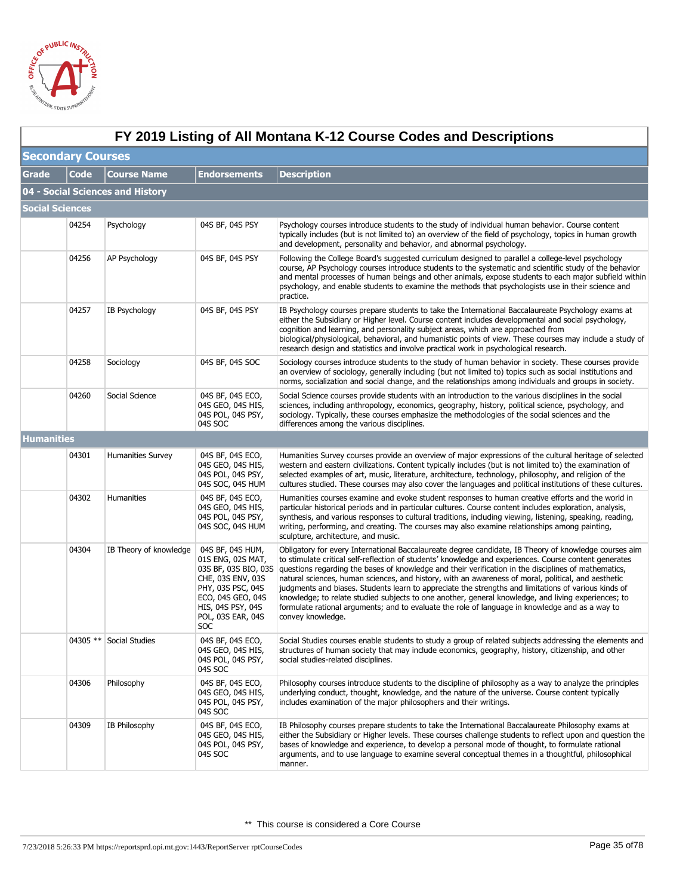# FY 2019 Listing of All Montana K-12 Course Codes and Descriptions

## Secondary Courses

| Grade | Code | Course Name | Endorsements | Description |
|---|---|---|---|---|
| **04 - Social Sciences and History** | | | | |
| **Social Sciences** | | | | |
| | 04254 | Psychology | 04S BF, 04S PSY | Psychology courses introduce students to the study of individual human behavior. Course content typically includes (but is not limited to) an overview of the field of psychology, topics in human growth and development, personality and behavior, and abnormal psychology. |
| | 04256 | AP Psychology | 04S BF, 04S PSY | Following the College Board's suggested curriculum designed to parallel a college-level psychology course, AP Psychology courses introduce students to the systematic and scientific study of the behavior and mental processes of human beings and other animals, expose students to each major subfield within psychology, and enable students to examine the methods that psychologists use in their science and practice. |
| | 04257 | IB Psychology | 04S BF, 04S PSY | IB Psychology courses prepare students to take the International Baccalaureate Psychology exams at either the Subsidiary or Higher level. Course content includes developmental and social psychology, cognition and learning, and personality subject areas, which are approached from biological/physiological, behavioral, and humanistic points of view. These courses may include a study of research design and statistics and involve practical work in psychological research. |
| | 04258 | Sociology | 04S BF, 04S SOC | Sociology courses introduce students to the study of human behavior in society. These courses provide an overview of sociology, generally including (but not limited to) topics such as social institutions and norms, socialization and social change, and the relationships among individuals and groups in society. |
| | 04260 | Social Science | 04S BF, 04S ECO, 04S GEO, 04S HIS, 04S POL, 04S PSY, 04S SOC | Social Science courses provide students with an introduction to the various disciplines in the social sciences, including anthropology, economics, geography, history, political science, psychology, and sociology. Typically, these courses emphasize the methodologies of the social sciences and the differences among the various disciplines. |
| **Humanities** | | | | |
| | 04301 | Humanities Survey | 04S BF, 04S ECO, 04S GEO, 04S HIS, 04S POL, 04S PSY, 04S SOC, 04S HUM | Humanities Survey courses provide an overview of major expressions of the cultural heritage of selected western and eastern civilizations. Content typically includes (but is not limited to) the examination of selected examples of art, music, literature, architecture, technology, philosophy, and religion of the cultures studied. These courses may also cover the languages and political institutions of these cultures. |
| | 04302 | Humanities | 04S BF, 04S ECO, 04S GEO, 04S HIS, 04S POL, 04S PSY, 04S SOC, 04S HUM | Humanities courses examine and evoke student responses to human creative efforts and the world in particular historical periods and in particular cultures. Course content includes exploration, analysis, synthesis, and various responses to cultural traditions, including viewing, listening, speaking, reading, writing, performing, and creating. The courses may also examine relationships among painting, sculpture, architecture, and music. |
| | 04304 | IB Theory of knowledge | 04S BF, 04S HUM, 01S ENG, 02S MAT, 03S BF, 03S BIO, 03S CHE, 03S ENV, 03S PHY, 03S PSC, 04S ECO, 04S GEO, 04S HIS, 04S PSY, 04S POL, 03S EAR, 04S SOC | Obligatory for every International Baccalaureate degree candidate, IB Theory of knowledge courses aim to stimulate critical self-reflection of students' knowledge and experiences. Course content generates questions regarding the bases of knowledge and their verification in the disciplines of mathematics, natural sciences, human sciences, and history, with an awareness of moral, political, and aesthetic judgments and biases. Students learn to appreciate the strengths and limitations of various kinds of knowledge; to relate studied subjects to one another, general knowledge, and living experiences; to formulate rational arguments; and to evaluate the role of language in knowledge and as a way to convey knowledge. |
| | 04305 ** | Social Studies | 04S BF, 04S ECO, 04S GEO, 04S HIS, 04S POL, 04S PSY, 04S SOC | Social Studies courses enable students to study a group of related subjects addressing the elements and structures of human society that may include economics, geography, history, citizenship, and other social studies-related disciplines. |
| | 04306 | Philosophy | 04S BF, 04S ECO, 04S GEO, 04S HIS, 04S POL, 04S PSY, 04S SOC | Philosophy courses introduce students to the discipline of philosophy as a way to analyze the principles underlying conduct, thought, knowledge, and the nature of the universe. Course content typically includes examination of the major philosophers and their writings. |
| | 04309 | IB Philosophy | 04S BF, 04S ECO, 04S GEO, 04S HIS, 04S POL, 04S PSY, 04S SOC | IB Philosophy courses prepare students to take the International Baccalaureate Philosophy exams at either the Subsidiary or Higher levels. These courses challenge students to reflect upon and question the bases of knowledge and experience, to develop a personal mode of thought, to formulate rational arguments, and to use language to examine several conceptual themes in a thoughtful, philosophical manner. |

** This course is considered a Core Course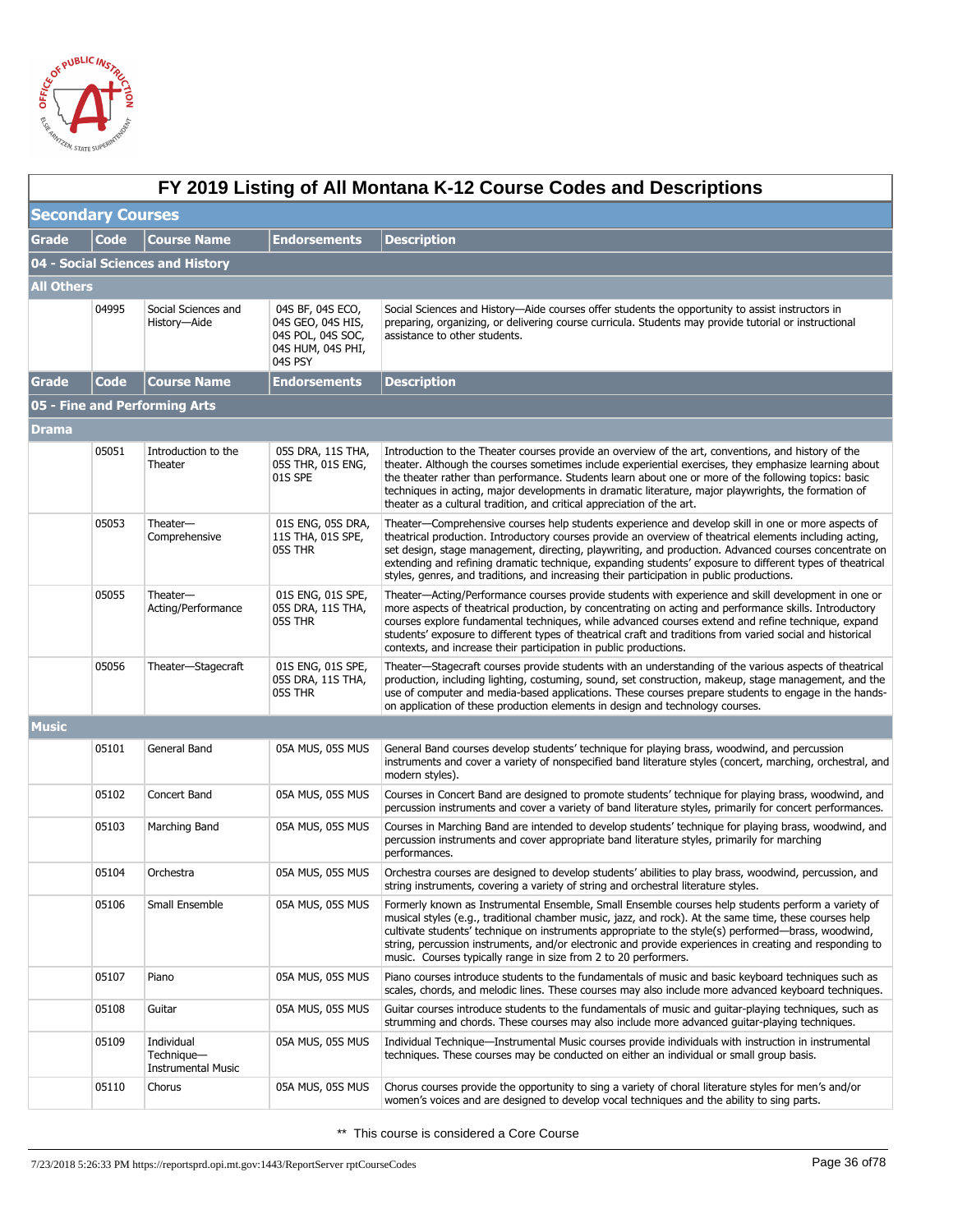# FY 2019 Listing of All Montana K-12 Course Codes and Descriptions

## Secondary Courses

| Grade | Code | Course Name | Endorsements | Description |
|---|---|---|---|---|
| **04 - Social Sciences and History** | | | | |
| **All Others** | | | | |
| | 04995 | Social Sciences and History—Aide | 04S BF, 04S ECO, 04S GEO, 04S HIS, 04S POL, 04S SOC, 04S HUM, 04S PHI, 04S PSY | Social Sciences and History—Aide courses offer students the opportunity to assist instructors in preparing, organizing, or delivering course curricula. Students may provide tutorial or instructional assistance to other students. |

| Grade | Code | Course Name | Endorsements | Description |
|---|---|---|---|---|
| **05 - Fine and Performing Arts** | | | | |
| **Drama** | | | | |
| | 05051 | Introduction to the Theater | 05S DRA, 11S THA, 05S THR, 01S ENG, 01S SPE | Introduction to the Theater courses provide an overview of the art, conventions, and history of the theater. Although the courses sometimes include experiential exercises, they emphasize learning about the theater rather than performance. Students learn about one or more of the following topics: basic techniques in acting, major developments in dramatic literature, major playwrights, the formation of theater as a cultural tradition, and critical appreciation of the art. |
| | 05053 | Theater—Comprehensive | 01S ENG, 05S DRA, 11S THA, 01S SPE, 05S THR | Theater—Comprehensive courses help students experience and develop skill in one or more aspects of theatrical production. Introductory courses provide an overview of theatrical elements including acting, set design, stage management, directing, playwriting, and production. Advanced courses concentrate on extending and refining dramatic technique, expanding students' exposure to different types of theatrical styles, genres, and traditions, and increasing their participation in public productions. |
| | 05055 | Theater—Acting/Performance | 01S ENG, 01S SPE, 05S DRA, 11S THA, 05S THR | Theater—Acting/Performance courses provide students with experience and skill development in one or more aspects of theatrical production, by concentrating on acting and performance skills. Introductory courses explore fundamental techniques, while advanced courses extend and refine technique, expand students' exposure to different types of theatrical craft and traditions from varied social and historical contexts, and increase their participation in public productions. |
| | 05056 | Theater—Stagecraft | 01S ENG, 01S SPE, 05S DRA, 11S THA, 05S THR | Theater—Stagecraft courses provide students with an understanding of the various aspects of theatrical production, including lighting, costuming, sound, set construction, makeup, stage management, and the use of computer and media-based applications. These courses prepare students to engage in the hands-on application of these production elements in design and technology courses. |
| **Music** | | | | |
| | 05101 | General Band | 05A MUS, 05S MUS | General Band courses develop students' technique for playing brass, woodwind, and percussion instruments and cover a variety of nonspecified band literature styles (concert, marching, orchestral, and modern styles). |
| | 05102 | Concert Band | 05A MUS, 05S MUS | Courses in Concert Band are designed to promote students' technique for playing brass, woodwind, and percussion instruments and cover a variety of band literature styles, primarily for concert performances. |
| | 05103 | Marching Band | 05A MUS, 05S MUS | Courses in Marching Band are intended to develop students' technique for playing brass, woodwind, and percussion instruments and cover appropriate band literature styles, primarily for marching performances. |
| | 05104 | Orchestra | 05A MUS, 05S MUS | Orchestra courses are designed to develop students' abilities to play brass, woodwind, percussion, and string instruments, covering a variety of string and orchestral literature styles. |
| | 05106 | Small Ensemble | 05A MUS, 05S MUS | Formerly known as Instrumental Ensemble, Small Ensemble courses help students perform a variety of musical styles (e.g., traditional chamber music, jazz, and rock). At the same time, these courses help cultivate students' technique on instruments appropriate to the style(s) performed—brass, woodwind, string, percussion instruments, and/or electronic and provide experiences in creating and responding to music. Courses typically range in size from 2 to 20 performers. |
| | 05107 | Piano | 05A MUS, 05S MUS | Piano courses introduce students to the fundamentals of music and basic keyboard techniques such as scales, chords, and melodic lines. These courses may also include more advanced keyboard techniques. |
| | 05108 | Guitar | 05A MUS, 05S MUS | Guitar courses introduce students to the fundamentals of music and guitar-playing techniques, such as strumming and chords. These courses may also include more advanced guitar-playing techniques. |
| | 05109 | Individual Technique—Instrumental Music | 05A MUS, 05S MUS | Individual Technique—Instrumental Music courses provide individuals with instruction in instrumental techniques. These courses may be conducted on either an individual or small group basis. |
| | 05110 | Chorus | 05A MUS, 05S MUS | Chorus courses provide the opportunity to sing a variety of choral literature styles for men's and/or women's voices and are designed to develop vocal techniques and the ability to sing parts. |

** This course is considered a Core Course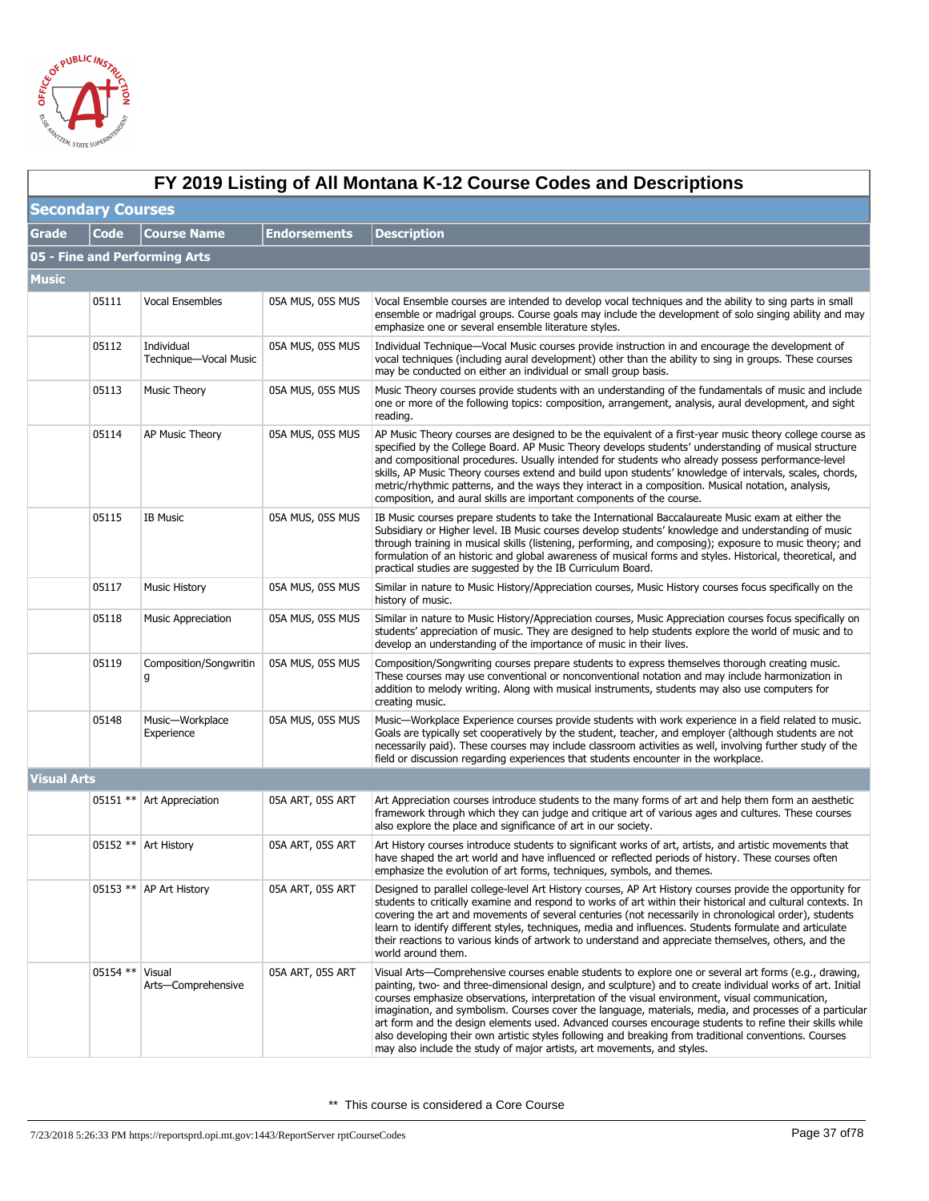# FY 2019 Listing of All Montana K-12 Course Codes and Descriptions

## Secondary Courses

| Grade | Code | Course Name | Endorsements | Description |
|---|---|---|---|---|
| **05 - Fine and Performing Arts** | | | | |
| **Music** | | | | |
| | 05111 | Vocal Ensembles | 05A MUS, 05S MUS | Vocal Ensemble courses are intended to develop vocal techniques and the ability to sing parts in small ensemble or madrigal groups. Course goals may include the development of solo singing ability and may emphasize one or several ensemble literature styles. |
| | 05112 | Individual Technique—Vocal Music | 05A MUS, 05S MUS | Individual Technique—Vocal Music courses provide instruction in and encourage the development of vocal techniques (including aural development) other than the ability to sing in groups. These courses may be conducted on either an individual or small group basis. |
| | 05113 | Music Theory | 05A MUS, 05S MUS | Music Theory courses provide students with an understanding of the fundamentals of music and include one or more of the following topics: composition, arrangement, analysis, aural development, and sight reading. |
| | 05114 | AP Music Theory | 05A MUS, 05S MUS | AP Music Theory courses are designed to be the equivalent of a first-year music theory college course as specified by the College Board. AP Music Theory develops students' understanding of musical structure and compositional procedures. Usually intended for students who already possess performance-level skills, AP Music Theory courses extend and build upon students' knowledge of intervals, scales, chords, metric/rhythmic patterns, and the ways they interact in a composition. Musical notation, analysis, composition, and aural skills are important components of the course. |
| | 05115 | IB Music | 05A MUS, 05S MUS | IB Music courses prepare students to take the International Baccalaureate Music exam at either the Subsidiary or Higher level. IB Music courses develop students' knowledge and understanding of music through training in musical skills (listening, performing, and composing); exposure to music theory; and formulation of an historic and global awareness of musical forms and styles. Historical, theoretical, and practical studies are suggested by the IB Curriculum Board. |
| | 05117 | Music History | 05A MUS, 05S MUS | Similar in nature to Music History/Appreciation courses, Music History courses focus specifically on the history of music. |
| | 05118 | Music Appreciation | 05A MUS, 05S MUS | Similar in nature to Music History/Appreciation courses, Music Appreciation courses focus specifically on students' appreciation of music. They are designed to help students explore the world of music and to develop an understanding of the importance of music in their lives. |
| | 05119 | Composition/Songwriting | 05A MUS, 05S MUS | Composition/Songwriting courses prepare students to express themselves thorough creating music. These courses may use conventional or nonconventional notation and may include harmonization in addition to melody writing. Along with musical instruments, students may also use computers for creating music. |
| | 05148 | Music—Workplace Experience | 05A MUS, 05S MUS | Music—Workplace Experience courses provide students with work experience in a field related to music. Goals are typically set cooperatively by the student, teacher, and employer (although students are not necessarily paid). These courses may include classroom activities as well, involving further study of the field or discussion regarding experiences that students encounter in the workplace. |
| **Visual Arts** | | | | |
| | 05151 ** | Art Appreciation | 05A ART, 05S ART | Art Appreciation courses introduce students to the many forms of art and help them form an aesthetic framework through which they can judge and critique art of various ages and cultures. These courses also explore the place and significance of art in our society. |
| | 05152 ** | Art History | 05A ART, 05S ART | Art History courses introduce students to significant works of art, artists, and artistic movements that have shaped the art world and have influenced or reflected periods of history. These courses often emphasize the evolution of art forms, techniques, symbols, and themes. |
| | 05153 ** | AP Art History | 05A ART, 05S ART | Designed to parallel college-level Art History courses, AP Art History courses provide the opportunity for students to critically examine and respond to works of art within their historical and cultural contexts. In covering the art and movements of several centuries (not necessarily in chronological order), students learn to identify different styles, techniques, media and influences. Students formulate and articulate their reactions to various kinds of artwork to understand and appreciate themselves, others, and the world around them. |
| | 05154 ** | Visual Arts—Comprehensive | 05A ART, 05S ART | Visual Arts—Comprehensive courses enable students to explore one or several art forms (e.g., drawing, painting, two- and three-dimensional design, and sculpture) and to create individual works of art. Initial courses emphasize observations, interpretation of the visual environment, visual communication, imagination, and symbolism. Courses cover the language, materials, media, and processes of a particular art form and the design elements used. Advanced courses encourage students to refine their skills while also developing their own artistic styles following and breaking from traditional conventions. Courses may also include the study of major artists, art movements, and styles. |

** This course is considered a Core Course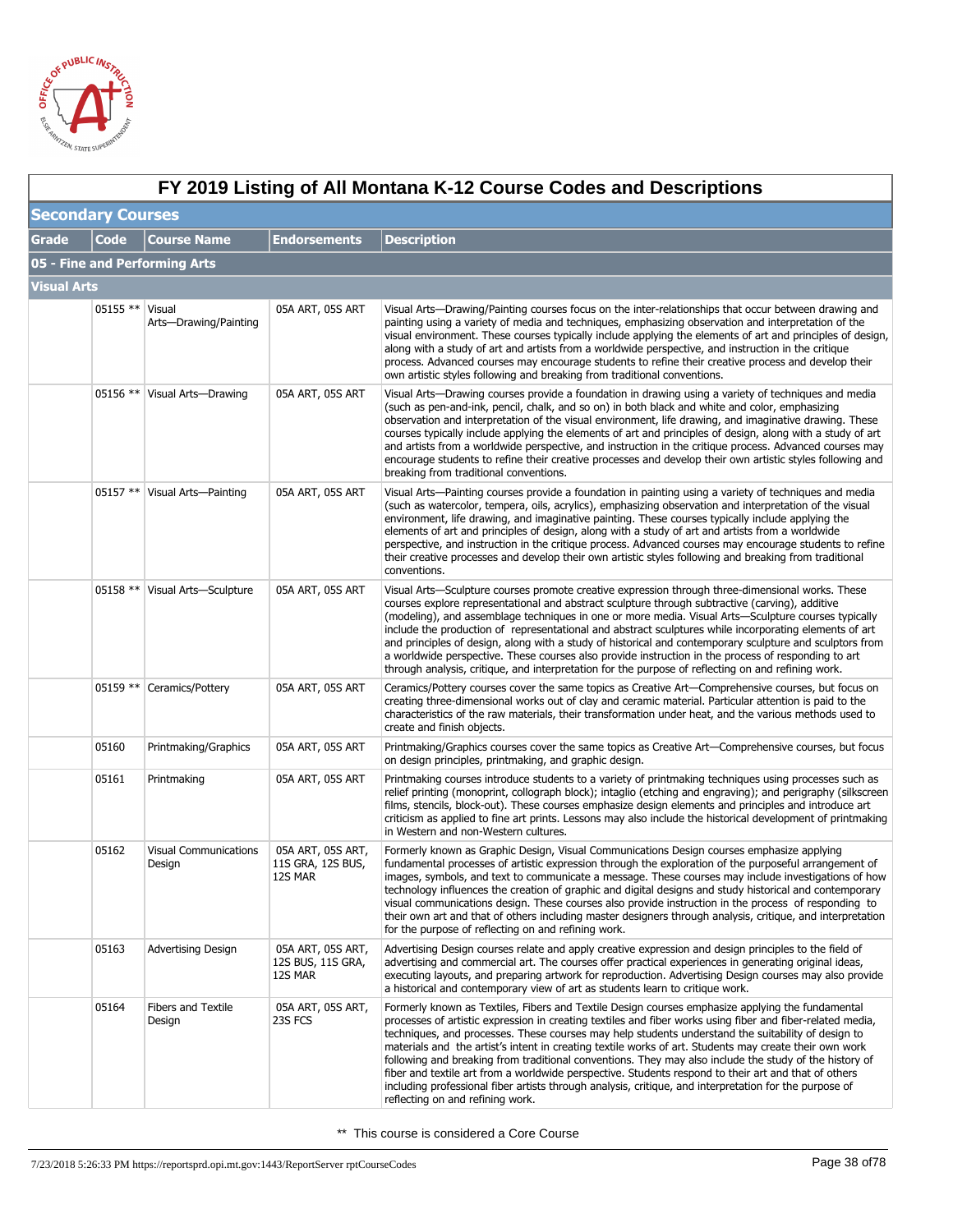# FY 2019 Listing of All Montana K-12 Course Codes and Descriptions

## Secondary Courses

| Grade | Code | Course Name | Endorsements | Description |
|---|---|---|---|---|
| **05 - Fine and Performing Arts** | | | | |
| **Visual Arts** | | | | |
| | 05155 ** | Visual Arts—Drawing/Painting | 05A ART, 05S ART | Visual Arts—Drawing/Painting courses focus on the inter-relationships that occur between drawing and painting using a variety of media and techniques, emphasizing observation and interpretation of the visual environment. These courses typically include applying the elements of art and principles of design, along with a study of art and artists from a worldwide perspective, and instruction in the critique process. Advanced courses may encourage students to refine their creative process and develop their own artistic styles following and breaking from traditional conventions. |
| | 05156 ** | Visual Arts—Drawing | 05A ART, 05S ART | Visual Arts—Drawing courses provide a foundation in drawing using a variety of techniques and media (such as pen-and-ink, pencil, chalk, and so on) in both black and white and color, emphasizing observation and interpretation of the visual environment, life drawing, and imaginative drawing. These courses typically include applying the elements of art and principles of design, along with a study of art and artists from a worldwide perspective, and instruction in the critique process. Advanced courses may encourage students to refine their creative processes and develop their own artistic styles following and breaking from traditional conventions. |
| | 05157 ** | Visual Arts—Painting | 05A ART, 05S ART | Visual Arts—Painting courses provide a foundation in painting using a variety of techniques and media (such as watercolor, tempera, oils, acrylics), emphasizing observation and interpretation of the visual environment, life drawing, and imaginative painting. These courses typically include applying the elements of art and principles of design, along with a study of art and artists from a worldwide perspective, and instruction in the critique process. Advanced courses may encourage students to refine their creative processes and develop their own artistic styles following and breaking from traditional conventions. |
| | 05158 ** | Visual Arts—Sculpture | 05A ART, 05S ART | Visual Arts—Sculpture courses promote creative expression through three-dimensional works. These courses explore representational and abstract sculpture through subtractive (carving), additive (modeling), and assemblage techniques in one or more media. Visual Arts—Sculpture courses typically include the production of representational and abstract sculptures while incorporating elements of art and principles of design, along with a study of historical and contemporary sculpture and sculptors from a worldwide perspective. These courses also provide instruction in the process of responding to art through analysis, critique, and interpretation for the purpose of reflecting on and refining work. |
| | 05159 ** | Ceramics/Pottery | 05A ART, 05S ART | Ceramics/Pottery courses cover the same topics as Creative Art—Comprehensive courses, but focus on creating three-dimensional works out of clay and ceramic material. Particular attention is paid to the characteristics of the raw materials, their transformation under heat, and the various methods used to create and finish objects. |
| | 05160 | Printmaking/Graphics | 05A ART, 05S ART | Printmaking/Graphics courses cover the same topics as Creative Art—Comprehensive courses, but focus on design principles, printmaking, and graphic design. |
| | 05161 | Printmaking | 05A ART, 05S ART | Printmaking courses introduce students to a variety of printmaking techniques using processes such as relief printing (monoprint, collograph block); intaglio (etching and engraving); and perigraphy (silkscreen films, stencils, block-out). These courses emphasize design elements and principles and introduce art criticism as applied to fine art prints. Lessons may also include the historical development of printmaking in Western and non-Western cultures. |
| | 05162 | Visual Communications Design | 05A ART, 05S ART, 11S GRA, 12S BUS, 12S MAR | Formerly known as Graphic Design, Visual Communications Design courses emphasize applying fundamental processes of artistic expression through the exploration of the purposeful arrangement of images, symbols, and text to communicate a message. These courses may include investigations of how technology influences the creation of graphic and digital designs and study historical and contemporary visual communications design. These courses also provide instruction in the process of responding to their own art and that of others including master designers through analysis, critique, and interpretation for the purpose of reflecting on and refining work. |
| | 05163 | Advertising Design | 05A ART, 05S ART, 12S BUS, 11S GRA, 12S MAR | Advertising Design courses relate and apply creative expression and design principles to the field of advertising and commercial art. The courses offer practical experiences in generating original ideas, executing layouts, and preparing artwork for reproduction. Advertising Design courses may also provide a historical and contemporary view of art as students learn to critique work. |
| | 05164 | Fibers and Textile Design | 05A ART, 05S ART, 23S FCS | Formerly known as Textiles, Fibers and Textile Design courses emphasize applying the fundamental processes of artistic expression in creating textiles and fiber works using fiber and fiber-related media, techniques, and processes. These courses may help students understand the suitability of design to materials and the artist's intent in creating textile works of art. Students may create their own work following and breaking from traditional conventions. They may also include the study of the history of fiber and textile art from a worldwide perspective. Students respond to their art and that of others including professional fiber artists through analysis, critique, and interpretation for the purpose of reflecting on and refining work. |

** This course is considered a Core Course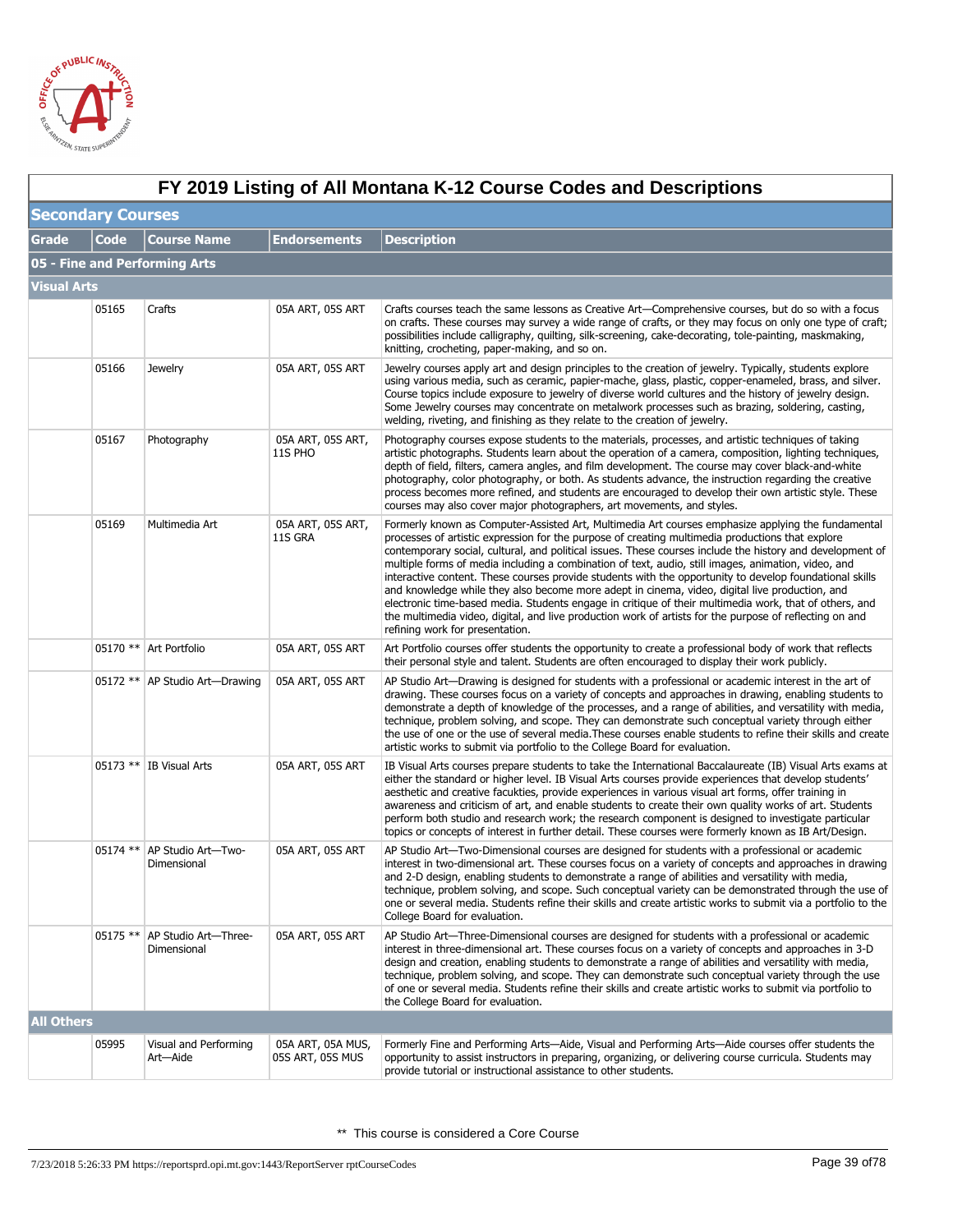# FY 2019 Listing of All Montana K-12 Course Codes and Descriptions

## Secondary Courses

| Grade | Code | Course Name | Endorsements | Description |
|---|---|---|---|---|
| **05 - Fine and Performing Arts** | | | | |
| **Visual Arts** | | | | |
| | 05165 | Crafts | 05A ART, 05S ART | Crafts courses teach the same lessons as Creative Art—Comprehensive courses, but do so with a focus on crafts. These courses may survey a wide range of crafts, or they may focus on only one type of craft; possibilities include calligraphy, quilting, silk-screening, cake-decorating, tole-painting, maskmaking, knitting, crocheting, paper-making, and so on. |
| | 05166 | Jewelry | 05A ART, 05S ART | Jewelry courses apply art and design principles to the creation of jewelry. Typically, students explore using various media, such as ceramic, papier-mache, glass, plastic, copper-enameled, brass, and silver. Course topics include exposure to jewelry of diverse world cultures and the history of jewelry design. Some Jewelry courses may concentrate on metalwork processes such as brazing, soldering, casting, welding, riveting, and finishing as they relate to the creation of jewelry. |
| | 05167 | Photography | 05A ART, 05S ART, 11S PHO | Photography courses expose students to the materials, processes, and artistic techniques of taking artistic photographs. Students learn about the operation of a camera, composition, lighting techniques, depth of field, filters, camera angles, and film development. The course may cover black-and-white photography, color photography, or both. As students advance, the instruction regarding the creative process becomes more refined, and students are encouraged to develop their own artistic style. These courses may also cover major photographers, art movements, and styles. |
| | 05169 | Multimedia Art | 05A ART, 05S ART, 11S GRA | Formerly known as Computer-Assisted Art, Multimedia Art courses emphasize applying the fundamental processes of artistic expression for the purpose of creating multimedia productions that explore contemporary social, cultural, and political issues. These courses include the history and development of multiple forms of media including a combination of text, audio, still images, animation, video, and interactive content. These courses provide students with the opportunity to develop foundational skills and knowledge while they also become more adept in cinema, video, digital live production, and electronic time-based media. Students engage in critique of their multimedia work, that of others, and the multimedia video, digital, and live production work of artists for the purpose of reflecting on and refining work for presentation. |
| | 05170 ** | Art Portfolio | 05A ART, 05S ART | Art Portfolio courses offer students the opportunity to create a professional body of work that reflects their personal style and talent. Students are often encouraged to display their work publicly. |
| | 05172 ** | AP Studio Art—Drawing | 05A ART, 05S ART | AP Studio Art—Drawing is designed for students with a professional or academic interest in the art of drawing. These courses focus on a variety of concepts and approaches in drawing, enabling students to demonstrate a depth of knowledge of the processes, and a range of abilities, and versatility with media, technique, problem solving, and scope. They can demonstrate such conceptual variety through either the use of one or the use of several media.These courses enable students to refine their skills and create artistic works to submit via portfolio to the College Board for evaluation. |
| | 05173 ** | IB Visual Arts | 05A ART, 05S ART | IB Visual Arts courses prepare students to take the International Baccalaureate (IB) Visual Arts exams at either the standard or higher level. IB Visual Arts courses provide experiences that develop students' aesthetic and creative facukties, provide experiences in various visual art forms, offer training in awareness and criticism of art, and enable students to create their own quality works of art. Students perform both studio and research work; the research component is designed to investigate particular topics or concepts of interest in further detail. These courses were formerly known as IB Art/Design. |
| | 05174 ** | AP Studio Art—Two-Dimensional | 05A ART, 05S ART | AP Studio Art—Two-Dimensional courses are designed for students with a professional or academic interest in two-dimensional art. These courses focus on a variety of concepts and approaches in drawing and 2-D design, enabling students to demonstrate a range of abilities and versatility with media, technique, problem solving, and scope. Such conceptual variety can be demonstrated through the use of one or several media. Students refine their skills and create artistic works to submit via a portfolio to the College Board for evaluation. |
| | 05175 ** | AP Studio Art—Three-Dimensional | 05A ART, 05S ART | AP Studio Art—Three-Dimensional courses are designed for students with a professional or academic interest in three-dimensional art. These courses focus on a variety of concepts and approaches in 3-D design and creation, enabling students to demonstrate a range of abilities and versatility with media, technique, problem solving, and scope. They can demonstrate such conceptual variety through the use of one or several media. Students refine their skills and create artistic works to submit via portfolio to the College Board for evaluation. |
| **All Others** | | | | |
| | 05995 | Visual and Performing Art—Aide | 05A ART, 05A MUS, 05S ART, 05S MUS | Formerly Fine and Performing Arts—Aide, Visual and Performing Arts—Aide courses offer students the opportunity to assist instructors in preparing, organizing, or delivering course curricula. Students may provide tutorial or instructional assistance to other students. |

** This course is considered a Core Course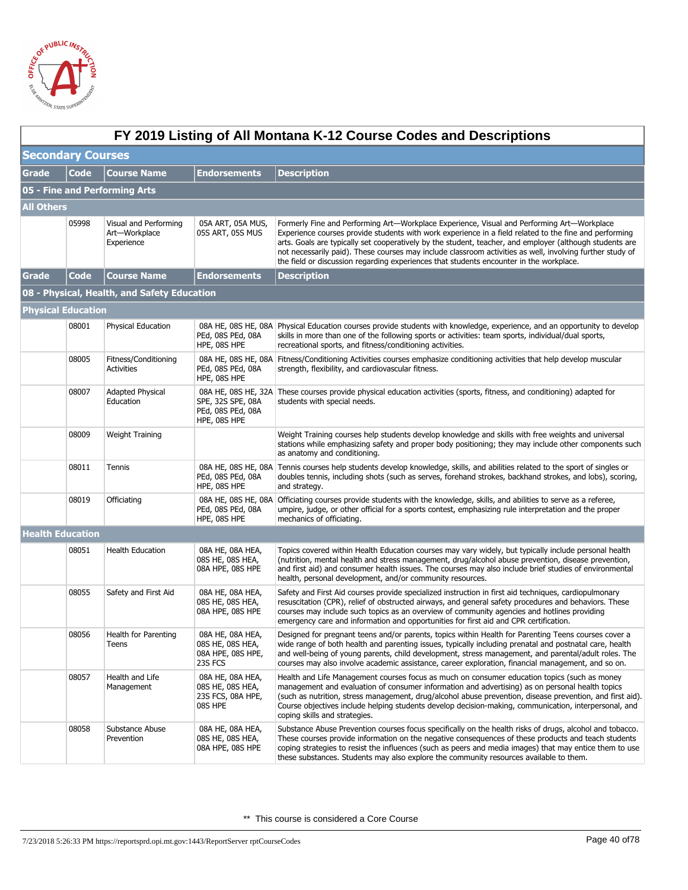# FY 2019 Listing of All Montana K-12 Course Codes and Descriptions

## Secondary Courses

| Grade | Code | Course Name | Endorsements | Description |
|---|---|---|---|---|
| **05 - Fine and Performing Arts** | | | | |
| **All Others** | | | | |
| | 05998 | Visual and Performing Art—Workplace Experience | 05A ART, 05A MUS, 05S ART, 05S MUS | Formerly Fine and Performing Art—Workplace Experience, Visual and Performing Art—Workplace Experience courses provide students with work experience in a field related to the fine and performing arts. Goals are typically set cooperatively by the student, teacher, and employer (although students are not necessarily paid). These courses may include classroom activities as well, involving further study of the field or discussion regarding experiences that students encounter in the workplace. |

| Grade | Code | Course Name | Endorsements | Description |
|---|---|---|---|---|
| **08 - Physical, Health, and Safety Education** | | | | |
| **Physical Education** | | | | |
| | 08001 | Physical Education | 08A HE, 08S HE, 08A PEd, 08S PEd, 08A HPE, 08S HPE | Physical Education courses provide students with knowledge, experience, and an opportunity to develop skills in more than one of the following sports or activities: team sports, individual/dual sports, recreational sports, and fitness/conditioning activities. |
| | 08005 | Fitness/Conditioning Activities | 08A HE, 08S HE, 08A PEd, 08S PEd, 08A HPE, 08S HPE | Fitness/Conditioning Activities courses emphasize conditioning activities that help develop muscular strength, flexibility, and cardiovascular fitness. |
| | 08007 | Adapted Physical Education | 08A HE, 08S HE, 32A SPE, 32S SPE, 08A PEd, 08S PEd, 08A HPE, 08S HPE | These courses provide physical education activities (sports, fitness, and conditioning) adapted for students with special needs. |
| | 08009 | Weight Training | | Weight Training courses help students develop knowledge and skills with free weights and universal stations while emphasizing safety and proper body positioning; they may include other components such as anatomy and conditioning. |
| | 08011 | Tennis | 08A HE, 08S HE, 08A PEd, 08S PEd, 08A HPE, 08S HPE | Tennis courses help students develop knowledge, skills, and abilities related to the sport of singles or doubles tennis, including shots (such as serves, forehand strokes, backhand strokes, and lobs), scoring, and strategy. |
| | 08019 | Officiating | 08A HE, 08S HE, 08A PEd, 08S PEd, 08A HPE, 08S HPE | Officiating courses provide students with the knowledge, skills, and abilities to serve as a referee, umpire, judge, or other official for a sports contest, emphasizing rule interpretation and the proper mechanics of officiating. |
| **Health Education** | | | | |
| | 08051 | Health Education | 08A HE, 08A HEA, 08S HE, 08S HEA, 08A HPE, 08S HPE | Topics covered within Health Education courses may vary widely, but typically include personal health (nutrition, mental health and stress management, drug/alcohol abuse prevention, disease prevention, and first aid) and consumer health issues. The courses may also include brief studies of environmental health, personal development, and/or community resources. |
| | 08055 | Safety and First Aid | 08A HE, 08A HEA, 08S HE, 08S HEA, 08A HPE, 08S HPE | Safety and First Aid courses provide specialized instruction in first aid techniques, cardiopulmonary resuscitation (CPR), relief of obstructed airways, and general safety procedures and behaviors. These courses may include such topics as an overview of community agencies and hotlines providing emergency care and information and opportunities for first aid and CPR certification. |
| | 08056 | Health for Parenting Teens | 08A HE, 08A HEA, 08S HE, 08S HEA, 08A HPE, 08S HPE, 23S FCS | Designed for pregnant teens and/or parents, topics within Health for Parenting Teens courses cover a wide range of both health and parenting issues, typically including prenatal and postnatal care, health and well-being of young parents, child development, stress management, and parental/adult roles. The courses may also involve academic assistance, career exploration, financial management, and so on. |
| | 08057 | Health and Life Management | 08A HE, 08A HEA, 08S HE, 08S HEA, 23S FCS, 08A HPE, 08S HPE | Health and Life Management courses focus as much on consumer education topics (such as money management and evaluation of consumer information and advertising) as on personal health topics (such as nutrition, stress management, drug/alcohol abuse prevention, disease prevention, and first aid). Course objectives include helping students develop decision-making, communication, interpersonal, and coping skills and strategies. |
| | 08058 | Substance Abuse Prevention | 08A HE, 08A HEA, 08S HE, 08S HEA, 08A HPE, 08S HPE | Substance Abuse Prevention courses focus specifically on the health risks of drugs, alcohol and tobacco. These courses provide information on the negative consequences of these products and teach students coping strategies to resist the influences (such as peers and media images) that may entice them to use these substances. Students may also explore the community resources available to them. |

** This course is considered a Core Course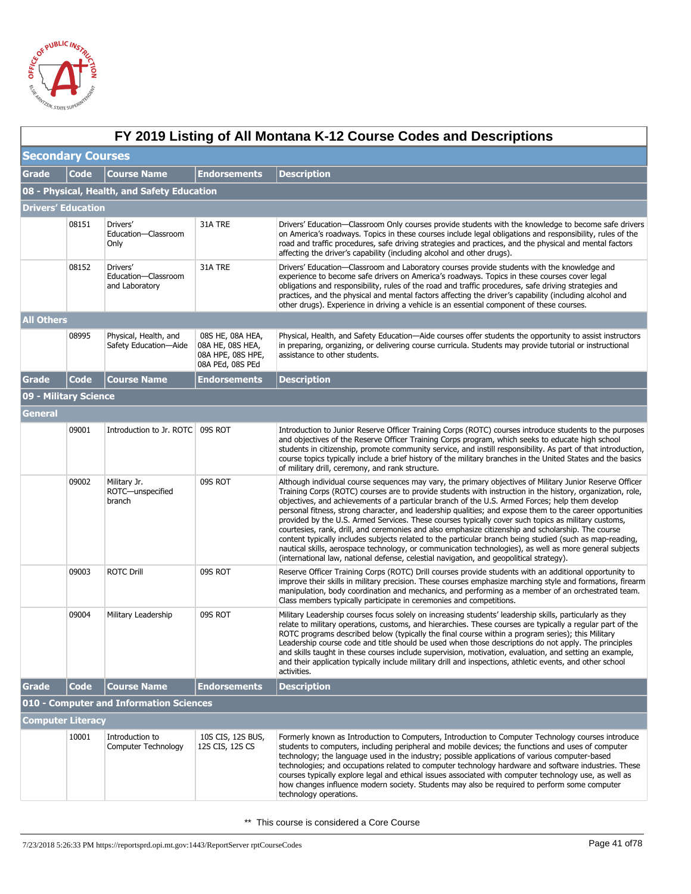# FY 2019 Listing of All Montana K-12 Course Codes and Descriptions

## Secondary Courses

| Grade | Code | Course Name | Endorsements | Description |
|---|---|---|---|---|
| **08 - Physical, Health, and Safety Education** | | | | |
| **Drivers' Education** | | | | |
| | 08151 | Drivers' Education—Classroom Only | 31A TRE | Drivers' Education—Classroom Only courses provide students with the knowledge to become safe drivers on America's roadways. Topics in these courses include legal obligations and responsibility, rules of the road and traffic procedures, safe driving strategies and practices, and the physical and mental factors affecting the driver's capability (including alcohol and other drugs). |
| | 08152 | Drivers' Education—Classroom and Laboratory | 31A TRE | Drivers' Education—Classroom and Laboratory courses provide students with the knowledge and experience to become safe drivers on America's roadways. Topics in these courses cover legal obligations and responsibility, rules of the road and traffic procedures, safe driving strategies and practices, and the physical and mental factors affecting the driver's capability (including alcohol and other drugs). Experience in driving a vehicle is an essential component of these courses. |
| **All Others** | | | | |
| | 08995 | Physical, Health, and Safety Education—Aide | 08S HE, 08A HEA, 08A HE, 08S HEA, 08A HPE, 08S HPE, 08A PEd, 08S PEd | Physical, Health, and Safety Education—Aide courses offer students the opportunity to assist instructors in preparing, organizing, or delivering course curricula. Students may provide tutorial or instructional assistance to other students. |

| Grade | Code | Course Name | Endorsements | Description |
|---|---|---|---|---|
| **09 - Military Science** | | | | |
| **General** | | | | |
| | 09001 | Introduction to Jr. ROTC | 09S ROT | Introduction to Junior Reserve Officer Training Corps (ROTC) courses introduce students to the purposes and objectives of the Reserve Officer Training Corps program, which seeks to educate high school students in citizenship, promote community service, and instill responsibility. As part of that introduction, course topics typically include a brief history of the military branches in the United States and the basics of military drill, ceremony, and rank structure. |
| | 09002 | Military Jr. ROTC—unspecified branch | 09S ROT | Although individual course sequences may vary, the primary objectives of Military Junior Reserve Officer Training Corps (ROTC) courses are to provide students with instruction in the history, organization, role, objectives, and achievements of a particular branch of the U.S. Armed Forces; help them develop personal fitness, strong character, and leadership qualities; and expose them to the career opportunities provided by the U.S. Armed Services. These courses typically cover such topics as military customs, courtesies, rank, drill, and ceremonies and also emphasize citizenship and scholarship. The course content typically includes subjects related to the particular branch being studied (such as map-reading, nautical skills, aerospace technology, or communication technologies), as well as more general subjects (international law, national defense, celestial navigation, and geopolitical strategy). |
| | 09003 | ROTC Drill | 09S ROT | Reserve Officer Training Corps (ROTC) Drill courses provide students with an additional opportunity to improve their skills in military precision. These courses emphasize marching style and formations, firearm manipulation, body coordination and mechanics, and performing as a member of an orchestrated team. Class members typically participate in ceremonies and competitions. |
| | 09004 | Military Leadership | 09S ROT | Military Leadership courses focus solely on increasing students' leadership skills, particularly as they relate to military operations, customs, and hierarchies. These courses are typically a regular part of the ROTC programs described below (typically the final course within a program series); this Military Leadership course code and title should be used when those descriptions do not apply. The principles and skills taught in these courses include supervision, motivation, evaluation, and setting an example, and their application typically include military drill and inspections, athletic events, and other school activities. |

| Grade | Code | Course Name | Endorsements | Description |
|---|---|---|---|---|
| **010 - Computer and Information Sciences** | | | | |
| **Computer Literacy** | | | | |
| | 10001 | Introduction to Computer Technology | 10S CIS, 12S BUS, 12S CIS, 12S CS | Formerly known as Introduction to Computers, Introduction to Computer Technology courses introduce students to computers, including peripheral and mobile devices; the functions and uses of computer technology; the language used in the industry; possible applications of various computer-based technologies; and occupations related to computer technology hardware and software industries. These courses typically explore legal and ethical issues associated with computer technology use, as well as how changes influence modern society. Students may also be required to perform some computer technology operations. |

** This course is considered a Core Course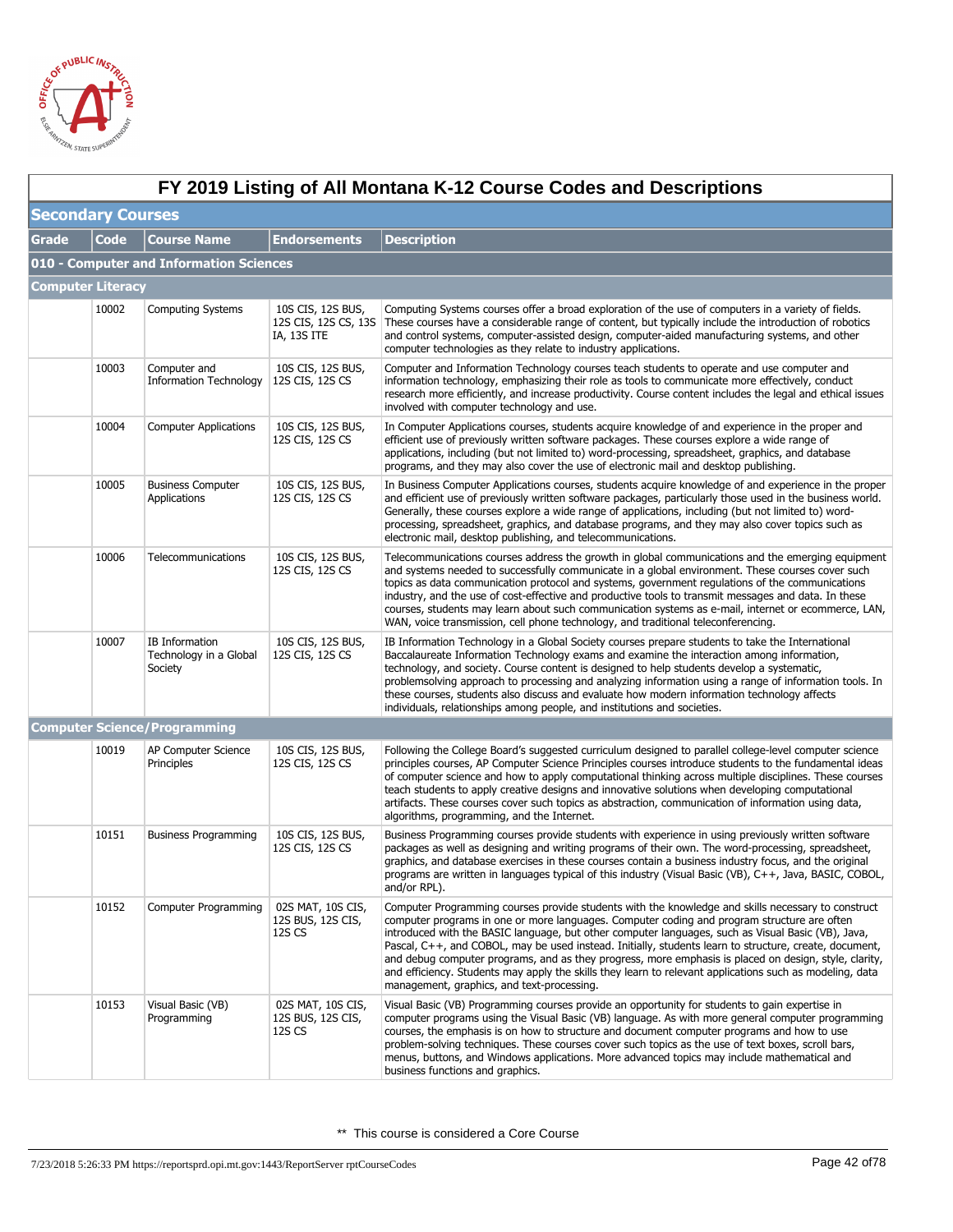# FY 2019 Listing of All Montana K-12 Course Codes and Descriptions

## Secondary Courses

| Grade | Code | Course Name | Endorsements | Description |
|---|---|---|---|---|
| **010 - Computer and Information Sciences** | | | | |
| **Computer Literacy** | | | | |
| | 10002 | Computing Systems | 10S CIS, 12S BUS, 12S CIS, 12S CS, 13S IA, 13S ITE | Computing Systems courses offer a broad exploration of the use of computers in a variety of fields. These courses have a considerable range of content, but typically include the introduction of robotics and control systems, computer-assisted design, computer-aided manufacturing systems, and other computer technologies as they relate to industry applications. |
| | 10003 | Computer and Information Technology | 10S CIS, 12S BUS, 12S CIS, 12S CS | Computer and Information Technology courses teach students to operate and use computer and information technology, emphasizing their role as tools to communicate more effectively, conduct research more efficiently, and increase productivity. Course content includes the legal and ethical issues involved with computer technology and use. |
| | 10004 | Computer Applications | 10S CIS, 12S BUS, 12S CIS, 12S CS | In Computer Applications courses, students acquire knowledge of and experience in the proper and efficient use of previously written software packages. These courses explore a wide range of applications, including (but not limited to) word-processing, spreadsheet, graphics, and database programs, and they may also cover the use of electronic mail and desktop publishing. |
| | 10005 | Business Computer Applications | 10S CIS, 12S BUS, 12S CIS, 12S CS | In Business Computer Applications courses, students acquire knowledge of and experience in the proper and efficient use of previously written software packages, particularly those used in the business world. Generally, these courses explore a wide range of applications, including (but not limited to) word-processing, spreadsheet, graphics, and database programs, and they may also cover topics such as electronic mail, desktop publishing, and telecommunications. |
| | 10006 | Telecommunications | 10S CIS, 12S BUS, 12S CIS, 12S CS | Telecommunications courses address the growth in global communications and the emerging equipment and systems needed to successfully communicate in a global environment. These courses cover such topics as data communication protocol and systems, government regulations of the communications industry, and the use of cost-effective and productive tools to transmit messages and data. In these courses, students may learn about such communication systems as e-mail, internet or ecommerce, LAN, WAN, voice transmission, cell phone technology, and traditional teleconferencing. |
| | 10007 | IB Information Technology in a Global Society | 10S CIS, 12S BUS, 12S CIS, 12S CS | IB Information Technology in a Global Society courses prepare students to take the International Baccalaureate Information Technology exams and examine the interaction among information, technology, and society. Course content is designed to help students develop a systematic, problemsolving approach to processing and analyzing information using a range of information tools. In these courses, students also discuss and evaluate how modern information technology affects individuals, relationships among people, and institutions and societies. |
| **Computer Science/Programming** | | | | |
| | 10019 | AP Computer Science Principles | 10S CIS, 12S BUS, 12S CIS, 12S CS | Following the College Board's suggested curriculum designed to parallel college-level computer science principles courses, AP Computer Science Principles courses introduce students to the fundamental ideas of computer science and how to apply computational thinking across multiple disciplines. These courses teach students to apply creative designs and innovative solutions when developing computational artifacts. These courses cover such topics as abstraction, communication of information using data, algorithms, programming, and the Internet. |
| | 10151 | Business Programming | 10S CIS, 12S BUS, 12S CIS, 12S CS | Business Programming courses provide students with experience in using previously written software packages as well as designing and writing programs of their own. The word-processing, spreadsheet, graphics, and database exercises in these courses contain a business industry focus, and the original programs are written in languages typical of this industry (Visual Basic (VB), C++, Java, BASIC, COBOL, and/or RPL). |
| | 10152 | Computer Programming | 02S MAT, 10S CIS, 12S BUS, 12S CIS, 12S CS | Computer Programming courses provide students with the knowledge and skills necessary to construct computer programs in one or more languages. Computer coding and program structure are often introduced with the BASIC language, but other computer languages, such as Visual Basic (VB), Java, Pascal, C++, and COBOL, may be used instead. Initially, students learn to structure, create, document, and debug computer programs, and as they progress, more emphasis is placed on design, style, clarity, and efficiency. Students may apply the skills they learn to relevant applications such as modeling, data management, graphics, and text-processing. |
| | 10153 | Visual Basic (VB) Programming | 02S MAT, 10S CIS, 12S BUS, 12S CIS, 12S CS | Visual Basic (VB) Programming courses provide an opportunity for students to gain expertise in computer programs using the Visual Basic (VB) language. As with more general computer programming courses, the emphasis is on how to structure and document computer programs and how to use problem-solving techniques. These courses cover such topics as the use of text boxes, scroll bars, menus, buttons, and Windows applications. More advanced topics may include mathematical and business functions and graphics. |

** This course is considered a Core Course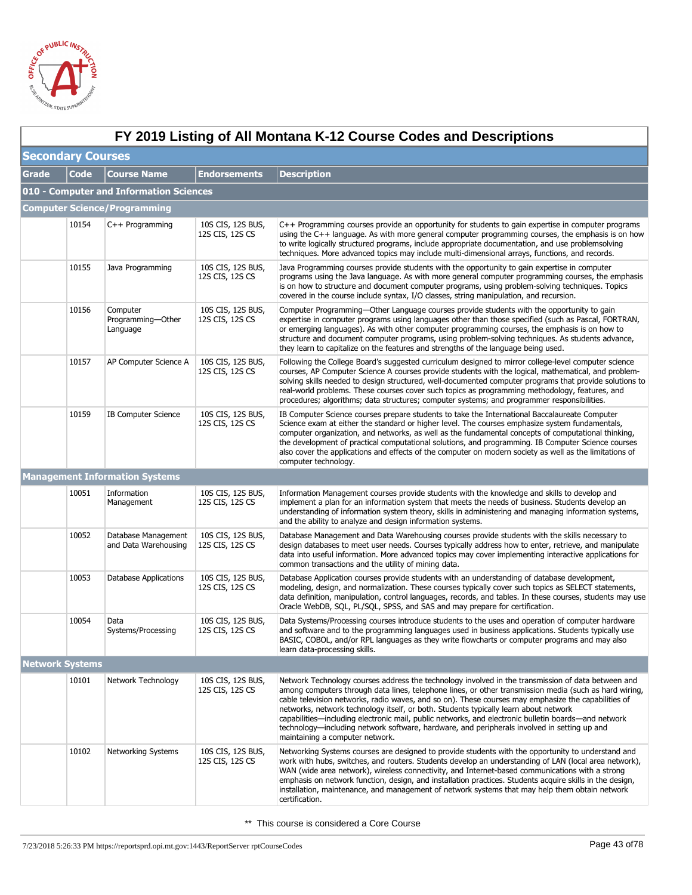# FY 2019 Listing of All Montana K-12 Course Codes and Descriptions

## Secondary Courses

| Grade | Code | Course Name | Endorsements | Description |
|---|---|---|---|---|
| **010 - Computer and Information Sciences** | | | | |
| **Computer Science/Programming** | | | | |
| | 10154 | C++ Programming | 10S CIS, 12S BUS, 12S CIS, 12S CS | C++ Programming courses provide an opportunity for students to gain expertise in computer programs using the C++ language. As with more general computer programming courses, the emphasis is on how to write logically structured programs, include appropriate documentation, and use problemsolving techniques. More advanced topics may include multi-dimensional arrays, functions, and records. |
| | 10155 | Java Programming | 10S CIS, 12S BUS, 12S CIS, 12S CS | Java Programming courses provide students with the opportunity to gain expertise in computer programs using the Java language. As with more general computer programming courses, the emphasis is on how to structure and document computer programs, using problem-solving techniques. Topics covered in the course include syntax, I/O classes, string manipulation, and recursion. |
| | 10156 | Computer Programming—Other Language | 10S CIS, 12S BUS, 12S CIS, 12S CS | Computer Programming—Other Language courses provide students with the opportunity to gain expertise in computer programs using languages other than those specified (such as Pascal, FORTRAN, or emerging languages). As with other computer programming courses, the emphasis is on how to structure and document computer programs, using problem-solving techniques. As students advance, they learn to capitalize on the features and strengths of the language being used. |
| | 10157 | AP Computer Science A | 10S CIS, 12S BUS, 12S CIS, 12S CS | Following the College Board's suggested curriculum designed to mirror college-level computer science courses, AP Computer Science A courses provide students with the logical, mathematical, and problem-solving skills needed to design structured, well-documented computer programs that provide solutions to real-world problems. These courses cover such topics as programming methodology, features, and procedures; algorithms; data structures; computer systems; and programmer responsibilities. |
| | 10159 | IB Computer Science | 10S CIS, 12S BUS, 12S CIS, 12S CS | IB Computer Science courses prepare students to take the International Baccalaureate Computer Science exam at either the standard or higher level. The courses emphasize system fundamentals, computer organization, and networks, as well as the fundamental concepts of computational thinking, the development of practical computational solutions, and programming. IB Computer Science courses also cover the applications and effects of the computer on modern society as well as the limitations of computer technology. |
| **Management Information Systems** | | | | |
| | 10051 | Information Management | 10S CIS, 12S BUS, 12S CIS, 12S CS | Information Management courses provide students with the knowledge and skills to develop and implement a plan for an information system that meets the needs of business. Students develop an understanding of information system theory, skills in administering and managing information systems, and the ability to analyze and design information systems. |
| | 10052 | Database Management and Data Warehousing | 10S CIS, 12S BUS, 12S CIS, 12S CS | Database Management and Data Warehousing courses provide students with the skills necessary to design databases to meet user needs. Courses typically address how to enter, retrieve, and manipulate data into useful information. More advanced topics may cover implementing interactive applications for common transactions and the utility of mining data. |
| | 10053 | Database Applications | 10S CIS, 12S BUS, 12S CIS, 12S CS | Database Application courses provide students with an understanding of database development, modeling, design, and normalization. These courses typically cover such topics as SELECT statements, data definition, manipulation, control languages, records, and tables. In these courses, students may use Oracle WebDB, SQL, PL/SQL, SPSS, and SAS and may prepare for certification. |
| | 10054 | Data Systems/Processing | 10S CIS, 12S BUS, 12S CIS, 12S CS | Data Systems/Processing courses introduce students to the uses and operation of computer hardware and software and to the programming languages used in business applications. Students typically use BASIC, COBOL, and/or RPL languages as they write flowcharts or computer programs and may also learn data-processing skills. |
| **Network Systems** | | | | |
| | 10101 | Network Technology | 10S CIS, 12S BUS, 12S CIS, 12S CS | Network Technology courses address the technology involved in the transmission of data between and among computers through data lines, telephone lines, or other transmission media (such as hard wiring, cable television networks, radio waves, and so on). These courses may emphasize the capabilities of networks, network technology itself, or both. Students typically learn about network capabilities—including electronic mail, public networks, and electronic bulletin boards—and network technology—including network software, hardware, and peripherals involved in setting up and maintaining a computer network. |
| | 10102 | Networking Systems | 10S CIS, 12S BUS, 12S CIS, 12S CS | Networking Systems courses are designed to provide students with the opportunity to understand and work with hubs, switches, and routers. Students develop an understanding of LAN (local area network), WAN (wide area network), wireless connectivity, and Internet-based communications with a strong emphasis on network function, design, and installation practices. Students acquire skills in the design, installation, maintenance, and management of network systems that may help them obtain network certification. |

** This course is considered a Core Course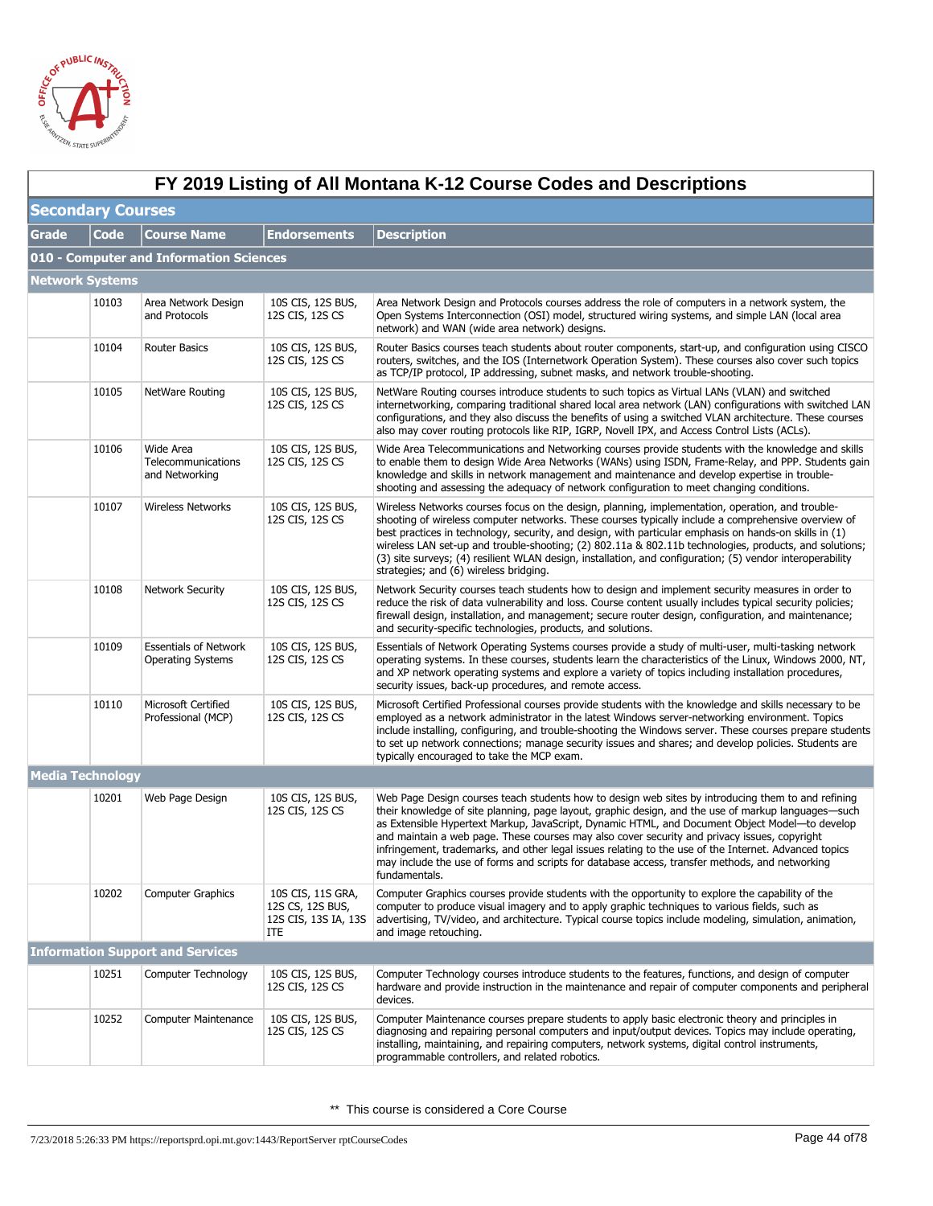# FY 2019 Listing of All Montana K-12 Course Codes and Descriptions

## Secondary Courses

| Grade | Code | Course Name | Endorsements | Description |
|---|---|---|---|---|
| **010 - Computer and Information Sciences** | | | | |
| **Network Systems** | | | | |
| | 10103 | Area Network Design and Protocols | 10S CIS, 12S BUS, 12S CIS, 12S CS | Area Network Design and Protocols courses address the role of computers in a network system, the Open Systems Interconnection (OSI) model, structured wiring systems, and simple LAN (local area network) and WAN (wide area network) designs. |
| | 10104 | Router Basics | 10S CIS, 12S BUS, 12S CIS, 12S CS | Router Basics courses teach students about router components, start-up, and configuration using CISCO routers, switches, and the IOS (Internetwork Operation System). These courses also cover such topics as TCP/IP protocol, IP addressing, subnet masks, and network trouble-shooting. |
| | 10105 | NetWare Routing | 10S CIS, 12S BUS, 12S CIS, 12S CS | NetWare Routing courses introduce students to such topics as Virtual LANs (VLAN) and switched internetworking, comparing traditional shared local area network (LAN) configurations with switched LAN configurations, and they also discuss the benefits of using a switched VLAN architecture. These courses also may cover routing protocols like RIP, IGRP, Novell IPX, and Access Control Lists (ACLs). |
| | 10106 | Wide Area Telecommunications and Networking | 10S CIS, 12S BUS, 12S CIS, 12S CS | Wide Area Telecommunications and Networking courses provide students with the knowledge and skills to enable them to design Wide Area Networks (WANs) using ISDN, Frame-Relay, and PPP. Students gain knowledge and skills in network management and maintenance and develop expertise in trouble-shooting and assessing the adequacy of network configuration to meet changing conditions. |
| | 10107 | Wireless Networks | 10S CIS, 12S BUS, 12S CIS, 12S CS | Wireless Networks courses focus on the design, planning, implementation, operation, and trouble-shooting of wireless computer networks. These courses typically include a comprehensive overview of best practices in technology, security, and design, with particular emphasis on hands-on skills in (1) wireless LAN set-up and trouble-shooting; (2) 802.11a & 802.11b technologies, products, and solutions; (3) site surveys; (4) resilient WLAN design, installation, and configuration; (5) vendor interoperability strategies; and (6) wireless bridging. |
| | 10108 | Network Security | 10S CIS, 12S BUS, 12S CIS, 12S CS | Network Security courses teach students how to design and implement security measures in order to reduce the risk of data vulnerability and loss. Course content usually includes typical security policies; firewall design, installation, and management; secure router design, configuration, and maintenance; and security-specific technologies, products, and solutions. |
| | 10109 | Essentials of Network Operating Systems | 10S CIS, 12S BUS, 12S CIS, 12S CS | Essentials of Network Operating Systems courses provide a study of multi-user, multi-tasking network operating systems. In these courses, students learn the characteristics of the Linux, Windows 2000, NT, and XP network operating systems and explore a variety of topics including installation procedures, security issues, back-up procedures, and remote access. |
| | 10110 | Microsoft Certified Professional (MCP) | 10S CIS, 12S BUS, 12S CIS, 12S CS | Microsoft Certified Professional courses provide students with the knowledge and skills necessary to be employed as a network administrator in the latest Windows server-networking environment. Topics include installing, configuring, and trouble-shooting the Windows server. These courses prepare students to set up network connections; manage security issues and shares; and develop policies. Students are typically encouraged to take the MCP exam. |
| **Media Technology** | | | | |
| | 10201 | Web Page Design | 10S CIS, 12S BUS, 12S CIS, 12S CS | Web Page Design courses teach students how to design web sites by introducing them to and refining their knowledge of site planning, page layout, graphic design, and the use of markup languages—such as Extensible Hypertext Markup, JavaScript, Dynamic HTML, and Document Object Model—to develop and maintain a web page. These courses may also cover security and privacy issues, copyright infringement, trademarks, and other legal issues relating to the use of the Internet. Advanced topics may include the use of forms and scripts for database access, transfer methods, and networking fundamentals. |
| | 10202 | Computer Graphics | 10S CIS, 11S GRA, 12S CS, 12S BUS, 12S CIS, 13S IA, 13S ITE | Computer Graphics courses provide students with the opportunity to explore the capability of the computer to produce visual imagery and to apply graphic techniques to various fields, such as advertising, TV/video, and architecture. Typical course topics include modeling, simulation, animation, and image retouching. |
| **Information Support and Services** | | | | |
| | 10251 | Computer Technology | 10S CIS, 12S BUS, 12S CIS, 12S CS | Computer Technology courses introduce students to the features, functions, and design of computer hardware and provide instruction in the maintenance and repair of computer components and peripheral devices. |
| | 10252 | Computer Maintenance | 10S CIS, 12S BUS, 12S CIS, 12S CS | Computer Maintenance courses prepare students to apply basic electronic theory and principles in diagnosing and repairing personal computers and input/output devices. Topics may include operating, installing, maintaining, and repairing computers, network systems, digital control instruments, programmable controllers, and related robotics. |

** This course is considered a Core Course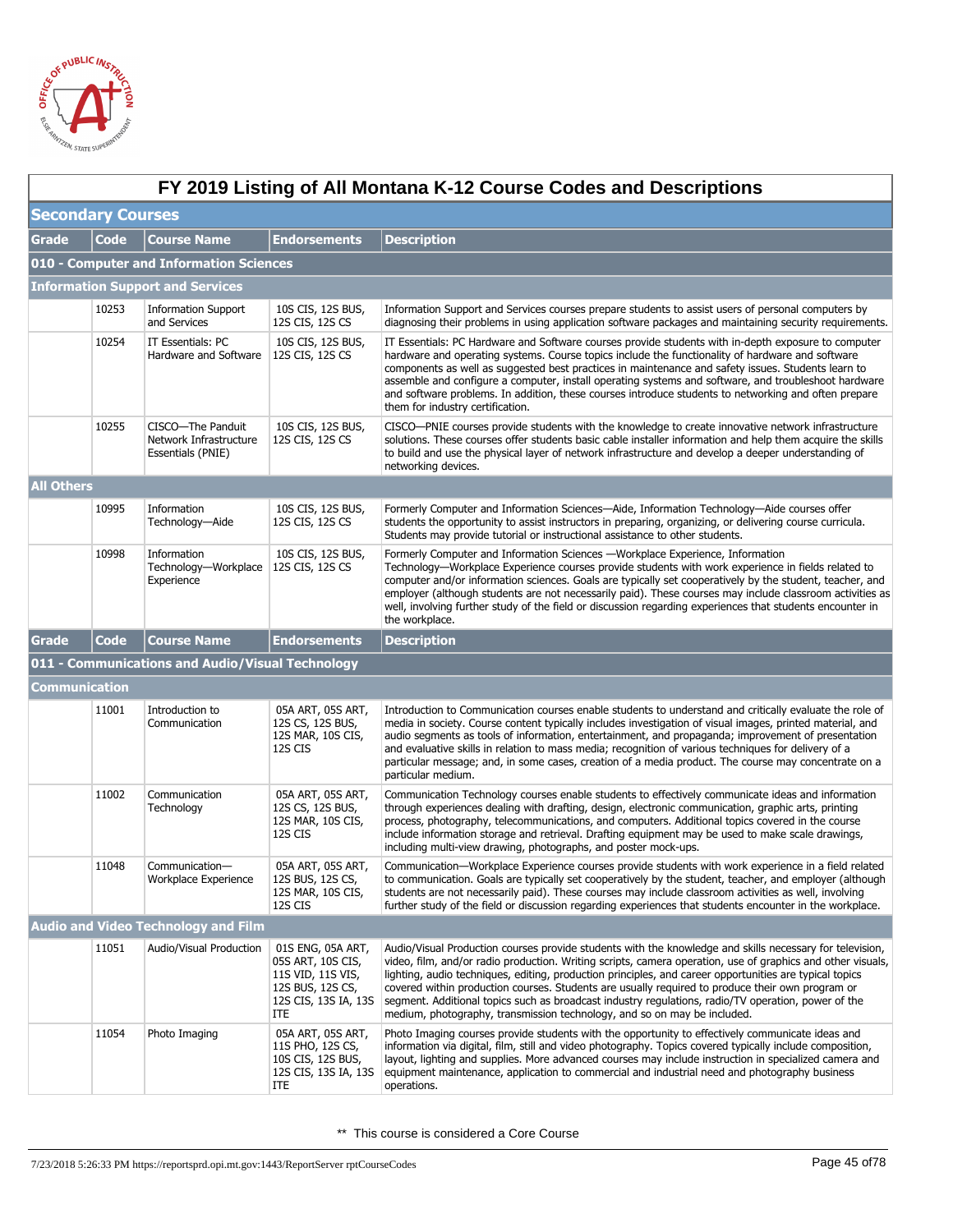# FY 2019 Listing of All Montana K-12 Course Codes and Descriptions

## Secondary Courses

| Grade | Code | Course Name | Endorsements | Description |
|---|---|---|---|---|
| **010 - Computer and Information Sciences** | | | | |
| **Information Support and Services** | | | | |
| | 10253 | Information Support and Services | 10S CIS, 12S BUS, 12S CIS, 12S CS | Information Support and Services courses prepare students to assist users of personal computers by diagnosing their problems in using application software packages and maintaining security requirements. |
| | 10254 | IT Essentials: PC Hardware and Software | 10S CIS, 12S BUS, 12S CIS, 12S CS | IT Essentials: PC Hardware and Software courses provide students with in-depth exposure to computer hardware and operating systems. Course topics include the functionality of hardware and software components as well as suggested best practices in maintenance and safety issues. Students learn to assemble and configure a computer, install operating systems and software, and troubleshoot hardware and software problems. In addition, these courses introduce students to networking and often prepare them for industry certification. |
| | 10255 | CISCO—The Panduit Network Infrastructure Essentials (PNIE) | 10S CIS, 12S BUS, 12S CIS, 12S CS | CISCO—PNIE courses provide students with the knowledge to create innovative network infrastructure solutions. These courses offer students basic cable installer information and help them acquire the skills to build and use the physical layer of network infrastructure and develop a deeper understanding of networking devices. |
| **All Others** | | | | |
| | 10995 | Information Technology—Aide | 10S CIS, 12S BUS, 12S CIS, 12S CS | Formerly Computer and Information Sciences—Aide, Information Technology—Aide courses offer students the opportunity to assist instructors in preparing, organizing, or delivering course curricula. Students may provide tutorial or instructional assistance to other students. |
| | 10998 | Information Technology—Workplace Experience | 10S CIS, 12S BUS, 12S CIS, 12S CS | Formerly Computer and Information Sciences —Workplace Experience, Information Technology—Workplace Experience courses provide students with work experience in fields related to computer and/or information sciences. Goals are typically set cooperatively by the student, teacher, and employer (although students are not necessarily paid). These courses may include classroom activities as well, involving further study of the field or discussion regarding experiences that students encounter in the workplace. |

| Grade | Code | Course Name | Endorsements | Description |
|---|---|---|---|---|
| **011 - Communications and Audio/Visual Technology** | | | | |
| **Communication** | | | | |
| | 11001 | Introduction to Communication | 05A ART, 05S ART, 12S CS, 12S BUS, 12S MAR, 10S CIS, 12S CIS | Introduction to Communication courses enable students to understand and critically evaluate the role of media in society. Course content typically includes investigation of visual images, printed material, and audio segments as tools of information, entertainment, and propaganda; improvement of presentation and evaluative skills in relation to mass media; recognition of various techniques for delivery of a particular message; and, in some cases, creation of a media product. The course may concentrate on a particular medium. |
| | 11002 | Communication Technology | 05A ART, 05S ART, 12S CS, 12S BUS, 12S MAR, 10S CIS, 12S CIS | Communication Technology courses enable students to effectively communicate ideas and information through experiences dealing with drafting, design, electronic communication, graphic arts, printing process, photography, telecommunications, and computers. Additional topics covered in the course include information storage and retrieval. Drafting equipment may be used to make scale drawings, including multi-view drawing, photographs, and poster mock-ups. |
| | 11048 | Communication—Workplace Experience | 05A ART, 05S ART, 12S BUS, 12S CS, 12S MAR, 10S CIS, 12S CIS | Communication—Workplace Experience courses provide students with work experience in a field related to communication. Goals are typically set cooperatively by the student, teacher, and employer (although students are not necessarily paid). These courses may include classroom activities as well, involving further study of the field or discussion regarding experiences that students encounter in the workplace. |
| **Audio and Video Technology and Film** | | | | |
| | 11051 | Audio/Visual Production | 01S ENG, 05A ART, 05S ART, 10S CIS, 11S VID, 11S VIS, 12S BUS, 12S CS, 12S CIS, 13S IA, 13S ITE | Audio/Visual Production courses provide students with the knowledge and skills necessary for television, video, film, and/or radio production. Writing scripts, camera operation, use of graphics and other visuals, lighting, audio techniques, editing, production principles, and career opportunities are typical topics covered within production courses. Students are usually required to produce their own program or segment. Additional topics such as broadcast industry regulations, radio/TV operation, power of the medium, photography, transmission technology, and so on may be included. |
| | 11054 | Photo Imaging | 05A ART, 05S ART, 11S PHO, 12S CS, 10S CIS, 12S BUS, 12S CIS, 13S IA, 13S ITE | Photo Imaging courses provide students with the opportunity to effectively communicate ideas and information via digital, film, still and video photography. Topics covered typically include composition, layout, lighting and supplies. More advanced courses may include instruction in specialized camera and equipment maintenance, application to commercial and industrial need and photography business operations. |

** This course is considered a Core Course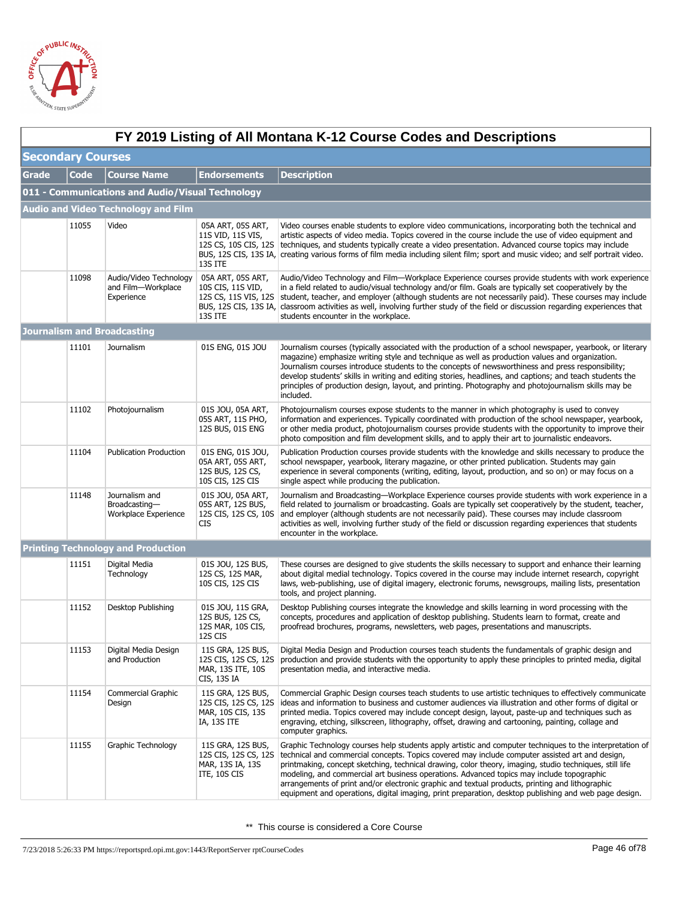# FY 2019 Listing of All Montana K-12 Course Codes and Descriptions

## Secondary Courses

| Grade | Code | Course Name | Endorsements | Description |
|---|---|---|---|---|
| **011 - Communications and Audio/Visual Technology** | | | | |
| **Audio and Video Technology and Film** | | | | |
| | 11055 | Video | 05A ART, 05S ART, 11S VID, 11S VIS, 12S CS, 10S CIS, 12S BUS, 12S CIS, 13S IA, 13S ITE | Video courses enable students to explore video communications, incorporating both the technical and artistic aspects of video media. Topics covered in the course include the use of video equipment and techniques, and students typically create a video presentation. Advanced course topics may include creating various forms of film media including silent film; sport and music video; and self portrait video. |
| | 11098 | Audio/Video Technology and Film—Workplace Experience | 05A ART, 05S ART, 10S CIS, 11S VID, 12S CS, 11S VIS, 12S BUS, 12S CIS, 13S IA, 13S ITE | Audio/Video Technology and Film—Workplace Experience courses provide students with work experience in a field related to audio/visual technology and/or film. Goals are typically set cooperatively by the student, teacher, and employer (although students are not necessarily paid). These courses may include classroom activities as well, involving further study of the field or discussion regarding experiences that students encounter in the workplace. |
| **Journalism and Broadcasting** | | | | |
| | 11101 | Journalism | 01S ENG, 01S JOU | Journalism courses (typically associated with the production of a school newspaper, yearbook, or literary magazine) emphasize writing style and technique as well as production values and organization. Journalism courses introduce students to the concepts of newsworthiness and press responsibility; develop students' skills in writing and editing stories, headlines, and captions; and teach students the principles of production design, layout, and printing. Photography and photojournalism skills may be included. |
| | 11102 | Photojournalism | 01S JOU, 05A ART, 05S ART, 11S PHO, 12S BUS, 01S ENG | Photojournalism courses expose students to the manner in which photography is used to convey information and experiences. Typically coordinated with production of the school newspaper, yearbook, or other media product, photojournalism courses provide students with the opportunity to improve their photo composition and film development skills, and to apply their art to journalistic endeavors. |
| | 11104 | Publication Production | 01S ENG, 01S JOU, 05A ART, 05S ART, 12S BUS, 12S CS, 10S CIS, 12S CIS | Publication Production courses provide students with the knowledge and skills necessary to produce the school newspaper, yearbook, literary magazine, or other printed publication. Students may gain experience in several components (writing, editing, layout, production, and so on) or may focus on a single aspect while producing the publication. |
| | 11148 | Journalism and Broadcasting—Workplace Experience | 01S JOU, 05A ART, 05S ART, 12S BUS, 12S CIS, 12S CS, 10S CIS | Journalism and Broadcasting—Workplace Experience courses provide students with work experience in a field related to journalism or broadcasting. Goals are typically set cooperatively by the student, teacher, and employer (although students are not necessarily paid). These courses may include classroom activities as well, involving further study of the field or discussion regarding experiences that students encounter in the workplace. |
| **Printing Technology and Production** | | | | |
| | 11151 | Digital Media Technology | 01S JOU, 12S BUS, 12S CS, 12S MAR, 10S CIS, 12S CIS | These courses are designed to give students the skills necessary to support and enhance their learning about digital medial technology. Topics covered in the course may include internet research, copyright laws, web-publishing, use of digital imagery, electronic forums, newsgroups, mailing lists, presentation tools, and project planning. |
| | 11152 | Desktop Publishing | 01S JOU, 11S GRA, 12S BUS, 12S CS, 12S MAR, 10S CIS, 12S CIS | Desktop Publishing courses integrate the knowledge and skills learning in word processing with the concepts, procedures and application of desktop publishing. Students learn to format, create and proofread brochures, programs, newsletters, web pages, presentations and manuscripts. |
| | 11153 | Digital Media Design and Production | 11S GRA, 12S BUS, 12S CIS, 12S CS, 12S MAR, 13S ITE, 10S CIS, 13S IA | Digital Media Design and Production courses teach students the fundamentals of graphic design and production and provide students with the opportunity to apply these principles to printed media, digital presentation media, and interactive media. |
| | 11154 | Commercial Graphic Design | 11S GRA, 12S BUS, 12S CIS, 12S CS, 12S MAR, 10S CIS, 13S IA, 13S ITE | Commercial Graphic Design courses teach students to use artistic techniques to effectively communicate ideas and information to business and customer audiences via illustration and other forms of digital or printed media. Topics covered may include concept design, layout, paste-up and techniques such as engraving, etching, silkscreen, lithography, offset, drawing and cartooning, painting, collage and computer graphics. |
| | 11155 | Graphic Technology | 11S GRA, 12S BUS, 12S CIS, 12S CS, 12S MAR, 13S IA, 13S ITE, 10S CIS | Graphic Technology courses help students apply artistic and computer techniques to the interpretation of technical and commercial concepts. Topics covered may include computer assisted art and design, printmaking, concept sketching, technical drawing, color theory, imaging, studio techniques, still life modeling, and commercial art business operations. Advanced topics may include topographic arrangements of print and/or electronic graphic and textual products, printing and lithographic equipment and operations, digital imaging, print preparation, desktop publishing and web page design. |

** This course is considered a Core Course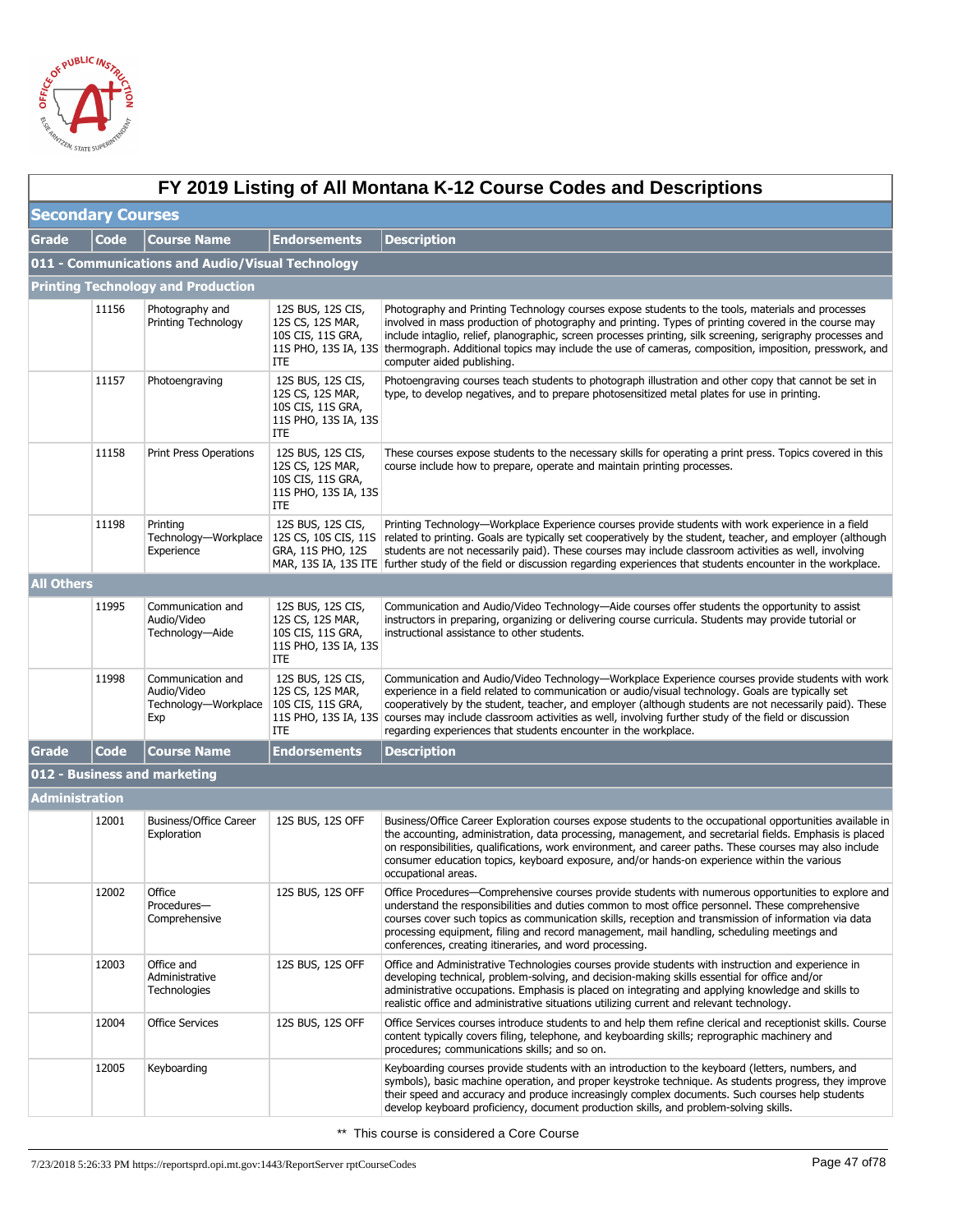# FY 2019 Listing of All Montana K-12 Course Codes and Descriptions

## Secondary Courses

| Grade | Code | Course Name | Endorsements | Description |
|---|---|---|---|---|
| **011 - Communications and Audio/Visual Technology** | | | | |
| **Printing Technology and Production** | | | | |
| | 11156 | Photography and Printing Technology | 12S BUS, 12S CIS, 12S CS, 12S MAR, 10S CIS, 11S GRA, 11S PHO, 13S IA, 13S ITE | Photography and Printing Technology courses expose students to the tools, materials and processes involved in mass production of photography and printing. Types of printing covered in the course may include intaglio, relief, planographic, screen processes printing, silk screening, serigraphy processes and thermograph. Additional topics may include the use of cameras, composition, imposition, presswork, and computer aided publishing. |
| | 11157 | Photoengraving | 12S BUS, 12S CIS, 12S CS, 12S MAR, 10S CIS, 11S GRA, 11S PHO, 13S IA, 13S ITE | Photoengraving courses teach students to photograph illustration and other copy that cannot be set in type, to develop negatives, and to prepare photosensitized metal plates for use in printing. |
| | 11158 | Print Press Operations | 12S BUS, 12S CIS, 12S CS, 12S MAR, 10S CIS, 11S GRA, 11S PHO, 13S IA, 13S ITE | These courses expose students to the necessary skills for operating a print press. Topics covered in this course include how to prepare, operate and maintain printing processes. |
| | 11198 | Printing Technology—Workplace Experience | 12S BUS, 12S CIS, 12S CS, 10S CIS, 11S GRA, 11S PHO, 12S MAR, 13S IA, 13S ITE | Printing Technology—Workplace Experience courses provide students with work experience in a field related to printing. Goals are typically set cooperatively by the student, teacher, and employer (although students are not necessarily paid). These courses may include classroom activities as well, involving further study of the field or discussion regarding experiences that students encounter in the workplace. |
| **All Others** | | | | |
| | 11995 | Communication and Audio/Video Technology—Aide | 12S BUS, 12S CIS, 12S CS, 12S MAR, 10S CIS, 11S GRA, 11S PHO, 13S IA, 13S ITE | Communication and Audio/Video Technology—Aide courses offer students the opportunity to assist instructors in preparing, organizing or delivering course curricula. Students may provide tutorial or instructional assistance to other students. |
| | 11998 | Communication and Audio/Video Technology—Workplace Exp | 12S BUS, 12S CIS, 12S CS, 12S MAR, 10S CIS, 11S GRA, 11S PHO, 13S IA, 13S ITE | Communication and Audio/Video Technology—Workplace Experience courses provide students with work experience in a field related to communication or audio/visual technology. Goals are typically set cooperatively by the student, teacher, and employer (although students are not necessarily paid). These courses may include classroom activities as well, involving further study of the field or discussion regarding experiences that students encounter in the workplace. |

| Grade | Code | Course Name | Endorsements | Description |
|---|---|---|---|---|
| **012 - Business and marketing** | | | | |
| **Administration** | | | | |
| | 12001 | Business/Office Career Exploration | 12S BUS, 12S OFF | Business/Office Career Exploration courses expose students to the occupational opportunities available in the accounting, administration, data processing, management, and secretarial fields. Emphasis is placed on responsibilities, qualifications, work environment, and career paths. These courses may also include consumer education topics, keyboard exposure, and/or hands-on experience within the various occupational areas. |
| | 12002 | Office Procedures—Comprehensive | 12S BUS, 12S OFF | Office Procedures—Comprehensive courses provide students with numerous opportunities to explore and understand the responsibilities and duties common to most office personnel. These comprehensive courses cover such topics as communication skills, reception and transmission of information via data processing equipment, filing and record management, mail handling, scheduling meetings and conferences, creating itineraries, and word processing. |
| | 12003 | Office and Administrative Technologies | 12S BUS, 12S OFF | Office and Administrative Technologies courses provide students with instruction and experience in developing technical, problem-solving, and decision-making skills essential for office and/or administrative occupations. Emphasis is placed on integrating and applying knowledge and skills to realistic office and administrative situations utilizing current and relevant technology. |
| | 12004 | Office Services | 12S BUS, 12S OFF | Office Services courses introduce students to and help them refine clerical and receptionist skills. Course content typically covers filing, telephone, and keyboarding skills; reprographic machinery and procedures; communications skills; and so on. |
| | 12005 | Keyboarding | | Keyboarding courses provide students with an introduction to the keyboard (letters, numbers, and symbols), basic machine operation, and proper keystroke technique. As students progress, they improve their speed and accuracy and produce increasingly complex documents. Such courses help students develop keyboard proficiency, document production skills, and problem-solving skills. |

** This course is considered a Core Course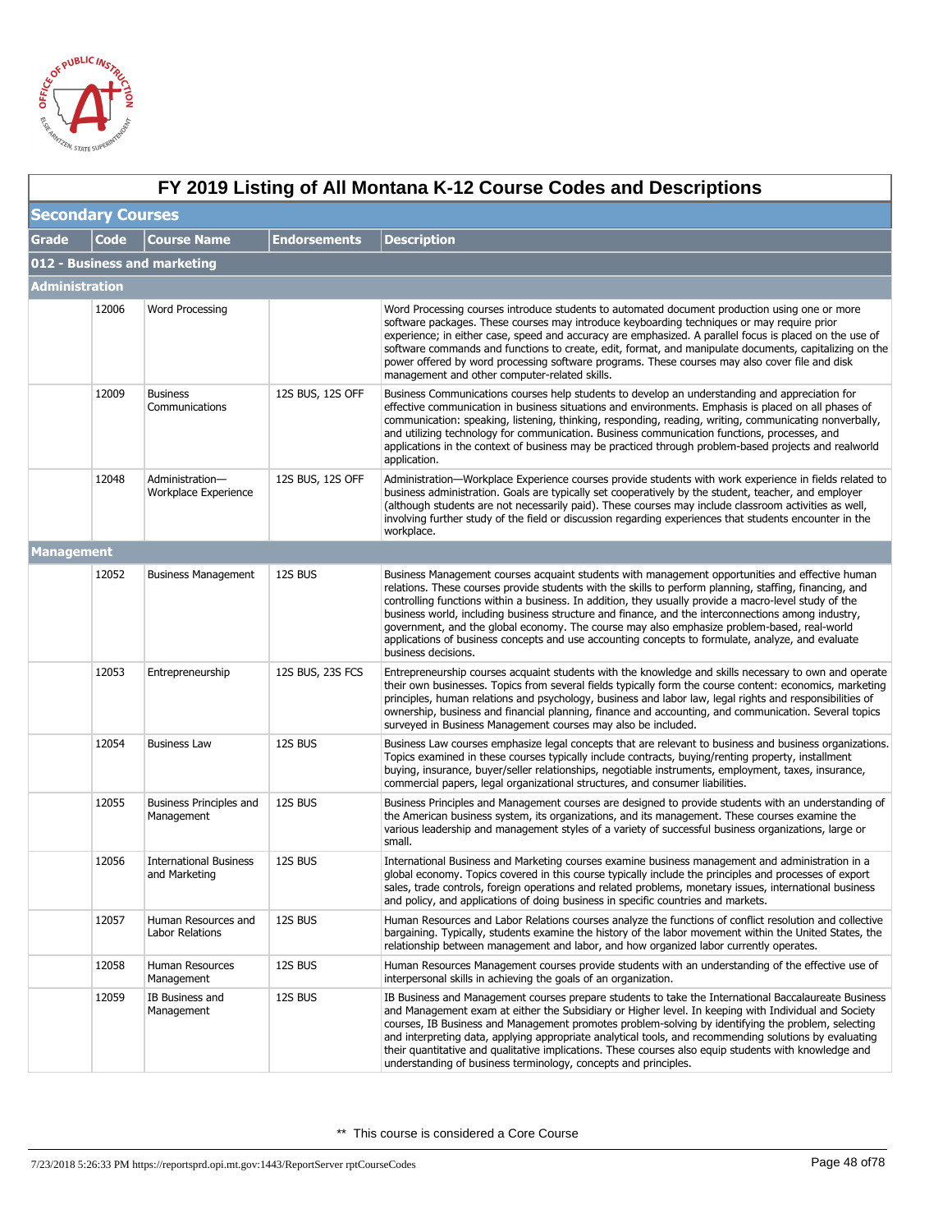# FY 2019 Listing of All Montana K-12 Course Codes and Descriptions

## Secondary Courses

| Grade | Code | Course Name | Endorsements | Description |
|---|---|---|---|---|
| **012 - Business and marketing** | | | | |
| **Administration** | | | | |
| | 12006 | Word Processing | | Word Processing courses introduce students to automated document production using one or more software packages. These courses may introduce keyboarding techniques or may require prior experience; in either case, speed and accuracy are emphasized. A parallel focus is placed on the use of software commands and functions to create, edit, format, and manipulate documents, capitalizing on the power offered by word processing software programs. These courses may also cover file and disk management and other computer-related skills. |
| | 12009 | Business Communications | 12S BUS, 12S OFF | Business Communications courses help students to develop an understanding and appreciation for effective communication in business situations and environments. Emphasis is placed on all phases of communication: speaking, listening, thinking, responding, reading, writing, communicating nonverbally, and utilizing technology for communication. Business communication functions, processes, and applications in the context of business may be practiced through problem-based projects and realworld application. |
| | 12048 | Administration—Workplace Experience | 12S BUS, 12S OFF | Administration—Workplace Experience courses provide students with work experience in fields related to business administration. Goals are typically set cooperatively by the student, teacher, and employer (although students are not necessarily paid). These courses may include classroom activities as well, involving further study of the field or discussion regarding experiences that students encounter in the workplace. |
| **Management** | | | | |
| | 12052 | Business Management | 12S BUS | Business Management courses acquaint students with management opportunities and effective human relations. These courses provide students with the skills to perform planning, staffing, financing, and controlling functions within a business. In addition, they usually provide a macro-level study of the business world, including business structure and finance, and the interconnections among industry, government, and the global economy. The course may also emphasize problem-based, real-world applications of business concepts and use accounting concepts to formulate, analyze, and evaluate business decisions. |
| | 12053 | Entrepreneurship | 12S BUS, 23S FCS | Entrepreneurship courses acquaint students with the knowledge and skills necessary to own and operate their own businesses. Topics from several fields typically form the course content: economics, marketing principles, human relations and psychology, business and labor law, legal rights and responsibilities of ownership, business and financial planning, finance and accounting, and communication. Several topics surveyed in Business Management courses may also be included. |
| | 12054 | Business Law | 12S BUS | Business Law courses emphasize legal concepts that are relevant to business and business organizations. Topics examined in these courses typically include contracts, buying/renting property, installment buying, insurance, buyer/seller relationships, negotiable instruments, employment, taxes, insurance, commercial papers, legal organizational structures, and consumer liabilities. |
| | 12055 | Business Principles and Management | 12S BUS | Business Principles and Management courses are designed to provide students with an understanding of the American business system, its organizations, and its management. These courses examine the various leadership and management styles of a variety of successful business organizations, large or small. |
| | 12056 | International Business and Marketing | 12S BUS | International Business and Marketing courses examine business management and administration in a global economy. Topics covered in this course typically include the principles and processes of export sales, trade controls, foreign operations and related problems, monetary issues, international business and policy, and applications of doing business in specific countries and markets. |
| | 12057 | Human Resources and Labor Relations | 12S BUS | Human Resources and Labor Relations courses analyze the functions of conflict resolution and collective bargaining. Typically, students examine the history of the labor movement within the United States, the relationship between management and labor, and how organized labor currently operates. |
| | 12058 | Human Resources Management | 12S BUS | Human Resources Management courses provide students with an understanding of the effective use of interpersonal skills in achieving the goals of an organization. |
| | 12059 | IB Business and Management | 12S BUS | IB Business and Management courses prepare students to take the International Baccalaureate Business and Management exam at either the Subsidiary or Higher level. In keeping with Individual and Society courses, IB Business and Management promotes problem-solving by identifying the problem, selecting and interpreting data, applying appropriate analytical tools, and recommending solutions by evaluating their quantitative and qualitative implications. These courses also equip students with knowledge and understanding of business terminology, concepts and principles. |

** This course is considered a Core Course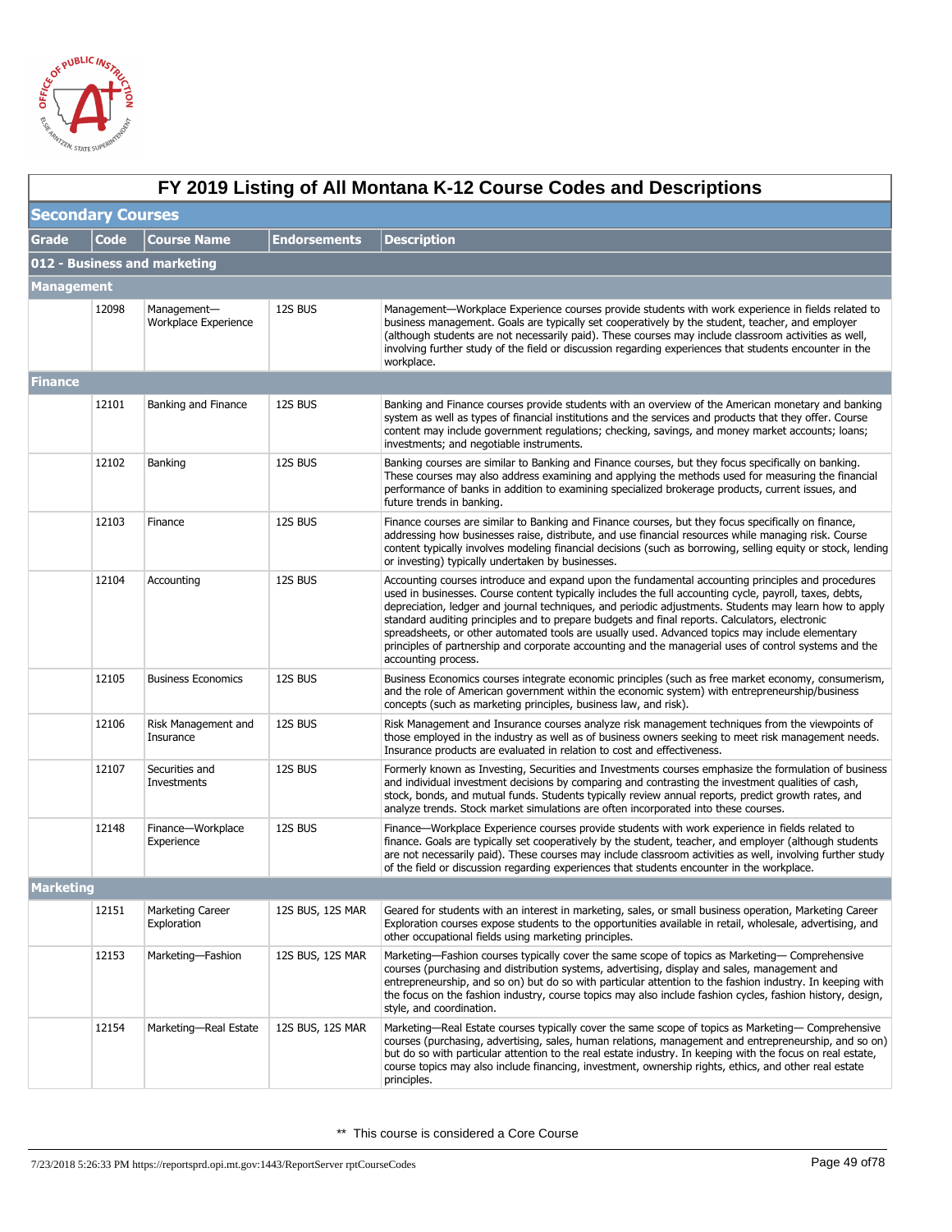# FY 2019 Listing of All Montana K-12 Course Codes and Descriptions

## Secondary Courses

| Grade | Code | Course Name | Endorsements | Description |
|---|---|---|---|---|
| **012 - Business and marketing** | | | | |
| **Management** | | | | |
| | 12098 | Management—Workplace Experience | 12S BUS | Management—Workplace Experience courses provide students with work experience in fields related to business management. Goals are typically set cooperatively by the student, teacher, and employer (although students are not necessarily paid). These courses may include classroom activities as well, involving further study of the field or discussion regarding experiences that students encounter in the workplace. |
| **Finance** | | | | |
| | 12101 | Banking and Finance | 12S BUS | Banking and Finance courses provide students with an overview of the American monetary and banking system as well as types of financial institutions and the services and products that they offer. Course content may include government regulations; checking, savings, and money market accounts; loans; investments; and negotiable instruments. |
| | 12102 | Banking | 12S BUS | Banking courses are similar to Banking and Finance courses, but they focus specifically on banking. These courses may also address examining and applying the methods used for measuring the financial performance of banks in addition to examining specialized brokerage products, current issues, and future trends in banking. |
| | 12103 | Finance | 12S BUS | Finance courses are similar to Banking and Finance courses, but they focus specifically on finance, addressing how businesses raise, distribute, and use financial resources while managing risk. Course content typically involves modeling financial decisions (such as borrowing, selling equity or stock, lending or investing) typically undertaken by businesses. |
| | 12104 | Accounting | 12S BUS | Accounting courses introduce and expand upon the fundamental accounting principles and procedures used in businesses. Course content typically includes the full accounting cycle, payroll, taxes, debts, depreciation, ledger and journal techniques, and periodic adjustments. Students may learn how to apply standard auditing principles and to prepare budgets and final reports. Calculators, electronic spreadsheets, or other automated tools are usually used. Advanced topics may include elementary principles of partnership and corporate accounting and the managerial uses of control systems and the accounting process. |
| | 12105 | Business Economics | 12S BUS | Business Economics courses integrate economic principles (such as free market economy, consumerism, and the role of American government within the economic system) with entrepreneurship/business concepts (such as marketing principles, business law, and risk). |
| | 12106 | Risk Management and Insurance | 12S BUS | Risk Management and Insurance courses analyze risk management techniques from the viewpoints of those employed in the industry as well as of business owners seeking to meet risk management needs. Insurance products are evaluated in relation to cost and effectiveness. |
| | 12107 | Securities and Investments | 12S BUS | Formerly known as Investing, Securities and Investments courses emphasize the formulation of business and individual investment decisions by comparing and contrasting the investment qualities of cash, stock, bonds, and mutual funds. Students typically review annual reports, predict growth rates, and analyze trends. Stock market simulations are often incorporated into these courses. |
| | 12148 | Finance—Workplace Experience | 12S BUS | Finance—Workplace Experience courses provide students with work experience in fields related to finance. Goals are typically set cooperatively by the student, teacher, and employer (although students are not necessarily paid). These courses may include classroom activities as well, involving further study of the field or discussion regarding experiences that students encounter in the workplace. |
| **Marketing** | | | | |
| | 12151 | Marketing Career Exploration | 12S BUS, 12S MAR | Geared for students with an interest in marketing, sales, or small business operation, Marketing Career Exploration courses expose students to the opportunities available in retail, wholesale, advertising, and other occupational fields using marketing principles. |
| | 12153 | Marketing—Fashion | 12S BUS, 12S MAR | Marketing—Fashion courses typically cover the same scope of topics as Marketing— Comprehensive courses (purchasing and distribution systems, advertising, display and sales, management and entrepreneurship, and so on) but do so with particular attention to the fashion industry. In keeping with the focus on the fashion industry, course topics may also include fashion cycles, fashion history, design, style, and coordination. |
| | 12154 | Marketing—Real Estate | 12S BUS, 12S MAR | Marketing—Real Estate courses typically cover the same scope of topics as Marketing— Comprehensive courses (purchasing, advertising, sales, human relations, management and entrepreneurship, and so on) but do so with particular attention to the real estate industry. In keeping with the focus on real estate, course topics may also include financing, investment, ownership rights, ethics, and other real estate principles. |

** This course is considered a Core Course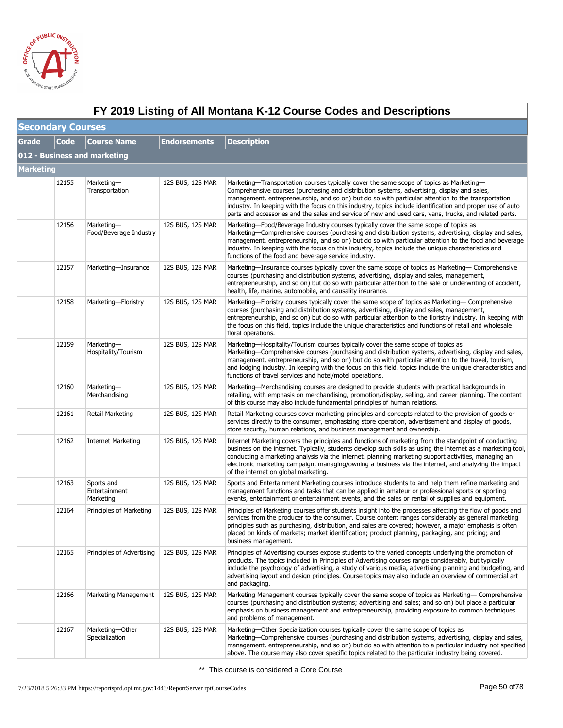# FY 2019 Listing of All Montana K-12 Course Codes and Descriptions

## Secondary Courses

| Grade | Code | Course Name | Endorsements | Description |
|---|---|---|---|---|
| **012 - Business and marketing** | | | | |
| **Marketing** | | | | |
| | 12155 | Marketing—Transportation | 12S BUS, 12S MAR | Marketing—Transportation courses typically cover the same scope of topics as Marketing—Comprehensive courses (purchasing and distribution systems, advertising, display and sales, management, entrepreneurship, and so on) but do so with particular attention to the transportation industry. In keeping with the focus on this industry, topics include identification and proper use of auto parts and accessories and the sales and service of new and used cars, vans, trucks, and related parts. |
| | 12156 | Marketing—Food/Beverage Industry | 12S BUS, 12S MAR | Marketing—Food/Beverage Industry courses typically cover the same scope of topics as Marketing—Comprehensive courses (purchasing and distribution systems, advertising, display and sales, management, entrepreneurship, and so on) but do so with particular attention to the food and beverage industry. In keeping with the focus on this industry, topics include the unique characteristics and functions of the food and beverage service industry. |
| | 12157 | Marketing—Insurance | 12S BUS, 12S MAR | Marketing—Insurance courses typically cover the same scope of topics as Marketing— Comprehensive courses (purchasing and distribution systems, advertising, display and sales, management, entrepreneurship, and so on) but do so with particular attention to the sale or underwriting of accident, health, life, marine, automobile, and causality insurance. |
| | 12158 | Marketing—Floristry | 12S BUS, 12S MAR | Marketing—Floristry courses typically cover the same scope of topics as Marketing— Comprehensive courses (purchasing and distribution systems, advertising, display and sales, management, entrepreneurship, and so on) but do so with particular attention to the floristry industry. In keeping with the focus on this field, topics include the unique characteristics and functions of retail and wholesale floral operations. |
| | 12159 | Marketing—Hospitality/Tourism | 12S BUS, 12S MAR | Marketing—Hospitality/Tourism courses typically cover the same scope of topics as Marketing—Comprehensive courses (purchasing and distribution systems, advertising, display and sales, management, entrepreneurship, and so on) but do so with particular attention to the travel, tourism, and lodging industry. In keeping with the focus on this field, topics include the unique characteristics and functions of travel services and hotel/motel operations. |
| | 12160 | Marketing—Merchandising | 12S BUS, 12S MAR | Marketing—Merchandising courses are designed to provide students with practical backgrounds in retailing, with emphasis on merchandising, promotion/display, selling, and career planning. The content of this course may also include fundamental principles of human relations. |
| | 12161 | Retail Marketing | 12S BUS, 12S MAR | Retail Marketing courses cover marketing principles and concepts related to the provision of goods or services directly to the consumer, emphasizing store operation, advertisement and display of goods, store security, human relations, and business management and ownership. |
| | 12162 | Internet Marketing | 12S BUS, 12S MAR | Internet Marketing covers the principles and functions of marketing from the standpoint of conducting business on the internet. Typically, students develop such skills as using the internet as a marketing tool, conducting a marketing analysis via the internet, planning marketing support activities, managing an electronic marketing campaign, managing/owning a business via the internet, and analyzing the impact of the internet on global marketing. |
| | 12163 | Sports and Entertainment Marketing | 12S BUS, 12S MAR | Sports and Entertainment Marketing courses introduce students to and help them refine marketing and management functions and tasks that can be applied in amateur or professional sports or sporting events, entertainment or entertainment events, and the sales or rental of supplies and equipment. |
| | 12164 | Principles of Marketing | 12S BUS, 12S MAR | Principles of Marketing courses offer students insight into the processes affecting the flow of goods and services from the producer to the consumer. Course content ranges considerably as general marketing principles such as purchasing, distribution, and sales are covered; however, a major emphasis is often placed on kinds of markets; market identification; product planning, packaging, and pricing; and business management. |
| | 12165 | Principles of Advertising | 12S BUS, 12S MAR | Principles of Advertising courses expose students to the varied concepts underlying the promotion of products. The topics included in Principles of Advertising courses range considerably, but typically include the psychology of advertising, a study of various media, advertising planning and budgeting, and advertising layout and design principles. Course topics may also include an overview of commercial art and packaging. |
| | 12166 | Marketing Management | 12S BUS, 12S MAR | Marketing Management courses typically cover the same scope of topics as Marketing— Comprehensive courses (purchasing and distribution systems; advertising and sales; and so on) but place a particular emphasis on business management and entrepreneurship, providing exposure to common techniques and problems of management. |
| | 12167 | Marketing—Other Specialization | 12S BUS, 12S MAR | Marketing—Other Specialization courses typically cover the same scope of topics as Marketing—Comprehensive courses (purchasing and distribution systems, advertising, display and sales, management, entrepreneurship, and so on) but do so with attention to a particular industry not specified above. The course may also cover specific topics related to the particular industry being covered. |

** This course is considered a Core Course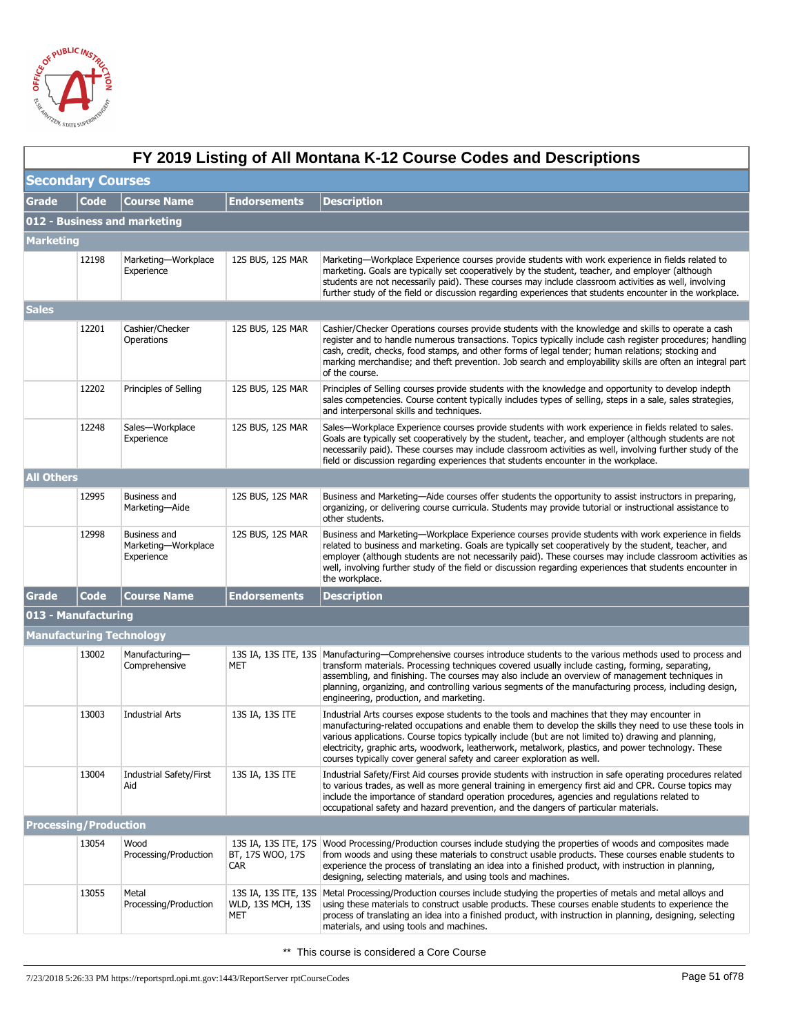# FY 2019 Listing of All Montana K-12 Course Codes and Descriptions

## Secondary Courses

| Grade | Code | Course Name | Endorsements | Description |
|---|---|---|---|---|
| **012 - Business and marketing** | | | | |
| **Marketing** | | | | |
| | 12198 | Marketing—Workplace Experience | 12S BUS, 12S MAR | Marketing—Workplace Experience courses provide students with work experience in fields related to marketing. Goals are typically set cooperatively by the student, teacher, and employer (although students are not necessarily paid). These courses may include classroom activities as well, involving further study of the field or discussion regarding experiences that students encounter in the workplace. |
| **Sales** | | | | |
| | 12201 | Cashier/Checker Operations | 12S BUS, 12S MAR | Cashier/Checker Operations courses provide students with the knowledge and skills to operate a cash register and to handle numerous transactions. Topics typically include cash register procedures; handling cash, credit, checks, food stamps, and other forms of legal tender; human relations; stocking and marking merchandise; and theft prevention. Job search and employability skills are often an integral part of the course. |
| | 12202 | Principles of Selling | 12S BUS, 12S MAR | Principles of Selling courses provide students with the knowledge and opportunity to develop indepth sales competencies. Course content typically includes types of selling, steps in a sale, sales strategies, and interpersonal skills and techniques. |
| | 12248 | Sales—Workplace Experience | 12S BUS, 12S MAR | Sales—Workplace Experience courses provide students with work experience in fields related to sales. Goals are typically set cooperatively by the student, teacher, and employer (although students are not necessarily paid). These courses may include classroom activities as well, involving further study of the field or discussion regarding experiences that students encounter in the workplace. |
| **All Others** | | | | |
| | 12995 | Business and Marketing—Aide | 12S BUS, 12S MAR | Business and Marketing—Aide courses offer students the opportunity to assist instructors in preparing, organizing, or delivering course curricula. Students may provide tutorial or instructional assistance to other students. |
| | 12998 | Business and Marketing—Workplace Experience | 12S BUS, 12S MAR | Business and Marketing—Workplace Experience courses provide students with work experience in fields related to business and marketing. Goals are typically set cooperatively by the student, teacher, and employer (although students are not necessarily paid). These courses may include classroom activities as well, involving further study of the field or discussion regarding experiences that students encounter in the workplace. |

| Grade | Code | Course Name | Endorsements | Description |
|---|---|---|---|---|
| **013 - Manufacturing** | | | | |
| **Manufacturing Technology** | | | | |
| | 13002 | Manufacturing—Comprehensive | 13S IA, 13S ITE, 13S MET | Manufacturing—Comprehensive courses introduce students to the various methods used to process and transform materials. Processing techniques covered usually include casting, forming, separating, assembling, and finishing. The courses may also include an overview of management techniques in planning, organizing, and controlling various segments of the manufacturing process, including design, engineering, production, and marketing. |
| | 13003 | Industrial Arts | 13S IA, 13S ITE | Industrial Arts courses expose students to the tools and machines that they may encounter in manufacturing-related occupations and enable them to develop the skills they need to use these tools in various applications. Course topics typically include (but are not limited to) drawing and planning, electricity, graphic arts, woodwork, leatherwork, metalwork, plastics, and power technology. These courses typically cover general safety and career exploration as well. |
| | 13004 | Industrial Safety/First Aid | 13S IA, 13S ITE | Industrial Safety/First Aid courses provide students with instruction in safe operating procedures related to various trades, as well as more general training in emergency first aid and CPR. Course topics may include the importance of standard operation procedures, agencies and regulations related to occupational safety and hazard prevention, and the dangers of particular materials. |
| **Processing/Production** | | | | |
| | 13054 | Wood Processing/Production | 13S IA, 13S ITE, 17S BT, 17S WOO, 17S CAR | Wood Processing/Production courses include studying the properties of woods and composites made from woods and using these materials to construct usable products. These courses enable students to experience the process of translating an idea into a finished product, with instruction in planning, designing, selecting materials, and using tools and machines. |
| | 13055 | Metal Processing/Production | 13S IA, 13S ITE, 13S WLD, 13S MCH, 13S MET | Metal Processing/Production courses include studying the properties of metals and metal alloys and using these materials to construct usable products. These courses enable students to experience the process of translating an idea into a finished product, with instruction in planning, designing, selecting materials, and using tools and machines. |

** This course is considered a Core Course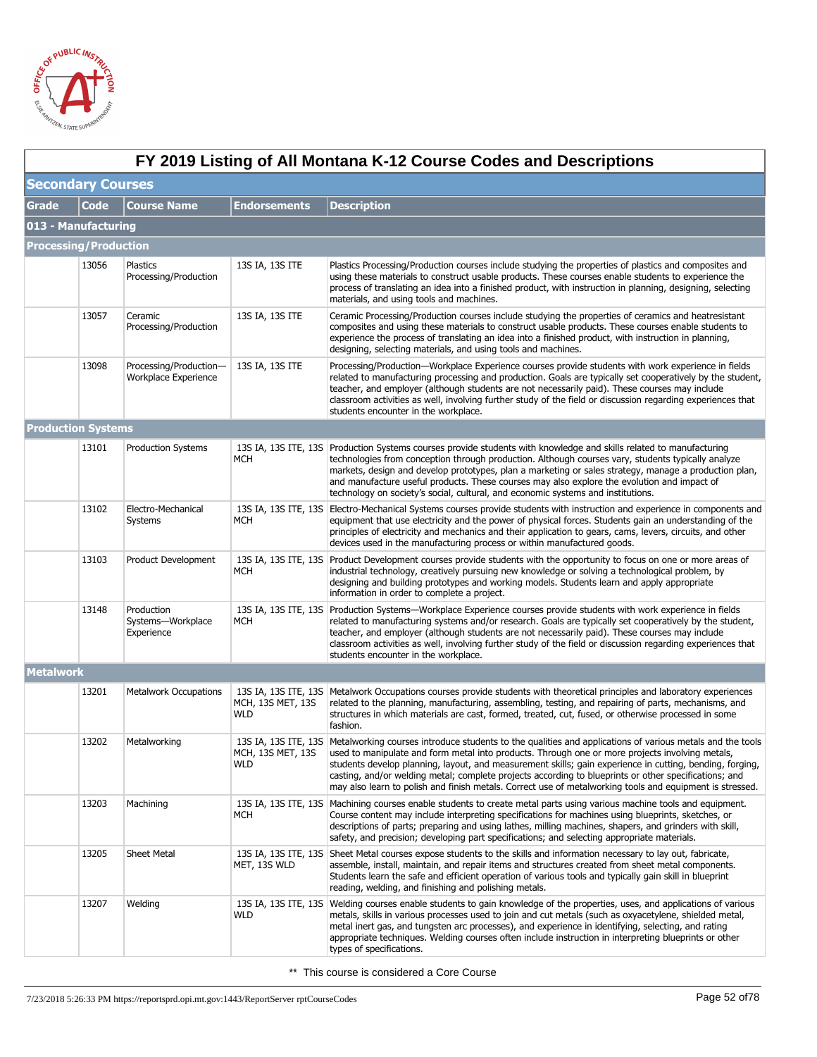# FY 2019 Listing of All Montana K-12 Course Codes and Descriptions

## Secondary Courses

| Grade | Code | Course Name | Endorsements | Description |
|---|---|---|---|---|
| **013 - Manufacturing** | | | | |
| **Processing/Production** | | | | |
| | 13056 | Plastics Processing/Production | 13S IA, 13S ITE | Plastics Processing/Production courses include studying the properties of plastics and composites and using these materials to construct usable products. These courses enable students to experience the process of translating an idea into a finished product, with instruction in planning, designing, selecting materials, and using tools and machines. |
| | 13057 | Ceramic Processing/Production | 13S IA, 13S ITE | Ceramic Processing/Production courses include studying the properties of ceramics and heatresistant composites and using these materials to construct usable products. These courses enable students to experience the process of translating an idea into a finished product, with instruction in planning, designing, selecting materials, and using tools and machines. |
| | 13098 | Processing/Production—Workplace Experience | 13S IA, 13S ITE | Processing/Production—Workplace Experience courses provide students with work experience in fields related to manufacturing processing and production. Goals are typically set cooperatively by the student, teacher, and employer (although students are not necessarily paid). These courses may include classroom activities as well, involving further study of the field or discussion regarding experiences that students encounter in the workplace. |
| **Production Systems** | | | | |
| | 13101 | Production Systems | 13S IA, 13S ITE, 13S MCH | Production Systems courses provide students with knowledge and skills related to manufacturing technologies from conception through production. Although courses vary, students typically analyze markets, design and develop prototypes, plan a marketing or sales strategy, manage a production plan, and manufacture useful products. These courses may also explore the evolution and impact of technology on society's social, cultural, and economic systems and institutions. |
| | 13102 | Electro-Mechanical Systems | 13S IA, 13S ITE, 13S MCH | Electro-Mechanical Systems courses provide students with instruction and experience in components and equipment that use electricity and the power of physical forces. Students gain an understanding of the principles of electricity and mechanics and their application to gears, cams, levers, circuits, and other devices used in the manufacturing process or within manufactured goods. |
| | 13103 | Product Development | 13S IA, 13S ITE, 13S MCH | Product Development courses provide students with the opportunity to focus on one or more areas of industrial technology, creatively pursuing new knowledge or solving a technological problem, by designing and building prototypes and working models. Students learn and apply appropriate information in order to complete a project. |
| | 13148 | Production Systems—Workplace Experience | 13S IA, 13S ITE, 13S MCH | Production Systems—Workplace Experience courses provide students with work experience in fields related to manufacturing systems and/or research. Goals are typically set cooperatively by the student, teacher, and employer (although students are not necessarily paid). These courses may include classroom activities as well, involving further study of the field or discussion regarding experiences that students encounter in the workplace. |
| **Metalwork** | | | | |
| | 13201 | Metalwork Occupations | 13S IA, 13S ITE, 13S MCH, 13S MET, 13S WLD | Metalwork Occupations courses provide students with theoretical principles and laboratory experiences related to the planning, manufacturing, assembling, testing, and repairing of parts, mechanisms, and structures in which materials are cast, formed, treated, cut, fused, or otherwise processed in some fashion. |
| | 13202 | Metalworking | 13S IA, 13S ITE, 13S MCH, 13S MET, 13S WLD | Metalworking courses introduce students to the qualities and applications of various metals and the tools used to manipulate and form metal into products. Through one or more projects involving metals, students develop planning, layout, and measurement skills; gain experience in cutting, bending, forging, casting, and/or welding metal; complete projects according to blueprints or other specifications; and may also learn to polish and finish metals. Correct use of metalworking tools and equipment is stressed. |
| | 13203 | Machining | 13S IA, 13S ITE, 13S MCH | Machining courses enable students to create metal parts using various machine tools and equipment. Course content may include interpreting specifications for machines using blueprints, sketches, or descriptions of parts; preparing and using lathes, milling machines, shapers, and grinders with skill, safety, and precision; developing part specifications; and selecting appropriate materials. |
| | 13205 | Sheet Metal | 13S IA, 13S ITE, 13S MET, 13S WLD | Sheet Metal courses expose students to the skills and information necessary to lay out, fabricate, assemble, install, maintain, and repair items and structures created from sheet metal components. Students learn the safe and efficient operation of various tools and typically gain skill in blueprint reading, welding, and finishing and polishing metals. |
| | 13207 | Welding | 13S IA, 13S ITE, 13S WLD | Welding courses enable students to gain knowledge of the properties, uses, and applications of various metals, skills in various processes used to join and cut metals (such as oxyacetylene, shielded metal, metal inert gas, and tungsten arc processes), and experience in identifying, selecting, and rating appropriate techniques. Welding courses often include instruction in interpreting blueprints or other types of specifications. |

** This course is considered a Core Course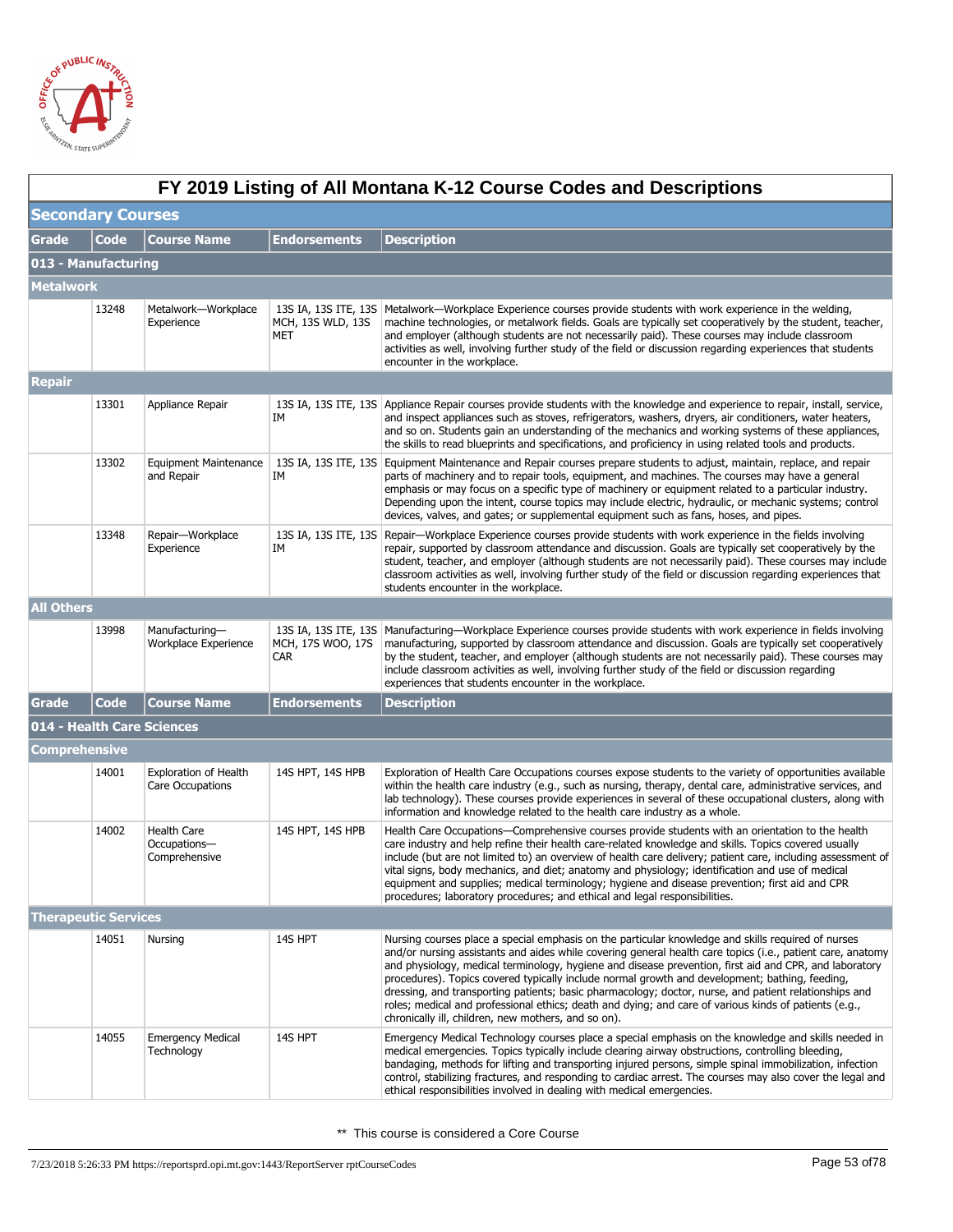# FY 2019 Listing of All Montana K-12 Course Codes and Descriptions

## Secondary Courses

| Grade | Code | Course Name | Endorsements | Description |
|---|---|---|---|---|
| **013 - Manufacturing** | | | | |
| **Metalwork** | | | | |
| | 13248 | Metalwork—Workplace Experience | 13S IA, 13S ITE, 13S MCH, 13S WLD, 13S MET | Metalwork—Workplace Experience courses provide students with work experience in the welding, machine technologies, or metalwork fields. Goals are typically set cooperatively by the student, teacher, and employer (although students are not necessarily paid). These courses may include classroom activities as well, involving further study of the field or discussion regarding experiences that students encounter in the workplace. |
| **Repair** | | | | |
| | 13301 | Appliance Repair | 13S IA, 13S ITE, 13S IM | Appliance Repair courses provide students with the knowledge and experience to repair, install, service, and inspect appliances such as stoves, refrigerators, washers, dryers, air conditioners, water heaters, and so on. Students gain an understanding of the mechanics and working systems of these appliances, the skills to read blueprints and specifications, and proficiency in using related tools and products. |
| | 13302 | Equipment Maintenance and Repair | 13S IA, 13S ITE, 13S IM | Equipment Maintenance and Repair courses prepare students to adjust, maintain, replace, and repair parts of machinery and to repair tools, equipment, and machines. The courses may have a general emphasis or may focus on a specific type of machinery or equipment related to a particular industry. Depending upon the intent, course topics may include electric, hydraulic, or mechanic systems; control devices, valves, and gates; or supplemental equipment such as fans, hoses, and pipes. |
| | 13348 | Repair—Workplace Experience | 13S IA, 13S ITE, 13S IM | Repair—Workplace Experience courses provide students with work experience in the fields involving repair, supported by classroom attendance and discussion. Goals are typically set cooperatively by the student, teacher, and employer (although students are not necessarily paid). These courses may include classroom activities as well, involving further study of the field or discussion regarding experiences that students encounter in the workplace. |
| **All Others** | | | | |
| | 13998 | Manufacturing—Workplace Experience | 13S IA, 13S ITE, 13S MCH, 17S WOO, 17S CAR | Manufacturing—Workplace Experience courses provide students with work experience in fields involving manufacturing, supported by classroom attendance and discussion. Goals are typically set cooperatively by the student, teacher, and employer (although students are not necessarily paid). These courses may include classroom activities as well, involving further study of the field or discussion regarding experiences that students encounter in the workplace. |

| Grade | Code | Course Name | Endorsements | Description |
|---|---|---|---|---|
| **014 - Health Care Sciences** | | | | |
| **Comprehensive** | | | | |
| | 14001 | Exploration of Health Care Occupations | 14S HPT, 14S HPB | Exploration of Health Care Occupations courses expose students to the variety of opportunities available within the health care industry (e.g., such as nursing, therapy, dental care, administrative services, and lab technology). These courses provide experiences in several of these occupational clusters, along with information and knowledge related to the health care industry as a whole. |
| | 14002 | Health Care Occupations—Comprehensive | 14S HPT, 14S HPB | Health Care Occupations—Comprehensive courses provide students with an orientation to the health care industry and help refine their health care-related knowledge and skills. Topics covered usually include (but are not limited to) an overview of health care delivery; patient care, including assessment of vital signs, body mechanics, and diet; anatomy and physiology; identification and use of medical equipment and supplies; medical terminology; hygiene and disease prevention; first aid and CPR procedures; laboratory procedures; and ethical and legal responsibilities. |
| **Therapeutic Services** | | | | |
| | 14051 | Nursing | 14S HPT | Nursing courses place a special emphasis on the particular knowledge and skills required of nurses and/or nursing assistants and aides while covering general health care topics (i.e., patient care, anatomy and physiology, medical terminology, hygiene and disease prevention, first aid and CPR, and laboratory procedures). Topics covered typically include normal growth and development; bathing, feeding, dressing, and transporting patients; basic pharmacology; doctor, nurse, and patient relationships and roles; medical and professional ethics; death and dying; and care of various kinds of patients (e.g., chronically ill, children, new mothers, and so on). |
| | 14055 | Emergency Medical Technology | 14S HPT | Emergency Medical Technology courses place a special emphasis on the knowledge and skills needed in medical emergencies. Topics typically include clearing airway obstructions, controlling bleeding, bandaging, methods for lifting and transporting injured persons, simple spinal immobilization, infection control, stabilizing fractures, and responding to cardiac arrest. The courses may also cover the legal and ethical responsibilities involved in dealing with medical emergencies. |

** This course is considered a Core Course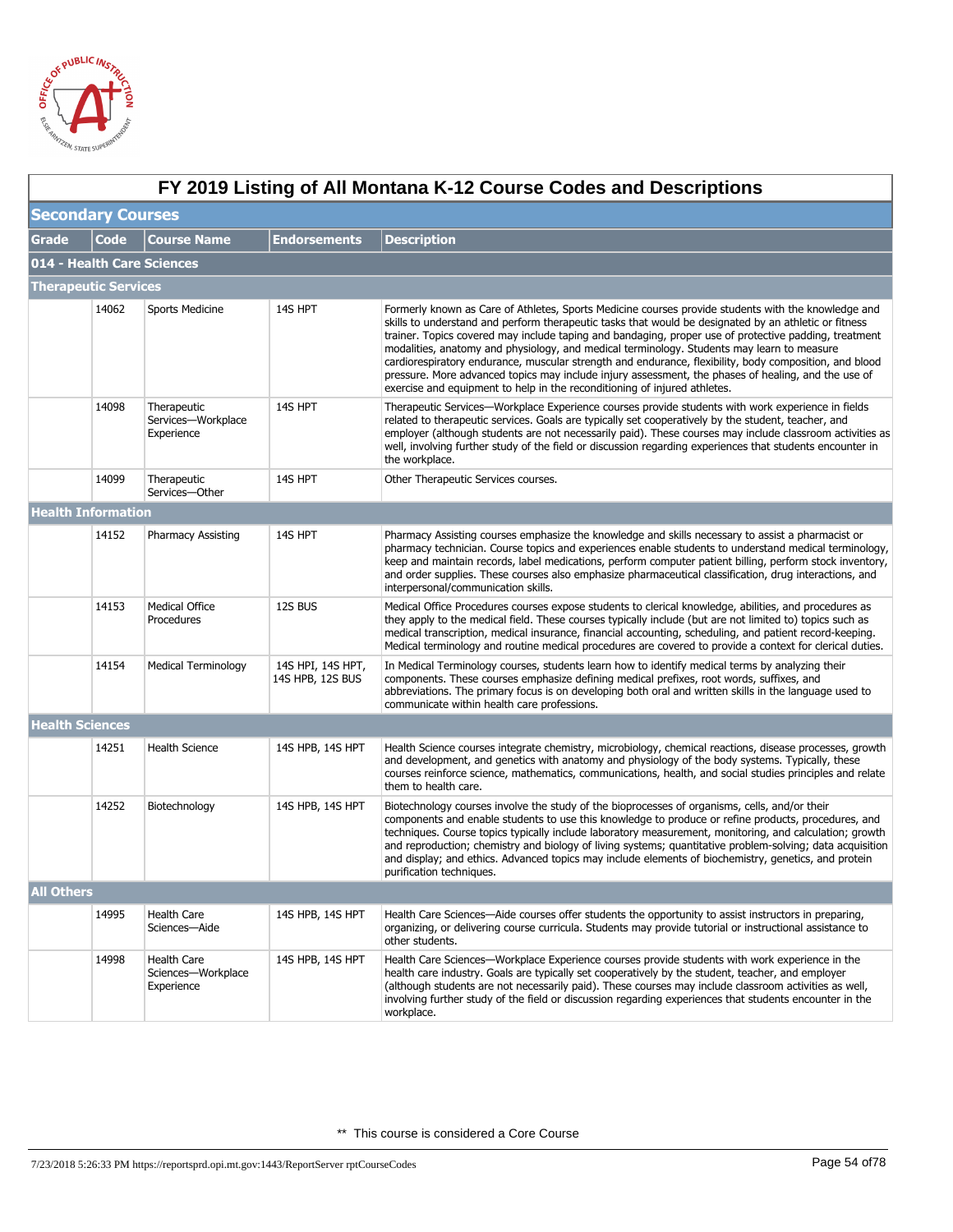# FY 2019 Listing of All Montana K-12 Course Codes and Descriptions

## Secondary Courses

| Grade | Code | Course Name | Endorsements | Description |
|---|---|---|---|---|
| **014 - Health Care Sciences** | | | | |
| **Therapeutic Services** | | | | |
| | 14062 | Sports Medicine | 14S HPT | Formerly known as Care of Athletes, Sports Medicine courses provide students with the knowledge and skills to understand and perform therapeutic tasks that would be designated by an athletic or fitness trainer. Topics covered may include taping and bandaging, proper use of protective padding, treatment modalities, anatomy and physiology, and medical terminology. Students may learn to measure cardiorespiratory endurance, muscular strength and endurance, flexibility, body composition, and blood pressure. More advanced topics may include injury assessment, the phases of healing, and the use of exercise and equipment to help in the reconditioning of injured athletes. |
| | 14098 | Therapeutic Services—Workplace Experience | 14S HPT | Therapeutic Services—Workplace Experience courses provide students with work experience in fields related to therapeutic services. Goals are typically set cooperatively by the student, teacher, and employer (although students are not necessarily paid). These courses may include classroom activities as well, involving further study of the field or discussion regarding experiences that students encounter in the workplace. |
| | 14099 | Therapeutic Services—Other | 14S HPT | Other Therapeutic Services courses. |
| **Health Information** | | | | |
| | 14152 | Pharmacy Assisting | 14S HPT | Pharmacy Assisting courses emphasize the knowledge and skills necessary to assist a pharmacist or pharmacy technician. Course topics and experiences enable students to understand medical terminology, keep and maintain records, label medications, perform computer patient billing, perform stock inventory, and order supplies. These courses also emphasize pharmaceutical classification, drug interactions, and interpersonal/communication skills. |
| | 14153 | Medical Office Procedures | 12S BUS | Medical Office Procedures courses expose students to clerical knowledge, abilities, and procedures as they apply to the medical field. These courses typically include (but are not limited to) topics such as medical transcription, medical insurance, financial accounting, scheduling, and patient record-keeping. Medical terminology and routine medical procedures are covered to provide a context for clerical duties. |
| | 14154 | Medical Terminology | 14S HPI, 14S HPT, 14S HPB, 12S BUS | In Medical Terminology courses, students learn how to identify medical terms by analyzing their components. These courses emphasize defining medical prefixes, root words, suffixes, and abbreviations. The primary focus is on developing both oral and written skills in the language used to communicate within health care professions. |
| **Health Sciences** | | | | |
| | 14251 | Health Science | 14S HPB, 14S HPT | Health Science courses integrate chemistry, microbiology, chemical reactions, disease processes, growth and development, and genetics with anatomy and physiology of the body systems. Typically, these courses reinforce science, mathematics, communications, health, and social studies principles and relate them to health care. |
| | 14252 | Biotechnology | 14S HPB, 14S HPT | Biotechnology courses involve the study of the bioprocesses of organisms, cells, and/or their components and enable students to use this knowledge to produce or refine products, procedures, and techniques. Course topics typically include laboratory measurement, monitoring, and calculation; growth and reproduction; chemistry and biology of living systems; quantitative problem-solving; data acquisition and display; and ethics. Advanced topics may include elements of biochemistry, genetics, and protein purification techniques. |
| **All Others** | | | | |
| | 14995 | Health Care Sciences—Aide | 14S HPB, 14S HPT | Health Care Sciences—Aide courses offer students the opportunity to assist instructors in preparing, organizing, or delivering course curricula. Students may provide tutorial or instructional assistance to other students. |
| | 14998 | Health Care Sciences—Workplace Experience | 14S HPB, 14S HPT | Health Care Sciences—Workplace Experience courses provide students with work experience in the health care industry. Goals are typically set cooperatively by the student, teacher, and employer (although students are not necessarily paid). These courses may include classroom activities as well, involving further study of the field or discussion regarding experiences that students encounter in the workplace. |

** This course is considered a Core Course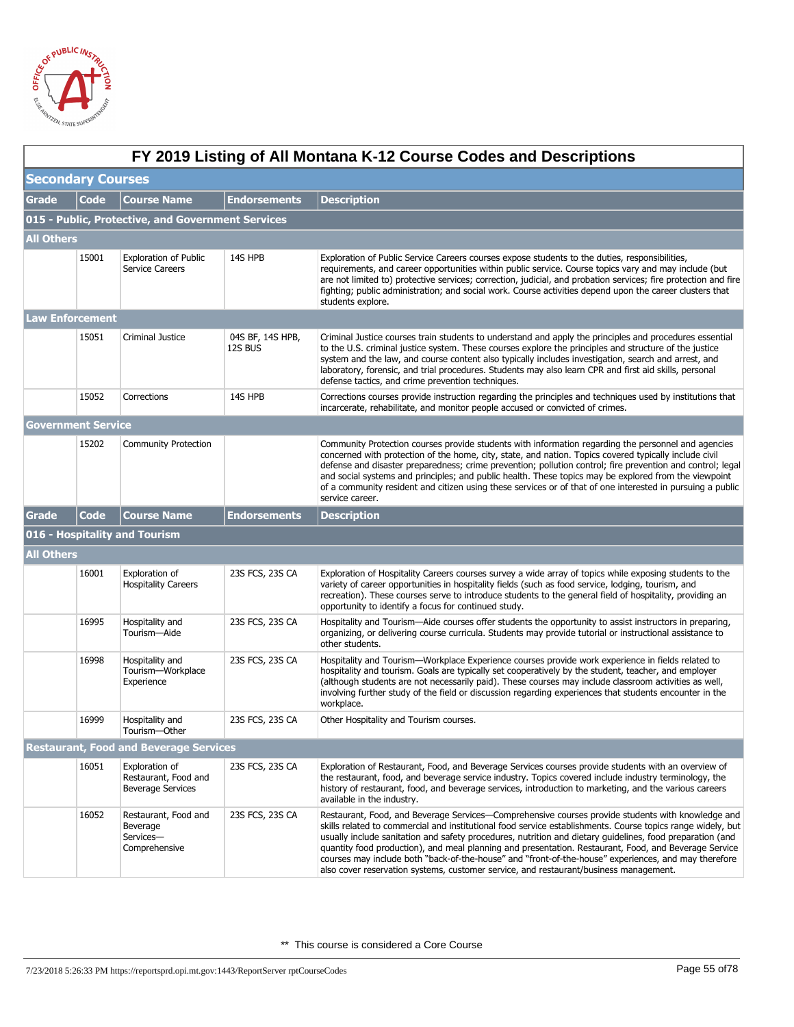# FY 2019 Listing of All Montana K-12 Course Codes and Descriptions

## Secondary Courses

| Grade | Code | Course Name | Endorsements | Description |
|---|---|---|---|---|
| **015 - Public, Protective, and Government Services** | | | | |
| **All Others** | | | | |
| | 15001 | Exploration of Public Service Careers | 14S HPB | Exploration of Public Service Careers courses expose students to the duties, responsibilities, requirements, and career opportunities within public service. Course topics vary and may include (but are not limited to) protective services; correction, judicial, and probation services; fire protection and fire fighting; public administration; and social work. Course activities depend upon the career clusters that students explore. |
| **Law Enforcement** | | | | |
| | 15051 | Criminal Justice | 04S BF, 14S HPB, 12S BUS | Criminal Justice courses train students to understand and apply the principles and procedures essential to the U.S. criminal justice system. These courses explore the principles and structure of the justice system and the law, and course content also typically includes investigation, search and arrest, and laboratory, forensic, and trial procedures. Students may also learn CPR and first aid skills, personal defense tactics, and crime prevention techniques. |
| | 15052 | Corrections | 14S HPB | Corrections courses provide instruction regarding the principles and techniques used by institutions that incarcerate, rehabilitate, and monitor people accused or convicted of crimes. |
| **Government Service** | | | | |
| | 15202 | Community Protection | | Community Protection courses provide students with information regarding the personnel and agencies concerned with protection of the home, city, state, and nation. Topics covered typically include civil defense and disaster preparedness; crime prevention; pollution control; fire prevention and control; legal and social systems and principles; and public health. These topics may be explored from the viewpoint of a community resident and citizen using these services or of that of one interested in pursuing a public service career. |

| Grade | Code | Course Name | Endorsements | Description |
|---|---|---|---|---|
| **016 - Hospitality and Tourism** | | | | |
| **All Others** | | | | |
| | 16001 | Exploration of Hospitality Careers | 23S FCS, 23S CA | Exploration of Hospitality Careers courses survey a wide array of topics while exposing students to the variety of career opportunities in hospitality fields (such as food service, lodging, tourism, and recreation). These courses serve to introduce students to the general field of hospitality, providing an opportunity to identify a focus for continued study. |
| | 16995 | Hospitality and Tourism—Aide | 23S FCS, 23S CA | Hospitality and Tourism—Aide courses offer students the opportunity to assist instructors in preparing, organizing, or delivering course curricula. Students may provide tutorial or instructional assistance to other students. |
| | 16998 | Hospitality and Tourism—Workplace Experience | 23S FCS, 23S CA | Hospitality and Tourism—Workplace Experience courses provide work experience in fields related to hospitality and tourism. Goals are typically set cooperatively by the student, teacher, and employer (although students are not necessarily paid). These courses may include classroom activities as well, involving further study of the field or discussion regarding experiences that students encounter in the workplace. |
| | 16999 | Hospitality and Tourism—Other | 23S FCS, 23S CA | Other Hospitality and Tourism courses. |
| **Restaurant, Food and Beverage Services** | | | | |
| | 16051 | Exploration of Restaurant, Food and Beverage Services | 23S FCS, 23S CA | Exploration of Restaurant, Food, and Beverage Services courses provide students with an overview of the restaurant, food, and beverage service industry. Topics covered include industry terminology, the history of restaurant, food, and beverage services, introduction to marketing, and the various careers available in the industry. |
| | 16052 | Restaurant, Food and Beverage Services—Comprehensive | 23S FCS, 23S CA | Restaurant, Food, and Beverage Services—Comprehensive courses provide students with knowledge and skills related to commercial and institutional food service establishments. Course topics range widely, but usually include sanitation and safety procedures, nutrition and dietary guidelines, food preparation (and quantity food production), and meal planning and presentation. Restaurant, Food, and Beverage Service courses may include both "back-of-the-house" and "front-of-the-house" experiences, and may therefore also cover reservation systems, customer service, and restaurant/business management. |

** This course is considered a Core Course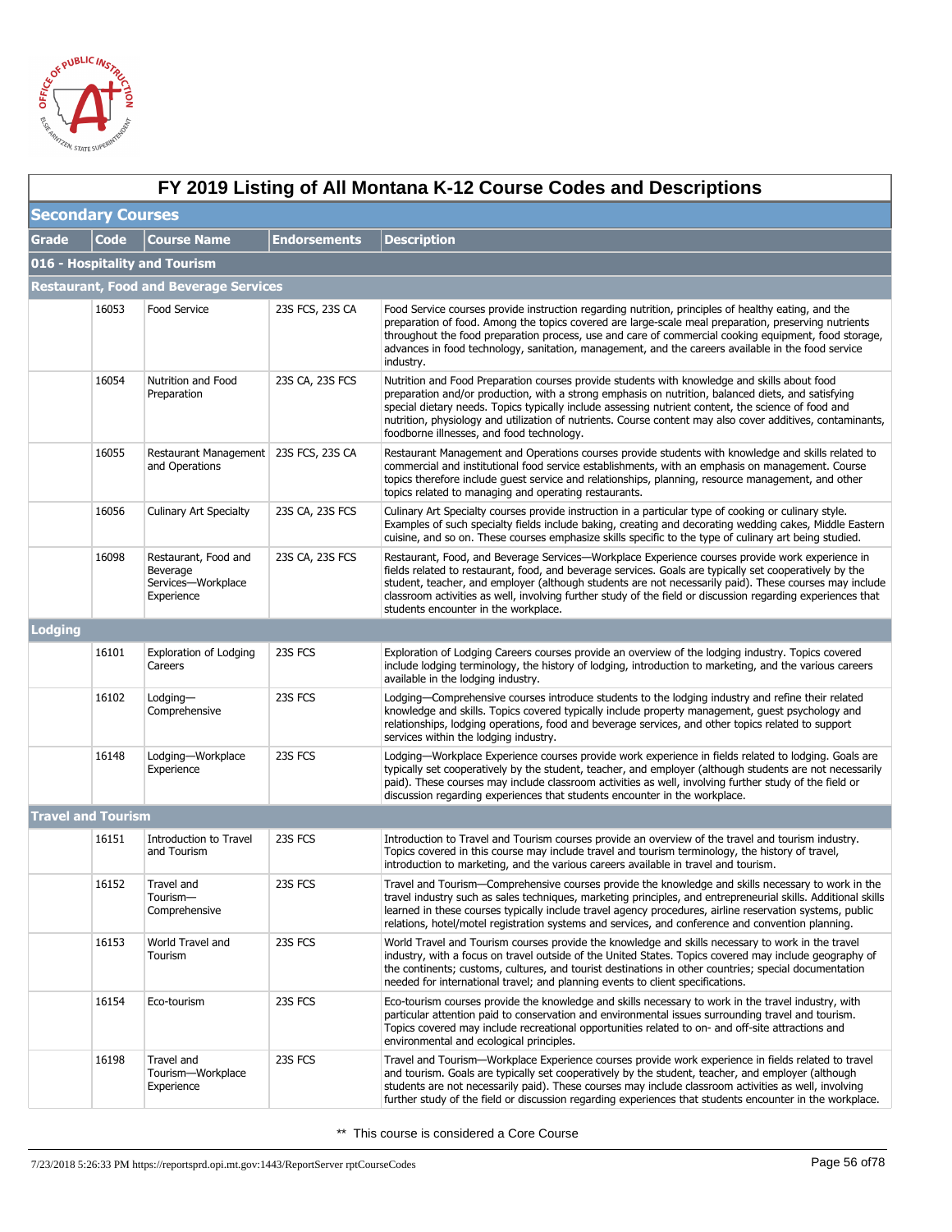# FY 2019 Listing of All Montana K-12 Course Codes and Descriptions

## Secondary Courses

| Grade | Code | Course Name | Endorsements | Description |
|---|---|---|---|---|
| **016 - Hospitality and Tourism** | | | | |
| **Restaurant, Food and Beverage Services** | | | | |
| | 16053 | Food Service | 23S FCS, 23S CA | Food Service courses provide instruction regarding nutrition, principles of healthy eating, and the preparation of food. Among the topics covered are large-scale meal preparation, preserving nutrients throughout the food preparation process, use and care of commercial cooking equipment, food storage, advances in food technology, sanitation, management, and the careers available in the food service industry. |
| | 16054 | Nutrition and Food Preparation | 23S CA, 23S FCS | Nutrition and Food Preparation courses provide students with knowledge and skills about food preparation and/or production, with a strong emphasis on nutrition, balanced diets, and satisfying special dietary needs. Topics typically include assessing nutrient content, the science of food and nutrition, physiology and utilization of nutrients. Course content may also cover additives, contaminants, foodborne illnesses, and food technology. |
| | 16055 | Restaurant Management and Operations | 23S FCS, 23S CA | Restaurant Management and Operations courses provide students with knowledge and skills related to commercial and institutional food service establishments, with an emphasis on management. Course topics therefore include guest service and relationships, planning, resource management, and other topics related to managing and operating restaurants. |
| | 16056 | Culinary Art Specialty | 23S CA, 23S FCS | Culinary Art Specialty courses provide instruction in a particular type of cooking or culinary style. Examples of such specialty fields include baking, creating and decorating wedding cakes, Middle Eastern cuisine, and so on. These courses emphasize skills specific to the type of culinary art being studied. |
| | 16098 | Restaurant, Food and Beverage Services—Workplace Experience | 23S CA, 23S FCS | Restaurant, Food, and Beverage Services—Workplace Experience courses provide work experience in fields related to restaurant, food, and beverage services. Goals are typically set cooperatively by the student, teacher, and employer (although students are not necessarily paid). These courses may include classroom activities as well, involving further study of the field or discussion regarding experiences that students encounter in the workplace. |
| **Lodging** | | | | |
| | 16101 | Exploration of Lodging Careers | 23S FCS | Exploration of Lodging Careers courses provide an overview of the lodging industry. Topics covered include lodging terminology, the history of lodging, introduction to marketing, and the various careers available in the lodging industry. |
| | 16102 | Lodging—Comprehensive | 23S FCS | Lodging—Comprehensive courses introduce students to the lodging industry and refine their related knowledge and skills. Topics covered typically include property management, guest psychology and relationships, lodging operations, food and beverage services, and other topics related to support services within the lodging industry. |
| | 16148 | Lodging—Workplace Experience | 23S FCS | Lodging—Workplace Experience courses provide work experience in fields related to lodging. Goals are typically set cooperatively by the student, teacher, and employer (although students are not necessarily paid). These courses may include classroom activities as well, involving further study of the field or discussion regarding experiences that students encounter in the workplace. |
| **Travel and Tourism** | | | | |
| | 16151 | Introduction to Travel and Tourism | 23S FCS | Introduction to Travel and Tourism courses provide an overview of the travel and tourism industry. Topics covered in this course may include travel and tourism terminology, the history of travel, introduction to marketing, and the various careers available in travel and tourism. |
| | 16152 | Travel and Tourism—Comprehensive | 23S FCS | Travel and Tourism—Comprehensive courses provide the knowledge and skills necessary to work in the travel industry such as sales techniques, marketing principles, and entrepreneurial skills. Additional skills learned in these courses typically include travel agency procedures, airline reservation systems, public relations, hotel/motel registration systems and services, and conference and convention planning. |
| | 16153 | World Travel and Tourism | 23S FCS | World Travel and Tourism courses provide the knowledge and skills necessary to work in the travel industry, with a focus on travel outside of the United States. Topics covered may include geography of the continents; customs, cultures, and tourist destinations in other countries; special documentation needed for international travel; and planning events to client specifications. |
| | 16154 | Eco-tourism | 23S FCS | Eco-tourism courses provide the knowledge and skills necessary to work in the travel industry, with particular attention paid to conservation and environmental issues surrounding travel and tourism. Topics covered may include recreational opportunities related to on- and off-site attractions and environmental and ecological principles. |
| | 16198 | Travel and Tourism—Workplace Experience | 23S FCS | Travel and Tourism—Workplace Experience courses provide work experience in fields related to travel and tourism. Goals are typically set cooperatively by the student, teacher, and employer (although students are not necessarily paid). These courses may include classroom activities as well, involving further study of the field or discussion regarding experiences that students encounter in the workplace. |

** This course is considered a Core Course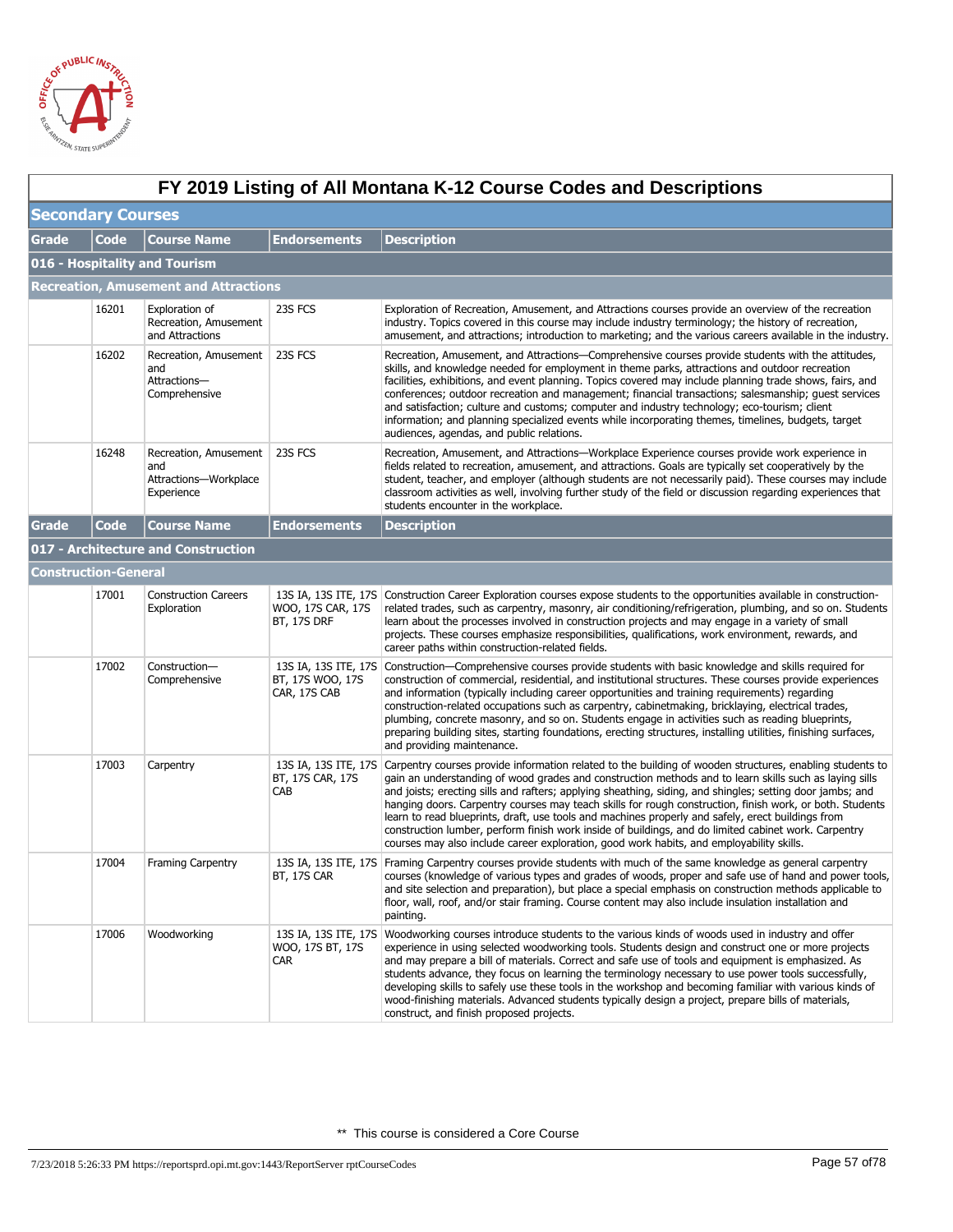# FY 2019 Listing of All Montana K-12 Course Codes and Descriptions

## Secondary Courses

| Grade | Code | Course Name | Endorsements | Description |
|---|---|---|---|---|
| **016 - Hospitality and Tourism** | | | | |
| **Recreation, Amusement and Attractions** | | | | |
| | 16201 | Exploration of Recreation, Amusement and Attractions | 23S FCS | Exploration of Recreation, Amusement, and Attractions courses provide an overview of the recreation industry. Topics covered in this course may include industry terminology; the history of recreation, amusement, and attractions; introduction to marketing; and the various careers available in the industry. |
| | 16202 | Recreation, Amusement and Attractions—Comprehensive | 23S FCS | Recreation, Amusement, and Attractions—Comprehensive courses provide students with the attitudes, skills, and knowledge needed for employment in theme parks, attractions and outdoor recreation facilities, exhibitions, and event planning. Topics covered may include planning trade shows, fairs, and conferences; outdoor recreation and management; financial transactions; salesmanship; guest services and satisfaction; culture and customs; computer and industry technology; eco-tourism; client information; and planning specialized events while incorporating themes, timelines, budgets, target audiences, agendas, and public relations. |
| | 16248 | Recreation, Amusement and Attractions—Workplace Experience | 23S FCS | Recreation, Amusement, and Attractions—Workplace Experience courses provide work experience in fields related to recreation, amusement, and attractions. Goals are typically set cooperatively by the student, teacher, and employer (although students are not necessarily paid). These courses may include classroom activities as well, involving further study of the field or discussion regarding experiences that students encounter in the workplace. |

| Grade | Code | Course Name | Endorsements | Description |
|---|---|---|---|---|
| **017 - Architecture and Construction** | | | | |
| **Construction-General** | | | | |
| | 17001 | Construction Careers Exploration | 13S IA, 13S ITE, 17S WOO, 17S CAR, 17S BT, 17S DRF | Construction Career Exploration courses expose students to the opportunities available in construction-related trades, such as carpentry, masonry, air conditioning/refrigeration, plumbing, and so on. Students learn about the processes involved in construction projects and may engage in a variety of small projects. These courses emphasize responsibilities, qualifications, work environment, rewards, and career paths within construction-related fields. |
| | 17002 | Construction—Comprehensive | 13S IA, 13S ITE, 17S BT, 17S WOO, 17S CAR, 17S CAB | Construction—Comprehensive courses provide students with basic knowledge and skills required for construction of commercial, residential, and institutional structures. These courses provide experiences and information (typically including career opportunities and training requirements) regarding construction-related occupations such as carpentry, cabinetmaking, bricklaying, electrical trades, plumbing, concrete masonry, and so on. Students engage in activities such as reading blueprints, preparing building sites, starting foundations, erecting structures, installing utilities, finishing surfaces, and providing maintenance. |
| | 17003 | Carpentry | 13S IA, 13S ITE, 17S BT, 17S CAR, 17S CAB | Carpentry courses provide information related to the building of wooden structures, enabling students to gain an understanding of wood grades and construction methods and to learn skills such as laying sills and joists; erecting sills and rafters; applying sheathing, siding, and shingles; setting door jambs; and hanging doors. Carpentry courses may teach skills for rough construction, finish work, or both. Students learn to read blueprints, draft, use tools and machines properly and safely, erect buildings from construction lumber, perform finish work inside of buildings, and do limited cabinet work. Carpentry courses may also include career exploration, good work habits, and employability skills. |
| | 17004 | Framing Carpentry | 13S IA, 13S ITE, 17S BT, 17S CAR | Framing Carpentry courses provide students with much of the same knowledge as general carpentry courses (knowledge of various types and grades of woods, proper and safe use of hand and power tools, and site selection and preparation), but place a special emphasis on construction methods applicable to floor, wall, roof, and/or stair framing. Course content may also include insulation installation and painting. |
| | 17006 | Woodworking | 13S IA, 13S ITE, 17S WOO, 17S BT, 17S CAR | Woodworking courses introduce students to the various kinds of woods used in industry and offer experience in using selected woodworking tools. Students design and construct one or more projects and may prepare a bill of materials. Correct and safe use of tools and equipment is emphasized. As students advance, they focus on learning the terminology necessary to use power tools successfully, developing skills to safely use these tools in the workshop and becoming familiar with various kinds of wood-finishing materials. Advanced students typically design a project, prepare bills of materials, construct, and finish proposed projects. |

** This course is considered a Core Course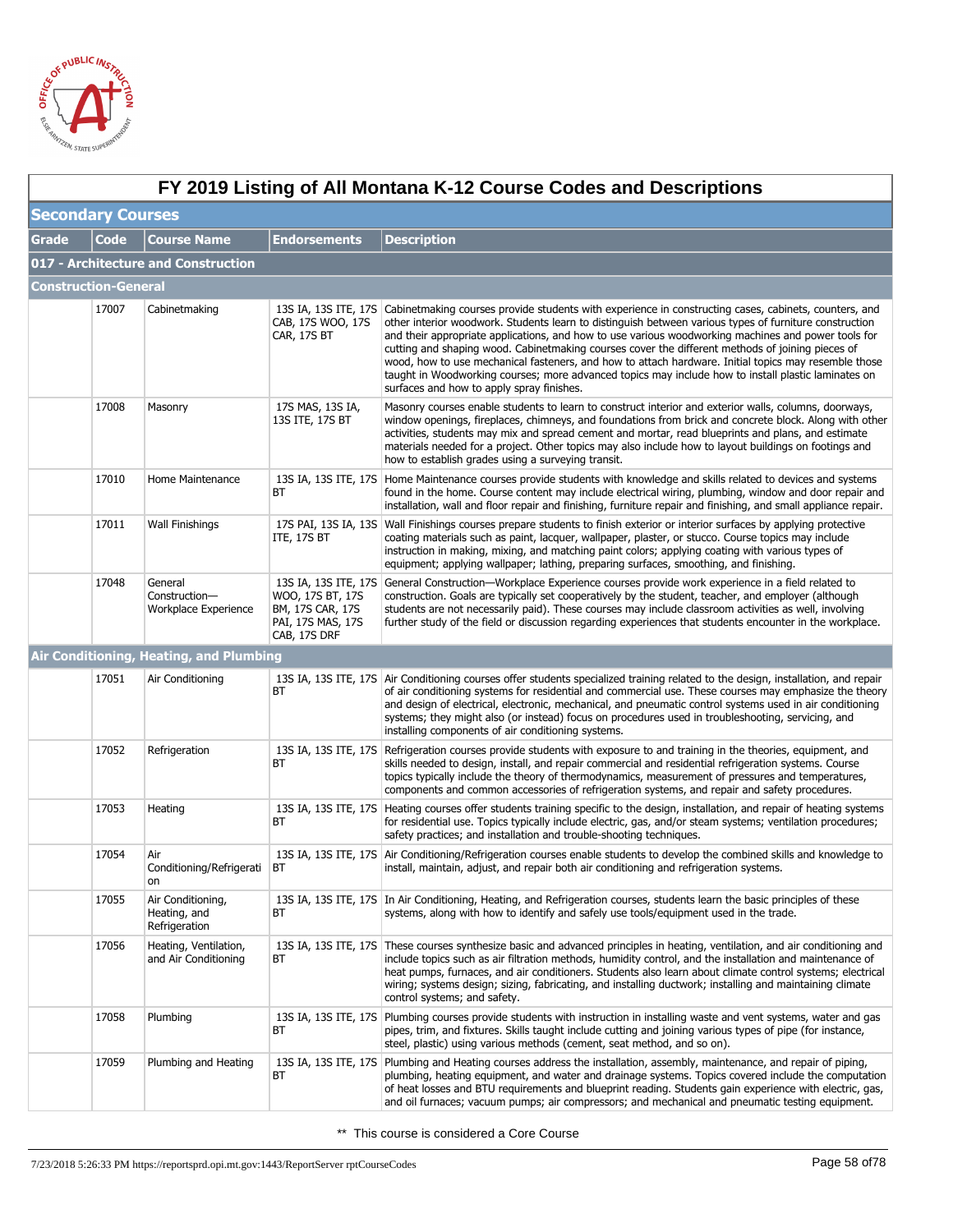# FY 2019 Listing of All Montana K-12 Course Codes and Descriptions

## Secondary Courses

| Grade | Code | Course Name | Endorsements | Description |
|---|---|---|---|---|
| **017 - Architecture and Construction** | | | | |
| **Construction-General** | | | | |
| | 17007 | Cabinetmaking | 13S IA, 13S ITE, 17S CAB, 17S WOO, 17S CAR, 17S BT | Cabinetmaking courses provide students with experience in constructing cases, cabinets, counters, and other interior woodwork. Students learn to distinguish between various types of furniture construction and their appropriate applications, and how to use various woodworking machines and power tools for cutting and shaping wood. Cabinetmaking courses cover the different methods of joining pieces of wood, how to use mechanical fasteners, and how to attach hardware. Initial topics may resemble those taught in Woodworking courses; more advanced topics may include how to install plastic laminates on surfaces and how to apply spray finishes. |
| | 17008 | Masonry | 17S MAS, 13S IA, 13S ITE, 17S BT | Masonry courses enable students to learn to construct interior and exterior walls, columns, doorways, window openings, fireplaces, chimneys, and foundations from brick and concrete block. Along with other activities, students may mix and spread cement and mortar, read blueprints and plans, and estimate materials needed for a project. Other topics may also include how to layout buildings on footings and how to establish grades using a surveying transit. |
| | 17010 | Home Maintenance | 13S IA, 13S ITE, 17S BT | Home Maintenance courses provide students with knowledge and skills related to devices and systems found in the home. Course content may include electrical wiring, plumbing, window and door repair and installation, wall and floor repair and finishing, furniture repair and finishing, and small appliance repair. |
| | 17011 | Wall Finishings | 17S PAI, 13S IA, 13S ITE, 17S BT | Wall Finishings courses prepare students to finish exterior or interior surfaces by applying protective coating materials such as paint, lacquer, wallpaper, plaster, or stucco. Course topics may include instruction in making, mixing, and matching paint colors; applying coating with various types of equipment; applying wallpaper; lathing, preparing surfaces, smoothing, and finishing. |
| | 17048 | General Construction—Workplace Experience | 13S IA, 13S ITE, 17S WOO, 17S BT, 17S BM, 17S CAR, 17S PAI, 17S MAS, 17S CAB, 17S DRF | General Construction—Workplace Experience courses provide work experience in a field related to construction. Goals are typically set cooperatively by the student, teacher, and employer (although students are not necessarily paid). These courses may include classroom activities as well, involving further study of the field or discussion regarding experiences that students encounter in the workplace. |
| **Air Conditioning, Heating, and Plumbing** | | | | |
| | 17051 | Air Conditioning | 13S IA, 13S ITE, 17S BT | Air Conditioning courses offer students specialized training related to the design, installation, and repair of air conditioning systems for residential and commercial use. These courses may emphasize the theory and design of electrical, electronic, mechanical, and pneumatic control systems used in air conditioning systems; they might also (or instead) focus on procedures used in troubleshooting, servicing, and installing components of air conditioning systems. |
| | 17052 | Refrigeration | 13S IA, 13S ITE, 17S BT | Refrigeration courses provide students with exposure to and training in the theories, equipment, and skills needed to design, install, and repair commercial and residential refrigeration systems. Course topics typically include the theory of thermodynamics, measurement of pressures and temperatures, components and common accessories of refrigeration systems, and repair and safety procedures. |
| | 17053 | Heating | 13S IA, 13S ITE, 17S BT | Heating courses offer students training specific to the design, installation, and repair of heating systems for residential use. Topics typically include electric, gas, and/or steam systems; ventilation procedures; safety practices; and installation and trouble-shooting techniques. |
| | 17054 | Air Conditioning/Refrigeration | 13S IA, 13S ITE, 17S BT | Air Conditioning/Refrigeration courses enable students to develop the combined skills and knowledge to install, maintain, adjust, and repair both air conditioning and refrigeration systems. |
| | 17055 | Air Conditioning, Heating, and Refrigeration | 13S IA, 13S ITE, 17S BT | In Air Conditioning, Heating, and Refrigeration courses, students learn the basic principles of these systems, along with how to identify and safely use tools/equipment used in the trade. |
| | 17056 | Heating, Ventilation, and Air Conditioning | 13S IA, 13S ITE, 17S BT | These courses synthesize basic and advanced principles in heating, ventilation, and air conditioning and include topics such as air filtration methods, humidity control, and the installation and maintenance of heat pumps, furnaces, and air conditioners. Students also learn about climate control systems; electrical wiring; systems design; sizing, fabricating, and installing ductwork; installing and maintaining climate control systems; and safety. |
| | 17058 | Plumbing | 13S IA, 13S ITE, 17S BT | Plumbing courses provide students with instruction in installing waste and vent systems, water and gas pipes, trim, and fixtures. Skills taught include cutting and joining various types of pipe (for instance, steel, plastic) using various methods (cement, seat method, and so on). |
| | 17059 | Plumbing and Heating | 13S IA, 13S ITE, 17S BT | Plumbing and Heating courses address the installation, assembly, maintenance, and repair of piping, plumbing, heating equipment, and water and drainage systems. Topics covered include the computation of heat losses and BTU requirements and blueprint reading. Students gain experience with electric, gas, and oil furnaces; vacuum pumps; air compressors; and mechanical and pneumatic testing equipment. |

** This course is considered a Core Course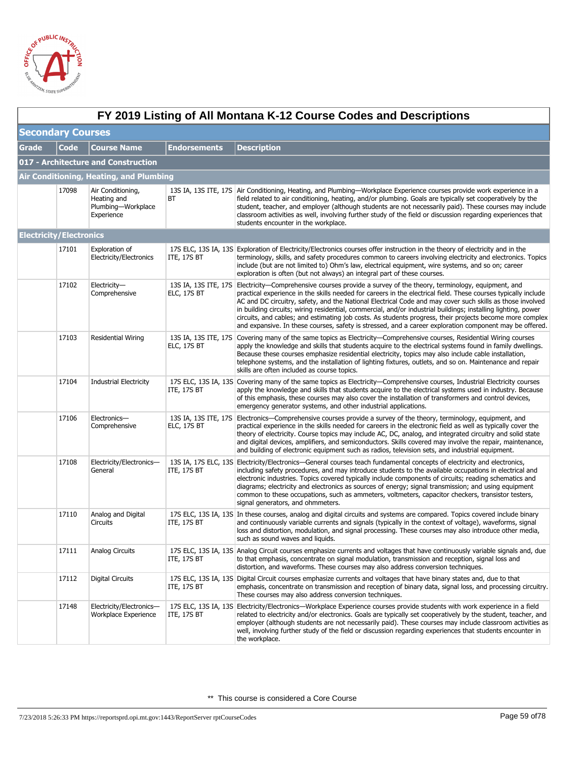# FY 2019 Listing of All Montana K-12 Course Codes and Descriptions

## Secondary Courses

| Grade | Code | Course Name | Endorsements | Description |
|---|---|---|---|---|
| **017 - Architecture and Construction** | | | | |
| **Air Conditioning, Heating, and Plumbing** | | | | |
| | 17098 | Air Conditioning, Heating and Plumbing—Workplace Experience | 13S IA, 13S ITE, 17S BT | Air Conditioning, Heating, and Plumbing—Workplace Experience courses provide work experience in a field related to air conditioning, heating, and/or plumbing. Goals are typically set cooperatively by the student, teacher, and employer (although students are not necessarily paid). These courses may include classroom activities as well, involving further study of the field or discussion regarding experiences that students encounter in the workplace. |
| **Electricity/Electronics** | | | | |
| | 17101 | Exploration of Electricity/Electronics | 17S ELC, 13S IA, 13S ITE, 17S BT | Exploration of Electricity/Electronics courses offer instruction in the theory of electricity and in the terminology, skills, and safety procedures common to careers involving electricity and electronics. Topics include (but are not limited to) Ohm's law, electrical equipment, wire systems, and so on; career exploration is often (but not always) an integral part of these courses. |
| | 17102 | Electricity—Comprehensive | 13S IA, 13S ITE, 17S ELC, 17S BT | Electricity—Comprehensive courses provide a survey of the theory, terminology, equipment, and practical experience in the skills needed for careers in the electrical field. These courses typically include AC and DC circuitry, safety, and the National Electrical Code and may cover such skills as those involved in building circuits; wiring residential, commercial, and/or industrial buildings; installing lighting, power circuits, and cables; and estimating job costs. As students progress, their projects become more complex and expansive. In these courses, safety is stressed, and a career exploration component may be offered. |
| | 17103 | Residential Wiring | 13S IA, 13S ITE, 17S ELC, 17S BT | Covering many of the same topics as Electricity—Comprehensive courses, Residential Wiring courses apply the knowledge and skills that students acquire to the electrical systems found in family dwellings. Because these courses emphasize residential electricity, topics may also include cable installation, telephone systems, and the installation of lighting fixtures, outlets, and so on. Maintenance and repair skills are often included as course topics. |
| | 17104 | Industrial Electricity | 17S ELC, 13S IA, 13S ITE, 17S BT | Covering many of the same topics as Electricity—Comprehensive courses, Industrial Electricity courses apply the knowledge and skills that students acquire to the electrical systems used in industry. Because of this emphasis, these courses may also cover the installation of transformers and control devices, emergency generator systems, and other industrial applications. |
| | 17106 | Electronics—Comprehensive | 13S IA, 13S ITE, 17S ELC, 17S BT | Electronics—Comprehensive courses provide a survey of the theory, terminology, equipment, and practical experience in the skills needed for careers in the electronic field as well as typically cover the theory of electricity. Course topics may include AC, DC, analog, and integrated circuitry and solid state and digital devices, amplifiers, and semiconductors. Skills covered may involve the repair, maintenance, and building of electronic equipment such as radios, television sets, and industrial equipment. |
| | 17108 | Electricity/Electronics—General | 13S IA, 17S ELC, 13S ITE, 17S BT | Electricity/Electronics—General courses teach fundamental concepts of electricity and electronics, including safety procedures, and may introduce students to the available occupations in electrical and electronic industries. Topics covered typically include components of circuits; reading schematics and diagrams; electricity and electronics as sources of energy; signal transmission; and using equipment common to these occupations, such as ammeters, voltmeters, capacitor checkers, transistor testers, signal generators, and ohmmeters. |
| | 17110 | Analog and Digital Circuits | 17S ELC, 13S IA, 13S ITE, 17S BT | In these courses, analog and digital circuits and systems are compared. Topics covered include binary and continuously variable currents and signals (typically in the context of voltage), waveforms, signal loss and distortion, modulation, and signal processing. These courses may also introduce other media, such as sound waves and liquids. |
| | 17111 | Analog Circuits | 17S ELC, 13S IA, 13S ITE, 17S BT | Analog Circuit courses emphasize currents and voltages that have continuously variable signals and, due to that emphasis, concentrate on signal modulation, transmission and reception, signal loss and distortion, and waveforms. These courses may also address conversion techniques. |
| | 17112 | Digital Circuits | 17S ELC, 13S IA, 13S ITE, 17S BT | Digital Circuit courses emphasize currents and voltages that have binary states and, due to that emphasis, concentrate on transmission and reception of binary data, signal loss, and processing circuitry. These courses may also address conversion techniques. |
| | 17148 | Electricity/Electronics—Workplace Experience | 17S ELC, 13S IA, 13S ITE, 17S BT | Electricity/Electronics—Workplace Experience courses provide students with work experience in a field related to electricity and/or electronics. Goals are typically set cooperatively by the student, teacher, and employer (although students are not necessarily paid). These courses may include classroom activities as well, involving further study of the field or discussion regarding experiences that students encounter in the workplace. |

** This course is considered a Core Course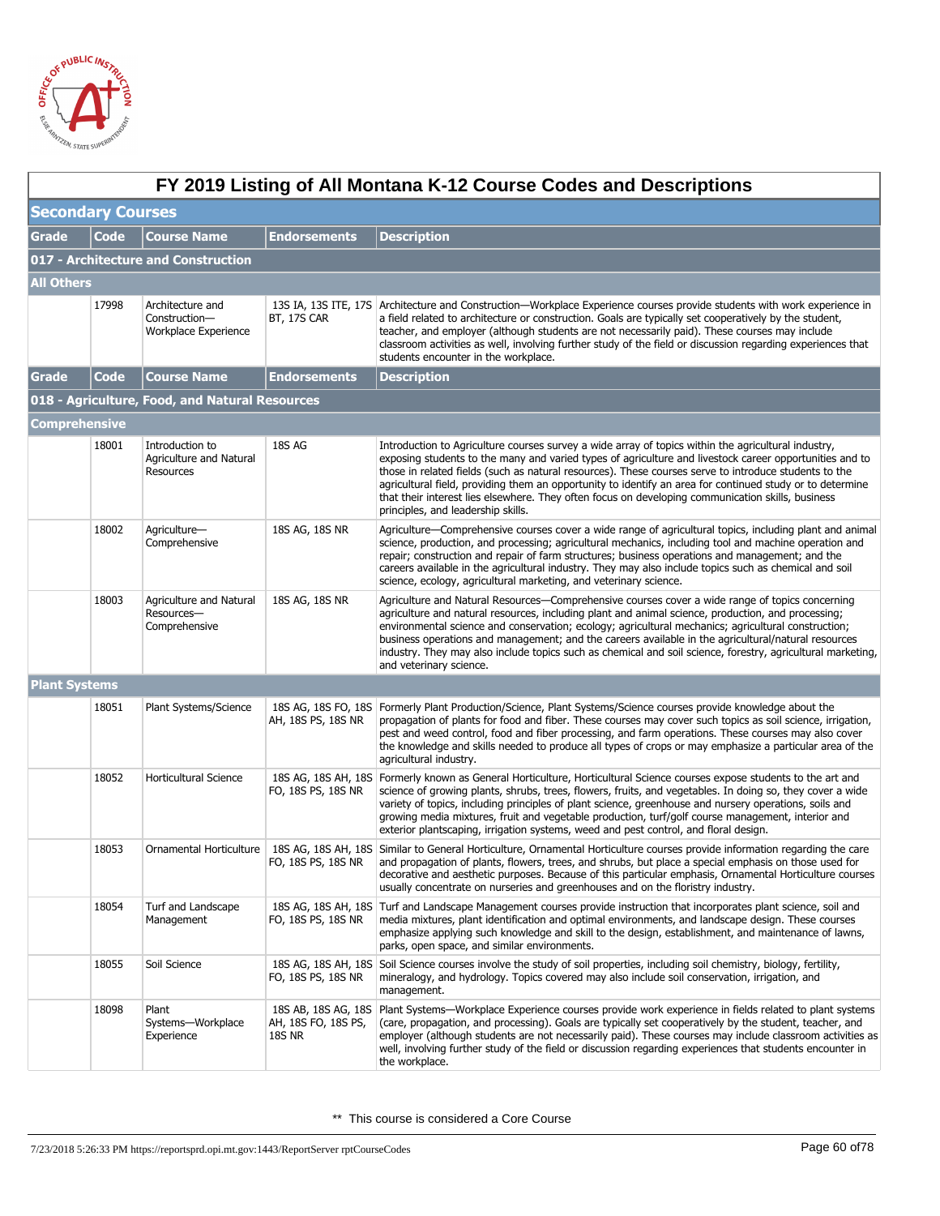# FY 2019 Listing of All Montana K-12 Course Codes and Descriptions

## Secondary Courses

| Grade | Code | Course Name | Endorsements | Description |
|---|---|---|---|---|
| **017 - Architecture and Construction** | | | | |
| **All Others** | | | | |
| | 17998 | Architecture and Construction—Workplace Experience | 13S IA, 13S ITE, 17S BT, 17S CAR | Architecture and Construction—Workplace Experience courses provide students with work experience in a field related to architecture or construction. Goals are typically set cooperatively by the student, teacher, and employer (although students are not necessarily paid). These courses may include classroom activities as well, involving further study of the field or discussion regarding experiences that students encounter in the workplace. |

| Grade | Code | Course Name | Endorsements | Description |
|---|---|---|---|---|
| **018 - Agriculture, Food, and Natural Resources** | | | | |
| **Comprehensive** | | | | |
| | 18001 | Introduction to Agriculture and Natural Resources | 18S AG | Introduction to Agriculture courses survey a wide array of topics within the agricultural industry, exposing students to the many and varied types of agriculture and livestock career opportunities and to those in related fields (such as natural resources). These courses serve to introduce students to the agricultural field, providing them an opportunity to identify an area for continued study or to determine that their interest lies elsewhere. They often focus on developing communication skills, business principles, and leadership skills. |
| | 18002 | Agriculture—Comprehensive | 18S AG, 18S NR | Agriculture—Comprehensive courses cover a wide range of agricultural topics, including plant and animal science, production, and processing; agricultural mechanics, including tool and machine operation and repair; construction and repair of farm structures; business operations and management; and the careers available in the agricultural industry. They may also include topics such as chemical and soil science, ecology, agricultural marketing, and veterinary science. |
| | 18003 | Agriculture and Natural Resources—Comprehensive | 18S AG, 18S NR | Agriculture and Natural Resources—Comprehensive courses cover a wide range of topics concerning agriculture and natural resources, including plant and animal science, production, and processing; environmental science and conservation; ecology; agricultural mechanics; agricultural construction; business operations and management; and the careers available in the agricultural/natural resources industry. They may also include topics such as chemical and soil science, forestry, agricultural marketing, and veterinary science. |
| **Plant Systems** | | | | |
| | 18051 | Plant Systems/Science | 18S AG, 18S FO, 18S AH, 18S PS, 18S NR | Formerly Plant Production/Science, Plant Systems/Science courses provide knowledge about the propagation of plants for food and fiber. These courses may cover such topics as soil science, irrigation, pest and weed control, food and fiber processing, and farm operations. These courses may also cover the knowledge and skills needed to produce all types of crops or may emphasize a particular area of the agricultural industry. |
| | 18052 | Horticultural Science | 18S AG, 18S AH, 18S FO, 18S PS, 18S NR | Formerly known as General Horticulture, Horticultural Science courses expose students to the art and science of growing plants, shrubs, trees, flowers, fruits, and vegetables. In doing so, they cover a wide variety of topics, including principles of plant science, greenhouse and nursery operations, soils and growing media mixtures, fruit and vegetable production, turf/golf course management, interior and exterior plantscaping, irrigation systems, weed and pest control, and floral design. |
| | 18053 | Ornamental Horticulture | 18S AG, 18S AH, 18S FO, 18S PS, 18S NR | Similar to General Horticulture, Ornamental Horticulture courses provide information regarding the care and propagation of plants, flowers, trees, and shrubs, but place a special emphasis on those used for decorative and aesthetic purposes. Because of this particular emphasis, Ornamental Horticulture courses usually concentrate on nurseries and greenhouses and on the floristry industry. |
| | 18054 | Turf and Landscape Management | 18S AG, 18S AH, 18S FO, 18S PS, 18S NR | Turf and Landscape Management courses provide instruction that incorporates plant science, soil and media mixtures, plant identification and optimal environments, and landscape design. These courses emphasize applying such knowledge and skill to the design, establishment, and maintenance of lawns, parks, open space, and similar environments. |
| | 18055 | Soil Science | 18S AG, 18S AH, 18S FO, 18S PS, 18S NR | Soil Science courses involve the study of soil properties, including soil chemistry, biology, fertility, mineralogy, and hydrology. Topics covered may also include soil conservation, irrigation, and management. |
| | 18098 | Plant Systems—Workplace Experience | 18S AB, 18S AG, 18S AH, 18S FO, 18S PS, 18S NR | Plant Systems—Workplace Experience courses provide work experience in fields related to plant systems (care, propagation, and processing). Goals are typically set cooperatively by the student, teacher, and employer (although students are not necessarily paid). These courses may include classroom activities as well, involving further study of the field or discussion regarding experiences that students encounter in the workplace. |

** This course is considered a Core Course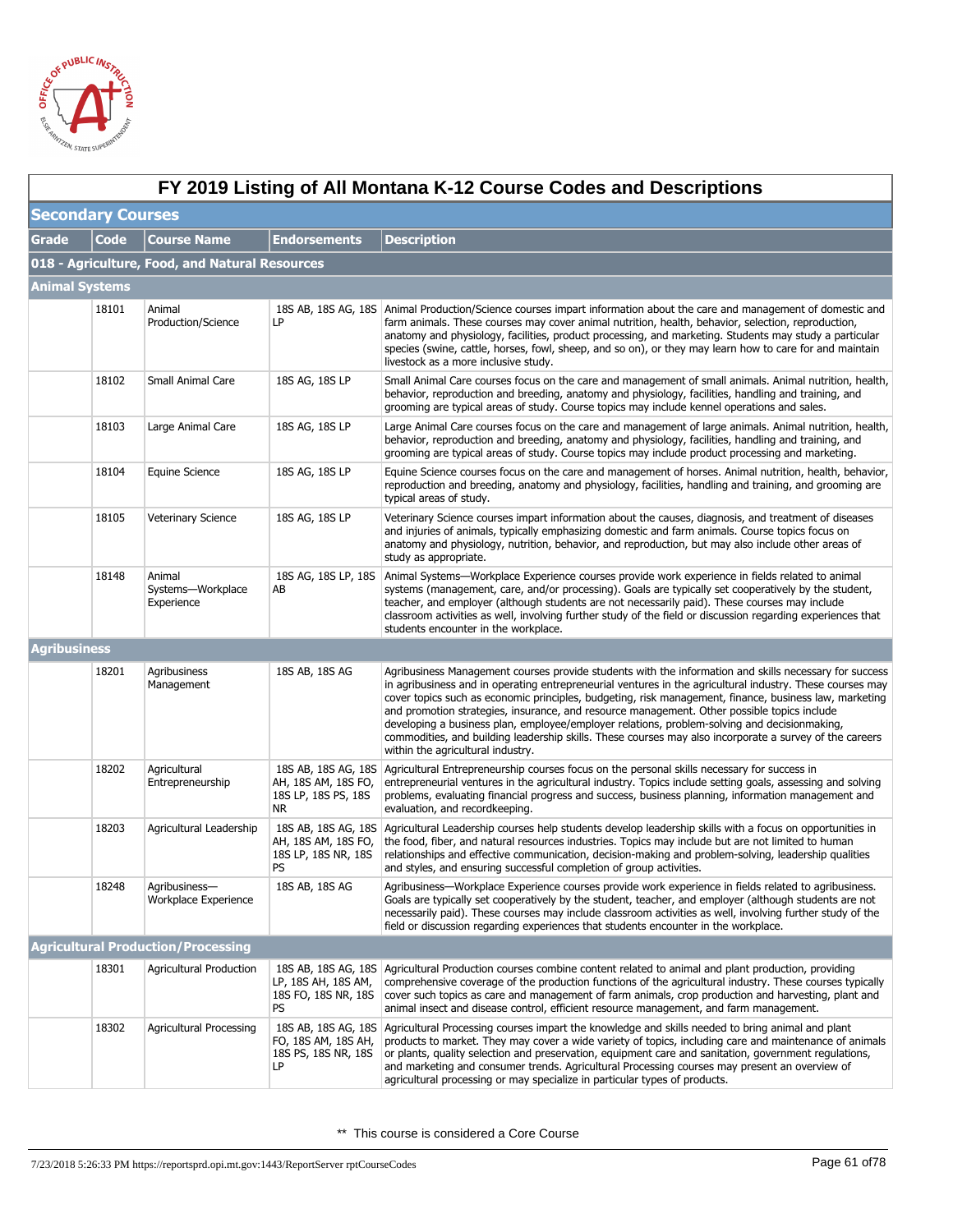# FY 2019 Listing of All Montana K-12 Course Codes and Descriptions

## Secondary Courses

| Grade | Code | Course Name | Endorsements | Description |
|---|---|---|---|---|
| **018 - Agriculture, Food, and Natural Resources** | | | | |
| **Animal Systems** | | | | |
| | 18101 | Animal Production/Science | 18S AB, 18S AG, 18S LP | Animal Production/Science courses impart information about the care and management of domestic and farm animals. These courses may cover animal nutrition, health, behavior, selection, reproduction, anatomy and physiology, facilities, product processing, and marketing. Students may study a particular species (swine, cattle, horses, fowl, sheep, and so on), or they may learn how to care for and maintain livestock as a more inclusive study. |
| | 18102 | Small Animal Care | 18S AG, 18S LP | Small Animal Care courses focus on the care and management of small animals. Animal nutrition, health, behavior, reproduction and breeding, anatomy and physiology, facilities, handling and training, and grooming are typical areas of study. Course topics may include kennel operations and sales. |
| | 18103 | Large Animal Care | 18S AG, 18S LP | Large Animal Care courses focus on the care and management of large animals. Animal nutrition, health, behavior, reproduction and breeding, anatomy and physiology, facilities, handling and training, and grooming are typical areas of study. Course topics may include product processing and marketing. |
| | 18104 | Equine Science | 18S AG, 18S LP | Equine Science courses focus on the care and management of horses. Animal nutrition, health, behavior, reproduction and breeding, anatomy and physiology, facilities, handling and training, and grooming are typical areas of study. |
| | 18105 | Veterinary Science | 18S AG, 18S LP | Veterinary Science courses impart information about the causes, diagnosis, and treatment of diseases and injuries of animals, typically emphasizing domestic and farm animals. Course topics focus on anatomy and physiology, nutrition, behavior, and reproduction, but may also include other areas of study as appropriate. |
| | 18148 | Animal Systems—Workplace Experience | 18S AG, 18S LP, 18S AB | Animal Systems—Workplace Experience courses provide work experience in fields related to animal systems (management, care, and/or processing). Goals are typically set cooperatively by the student, teacher, and employer (although students are not necessarily paid). These courses may include classroom activities as well, involving further study of the field or discussion regarding experiences that students encounter in the workplace. |
| **Agribusiness** | | | | |
| | 18201 | Agribusiness Management | 18S AB, 18S AG | Agribusiness Management courses provide students with the information and skills necessary for success in agribusiness and in operating entrepreneurial ventures in the agricultural industry. These courses may cover topics such as economic principles, budgeting, risk management, finance, business law, marketing and promotion strategies, insurance, and resource management. Other possible topics include developing a business plan, employee/employer relations, problem-solving and decisionmaking, commodities, and building leadership skills. These courses may also incorporate a survey of the careers within the agricultural industry. |
| | 18202 | Agricultural Entrepreneurship | 18S AB, 18S AG, 18S AH, 18S AM, 18S FO, 18S LP, 18S PS, 18S NR | Agricultural Entrepreneurship courses focus on the personal skills necessary for success in entrepreneurial ventures in the agricultural industry. Topics include setting goals, assessing and solving problems, evaluating financial progress and success, business planning, information management and evaluation, and recordkeeping. |
| | 18203 | Agricultural Leadership | 18S AB, 18S AG, 18S AH, 18S AM, 18S FO, 18S LP, 18S NR, 18S PS | Agricultural Leadership courses help students develop leadership skills with a focus on opportunities in the food, fiber, and natural resources industries. Topics may include but are not limited to human relationships and effective communication, decision-making and problem-solving, leadership qualities and styles, and ensuring successful completion of group activities. |
| | 18248 | Agribusiness—Workplace Experience | 18S AB, 18S AG | Agribusiness—Workplace Experience courses provide work experience in fields related to agribusiness. Goals are typically set cooperatively by the student, teacher, and employer (although students are not necessarily paid). These courses may include classroom activities as well, involving further study of the field or discussion regarding experiences that students encounter in the workplace. |
| **Agricultural Production/Processing** | | | | |
| | 18301 | Agricultural Production | 18S AB, 18S AG, 18S LP, 18S AH, 18S AM, 18S FO, 18S NR, 18S PS | Agricultural Production courses combine content related to animal and plant production, providing comprehensive coverage of the production functions of the agricultural industry. These courses typically cover such topics as care and management of farm animals, crop production and harvesting, plant and animal insect and disease control, efficient resource management, and farm management. |
| | 18302 | Agricultural Processing | 18S AB, 18S AG, 18S FO, 18S AM, 18S AH, 18S PS, 18S NR, 18S LP | Agricultural Processing courses impart the knowledge and skills needed to bring animal and plant products to market. They may cover a wide variety of topics, including care and maintenance of animals or plants, quality selection and preservation, equipment care and sanitation, government regulations, and marketing and consumer trends. Agricultural Processing courses may present an overview of agricultural processing or may specialize in particular types of products. |

** This course is considered a Core Course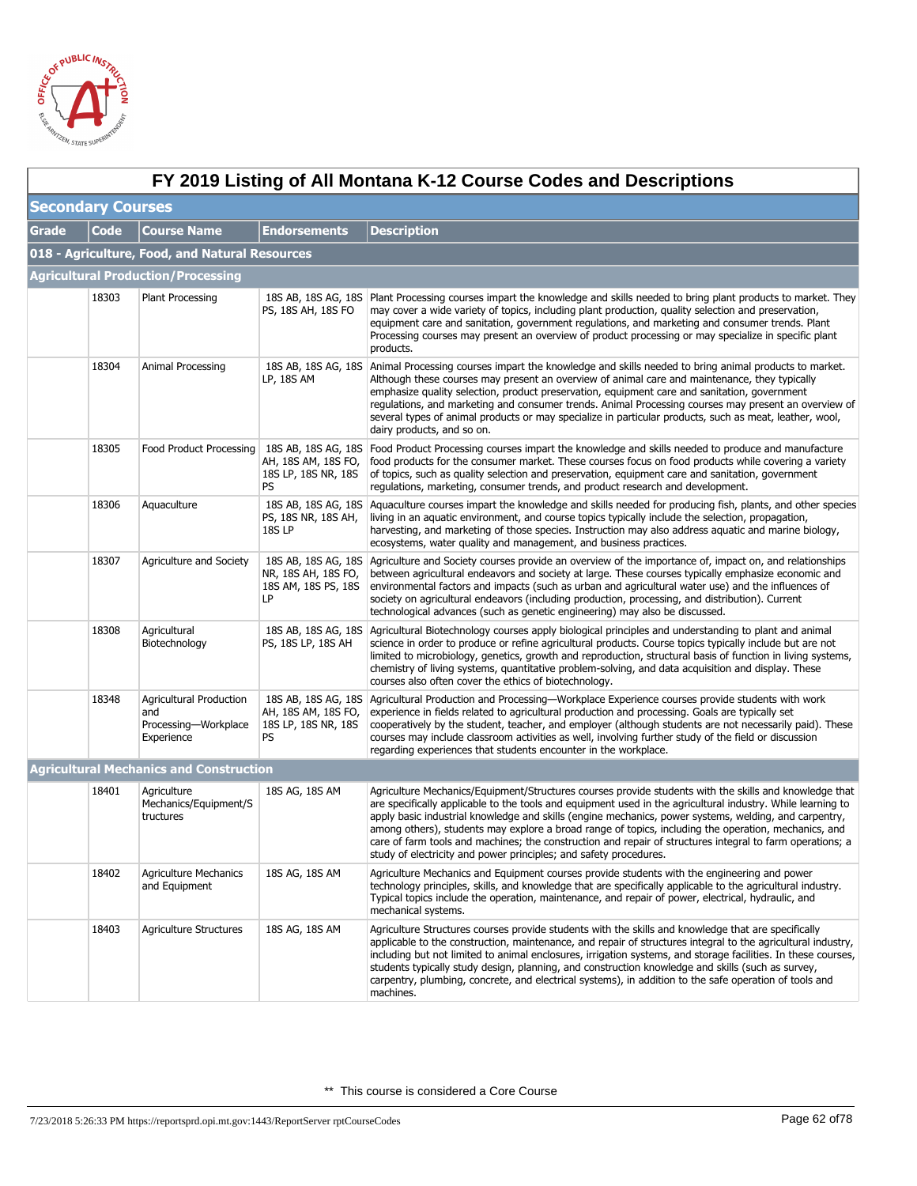# FY 2019 Listing of All Montana K-12 Course Codes and Descriptions

## Secondary Courses

| Grade | Code | Course Name | Endorsements | Description |
|---|---|---|---|---|
| **018 - Agriculture, Food, and Natural Resources** | | | | |
| **Agricultural Production/Processing** | | | | |
| | 18303 | Plant Processing | 18S AB, 18S AG, 18S PS, 18S AH, 18S FO | Plant Processing courses impart the knowledge and skills needed to bring plant products to market. They may cover a wide variety of topics, including plant production, quality selection and preservation, equipment care and sanitation, government regulations, and marketing and consumer trends. Plant Processing courses may present an overview of product processing or may specialize in specific plant products. |
| | 18304 | Animal Processing | 18S AB, 18S AG, 18S LP, 18S AM | Animal Processing courses impart the knowledge and skills needed to bring animal products to market. Although these courses may present an overview of animal care and maintenance, they typically emphasize quality selection, product preservation, equipment care and sanitation, government regulations, and marketing and consumer trends. Animal Processing courses may present an overview of several types of animal products or may specialize in particular products, such as meat, leather, wool, dairy products, and so on. |
| | 18305 | Food Product Processing | 18S AB, 18S AG, 18S AH, 18S AM, 18S FO, 18S LP, 18S NR, 18S PS | Food Product Processing courses impart the knowledge and skills needed to produce and manufacture food products for the consumer market. These courses focus on food products while covering a variety of topics, such as quality selection and preservation, equipment care and sanitation, government regulations, marketing, consumer trends, and product research and development. |
| | 18306 | Aquaculture | 18S AB, 18S AG, 18S PS, 18S NR, 18S AH, 18S LP | Aquaculture courses impart the knowledge and skills needed for producing fish, plants, and other species living in an aquatic environment, and course topics typically include the selection, propagation, harvesting, and marketing of those species. Instruction may also address aquatic and marine biology, ecosystems, water quality and management, and business practices. |
| | 18307 | Agriculture and Society | 18S AB, 18S AG, 18S NR, 18S AH, 18S FO, 18S AM, 18S PS, 18S LP | Agriculture and Society courses provide an overview of the importance of, impact on, and relationships between agricultural endeavors and society at large. These courses typically emphasize economic and environmental factors and impacts (such as urban and agricultural water use) and the influences of society on agricultural endeavors (including production, processing, and distribution). Current technological advances (such as genetic engineering) may also be discussed. |
| | 18308 | Agricultural Biotechnology | 18S AB, 18S AG, 18S PS, 18S LP, 18S AH | Agricultural Biotechnology courses apply biological principles and understanding to plant and animal science in order to produce or refine agricultural products. Course topics typically include but are not limited to microbiology, genetics, growth and reproduction, structural basis of function in living systems, chemistry of living systems, quantitative problem-solving, and data acquisition and display. These courses also often cover the ethics of biotechnology. |
| | 18348 | Agricultural Production and Processing—Workplace Experience | 18S AB, 18S AG, 18S AH, 18S AM, 18S FO, 18S LP, 18S NR, 18S PS | Agricultural Production and Processing—Workplace Experience courses provide students with work experience in fields related to agricultural production and processing. Goals are typically set cooperatively by the student, teacher, and employer (although students are not necessarily paid). These courses may include classroom activities as well, involving further study of the field or discussion regarding experiences that students encounter in the workplace. |
| **Agricultural Mechanics and Construction** | | | | |
| | 18401 | Agriculture Mechanics/Equipment/Structures | 18S AG, 18S AM | Agriculture Mechanics/Equipment/Structures courses provide students with the skills and knowledge that are specifically applicable to the tools and equipment used in the agricultural industry. While learning to apply basic industrial knowledge and skills (engine mechanics, power systems, welding, and carpentry, among others), students may explore a broad range of topics, including the operation, mechanics, and care of farm tools and machines; the construction and repair of structures integral to farm operations; a study of electricity and power principles; and safety procedures. |
| | 18402 | Agriculture Mechanics and Equipment | 18S AG, 18S AM | Agriculture Mechanics and Equipment courses provide students with the engineering and power technology principles, skills, and knowledge that are specifically applicable to the agricultural industry. Typical topics include the operation, maintenance, and repair of power, electrical, hydraulic, and mechanical systems. |
| | 18403 | Agriculture Structures | 18S AG, 18S AM | Agriculture Structures courses provide students with the skills and knowledge that are specifically applicable to the construction, maintenance, and repair of structures integral to the agricultural industry, including but not limited to animal enclosures, irrigation systems, and storage facilities. In these courses, students typically study design, planning, and construction knowledge and skills (such as survey, carpentry, plumbing, concrete, and electrical systems), in addition to the safe operation of tools and machines. |

** This course is considered a Core Course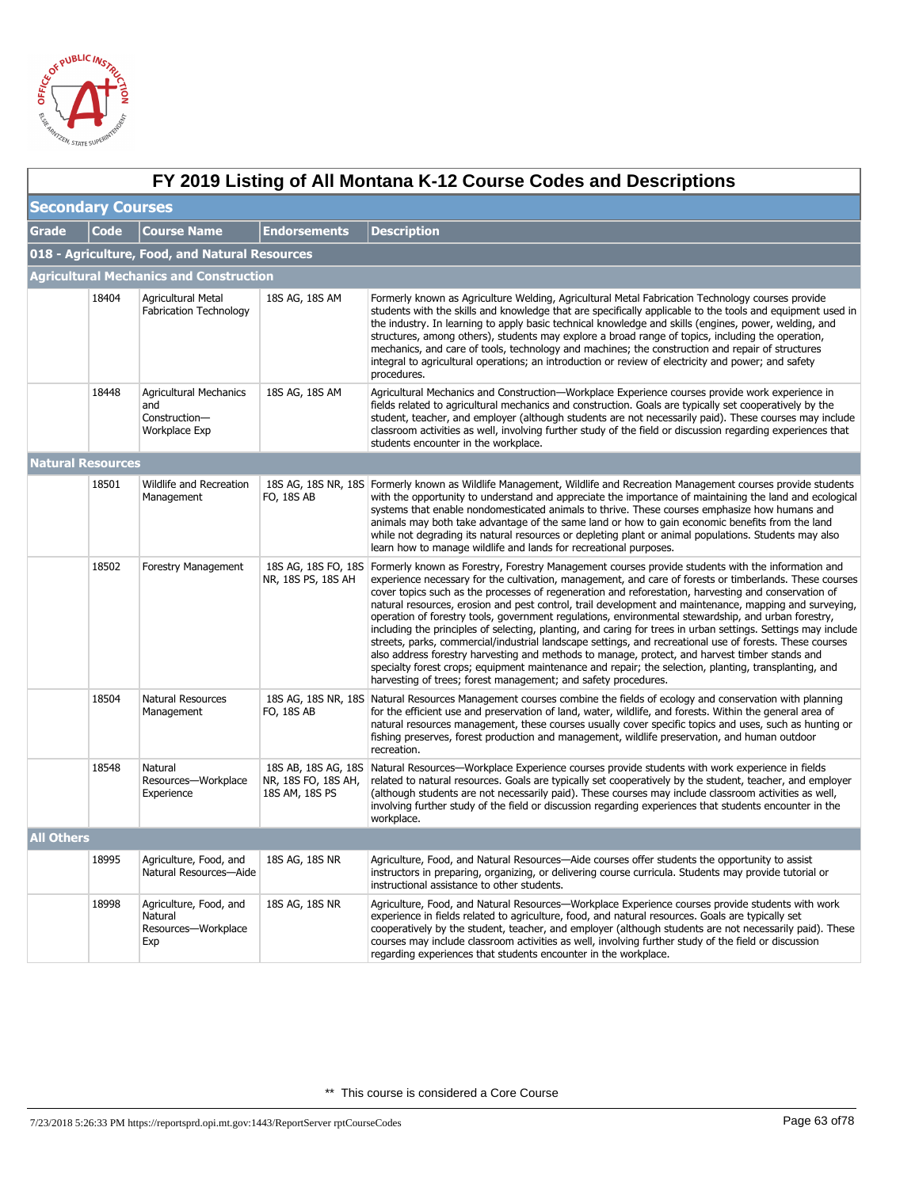# FY 2019 Listing of All Montana K-12 Course Codes and Descriptions

## Secondary Courses

| Grade | Code | Course Name | Endorsements | Description |
|---|---|---|---|---|
| **018 - Agriculture, Food, and Natural Resources** | | | | |
| **Agricultural Mechanics and Construction** | | | | |
| | 18404 | Agricultural Metal Fabrication Technology | 18S AG, 18S AM | Formerly known as Agriculture Welding, Agricultural Metal Fabrication Technology courses provide students with the skills and knowledge that are specifically applicable to the tools and equipment used in the industry. In learning to apply basic technical knowledge and skills (engines, power, welding, and structures, among others), students may explore a broad range of topics, including the operation, mechanics, and care of tools, technology and machines; the construction and repair of structures integral to agricultural operations; an introduction or review of electricity and power; and safety procedures. |
| | 18448 | Agricultural Mechanics and Construction—Workplace Exp | 18S AG, 18S AM | Agricultural Mechanics and Construction—Workplace Experience courses provide work experience in fields related to agricultural mechanics and construction. Goals are typically set cooperatively by the student, teacher, and employer (although students are not necessarily paid). These courses may include classroom activities as well, involving further study of the field or discussion regarding experiences that students encounter in the workplace. |
| **Natural Resources** | | | | |
| | 18501 | Wildlife and Recreation Management | 18S AG, 18S NR, 18S FO, 18S AB | Formerly known as Wildlife Management, Wildlife and Recreation Management courses provide students with the opportunity to understand and appreciate the importance of maintaining the land and ecological systems that enable nondomesticated animals to thrive. These courses emphasize how humans and animals may both take advantage of the same land or how to gain economic benefits from the land while not degrading its natural resources or depleting plant or animal populations. Students may also learn how to manage wildlife and lands for recreational purposes. |
| | 18502 | Forestry Management | 18S AG, 18S FO, 18S NR, 18S PS, 18S AH | Formerly known as Forestry, Forestry Management courses provide students with the information and experience necessary for the cultivation, management, and care of forests or timberlands. These courses cover topics such as the processes of regeneration and reforestation, harvesting and conservation of natural resources, erosion and pest control, trail development and maintenance, mapping and surveying, operation of forestry tools, government regulations, environmental stewardship, and urban forestry, including the principles of selecting, planting, and caring for trees in urban settings. Settings may include streets, parks, commercial/industrial landscape settings, and recreational use of forests. These courses also address forestry harvesting and methods to manage, protect, and harvest timber stands and specialty forest crops; equipment maintenance and repair; the selection, planting, transplanting, and harvesting of trees; forest management; and safety procedures. |
| | 18504 | Natural Resources Management | 18S AG, 18S NR, 18S FO, 18S AB | Natural Resources Management courses combine the fields of ecology and conservation with planning for the efficient use and preservation of land, water, wildlife, and forests. Within the general area of natural resources management, these courses usually cover specific topics and uses, such as hunting or fishing preserves, forest production and management, wildlife preservation, and human outdoor recreation. |
| | 18548 | Natural Resources—Workplace Experience | 18S AB, 18S AG, 18S NR, 18S FO, 18S AH, 18S AM, 18S PS | Natural Resources—Workplace Experience courses provide students with work experience in fields related to natural resources. Goals are typically set cooperatively by the student, teacher, and employer (although students are not necessarily paid). These courses may include classroom activities as well, involving further study of the field or discussion regarding experiences that students encounter in the workplace. |
| **All Others** | | | | |
| | 18995 | Agriculture, Food, and Natural Resources—Aide | 18S AG, 18S NR | Agriculture, Food, and Natural Resources—Aide courses offer students the opportunity to assist instructors in preparing, organizing, or delivering course curricula. Students may provide tutorial or instructional assistance to other students. |
| | 18998 | Agriculture, Food, and Natural Resources—Workplace Exp | 18S AG, 18S NR | Agriculture, Food, and Natural Resources—Workplace Experience courses provide students with work experience in fields related to agriculture, food, and natural resources. Goals are typically set cooperatively by the student, teacher, and employer (although students are not necessarily paid). These courses may include classroom activities as well, involving further study of the field or discussion regarding experiences that students encounter in the workplace. |

** This course is considered a Core Course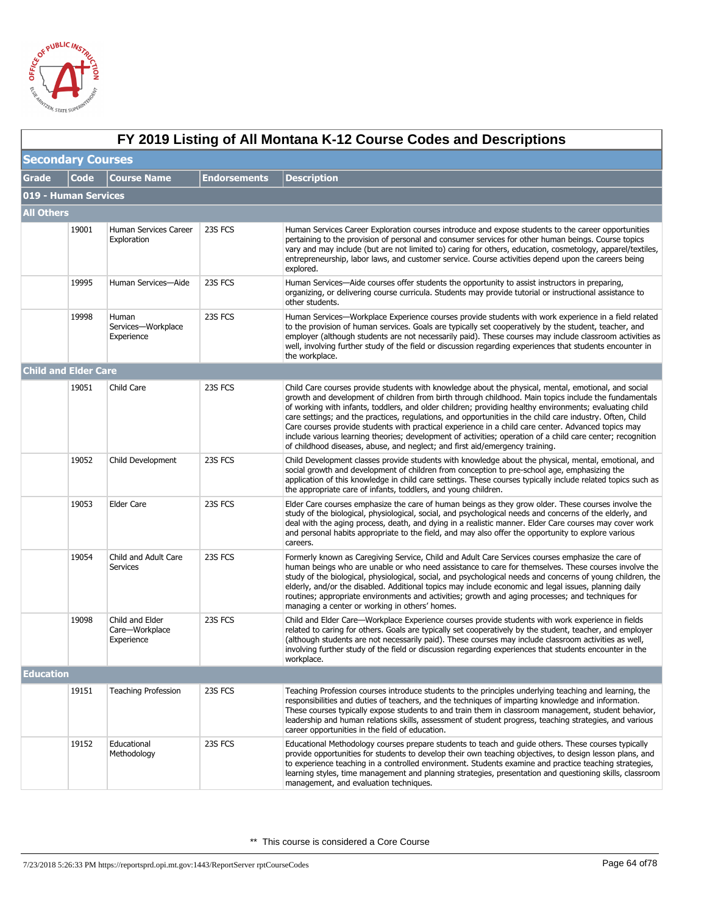# FY 2019 Listing of All Montana K-12 Course Codes and Descriptions

## Secondary Courses

| Grade | Code | Course Name | Endorsements | Description |
|---|---|---|---|---|
| **019 - Human Services** | | | | |
| **All Others** | | | | |
| | 19001 | Human Services Career Exploration | 23S FCS | Human Services Career Exploration courses introduce and expose students to the career opportunities pertaining to the provision of personal and consumer services for other human beings. Course topics vary and may include (but are not limited to) caring for others, education, cosmetology, apparel/textiles, entrepreneurship, labor laws, and customer service. Course activities depend upon the careers being explored. |
| | 19995 | Human Services—Aide | 23S FCS | Human Services—Aide courses offer students the opportunity to assist instructors in preparing, organizing, or delivering course curricula. Students may provide tutorial or instructional assistance to other students. |
| | 19998 | Human Services—Workplace Experience | 23S FCS | Human Services—Workplace Experience courses provide students with work experience in a field related to the provision of human services. Goals are typically set cooperatively by the student, teacher, and employer (although students are not necessarily paid). These courses may include classroom activities as well, involving further study of the field or discussion regarding experiences that students encounter in the workplace. |
| **Child and Elder Care** | | | | |
| | 19051 | Child Care | 23S FCS | Child Care courses provide students with knowledge about the physical, mental, emotional, and social growth and development of children from birth through childhood. Main topics include the fundamentals of working with infants, toddlers, and older children; providing healthy environments; evaluating child care settings; and the practices, regulations, and opportunities in the child care industry. Often, Child Care courses provide students with practical experience in a child care center. Advanced topics may include various learning theories; development of activities; operation of a child care center; recognition of childhood diseases, abuse, and neglect; and first aid/emergency training. |
| | 19052 | Child Development | 23S FCS | Child Development classes provide students with knowledge about the physical, mental, emotional, and social growth and development of children from conception to pre-school age, emphasizing the application of this knowledge in child care settings. These courses typically include related topics such as the appropriate care of infants, toddlers, and young children. |
| | 19053 | Elder Care | 23S FCS | Elder Care courses emphasize the care of human beings as they grow older. These courses involve the study of the biological, physiological, social, and psychological needs and concerns of the elderly, and deal with the aging process, death, and dying in a realistic manner. Elder Care courses may cover work and personal habits appropriate to the field, and may also offer the opportunity to explore various careers. |
| | 19054 | Child and Adult Care Services | 23S FCS | Formerly known as Caregiving Service, Child and Adult Care Services courses emphasize the care of human beings who are unable or who need assistance to care for themselves. These courses involve the study of the biological, physiological, social, and psychological needs and concerns of young children, the elderly, and/or the disabled. Additional topics may include economic and legal issues, planning daily routines; appropriate environments and activities; growth and aging processes; and techniques for managing a center or working in others' homes. |
| | 19098 | Child and Elder Care—Workplace Experience | 23S FCS | Child and Elder Care—Workplace Experience courses provide students with work experience in fields related to caring for others. Goals are typically set cooperatively by the student, teacher, and employer (although students are not necessarily paid). These courses may include classroom activities as well, involving further study of the field or discussion regarding experiences that students encounter in the workplace. |
| **Education** | | | | |
| | 19151 | Teaching Profession | 23S FCS | Teaching Profession courses introduce students to the principles underlying teaching and learning, the responsibilities and duties of teachers, and the techniques of imparting knowledge and information. These courses typically expose students to and train them in classroom management, student behavior, leadership and human relations skills, assessment of student progress, teaching strategies, and various career opportunities in the field of education. |
| | 19152 | Educational Methodology | 23S FCS | Educational Methodology courses prepare students to teach and guide others. These courses typically provide opportunities for students to develop their own teaching objectives, to design lesson plans, and to experience teaching in a controlled environment. Students examine and practice teaching strategies, learning styles, time management and planning strategies, presentation and questioning skills, classroom management, and evaluation techniques. |

** This course is considered a Core Course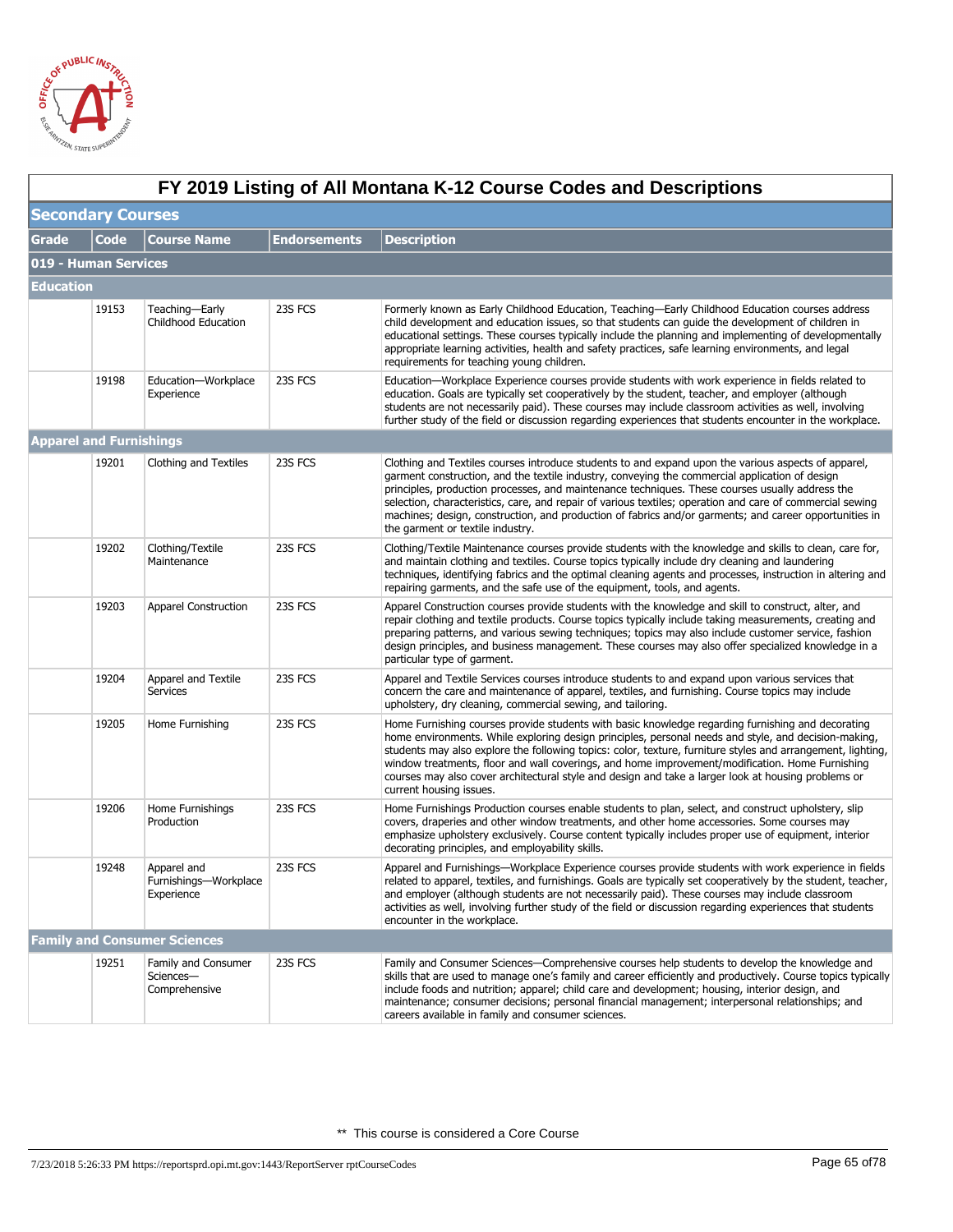# FY 2019 Listing of All Montana K-12 Course Codes and Descriptions

## Secondary Courses

| Grade | Code | Course Name | Endorsements | Description |
|---|---|---|---|---|
| **019 - Human Services** | | | | |
| **Education** | | | | |
| | 19153 | Teaching—Early Childhood Education | 23S FCS | Formerly known as Early Childhood Education, Teaching—Early Childhood Education courses address child development and education issues, so that students can guide the development of children in educational settings. These courses typically include the planning and implementing of developmentally appropriate learning activities, health and safety practices, safe learning environments, and legal requirements for teaching young children. |
| | 19198 | Education—Workplace Experience | 23S FCS | Education—Workplace Experience courses provide students with work experience in fields related to education. Goals are typically set cooperatively by the student, teacher, and employer (although students are not necessarily paid). These courses may include classroom activities as well, involving further study of the field or discussion regarding experiences that students encounter in the workplace. |
| **Apparel and Furnishings** | | | | |
| | 19201 | Clothing and Textiles | 23S FCS | Clothing and Textiles courses introduce students to and expand upon the various aspects of apparel, garment construction, and the textile industry, conveying the commercial application of design principles, production processes, and maintenance techniques. These courses usually address the selection, characteristics, care, and repair of various textiles; operation and care of commercial sewing machines; design, construction, and production of fabrics and/or garments; and career opportunities in the garment or textile industry. |
| | 19202 | Clothing/Textile Maintenance | 23S FCS | Clothing/Textile Maintenance courses provide students with the knowledge and skills to clean, care for, and maintain clothing and textiles. Course topics typically include dry cleaning and laundering techniques, identifying fabrics and the optimal cleaning agents and processes, instruction in altering and repairing garments, and the safe use of the equipment, tools, and agents. |
| | 19203 | Apparel Construction | 23S FCS | Apparel Construction courses provide students with the knowledge and skill to construct, alter, and repair clothing and textile products. Course topics typically include taking measurements, creating and preparing patterns, and various sewing techniques; topics may also include customer service, fashion design principles, and business management. These courses may also offer specialized knowledge in a particular type of garment. |
| | 19204 | Apparel and Textile Services | 23S FCS | Apparel and Textile Services courses introduce students to and expand upon various services that concern the care and maintenance of apparel, textiles, and furnishing. Course topics may include upholstery, dry cleaning, commercial sewing, and tailoring. |
| | 19205 | Home Furnishing | 23S FCS | Home Furnishing courses provide students with basic knowledge regarding furnishing and decorating home environments. While exploring design principles, personal needs and style, and decision-making, students may also explore the following topics: color, texture, furniture styles and arrangement, lighting, window treatments, floor and wall coverings, and home improvement/modification. Home Furnishing courses may also cover architectural style and design and take a larger look at housing problems or current housing issues. |
| | 19206 | Home Furnishings Production | 23S FCS | Home Furnishings Production courses enable students to plan, select, and construct upholstery, slip covers, draperies and other window treatments, and other home accessories. Some courses may emphasize upholstery exclusively. Course content typically includes proper use of equipment, interior decorating principles, and employability skills. |
| | 19248 | Apparel and Furnishings—Workplace Experience | 23S FCS | Apparel and Furnishings—Workplace Experience courses provide students with work experience in fields related to apparel, textiles, and furnishings. Goals are typically set cooperatively by the student, teacher, and employer (although students are not necessarily paid). These courses may include classroom activities as well, involving further study of the field or discussion regarding experiences that students encounter in the workplace. |
| **Family and Consumer Sciences** | | | | |
| | 19251 | Family and Consumer Sciences—Comprehensive | 23S FCS | Family and Consumer Sciences—Comprehensive courses help students to develop the knowledge and skills that are used to manage one's family and career efficiently and productively. Course topics typically include foods and nutrition; apparel; child care and development; housing, interior design, and maintenance; consumer decisions; personal financial management; interpersonal relationships; and careers available in family and consumer sciences. |

** This course is considered a Core Course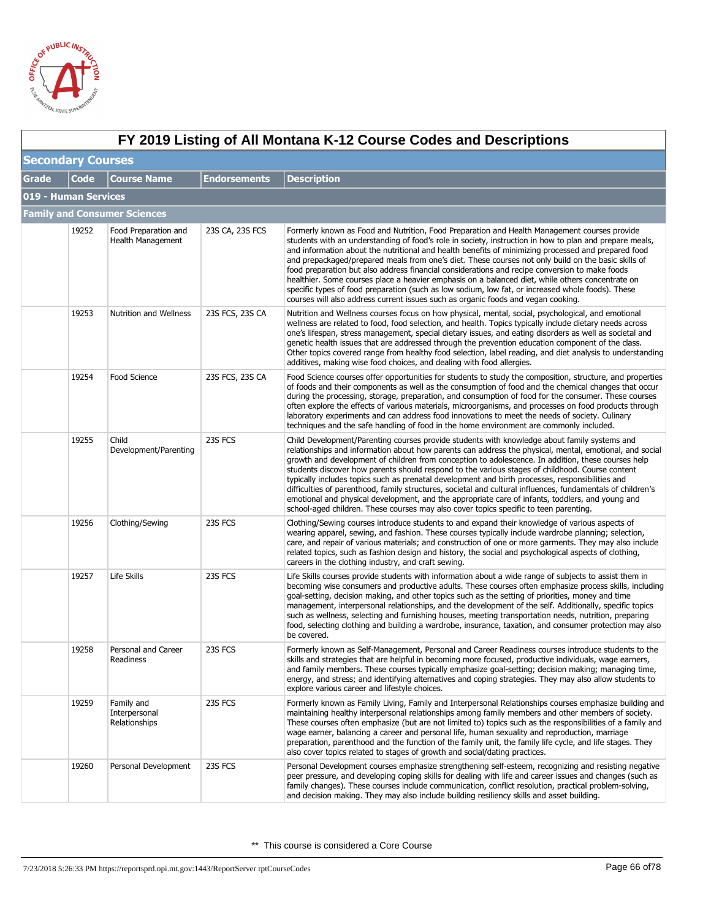# FY 2019 Listing of All Montana K-12 Course Codes and Descriptions

## Secondary Courses

| Grade | Code | Course Name | Endorsements | Description |
|---|---|---|---|---|
| **019 - Human Services** | | | | |
| **Family and Consumer Sciences** | | | | |
| | 19252 | Food Preparation and Health Management | 23S CA, 23S FCS | Formerly known as Food and Nutrition, Food Preparation and Health Management courses provide students with an understanding of food's role in society, instruction in how to plan and prepare meals, and information about the nutritional and health benefits of minimizing processed and prepared food and prepackaged/prepared meals from one's diet. These courses not only build on the basic skills of food preparation but also address financial considerations and recipe conversion to make foods healthier. Some courses place a heavier emphasis on a balanced diet, while others concentrate on specific types of food preparation (such as low sodium, low fat, or increased whole foods). These courses will also address current issues such as organic foods and vegan cooking. |
| | 19253 | Nutrition and Wellness | 23S FCS, 23S CA | Nutrition and Wellness courses focus on how physical, mental, social, psychological, and emotional wellness are related to food, food selection, and health. Topics typically include dietary needs across one's lifespan, stress management, special dietary issues, and eating disorders as well as societal and genetic health issues that are addressed through the prevention education component of the class. Other topics covered range from healthy food selection, label reading, and diet analysis to understanding additives, making wise food choices, and dealing with food allergies. |
| | 19254 | Food Science | 23S FCS, 23S CA | Food Science courses offer opportunities for students to study the composition, structure, and properties of foods and their components as well as the consumption of food and the chemical changes that occur during the processing, storage, preparation, and consumption of food for the consumer. These courses often explore the effects of various materials, microorganisms, and processes on food products through laboratory experiments and can address food innovations to meet the needs of society. Culinary techniques and the safe handling of food in the home environment are commonly included. |
| | 19255 | Child Development/Parenting | 23S FCS | Child Development/Parenting courses provide students with knowledge about family systems and relationships and information about how parents can address the physical, mental, emotional, and social growth and development of children from conception to adolescence. In addition, these courses help students discover how parents should respond to the various stages of childhood. Course content typically includes topics such as prenatal development and birth processes, responsibilities and difficulties of parenthood, family structures, societal and cultural influences, fundamentals of children's emotional and physical development, and the appropriate care of infants, toddlers, and young and school-aged children. These courses may also cover topics specific to teen parenting. |
| | 19256 | Clothing/Sewing | 23S FCS | Clothing/Sewing courses introduce students to and expand their knowledge of various aspects of wearing apparel, sewing, and fashion. These courses typically include wardrobe planning; selection, care, and repair of various materials; and construction of one or more garments. They may also include related topics, such as fashion design and history, the social and psychological aspects of clothing, careers in the clothing industry, and craft sewing. |
| | 19257 | Life Skills | 23S FCS | Life Skills courses provide students with information about a wide range of subjects to assist them in becoming wise consumers and productive adults. These courses often emphasize process skills, including goal-setting, decision making, and other topics such as the setting of priorities, money and time management, interpersonal relationships, and the development of the self. Additionally, specific topics such as wellness, selecting and furnishing houses, meeting transportation needs, nutrition, preparing food, selecting clothing and building a wardrobe, insurance, taxation, and consumer protection may also be covered. |
| | 19258 | Personal and Career Readiness | 23S FCS | Formerly known as Self-Management, Personal and Career Readiness courses introduce students to the skills and strategies that are helpful in becoming more focused, productive individuals, wage earners, and family members. These courses typically emphasize goal-setting; decision making; managing time, energy, and stress; and identifying alternatives and coping strategies. They may also allow students to explore various career and lifestyle choices. |
| | 19259 | Family and Interpersonal Relationships | 23S FCS | Formerly known as Family Living, Family and Interpersonal Relationships courses emphasize building and maintaining healthy interpersonal relationships among family members and other members of society. These courses often emphasize (but are not limited to) topics such as the responsibilities of a family and wage earner, balancing a career and personal life, human sexuality and reproduction, marriage preparation, parenthood and the function of the family unit, the family life cycle, and life stages. They also cover topics related to stages of growth and social/dating practices. |
| | 19260 | Personal Development | 23S FCS | Personal Development courses emphasize strengthening self-esteem, recognizing and resisting negative peer pressure, and developing coping skills for dealing with life and career issues and changes (such as family changes). These courses include communication, conflict resolution, practical problem-solving, and decision making. They may also include building resiliency skills and asset building. |

** This course is considered a Core Course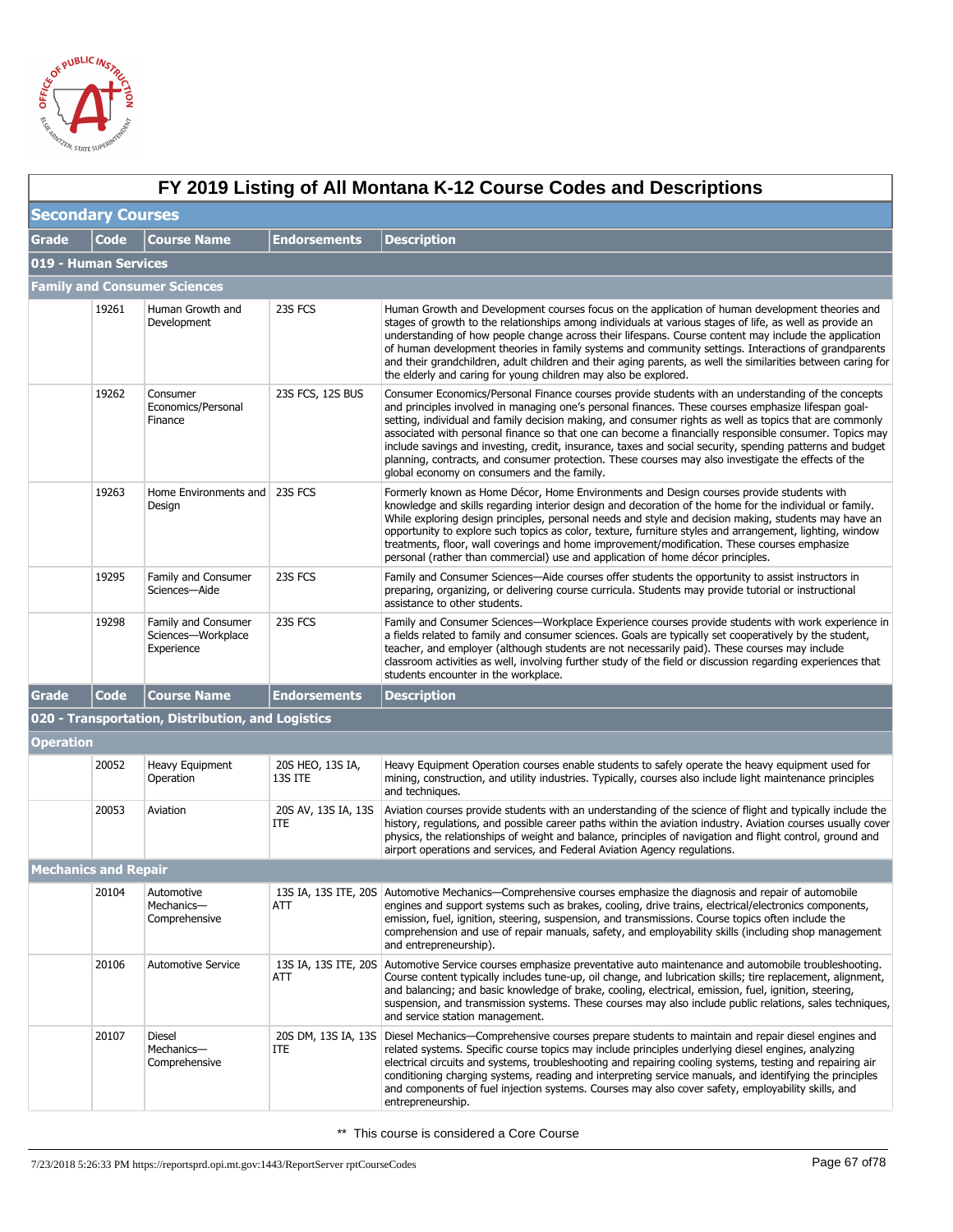# FY 2019 Listing of All Montana K-12 Course Codes and Descriptions

## Secondary Courses

| Grade | Code | Course Name | Endorsements | Description |
|---|---|---|---|---|
| **019 - Human Services** | | | | |
| **Family and Consumer Sciences** | | | | |
| | 19261 | Human Growth and Development | 23S FCS | Human Growth and Development courses focus on the application of human development theories and stages of growth to the relationships among individuals at various stages of life, as well as provide an understanding of how people change across their lifespans. Course content may include the application of human development theories in family systems and community settings. Interactions of grandparents and their grandchildren, adult children and their aging parents, as well the similarities between caring for the elderly and caring for young children may also be explored. |
| | 19262 | Consumer Economics/Personal Finance | 23S FCS, 12S BUS | Consumer Economics/Personal Finance courses provide students with an understanding of the concepts and principles involved in managing one's personal finances. These courses emphasize lifespan goal-setting, individual and family decision making, and consumer rights as well as topics that are commonly associated with personal finance so that one can become a financially responsible consumer. Topics may include savings and investing, credit, insurance, taxes and social security, spending patterns and budget planning, contracts, and consumer protection. These courses may also investigate the effects of the global economy on consumers and the family. |
| | 19263 | Home Environments and Design | 23S FCS | Formerly known as Home Décor, Home Environments and Design courses provide students with knowledge and skills regarding interior design and decoration of the home for the individual or family. While exploring design principles, personal needs and style and decision making, students may have an opportunity to explore such topics as color, texture, furniture styles and arrangement, lighting, window treatments, floor, wall coverings and home improvement/modification. These courses emphasize personal (rather than commercial) use and application of home décor principles. |
| | 19295 | Family and Consumer Sciences—Aide | 23S FCS | Family and Consumer Sciences—Aide courses offer students the opportunity to assist instructors in preparing, organizing, or delivering course curricula. Students may provide tutorial or instructional assistance to other students. |
| | 19298 | Family and Consumer Sciences—Workplace Experience | 23S FCS | Family and Consumer Sciences—Workplace Experience courses provide students with work experience in a fields related to family and consumer sciences. Goals are typically set cooperatively by the student, teacher, and employer (although students are not necessarily paid). These courses may include classroom activities as well, involving further study of the field or discussion regarding experiences that students encounter in the workplace. |

| Grade | Code | Course Name | Endorsements | Description |
|---|---|---|---|---|
| **020 - Transportation, Distribution, and Logistics** | | | | |
| **Operation** | | | | |
| | 20052 | Heavy Equipment Operation | 20S HEO, 13S IA, 13S ITE | Heavy Equipment Operation courses enable students to safely operate the heavy equipment used for mining, construction, and utility industries. Typically, courses also include light maintenance principles and techniques. |
| | 20053 | Aviation | 20S AV, 13S IA, 13S ITE | Aviation courses provide students with an understanding of the science of flight and typically include the history, regulations, and possible career paths within the aviation industry. Aviation courses usually cover physics, the relationships of weight and balance, principles of navigation and flight control, ground and airport operations and services, and Federal Aviation Agency regulations. |
| **Mechanics and Repair** | | | | |
| | 20104 | Automotive Mechanics—Comprehensive | 13S IA, 13S ITE, 20S ATT | Automotive Mechanics—Comprehensive courses emphasize the diagnosis and repair of automobile engines and support systems such as brakes, cooling, drive trains, electrical/electronics components, emission, fuel, ignition, steering, suspension, and transmissions. Course topics often include the comprehension and use of repair manuals, safety, and employability skills (including shop management and entrepreneurship). |
| | 20106 | Automotive Service | 13S IA, 13S ITE, 20S ATT | Automotive Service courses emphasize preventative auto maintenance and automobile troubleshooting. Course content typically includes tune-up, oil change, and lubrication skills; tire replacement, alignment, and balancing; and basic knowledge of brake, cooling, electrical, emission, fuel, ignition, steering, suspension, and transmission systems. These courses may also include public relations, sales techniques, and service station management. |
| | 20107 | Diesel Mechanics—Comprehensive | 20S DM, 13S IA, 13S ITE | Diesel Mechanics—Comprehensive courses prepare students to maintain and repair diesel engines and related systems. Specific course topics may include principles underlying diesel engines, analyzing electrical circuits and systems, troubleshooting and repairing cooling systems, testing and repairing air conditioning charging systems, reading and interpreting service manuals, and identifying the principles and components of fuel injection systems. Courses may also cover safety, employability skills, and entrepreneurship. |

** This course is considered a Core Course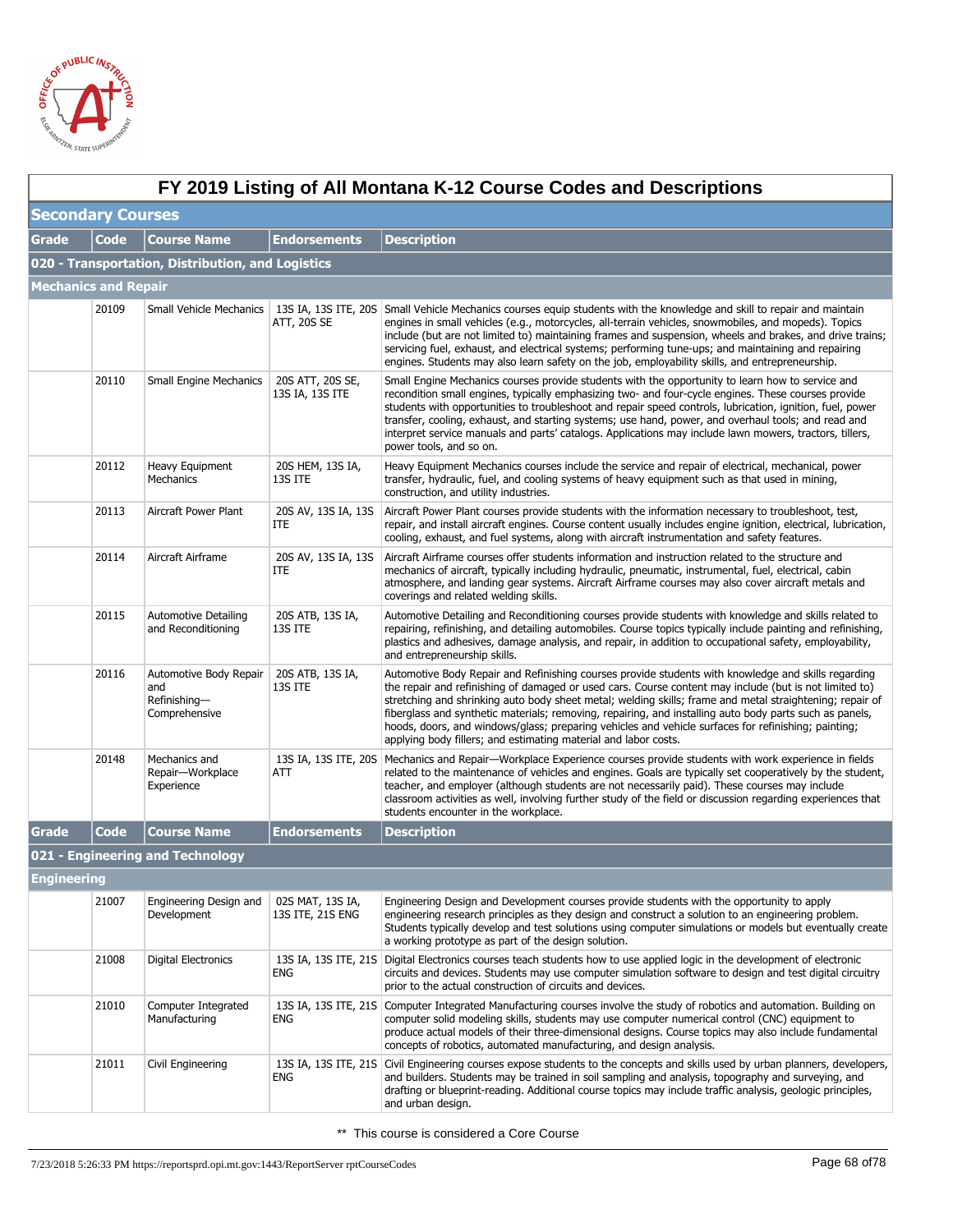# FY 2019 Listing of All Montana K-12 Course Codes and Descriptions

## Secondary Courses

| Grade | Code | Course Name | Endorsements | Description |
|---|---|---|---|---|
| **020 - Transportation, Distribution, and Logistics** | | | | |
| **Mechanics and Repair** | | | | |
| | 20109 | Small Vehicle Mechanics | 13S IA, 13S ITE, 20S ATT, 20S SE | Small Vehicle Mechanics courses equip students with the knowledge and skill to repair and maintain engines in small vehicles (e.g., motorcycles, all-terrain vehicles, snowmobiles, and mopeds). Topics include (but are not limited to) maintaining frames and suspension, wheels and brakes, and drive trains; servicing fuel, exhaust, and electrical systems; performing tune-ups; and maintaining and repairing engines. Students may also learn safety on the job, employability skills, and entrepreneurship. |
| | 20110 | Small Engine Mechanics | 20S ATT, 20S SE, 13S IA, 13S ITE | Small Engine Mechanics courses provide students with the opportunity to learn how to service and recondition small engines, typically emphasizing two- and four-cycle engines. These courses provide students with opportunities to troubleshoot and repair speed controls, lubrication, ignition, fuel, power transfer, cooling, exhaust, and starting systems; use hand, power, and overhaul tools; and read and interpret service manuals and parts' catalogs. Applications may include lawn mowers, tractors, tillers, power tools, and so on. |
| | 20112 | Heavy Equipment Mechanics | 20S HEM, 13S IA, 13S ITE | Heavy Equipment Mechanics courses include the service and repair of electrical, mechanical, power transfer, hydraulic, fuel, and cooling systems of heavy equipment such as that used in mining, construction, and utility industries. |
| | 20113 | Aircraft Power Plant | 20S AV, 13S IA, 13S ITE | Aircraft Power Plant courses provide students with the information necessary to troubleshoot, test, repair, and install aircraft engines. Course content usually includes engine ignition, electrical, lubrication, cooling, exhaust, and fuel systems, along with aircraft instrumentation and safety features. |
| | 20114 | Aircraft Airframe | 20S AV, 13S IA, 13S ITE | Aircraft Airframe courses offer students information and instruction related to the structure and mechanics of aircraft, typically including hydraulic, pneumatic, instrumental, fuel, electrical, cabin atmosphere, and landing gear systems. Aircraft Airframe courses may also cover aircraft metals and coverings and related welding skills. |
| | 20115 | Automotive Detailing and Reconditioning | 20S ATB, 13S IA, 13S ITE | Automotive Detailing and Reconditioning courses provide students with knowledge and skills related to repairing, refinishing, and detailing automobiles. Course topics typically include painting and refinishing, plastics and adhesives, damage analysis, and repair, in addition to occupational safety, employability, and entrepreneurship skills. |
| | 20116 | Automotive Body Repair and Refinishing—Comprehensive | 20S ATB, 13S IA, 13S ITE | Automotive Body Repair and Refinishing courses provide students with knowledge and skills regarding the repair and refinishing of damaged or used cars. Course content may include (but is not limited to) stretching and shrinking auto body sheet metal; welding skills; frame and metal straightening; repair of fiberglass and synthetic materials; removing, repairing, and installing auto body parts such as panels, hoods, doors, and windows/glass; preparing vehicles and vehicle surfaces for refinishing; painting; applying body fillers; and estimating material and labor costs. |
| | 20148 | Mechanics and Repair—Workplace Experience | 13S IA, 13S ITE, 20S ATT | Mechanics and Repair—Workplace Experience courses provide students with work experience in fields related to the maintenance of vehicles and engines. Goals are typically set cooperatively by the student, teacher, and employer (although students are not necessarily paid). These courses may include classroom activities as well, involving further study of the field or discussion regarding experiences that students encounter in the workplace. |

| Grade | Code | Course Name | Endorsements | Description |
|---|---|---|---|---|
| **021 - Engineering and Technology** | | | | |
| **Engineering** | | | | |
| | 21007 | Engineering Design and Development | 02S MAT, 13S IA, 13S ITE, 21S ENG | Engineering Design and Development courses provide students with the opportunity to apply engineering research principles as they design and construct a solution to an engineering problem. Students typically develop and test solutions using computer simulations or models but eventually create a working prototype as part of the design solution. |
| | 21008 | Digital Electronics | 13S IA, 13S ITE, 21S ENG | Digital Electronics courses teach students how to use applied logic in the development of electronic circuits and devices. Students may use computer simulation software to design and test digital circuitry prior to the actual construction of circuits and devices. |
| | 21010 | Computer Integrated Manufacturing | 13S IA, 13S ITE, 21S ENG | Computer Integrated Manufacturing courses involve the study of robotics and automation. Building on computer solid modeling skills, students may use computer numerical control (CNC) equipment to produce actual models of their three-dimensional designs. Course topics may also include fundamental concepts of robotics, automated manufacturing, and design analysis. |
| | 21011 | Civil Engineering | 13S IA, 13S ITE, 21S ENG | Civil Engineering courses expose students to the concepts and skills used by urban planners, developers, and builders. Students may be trained in soil sampling and analysis, topography and surveying, and drafting or blueprint-reading. Additional course topics may include traffic analysis, geologic principles, and urban design. |

** This course is considered a Core Course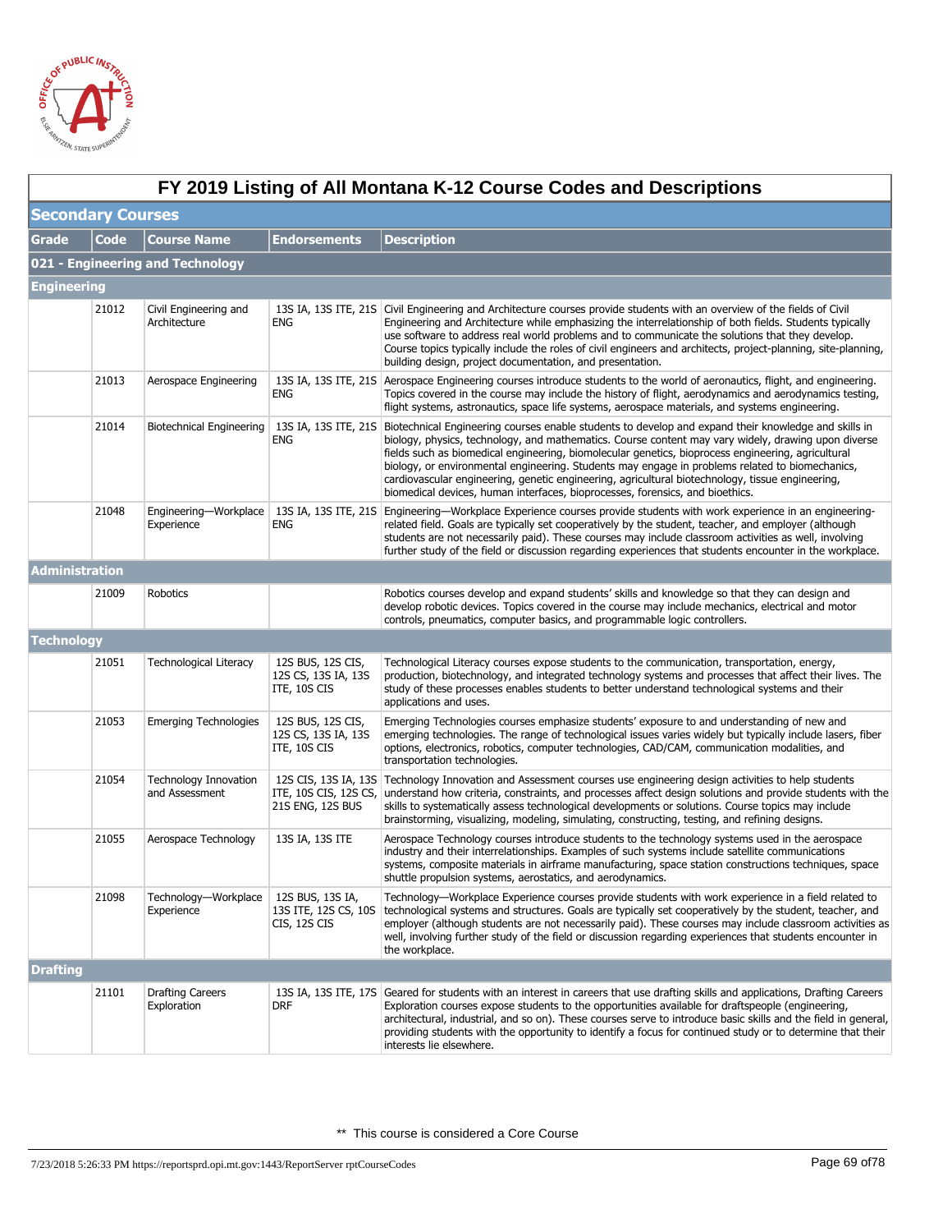# FY 2019 Listing of All Montana K-12 Course Codes and Descriptions

## Secondary Courses

| Grade | Code | Course Name | Endorsements | Description |
|---|---|---|---|---|
| **021 - Engineering and Technology** | | | | |
| **Engineering** | | | | |
| | 21012 | Civil Engineering and Architecture | 13S IA, 13S ITE, 21S ENG | Civil Engineering and Architecture courses provide students with an overview of the fields of Civil Engineering and Architecture while emphasizing the interrelationship of both fields. Students typically use software to address real world problems and to communicate the solutions that they develop. Course topics typically include the roles of civil engineers and architects, project-planning, site-planning, building design, project documentation, and presentation. |
| | 21013 | Aerospace Engineering | 13S IA, 13S ITE, 21S ENG | Aerospace Engineering courses introduce students to the world of aeronautics, flight, and engineering. Topics covered in the course may include the history of flight, aerodynamics and aerodynamics testing, flight systems, astronautics, space life systems, aerospace materials, and systems engineering. |
| | 21014 | Biotechnical Engineering | 13S IA, 13S ITE, 21S ENG | Biotechnical Engineering courses enable students to develop and expand their knowledge and skills in biology, physics, technology, and mathematics. Course content may vary widely, drawing upon diverse fields such as biomedical engineering, biomolecular genetics, bioprocess engineering, agricultural biology, or environmental engineering. Students may engage in problems related to biomechanics, cardiovascular engineering, genetic engineering, agricultural biotechnology, tissue engineering, biomedical devices, human interfaces, bioprocesses, forensics, and bioethics. |
| | 21048 | Engineering—Workplace Experience | 13S IA, 13S ITE, 21S ENG | Engineering—Workplace Experience courses provide students with work experience in an engineering-related field. Goals are typically set cooperatively by the student, teacher, and employer (although students are not necessarily paid). These courses may include classroom activities as well, involving further study of the field or discussion regarding experiences that students encounter in the workplace. |
| **Administration** | | | | |
| | 21009 | Robotics | | Robotics courses develop and expand students' skills and knowledge so that they can design and develop robotic devices. Topics covered in the course may include mechanics, electrical and motor controls, pneumatics, computer basics, and programmable logic controllers. |
| **Technology** | | | | |
| | 21051 | Technological Literacy | 12S BUS, 12S CIS, 12S CS, 13S IA, 13S ITE, 10S CIS | Technological Literacy courses expose students to the communication, transportation, energy, production, biotechnology, and integrated technology systems and processes that affect their lives. The study of these processes enables students to better understand technological systems and their applications and uses. |
| | 21053 | Emerging Technologies | 12S BUS, 12S CIS, 12S CS, 13S IA, 13S ITE, 10S CIS | Emerging Technologies courses emphasize students' exposure to and understanding of new and emerging technologies. The range of technological issues varies widely but typically include lasers, fiber options, electronics, robotics, computer technologies, CAD/CAM, communication modalities, and transportation technologies. |
| | 21054 | Technology Innovation and Assessment | 12S CIS, 13S IA, 13S ITE, 10S CIS, 12S CS, 21S ENG, 12S BUS | Technology Innovation and Assessment courses use engineering design activities to help students understand how criteria, constraints, and processes affect design solutions and provide students with the skills to systematically assess technological developments or solutions. Course topics may include brainstorming, visualizing, modeling, simulating, constructing, testing, and refining designs. |
| | 21055 | Aerospace Technology | 13S IA, 13S ITE | Aerospace Technology courses introduce students to the technology systems used in the aerospace industry and their interrelationships. Examples of such systems include satellite communications systems, composite materials in airframe manufacturing, space station constructions techniques, space shuttle propulsion systems, aerostatics, and aerodynamics. |
| | 21098 | Technology—Workplace Experience | 12S BUS, 13S IA, 13S ITE, 12S CS, 10S CIS, 12S CIS | Technology—Workplace Experience courses provide students with work experience in a field related to technological systems and structures. Goals are typically set cooperatively by the student, teacher, and employer (although students are not necessarily paid). These courses may include classroom activities as well, involving further study of the field or discussion regarding experiences that students encounter in the workplace. |
| **Drafting** | | | | |
| | 21101 | Drafting Careers Exploration | 13S IA, 13S ITE, 17S DRF | Geared for students with an interest in careers that use drafting skills and applications, Drafting Careers Exploration courses expose students to the opportunities available for draftspeople (engineering, architectural, industrial, and so on). These courses serve to introduce basic skills and the field in general, providing students with the opportunity to identify a focus for continued study or to determine that their interests lie elsewhere. |

** This course is considered a Core Course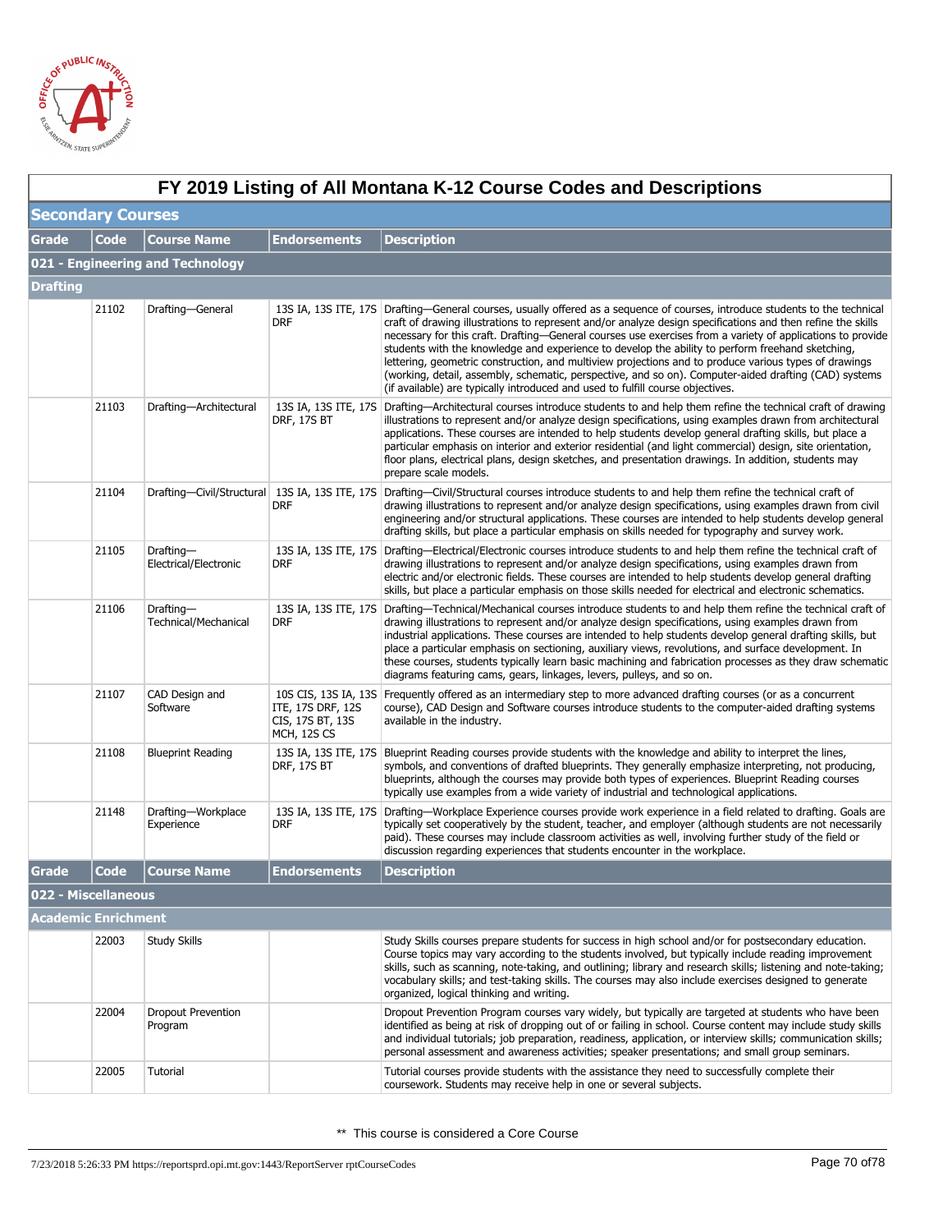# FY 2019 Listing of All Montana K-12 Course Codes and Descriptions

## Secondary Courses

| Grade | Code | Course Name | Endorsements | Description |
|---|---|---|---|---|
| **021 - Engineering and Technology** | | | | |
| **Drafting** | | | | |
| | 21102 | Drafting—General | 13S IA, 13S ITE, 17S DRF | Drafting—General courses, usually offered as a sequence of courses, introduce students to the technical craft of drawing illustrations to represent and/or analyze design specifications and then refine the skills necessary for this craft. Drafting—General courses use exercises from a variety of applications to provide students with the knowledge and experience to develop the ability to perform freehand sketching, lettering, geometric construction, and multiview projections and to produce various types of drawings (working, detail, assembly, schematic, perspective, and so on). Computer-aided drafting (CAD) systems (if available) are typically introduced and used to fulfill course objectives. |
| | 21103 | Drafting—Architectural | 13S IA, 13S ITE, 17S DRF, 17S BT | Drafting—Architectural courses introduce students to and help them refine the technical craft of drawing illustrations to represent and/or analyze design specifications, using examples drawn from architectural applications. These courses are intended to help students develop general drafting skills, but place a particular emphasis on interior and exterior residential (and light commercial) design, site orientation, floor plans, electrical plans, design sketches, and presentation drawings. In addition, students may prepare scale models. |
| | 21104 | Drafting—Civil/Structural | 13S IA, 13S ITE, 17S DRF | Drafting—Civil/Structural courses introduce students to and help them refine the technical craft of drawing illustrations to represent and/or analyze design specifications, using examples drawn from civil engineering and/or structural applications. These courses are intended to help students develop general drafting skills, but place a particular emphasis on skills needed for typography and survey work. |
| | 21105 | Drafting—Electrical/Electronic | 13S IA, 13S ITE, 17S DRF | Drafting—Electrical/Electronic courses introduce students to and help them refine the technical craft of drawing illustrations to represent and/or analyze design specifications, using examples drawn from electric and/or electronic fields. These courses are intended to help students develop general drafting skills, but place a particular emphasis on those skills needed for electrical and electronic schematics. |
| | 21106 | Drafting—Technical/Mechanical | 13S IA, 13S ITE, 17S DRF | Drafting—Technical/Mechanical courses introduce students to and help them refine the technical craft of drawing illustrations to represent and/or analyze design specifications, using examples drawn from industrial applications. These courses are intended to help students develop general drafting skills, but place a particular emphasis on sectioning, auxiliary views, revolutions, and surface development. In these courses, students typically learn basic machining and fabrication processes as they draw schematic diagrams featuring cams, gears, linkages, levers, pulleys, and so on. |
| | 21107 | CAD Design and Software | 10S CIS, 13S IA, 13S ITE, 17S DRF, 12S CIS, 17S BT, 13S MCH, 12S CS | Frequently offered as an intermediary step to more advanced drafting courses (or as a concurrent course), CAD Design and Software courses introduce students to the computer-aided drafting systems available in the industry. |
| | 21108 | Blueprint Reading | 13S IA, 13S ITE, 17S DRF, 17S BT | Blueprint Reading courses provide students with the knowledge and ability to interpret the lines, symbols, and conventions of drafted blueprints. They generally emphasize interpreting, not producing, blueprints, although the courses may provide both types of experiences. Blueprint Reading courses typically use examples from a wide variety of industrial and technological applications. |
| | 21148 | Drafting—Workplace Experience | 13S IA, 13S ITE, 17S DRF | Drafting—Workplace Experience courses provide work experience in a field related to drafting. Goals are typically set cooperatively by the student, teacher, and employer (although students are not necessarily paid). These courses may include classroom activities as well, involving further study of the field or discussion regarding experiences that students encounter in the workplace. |

| Grade | Code | Course Name | Endorsements | Description |
|---|---|---|---|---|
| **022 - Miscellaneous** | | | | |
| **Academic Enrichment** | | | | |
| | 22003 | Study Skills | | Study Skills courses prepare students for success in high school and/or for postsecondary education. Course topics may vary according to the students involved, but typically include reading improvement skills, such as scanning, note-taking, and outlining; library and research skills; listening and note-taking; vocabulary skills; and test-taking skills. The courses may also include exercises designed to generate organized, logical thinking and writing. |
| | 22004 | Dropout Prevention Program | | Dropout Prevention Program courses vary widely, but typically are targeted at students who have been identified as being at risk of dropping out of or failing in school. Course content may include study skills and individual tutorials; job preparation, readiness, application, or interview skills; communication skills; personal assessment and awareness activities; speaker presentations; and small group seminars. |
| | 22005 | Tutorial | | Tutorial courses provide students with the assistance they need to successfully complete their coursework. Students may receive help in one or several subjects. |

** This course is considered a Core Course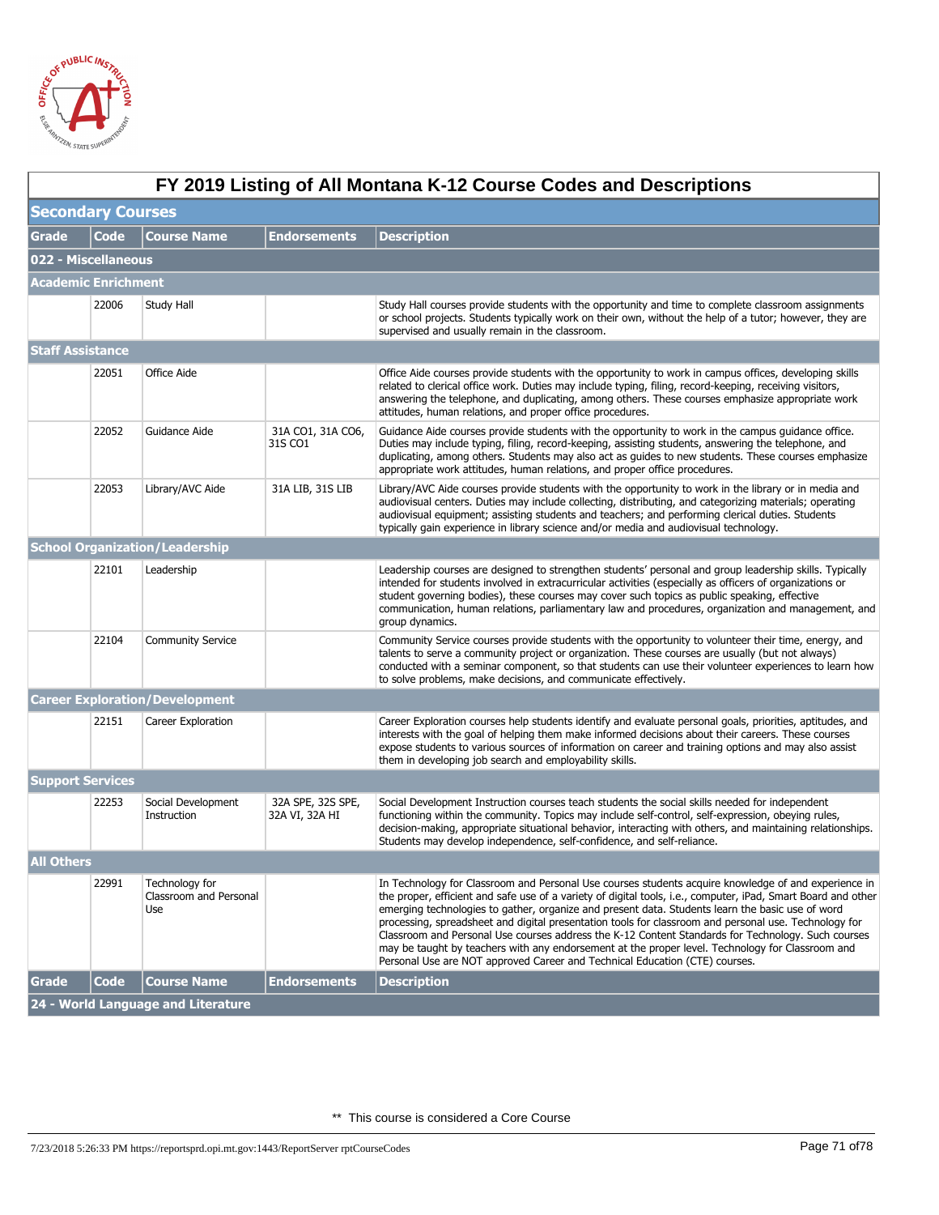# FY 2019 Listing of All Montana K-12 Course Codes and Descriptions

## Secondary Courses

| Grade | Code | Course Name | Endorsements | Description |
|---|---|---|---|---|
| **022 - Miscellaneous** | | | | |
| **Academic Enrichment** | | | | |
| | 22006 | Study Hall | | Study Hall courses provide students with the opportunity and time to complete classroom assignments or school projects. Students typically work on their own, without the help of a tutor; however, they are supervised and usually remain in the classroom. |
| **Staff Assistance** | | | | |
| | 22051 | Office Aide | | Office Aide courses provide students with the opportunity to work in campus offices, developing skills related to clerical office work. Duties may include typing, filing, record-keeping, receiving visitors, answering the telephone, and duplicating, among others. These courses emphasize appropriate work attitudes, human relations, and proper office procedures. |
| | 22052 | Guidance Aide | 31A CO1, 31A CO6, 31S CO1 | Guidance Aide courses provide students with the opportunity to work in the campus guidance office. Duties may include typing, filing, record-keeping, assisting students, answering the telephone, and duplicating, among others. Students may also act as guides to new students. These courses emphasize appropriate work attitudes, human relations, and proper office procedures. |
| | 22053 | Library/AVC Aide | 31A LIB, 31S LIB | Library/AVC Aide courses provide students with the opportunity to work in the library or in media and audiovisual centers. Duties may include collecting, distributing, and categorizing materials; operating audiovisual equipment; assisting students and teachers; and performing clerical duties. Students typically gain experience in library science and/or media and audiovisual technology. |
| **School Organization/Leadership** | | | | |
| | 22101 | Leadership | | Leadership courses are designed to strengthen students' personal and group leadership skills. Typically intended for students involved in extracurricular activities (especially as officers of organizations or student governing bodies), these courses may cover such topics as public speaking, effective communication, human relations, parliamentary law and procedures, organization and management, and group dynamics. |
| | 22104 | Community Service | | Community Service courses provide students with the opportunity to volunteer their time, energy, and talents to serve a community project or organization. These courses are usually (but not always) conducted with a seminar component, so that students can use their volunteer experiences to learn how to solve problems, make decisions, and communicate effectively. |
| **Career Exploration/Development** | | | | |
| | 22151 | Career Exploration | | Career Exploration courses help students identify and evaluate personal goals, priorities, aptitudes, and interests with the goal of helping them make informed decisions about their careers. These courses expose students to various sources of information on career and training options and may also assist them in developing job search and employability skills. |
| **Support Services** | | | | |
| | 22253 | Social Development Instruction | 32A SPE, 32S SPE, 32A VI, 32A HI | Social Development Instruction courses teach students the social skills needed for independent functioning within the community. Topics may include self-control, self-expression, obeying rules, decision-making, appropriate situational behavior, interacting with others, and maintaining relationships. Students may develop independence, self-confidence, and self-reliance. |
| **All Others** | | | | |
| | 22991 | Technology for Classroom and Personal Use | | In Technology for Classroom and Personal Use courses students acquire knowledge of and experience in the proper, efficient and safe use of a variety of digital tools, i.e., computer, iPad, Smart Board and other emerging technologies to gather, organize and present data. Students learn the basic use of word processing, spreadsheet and digital presentation tools for classroom and personal use. Technology for Classroom and Personal Use courses address the K-12 Content Standards for Technology. Such courses may be taught by teachers with any endorsement at the proper level. Technology for Classroom and Personal Use are NOT approved Career and Technical Education (CTE) courses. |

| Grade | Code | Course Name | Endorsements | Description |
|---|---|---|---|---|
| **24 - World Language and Literature** | | | | |

** This course is considered a Core Course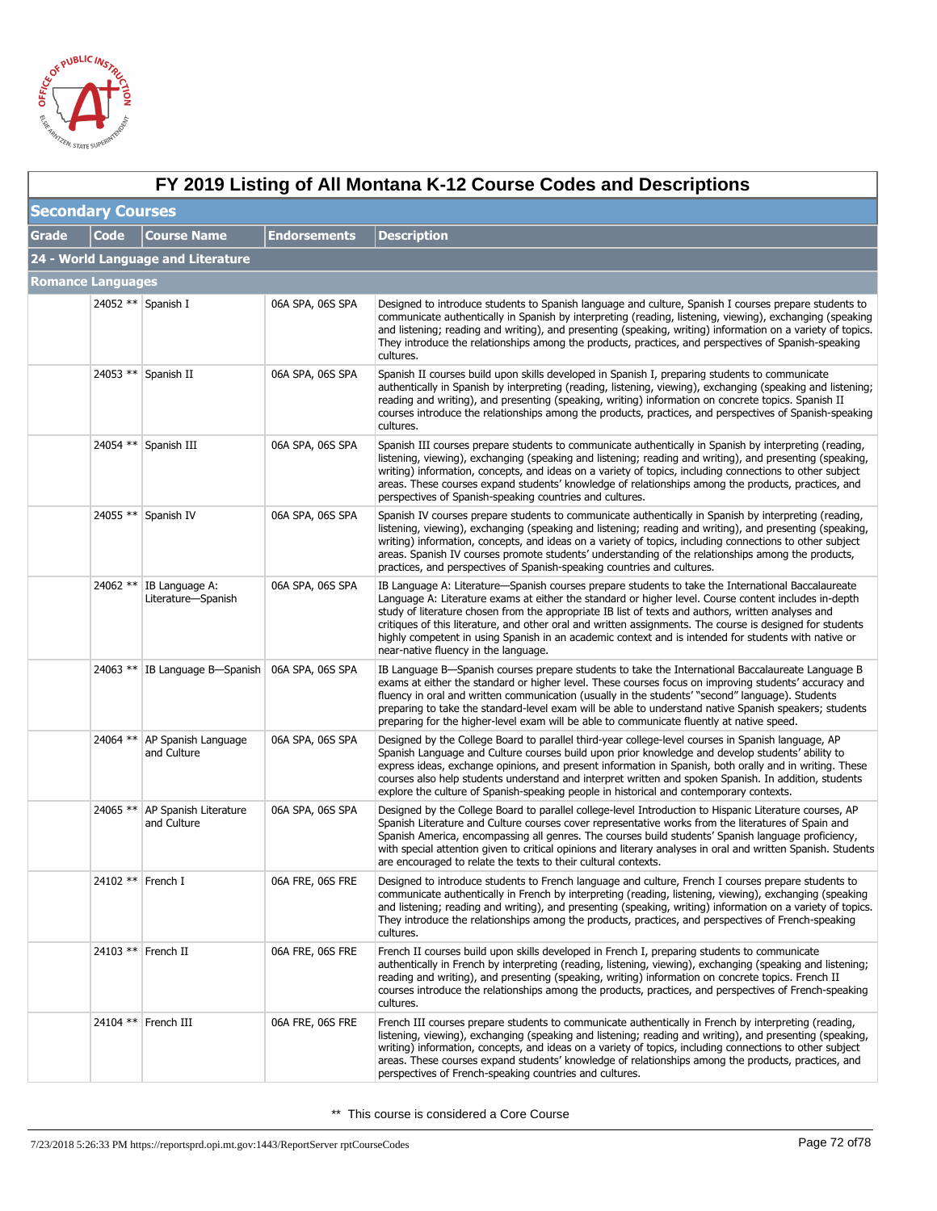# FY 2019 Listing of All Montana K-12 Course Codes and Descriptions

## Secondary Courses

| Grade | Code | Course Name | Endorsements | Description |
|---|---|---|---|---|
| **24 - World Language and Literature** | | | | |
| **Romance Languages** | | | | |
| | 24052 ** | Spanish I | 06A SPA, 06S SPA | Designed to introduce students to Spanish language and culture, Spanish I courses prepare students to communicate authentically in Spanish by interpreting (reading, listening, viewing), exchanging (speaking and listening; reading and writing), and presenting (speaking, writing) information on a variety of topics. They introduce the relationships among the products, practices, and perspectives of Spanish-speaking cultures. |
| | 24053 ** | Spanish II | 06A SPA, 06S SPA | Spanish II courses build upon skills developed in Spanish I, preparing students to communicate authentically in Spanish by interpreting (reading, listening, viewing), exchanging (speaking and listening; reading and writing), and presenting (speaking, writing) information on concrete topics. Spanish II courses introduce the relationships among the products, practices, and perspectives of Spanish-speaking cultures. |
| | 24054 ** | Spanish III | 06A SPA, 06S SPA | Spanish III courses prepare students to communicate authentically in Spanish by interpreting (reading, listening, viewing), exchanging (speaking and listening; reading and writing), and presenting (speaking, writing) information, concepts, and ideas on a variety of topics, including connections to other subject areas. These courses expand students' knowledge of relationships among the products, practices, and perspectives of Spanish-speaking countries and cultures. |
| | 24055 ** | Spanish IV | 06A SPA, 06S SPA | Spanish IV courses prepare students to communicate authentically in Spanish by interpreting (reading, listening, viewing), exchanging (speaking and listening; reading and writing), and presenting (speaking, writing) information, concepts, and ideas on a variety of topics, including connections to other subject areas. Spanish IV courses promote students' understanding of the relationships among the products, practices, and perspectives of Spanish-speaking countries and cultures. |
| | 24062 ** | IB Language A: Literature—Spanish | 06A SPA, 06S SPA | IB Language A: Literature—Spanish courses prepare students to take the International Baccalaureate Language A: Literature exams at either the standard or higher level. Course content includes in-depth study of literature chosen from the appropriate IB list of texts and authors, written analyses and critiques of this literature, and other oral and written assignments. The course is designed for students highly competent in using Spanish in an academic context and is intended for students with native or near-native fluency in the language. |
| | 24063 ** | IB Language B—Spanish | 06A SPA, 06S SPA | IB Language B—Spanish courses prepare students to take the International Baccalaureate Language B exams at either the standard or higher level. These courses focus on improving students' accuracy and fluency in oral and written communication (usually in the students' "second" language). Students preparing to take the standard-level exam will be able to understand native Spanish speakers; students preparing for the higher-level exam will be able to communicate fluently at native speed. |
| | 24064 ** | AP Spanish Language and Culture | 06A SPA, 06S SPA | Designed by the College Board to parallel third-year college-level courses in Spanish language, AP Spanish Language and Culture courses build upon prior knowledge and develop students' ability to express ideas, exchange opinions, and present information in Spanish, both orally and in writing. These courses also help students understand and interpret written and spoken Spanish. In addition, students explore the culture of Spanish-speaking people in historical and contemporary contexts. |
| | 24065 ** | AP Spanish Literature and Culture | 06A SPA, 06S SPA | Designed by the College Board to parallel college-level Introduction to Hispanic Literature courses, AP Spanish Literature and Culture courses cover representative works from the literatures of Spain and Spanish America, encompassing all genres. The courses build students' Spanish language proficiency, with special attention given to critical opinions and literary analyses in oral and written Spanish. Students are encouraged to relate the texts to their cultural contexts. |
| | 24102 ** | French I | 06A FRE, 06S FRE | Designed to introduce students to French language and culture, French I courses prepare students to communicate authentically in French by interpreting (reading, listening, viewing), exchanging (speaking and listening; reading and writing), and presenting (speaking, writing) information on a variety of topics. They introduce the relationships among the products, practices, and perspectives of French-speaking cultures. |
| | 24103 ** | French II | 06A FRE, 06S FRE | French II courses build upon skills developed in French I, preparing students to communicate authentically in French by interpreting (reading, listening, viewing), exchanging (speaking and listening; reading and writing), and presenting (speaking, writing) information on concrete topics. French II courses introduce the relationships among the products, practices, and perspectives of French-speaking cultures. |
| | 24104 ** | French III | 06A FRE, 06S FRE | French III courses prepare students to communicate authentically in French by interpreting (reading, listening, viewing), exchanging (speaking and listening; reading and writing), and presenting (speaking, writing) information, concepts, and ideas on a variety of topics, including connections to other subject areas. These courses expand students' knowledge of relationships among the products, practices, and perspectives of French-speaking countries and cultures. |

** This course is considered a Core Course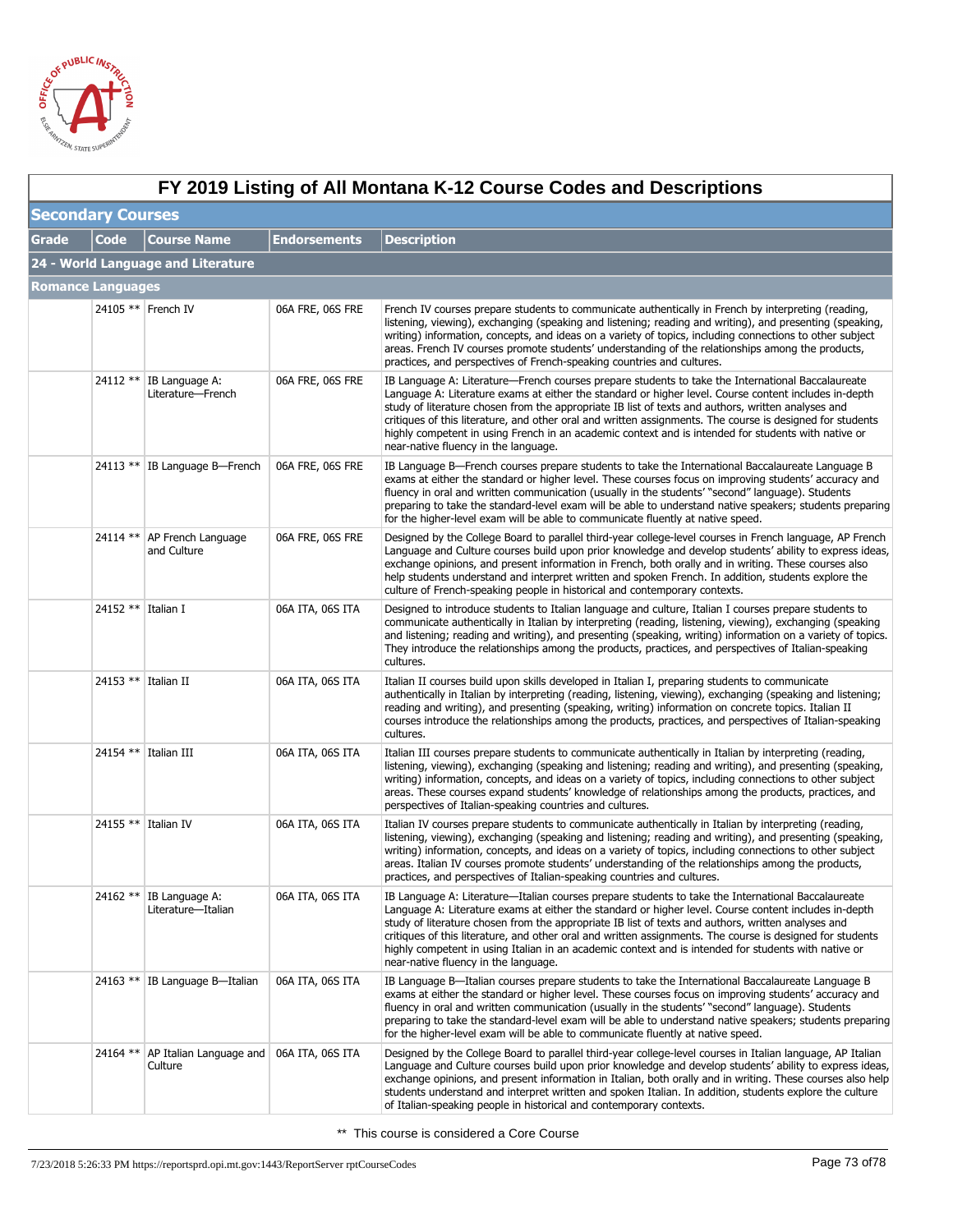# FY 2019 Listing of All Montana K-12 Course Codes and Descriptions

## Secondary Courses

| Grade | Code | Course Name | Endorsements | Description |
|---|---|---|---|---|
| **24 - World Language and Literature** | | | | |
| **Romance Languages** | | | | |
| | 24105 ** | French IV | 06A FRE, 06S FRE | French IV courses prepare students to communicate authentically in French by interpreting (reading, listening, viewing), exchanging (speaking and listening; reading and writing), and presenting (speaking, writing) information, concepts, and ideas on a variety of topics, including connections to other subject areas. French IV courses promote students' understanding of the relationships among the products, practices, and perspectives of French-speaking countries and cultures. |
| | 24112 ** | IB Language A: Literature—French | 06A FRE, 06S FRE | IB Language A: Literature—French courses prepare students to take the International Baccalaureate Language A: Literature exams at either the standard or higher level. Course content includes in-depth study of literature chosen from the appropriate IB list of texts and authors, written analyses and critiques of this literature, and other oral and written assignments. The course is designed for students highly competent in using French in an academic context and is intended for students with native or near-native fluency in the language. |
| | 24113 ** | IB Language B—French | 06A FRE, 06S FRE | IB Language B—French courses prepare students to take the International Baccalaureate Language B exams at either the standard or higher level. These courses focus on improving students' accuracy and fluency in oral and written communication (usually in the students' "second" language). Students preparing to take the standard-level exam will be able to understand native speakers; students preparing for the higher-level exam will be able to communicate fluently at native speed. |
| | 24114 ** | AP French Language and Culture | 06A FRE, 06S FRE | Designed by the College Board to parallel third-year college-level courses in French language, AP French Language and Culture courses build upon prior knowledge and develop students' ability to express ideas, exchange opinions, and present information in French, both orally and in writing. These courses also help students understand and interpret written and spoken French. In addition, students explore the culture of French-speaking people in historical and contemporary contexts. |
| | 24152 ** | Italian I | 06A ITA, 06S ITA | Designed to introduce students to Italian language and culture, Italian I courses prepare students to communicate authentically in Italian by interpreting (reading, listening, viewing), exchanging (speaking and listening; reading and writing), and presenting (speaking, writing) information on a variety of topics. They introduce the relationships among the products, practices, and perspectives of Italian-speaking cultures. |
| | 24153 ** | Italian II | 06A ITA, 06S ITA | Italian II courses build upon skills developed in Italian I, preparing students to communicate authentically in Italian by interpreting (reading, listening, viewing), exchanging (speaking and listening; reading and writing), and presenting (speaking, writing) information on concrete topics. Italian II courses introduce the relationships among the products, practices, and perspectives of Italian-speaking cultures. |
| | 24154 ** | Italian III | 06A ITA, 06S ITA | Italian III courses prepare students to communicate authentically in Italian by interpreting (reading, listening, viewing), exchanging (speaking and listening; reading and writing), and presenting (speaking, writing) information, concepts, and ideas on a variety of topics, including connections to other subject areas. These courses expand students' knowledge of relationships among the products, practices, and perspectives of Italian-speaking countries and cultures. |
| | 24155 ** | Italian IV | 06A ITA, 06S ITA | Italian IV courses prepare students to communicate authentically in Italian by interpreting (reading, listening, viewing), exchanging (speaking and listening; reading and writing), and presenting (speaking, writing) information, concepts, and ideas on a variety of topics, including connections to other subject areas. Italian IV courses promote students' understanding of the relationships among the products, practices, and perspectives of Italian-speaking countries and cultures. |
| | 24162 ** | IB Language A: Literature—Italian | 06A ITA, 06S ITA | IB Language A: Literature—Italian courses prepare students to take the International Baccalaureate Language A: Literature exams at either the standard or higher level. Course content includes in-depth study of literature chosen from the appropriate IB list of texts and authors, written analyses and critiques of this literature, and other oral and written assignments. The course is designed for students highly competent in using Italian in an academic context and is intended for students with native or near-native fluency in the language. |
| | 24163 ** | IB Language B—Italian | 06A ITA, 06S ITA | IB Language B—Italian courses prepare students to take the International Baccalaureate Language B exams at either the standard or higher level. These courses focus on improving students' accuracy and fluency in oral and written communication (usually in the students' "second" language). Students preparing to take the standard-level exam will be able to understand native speakers; students preparing for the higher-level exam will be able to communicate fluently at native speed. |
| | 24164 ** | AP Italian Language and Culture | 06A ITA, 06S ITA | Designed by the College Board to parallel third-year college-level courses in Italian language, AP Italian Language and Culture courses build upon prior knowledge and develop students' ability to express ideas, exchange opinions, and present information in Italian, both orally and in writing. These courses also help students understand and interpret written and spoken Italian. In addition, students explore the culture of Italian-speaking people in historical and contemporary contexts. |

** This course is considered a Core Course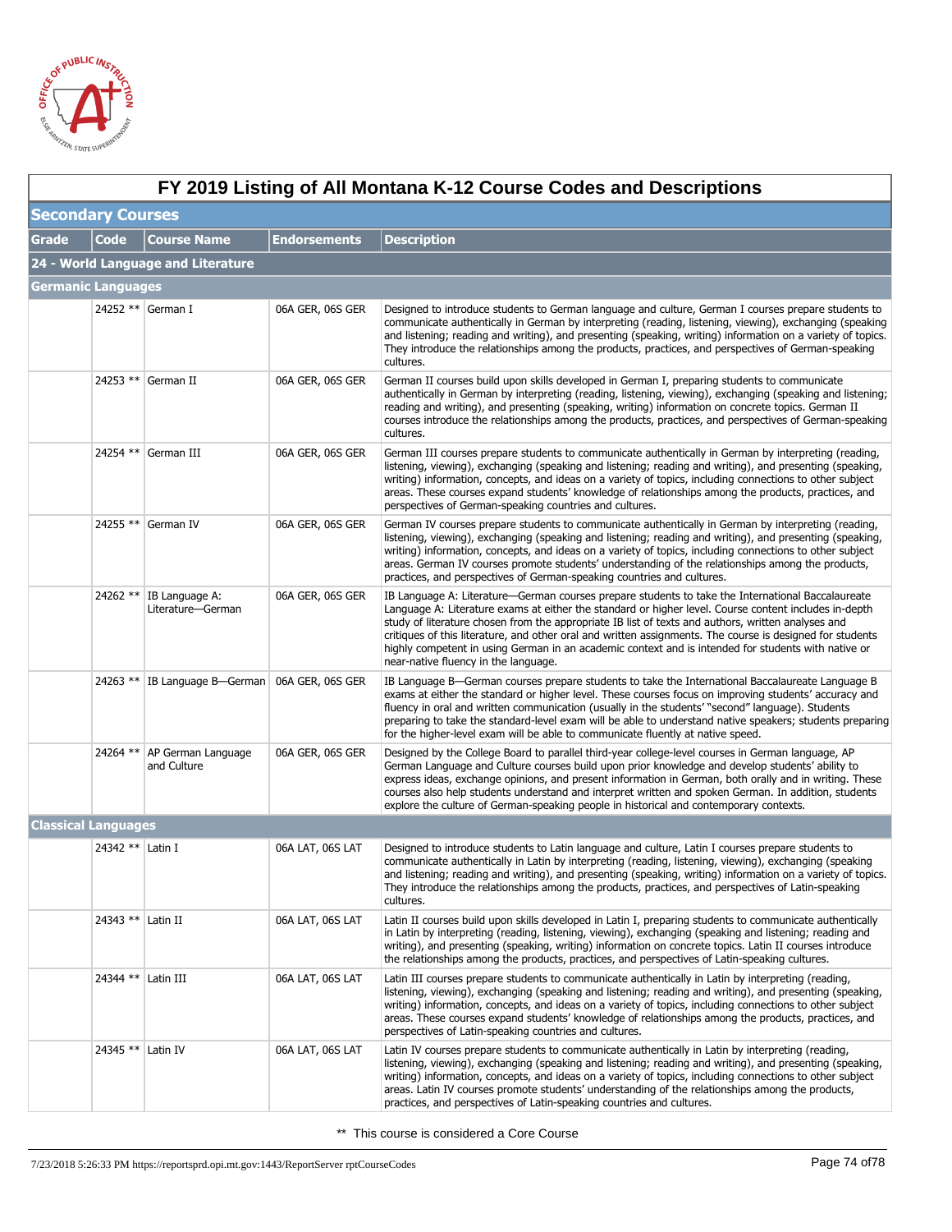# FY 2019 Listing of All Montana K-12 Course Codes and Descriptions

## Secondary Courses

| Grade | Code | Course Name | Endorsements | Description |
|---|---|---|---|---|
| **24 - World Language and Literature** | | | | |
| **Germanic Languages** | | | | |
| | 24252 ** | German I | 06A GER, 06S GER | Designed to introduce students to German language and culture, German I courses prepare students to communicate authentically in German by interpreting (reading, listening, viewing), exchanging (speaking and listening; reading and writing), and presenting (speaking, writing) information on a variety of topics. They introduce the relationships among the products, practices, and perspectives of German-speaking cultures. |
| | 24253 ** | German II | 06A GER, 06S GER | German II courses build upon skills developed in German I, preparing students to communicate authentically in German by interpreting (reading, listening, viewing), exchanging (speaking and listening; reading and writing), and presenting (speaking, writing) information on concrete topics. German II courses introduce the relationships among the products, practices, and perspectives of German-speaking cultures. |
| | 24254 ** | German III | 06A GER, 06S GER | German III courses prepare students to communicate authentically in German by interpreting (reading, listening, viewing), exchanging (speaking and listening; reading and writing), and presenting (speaking, writing) information, concepts, and ideas on a variety of topics, including connections to other subject areas. These courses expand students' knowledge of relationships among the products, practices, and perspectives of German-speaking countries and cultures. |
| | 24255 ** | German IV | 06A GER, 06S GER | German IV courses prepare students to communicate authentically in German by interpreting (reading, listening, viewing), exchanging (speaking and listening; reading and writing), and presenting (speaking, writing) information, concepts, and ideas on a variety of topics, including connections to other subject areas. German IV courses promote students' understanding of the relationships among the products, practices, and perspectives of German-speaking countries and cultures. |
| | 24262 ** | IB Language A: Literature—German | 06A GER, 06S GER | IB Language A: Literature—German courses prepare students to take the International Baccalaureate Language A: Literature exams at either the standard or higher level. Course content includes in-depth study of literature chosen from the appropriate IB list of texts and authors, written analyses and critiques of this literature, and other oral and written assignments. The course is designed for students highly competent in using German in an academic context and is intended for students with native or near-native fluency in the language. |
| | 24263 ** | IB Language B—German | 06A GER, 06S GER | IB Language B—German courses prepare students to take the International Baccalaureate Language B exams at either the standard or higher level. These courses focus on improving students' accuracy and fluency in oral and written communication (usually in the students' "second" language). Students preparing to take the standard-level exam will be able to understand native speakers; students preparing for the higher-level exam will be able to communicate fluently at native speed. |
| | 24264 ** | AP German Language and Culture | 06A GER, 06S GER | Designed by the College Board to parallel third-year college-level courses in German language, AP German Language and Culture courses build upon prior knowledge and develop students' ability to express ideas, exchange opinions, and present information in German, both orally and in writing. These courses also help students understand and interpret written and spoken German. In addition, students explore the culture of German-speaking people in historical and contemporary contexts. |
| **Classical Languages** | | | | |
| | 24342 ** | Latin I | 06A LAT, 06S LAT | Designed to introduce students to Latin language and culture, Latin I courses prepare students to communicate authentically in Latin by interpreting (reading, listening, viewing), exchanging (speaking and listening; reading and writing), and presenting (speaking, writing) information on a variety of topics. They introduce the relationships among the products, practices, and perspectives of Latin-speaking cultures. |
| | 24343 ** | Latin II | 06A LAT, 06S LAT | Latin II courses build upon skills developed in Latin I, preparing students to communicate authentically in Latin by interpreting (reading, listening, viewing), exchanging (speaking and listening; reading and writing), and presenting (speaking, writing) information on concrete topics. Latin II courses introduce the relationships among the products, practices, and perspectives of Latin-speaking cultures. |
| | 24344 ** | Latin III | 06A LAT, 06S LAT | Latin III courses prepare students to communicate authentically in Latin by interpreting (reading, listening, viewing), exchanging (speaking and listening; reading and writing), and presenting (speaking, writing) information, concepts, and ideas on a variety of topics, including connections to other subject areas. These courses expand students' knowledge of relationships among the products, practices, and perspectives of Latin-speaking countries and cultures. |
| | 24345 ** | Latin IV | 06A LAT, 06S LAT | Latin IV courses prepare students to communicate authentically in Latin by interpreting (reading, listening, viewing), exchanging (speaking and listening; reading and writing), and presenting (speaking, writing) information, concepts, and ideas on a variety of topics, including connections to other subject areas. Latin IV courses promote students' understanding of the relationships among the products, practices, and perspectives of Latin-speaking countries and cultures. |

** This course is considered a Core Course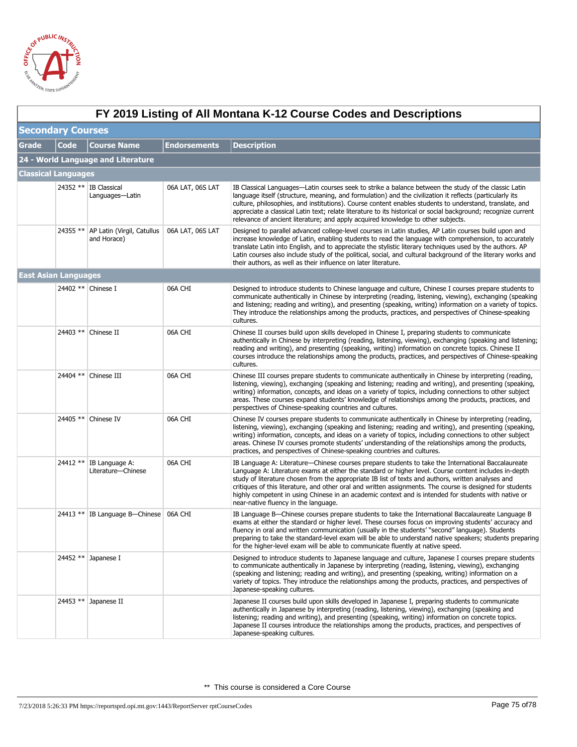# FY 2019 Listing of All Montana K-12 Course Codes and Descriptions

## Secondary Courses

| Grade | Code | Course Name | Endorsements | Description |
|---|---|---|---|---|
| **24 - World Language and Literature** | | | | |
| **Classical Languages** | | | | |
| | 24352 ** | IB Classical Languages—Latin | 06A LAT, 06S LAT | IB Classical Languages—Latin courses seek to strike a balance between the study of the classic Latin language itself (structure, meaning, and formulation) and the civilization it reflects (particularly its culture, philosophies, and institutions). Course content enables students to understand, translate, and appreciate a classical Latin text; relate literature to its historical or social background; recognize current relevance of ancient literature; and apply acquired knowledge to other subjects. |
| | 24355 ** | AP Latin (Virgil, Catullus and Horace) | 06A LAT, 06S LAT | Designed to parallel advanced college-level courses in Latin studies, AP Latin courses build upon and increase knowledge of Latin, enabling students to read the language with comprehension, to accurately translate Latin into English, and to appreciate the stylistic literary techniques used by the authors. AP Latin courses also include study of the political, social, and cultural background of the literary works and their authors, as well as their influence on later literature. |
| **East Asian Languages** | | | | |
| | 24402 ** | Chinese I | 06A CHI | Designed to introduce students to Chinese language and culture, Chinese I courses prepare students to communicate authentically in Chinese by interpreting (reading, listening, viewing), exchanging (speaking and listening; reading and writing), and presenting (speaking, writing) information on a variety of topics. They introduce the relationships among the products, practices, and perspectives of Chinese-speaking cultures. |
| | 24403 ** | Chinese II | 06A CHI | Chinese II courses build upon skills developed in Chinese I, preparing students to communicate authentically in Chinese by interpreting (reading, listening, viewing), exchanging (speaking and listening; reading and writing), and presenting (speaking, writing) information on concrete topics. Chinese II courses introduce the relationships among the products, practices, and perspectives of Chinese-speaking cultures. |
| | 24404 ** | Chinese III | 06A CHI | Chinese III courses prepare students to communicate authentically in Chinese by interpreting (reading, listening, viewing), exchanging (speaking and listening; reading and writing), and presenting (speaking, writing) information, concepts, and ideas on a variety of topics, including connections to other subject areas. These courses expand students' knowledge of relationships among the products, practices, and perspectives of Chinese-speaking countries and cultures. |
| | 24405 ** | Chinese IV | 06A CHI | Chinese IV courses prepare students to communicate authentically in Chinese by interpreting (reading, listening, viewing), exchanging (speaking and listening; reading and writing), and presenting (speaking, writing) information, concepts, and ideas on a variety of topics, including connections to other subject areas. Chinese IV courses promote students' understanding of the relationships among the products, practices, and perspectives of Chinese-speaking countries and cultures. |
| | 24412 ** | IB Language A: Literature—Chinese | 06A CHI | IB Language A: Literature—Chinese courses prepare students to take the International Baccalaureate Language A: Literature exams at either the standard or higher level. Course content includes in-depth study of literature chosen from the appropriate IB list of texts and authors, written analyses and critiques of this literature, and other oral and written assignments. The course is designed for students highly competent in using Chinese in an academic context and is intended for students with native or near-native fluency in the language. |
| | 24413 ** | IB Language B—Chinese | 06A CHI | IB Language B—Chinese courses prepare students to take the International Baccalaureate Language B exams at either the standard or higher level. These courses focus on improving students' accuracy and fluency in oral and written communication (usually in the students' "second" language). Students preparing to take the standard-level exam will be able to understand native speakers; students preparing for the higher-level exam will be able to communicate fluently at native speed. |
| | 24452 ** | Japanese I | | Designed to introduce students to Japanese language and culture, Japanese I courses prepare students to communicate authentically in Japanese by interpreting (reading, listening, viewing), exchanging (speaking and listening; reading and writing), and presenting (speaking, writing) information on a variety of topics. They introduce the relationships among the products, practices, and perspectives of Japanese-speaking cultures. |
| | 24453 ** | Japanese II | | Japanese II courses build upon skills developed in Japanese I, preparing students to communicate authentically in Japanese by interpreting (reading, listening, viewing), exchanging (speaking and listening; reading and writing), and presenting (speaking, writing) information on concrete topics. Japanese II courses introduce the relationships among the products, practices, and perspectives of Japanese-speaking cultures. |

** This course is considered a Core Course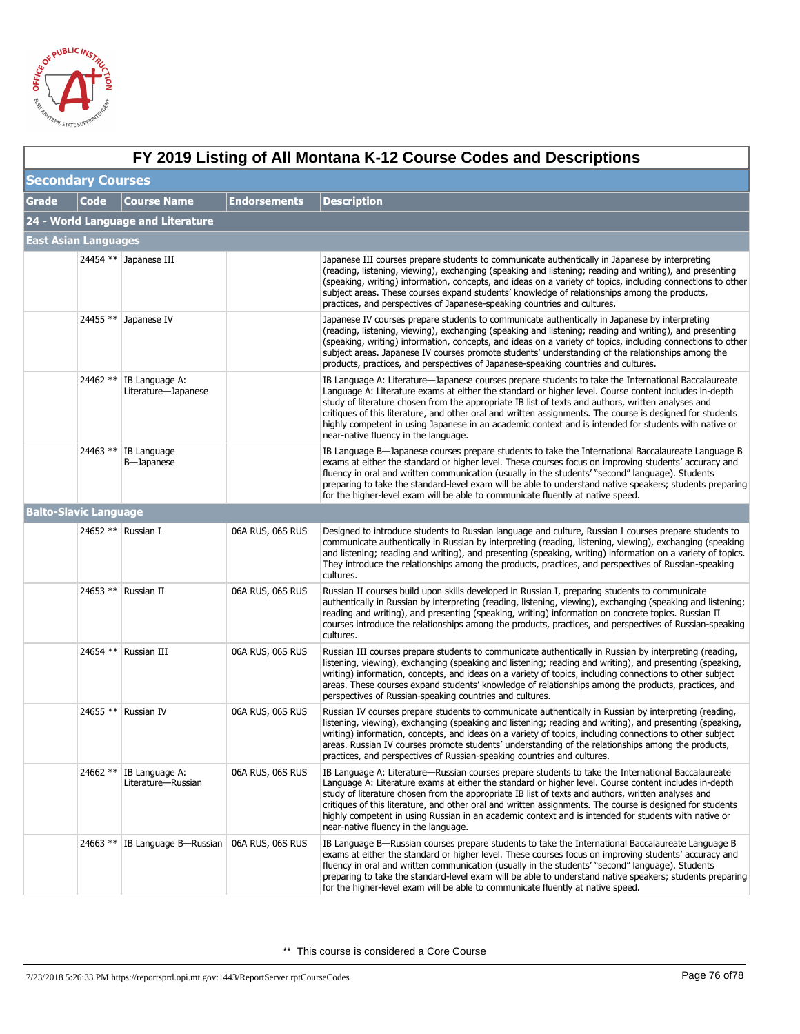# FY 2019 Listing of All Montana K-12 Course Codes and Descriptions

## Secondary Courses

| Grade | Code | Course Name | Endorsements | Description |
|---|---|---|---|---|
| **24 - World Language and Literature** | | | | |
| **East Asian Languages** | | | | |
| | 24454 ** | Japanese III | | Japanese III courses prepare students to communicate authentically in Japanese by interpreting (reading, listening, viewing), exchanging (speaking and listening; reading and writing), and presenting (speaking, writing) information, concepts, and ideas on a variety of topics, including connections to other subject areas. These courses expand students' knowledge of relationships among the products, practices, and perspectives of Japanese-speaking countries and cultures. |
| | 24455 ** | Japanese IV | | Japanese IV courses prepare students to communicate authentically in Japanese by interpreting (reading, listening, viewing), exchanging (speaking and listening; reading and writing), and presenting (speaking, writing) information, concepts, and ideas on a variety of topics, including connections to other subject areas. Japanese IV courses promote students' understanding of the relationships among the products, practices, and perspectives of Japanese-speaking countries and cultures. |
| | 24462 ** | IB Language A: Literature—Japanese | | IB Language A: Literature—Japanese courses prepare students to take the International Baccalaureate Language A: Literature exams at either the standard or higher level. Course content includes in-depth study of literature chosen from the appropriate IB list of texts and authors, written analyses and critiques of this literature, and other oral and written assignments. The course is designed for students highly competent in using Japanese in an academic context and is intended for students with native or near-native fluency in the language. |
| | 24463 ** | IB Language B—Japanese | | IB Language B—Japanese courses prepare students to take the International Baccalaureate Language B exams at either the standard or higher level. These courses focus on improving students' accuracy and fluency in oral and written communication (usually in the students' "second" language). Students preparing to take the standard-level exam will be able to understand native speakers; students preparing for the higher-level exam will be able to communicate fluently at native speed. |
| **Balto-Slavic Language** | | | | |
| | 24652 ** | Russian I | 06A RUS, 06S RUS | Designed to introduce students to Russian language and culture, Russian I courses prepare students to communicate authentically in Russian by interpreting (reading, listening, viewing), exchanging (speaking and listening; reading and writing), and presenting (speaking, writing) information on a variety of topics. They introduce the relationships among the products, practices, and perspectives of Russian-speaking cultures. |
| | 24653 ** | Russian II | 06A RUS, 06S RUS | Russian II courses build upon skills developed in Russian I, preparing students to communicate authentically in Russian by interpreting (reading, listening, viewing), exchanging (speaking and listening; reading and writing), and presenting (speaking, writing) information on concrete topics. Russian II courses introduce the relationships among the products, practices, and perspectives of Russian-speaking cultures. |
| | 24654 ** | Russian III | 06A RUS, 06S RUS | Russian III courses prepare students to communicate authentically in Russian by interpreting (reading, listening, viewing), exchanging (speaking and listening; reading and writing), and presenting (speaking, writing) information, concepts, and ideas on a variety of topics, including connections to other subject areas. These courses expand students' knowledge of relationships among the products, practices, and perspectives of Russian-speaking countries and cultures. |
| | 24655 ** | Russian IV | 06A RUS, 06S RUS | Russian IV courses prepare students to communicate authentically in Russian by interpreting (reading, listening, viewing), exchanging (speaking and listening; reading and writing), and presenting (speaking, writing) information, concepts, and ideas on a variety of topics, including connections to other subject areas. Russian IV courses promote students' understanding of the relationships among the products, practices, and perspectives of Russian-speaking countries and cultures. |
| | 24662 ** | IB Language A: Literature—Russian | 06A RUS, 06S RUS | IB Language A: Literature—Russian courses prepare students to take the International Baccalaureate Language A: Literature exams at either the standard or higher level. Course content includes in-depth study of literature chosen from the appropriate IB list of texts and authors, written analyses and critiques of this literature, and other oral and written assignments. The course is designed for students highly competent in using Russian in an academic context and is intended for students with native or near-native fluency in the language. |
| | 24663 ** | IB Language B—Russian | 06A RUS, 06S RUS | IB Language B—Russian courses prepare students to take the International Baccalaureate Language B exams at either the standard or higher level. These courses focus on improving students' accuracy and fluency in oral and written communication (usually in the students' "second" language). Students preparing to take the standard-level exam will be able to understand native speakers; students preparing for the higher-level exam will be able to communicate fluently at native speed. |

** This course is considered a Core Course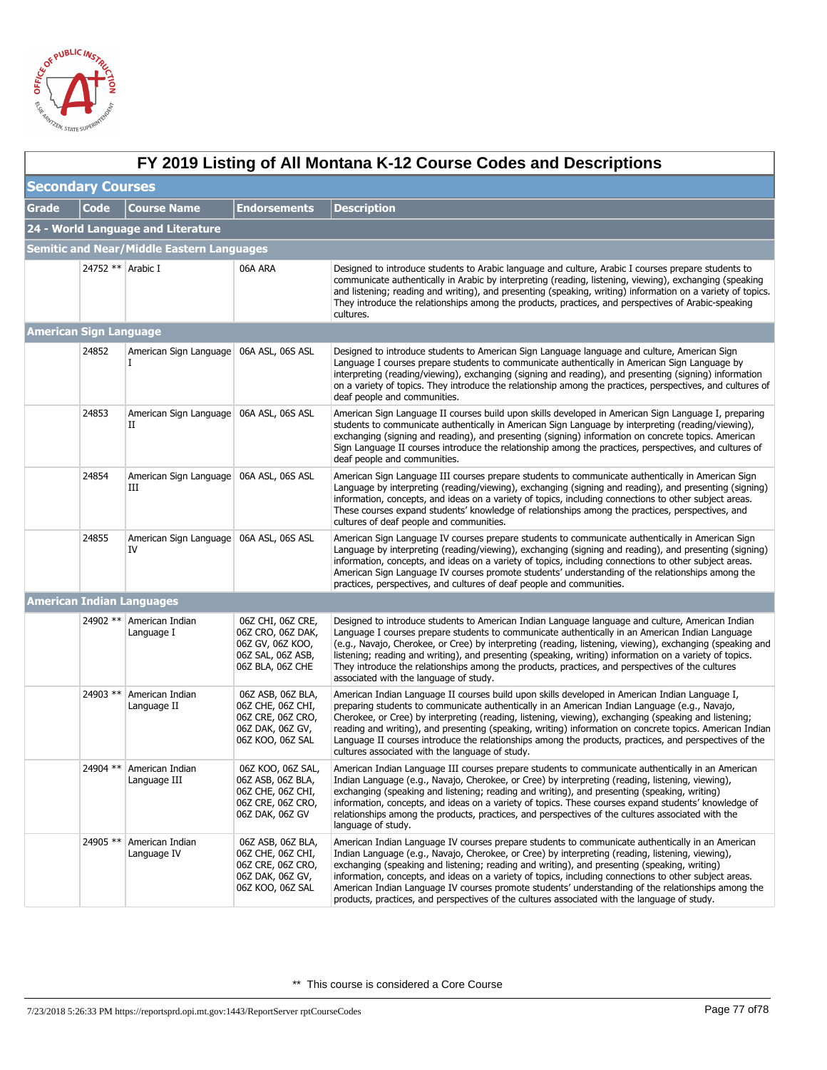# FY 2019 Listing of All Montana K-12 Course Codes and Descriptions

## Secondary Courses

| Grade | Code | Course Name | Endorsements | Description |
|---|---|---|---|---|
| **24 - World Language and Literature** | | | | |
| **Semitic and Near/Middle Eastern Languages** | | | | |
| | 24752 ** | Arabic I | 06A ARA | Designed to introduce students to Arabic language and culture, Arabic I courses prepare students to communicate authentically in Arabic by interpreting (reading, listening, viewing), exchanging (speaking and listening; reading and writing), and presenting (speaking, writing) information on a variety of topics. They introduce the relationships among the products, practices, and perspectives of Arabic-speaking cultures. |
| **American Sign Language** | | | | |
| | 24852 | American Sign Language I | 06A ASL, 06S ASL | Designed to introduce students to American Sign Language language and culture, American Sign Language I courses prepare students to communicate authentically in American Sign Language by interpreting (reading/viewing), exchanging (signing and reading), and presenting (signing) information on a variety of topics. They introduce the relationship among the practices, perspectives, and cultures of deaf people and communities. |
| | 24853 | American Sign Language II | 06A ASL, 06S ASL | American Sign Language II courses build upon skills developed in American Sign Language I, preparing students to communicate authentically in American Sign Language by interpreting (reading/viewing), exchanging (signing and reading), and presenting (signing) information on concrete topics. American Sign Language II courses introduce the relationship among the practices, perspectives, and cultures of deaf people and communities. |
| | 24854 | American Sign Language III | 06A ASL, 06S ASL | American Sign Language III courses prepare students to communicate authentically in American Sign Language by interpreting (reading/viewing), exchanging (signing and reading), and presenting (signing) information, concepts, and ideas on a variety of topics, including connections to other subject areas. These courses expand students' knowledge of relationships among the practices, perspectives, and cultures of deaf people and communities. |
| | 24855 | American Sign Language IV | 06A ASL, 06S ASL | American Sign Language IV courses prepare students to communicate authentically in American Sign Language by interpreting (reading/viewing), exchanging (signing and reading), and presenting (signing) information, concepts, and ideas on a variety of topics, including connections to other subject areas. American Sign Language IV courses promote students' understanding of the relationships among the practices, perspectives, and cultures of deaf people and communities. |
| **American Indian Languages** | | | | |
| | 24902 ** | American Indian Language I | 06Z CHI, 06Z CRE, 06Z CRO, 06Z DAK, 06Z GV, 06Z KOO, 06Z SAL, 06Z ASB, 06Z BLA, 06Z CHE | Designed to introduce students to American Indian Language language and culture, American Indian Language I courses prepare students to communicate authentically in an American Indian Language (e.g., Navajo, Cherokee, or Cree) by interpreting (reading, listening, viewing), exchanging (speaking and listening; reading and writing), and presenting (speaking, writing) information on a variety of topics. They introduce the relationships among the products, practices, and perspectives of the cultures associated with the language of study. |
| | 24903 ** | American Indian Language II | 06Z ASB, 06Z BLA, 06Z CHE, 06Z CHI, 06Z CRE, 06Z CRO, 06Z DAK, 06Z GV, 06Z KOO, 06Z SAL | American Indian Language II courses build upon skills developed in American Indian Language I, preparing students to communicate authentically in an American Indian Language (e.g., Navajo, Cherokee, or Cree) by interpreting (reading, listening, viewing), exchanging (speaking and listening; reading and writing), and presenting (speaking, writing) information on concrete topics. American Indian Language II courses introduce the relationships among the products, practices, and perspectives of the cultures associated with the language of study. |
| | 24904 ** | American Indian Language III | 06Z KOO, 06Z SAL, 06Z ASB, 06Z BLA, 06Z CHE, 06Z CHI, 06Z CRE, 06Z CRO, 06Z DAK, 06Z GV | American Indian Language III courses prepare students to communicate authentically in an American Indian Language (e.g., Navajo, Cherokee, or Cree) by interpreting (reading, listening, viewing), exchanging (speaking and listening; reading and writing), and presenting (speaking, writing) information, concepts, and ideas on a variety of topics. These courses expand students' knowledge of relationships among the products, practices, and perspectives of the cultures associated with the language of study. |
| | 24905 ** | American Indian Language IV | 06Z ASB, 06Z BLA, 06Z CHE, 06Z CHI, 06Z CRE, 06Z CRO, 06Z DAK, 06Z GV, 06Z KOO, 06Z SAL | American Indian Language IV courses prepare students to communicate authentically in an American Indian Language (e.g., Navajo, Cherokee, or Cree) by interpreting (reading, listening, viewing), exchanging (speaking and listening; reading and writing), and presenting (speaking, writing) information, concepts, and ideas on a variety of topics, including connections to other subject areas. American Indian Language IV courses promote students' understanding of the relationships among the products, practices, and perspectives of the cultures associated with the language of study. |

** This course is considered a Core Course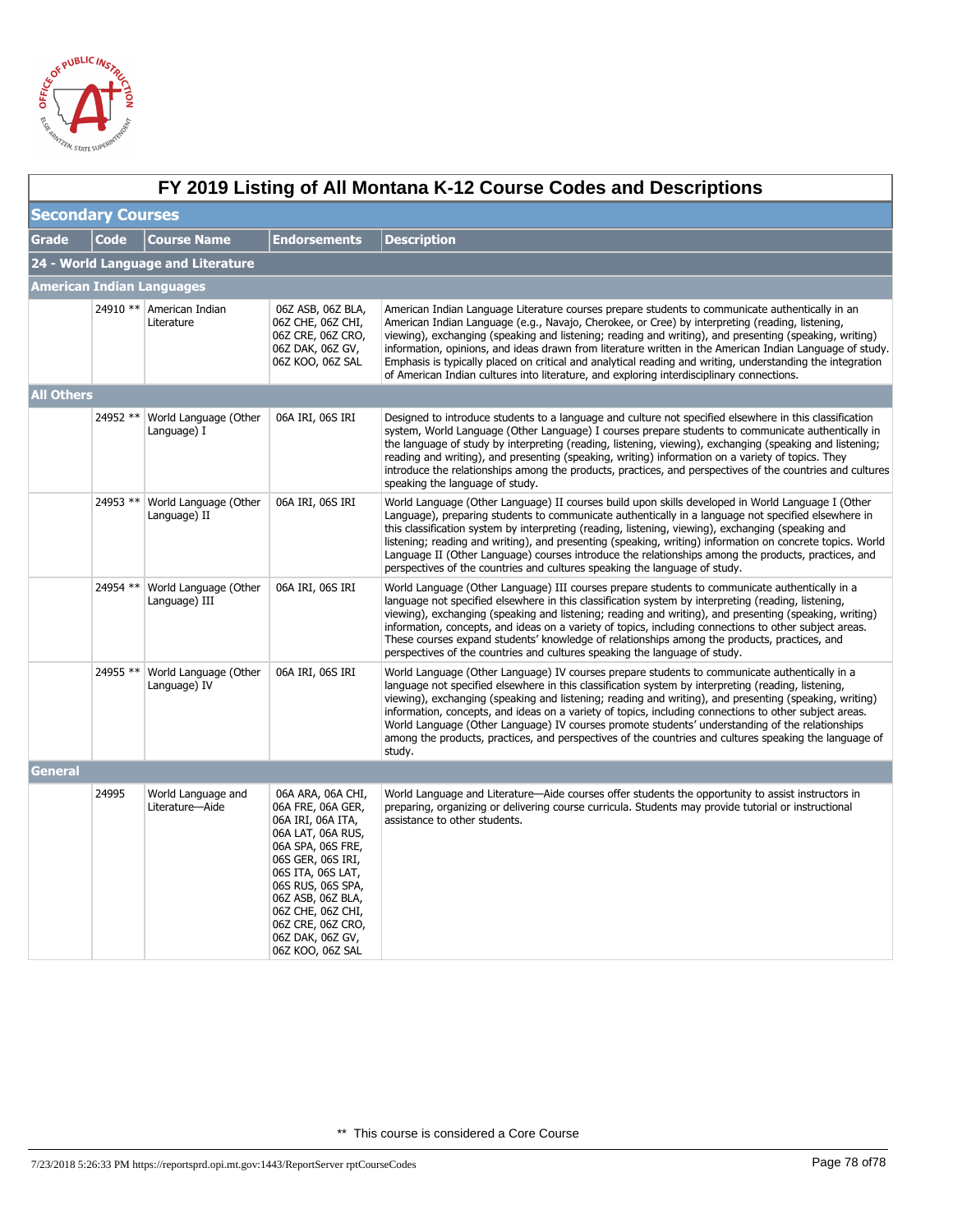# FY 2019 Listing of All Montana K-12 Course Codes and Descriptions

## Secondary Courses

| Grade | Code | Course Name | Endorsements | Description |
|---|---|---|---|---|
| **24 - World Language and Literature** | | | | |
| **American Indian Languages** | | | | |
| | 24910 ** | American Indian Literature | 06Z ASB, 06Z BLA, 06Z CHE, 06Z CHI, 06Z CRE, 06Z CRO, 06Z DAK, 06Z GV, 06Z KOO, 06Z SAL | American Indian Language Literature courses prepare students to communicate authentically in an American Indian Language (e.g., Navajo, Cherokee, or Cree) by interpreting (reading, listening, viewing), exchanging (speaking and listening; reading and writing), and presenting (speaking, writing) information, opinions, and ideas drawn from literature written in the American Indian Language of study. Emphasis is typically placed on critical and analytical reading and writing, understanding the integration of American Indian cultures into literature, and exploring interdisciplinary connections. |
| **All Others** | | | | |
| | 24952 ** | World Language (Other Language) I | 06A IRI, 06S IRI | Designed to introduce students to a language and culture not specified elsewhere in this classification system, World Language (Other Language) I courses prepare students to communicate authentically in the language of study by interpreting (reading, listening, viewing), exchanging (speaking and listening; reading and writing), and presenting (speaking, writing) information on a variety of topics. They introduce the relationships among the products, practices, and perspectives of the countries and cultures speaking the language of study. |
| | 24953 ** | World Language (Other Language) II | 06A IRI, 06S IRI | World Language (Other Language) II courses build upon skills developed in World Language I (Other Language), preparing students to communicate authentically in a language not specified elsewhere in this classification system by interpreting (reading, listening, viewing), exchanging (speaking and listening; reading and writing), and presenting (speaking, writing) information on concrete topics. World Language II (Other Language) courses introduce the relationships among the products, practices, and perspectives of the countries and cultures speaking the language of study. |
| | 24954 ** | World Language (Other Language) III | 06A IRI, 06S IRI | World Language (Other Language) III courses prepare students to communicate authentically in a language not specified elsewhere in this classification system by interpreting (reading, listening, viewing), exchanging (speaking and listening; reading and writing), and presenting (speaking, writing) information, concepts, and ideas on a variety of topics, including connections to other subject areas. These courses expand students' knowledge of relationships among the products, practices, and perspectives of the countries and cultures speaking the language of study. |
| | 24955 ** | World Language (Other Language) IV | 06A IRI, 06S IRI | World Language (Other Language) IV courses prepare students to communicate authentically in a language not specified elsewhere in this classification system by interpreting (reading, listening, viewing), exchanging (speaking and listening; reading and writing), and presenting (speaking, writing) information, concepts, and ideas on a variety of topics, including connections to other subject areas. World Language (Other Language) IV courses promote students' understanding of the relationships among the products, practices, and perspectives of the countries and cultures speaking the language of study. |
| **General** | | | | |
| | 24995 | World Language and Literature—Aide | 06A ARA, 06A CHI, 06A FRE, 06A GER, 06A IRI, 06A ITA, 06A LAT, 06A RUS, 06A SPA, 06S FRE, 06S GER, 06S IRI, 06S ITA, 06S LAT, 06S RUS, 06S SPA, 06Z ASB, 06Z BLA, 06Z CHE, 06Z CHI, 06Z CRE, 06Z CRO, 06Z DAK, 06Z GV, 06Z KOO, 06Z SAL | World Language and Literature—Aide courses offer students the opportunity to assist instructors in preparing, organizing or delivering course curricula. Students may provide tutorial or instructional assistance to other students. |

** This course is considered a Core Course